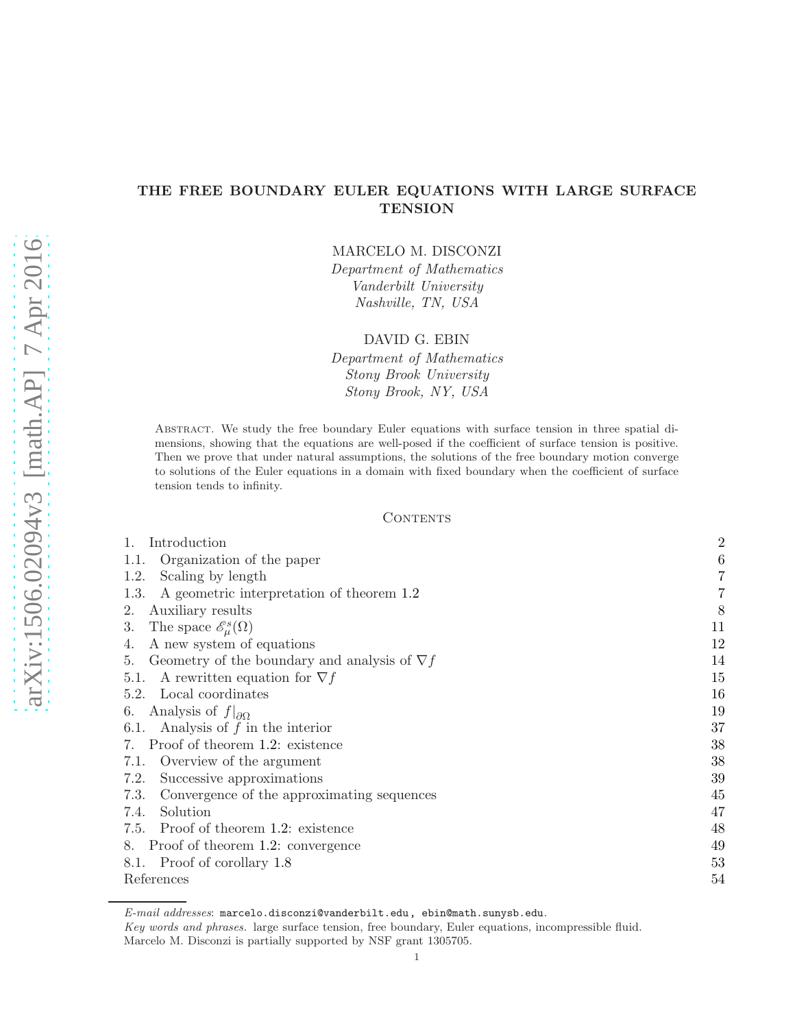# THE FREE BOUNDARY EULER EQUATIONS WITH LARGE SURFACE TENSION

MARCELO M. DISCONZI

*Department of Mathematics*
*Vanderbilt University*
*Nashville, TN, USA*

DAVID G. EBIN

*Department of Mathematics*
*Stony Brook University*
*Stony Brook, NY, USA*

Abstract. We study the free boundary Euler equations with surface tension in three spatial dimensions, showing that the equations are well-posed if the coefficient of surface tension is positive. Then we prove that under natural assumptions, the solutions of the free boundary motion converge to solutions of the Euler equations in a domain with fixed boundary when the coefficient of surface tension tends to infinity.

## Contents

| | |
|---|---|
| 1. Introduction | 2 |
| 1.1. Organization of the paper | 6 |
| 1.2. Scaling by length | 7 |
| 1.3. A geometric interpretation of theorem 1.2 | 7 |
| 2. Auxiliary results | 8 |
| 3. The space $\mathscr{E}^s_\mu(\Omega)$ | 11 |
| 4. A new system of equations | 12 |
| 5. Geometry of the boundary and analysis of $\nabla f$ | 14 |
| 5.1. A rewritten equation for $\nabla f$ | 15 |
| 5.2. Local coordinates | 16 |
| 6. Analysis of $f\|_{\partial\Omega}$ | 19 |
| 6.1. Analysis of $f$ in the interior | 37 |
| 7. Proof of theorem 1.2: existence | 38 |
| 7.1. Overview of the argument | 38 |
| 7.2. Successive approximations | 39 |
| 7.3. Convergence of the approximating sequences | 45 |
| 7.4. Solution | 47 |
| 7.5. Proof of theorem 1.2: existence | 48 |
| 8. Proof of theorem 1.2: convergence | 49 |
| 8.1. Proof of corollary 1.8 | 53 |
| References | 54 |

*E-mail addresses*: marcelo.disconzi@vanderbilt.edu, ebin@math.sunysb.edu.

*Key words and phrases.* large surface tension, free boundary, Euler equations, incompressible fluid.

Marcelo M. Disconzi is partially supported by NSF grant 1305705.

arXiv:1506.02094v3 [math.AP] 7 Apr 2016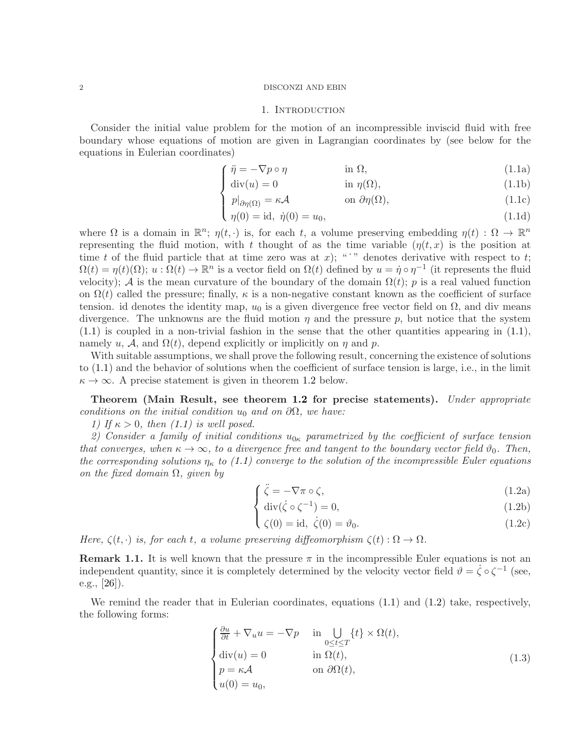## 1. Introduction

Consider the initial value problem for the motion of an incompressible inviscid fluid with free boundary whose equations of motion are given in Lagrangian coordinates by (see below for the equations in Eulerian coordinates)

$$
\begin{cases}
\ddot{\eta} = -\nabla p \circ \eta & \text{in } \Omega, \quad (1.1a)\\
\operatorname{div}(u) = 0 & \text{in } \eta(\Omega), \quad (1.1b)\\
p|_{\partial\eta(\Omega)} = \kappa\mathcal{A} & \text{on } \partial\eta(\Omega), \quad (1.1c)\\
\eta(0) = \text{id},\ \dot{\eta}(0) = u_0, & \quad (1.1d)
\end{cases}
$$

where $\Omega$ is a domain in $\mathbb{R}^n$; $\eta(t,\cdot)$ is, for each $t$, a volume preserving embedding $\eta(t) : \Omega \to \mathbb{R}^n$ representing the fluid motion, with $t$ thought of as the time variable ($\eta(t,x)$ is the position at time $t$ of the fluid particle that at time zero was at $x$); "$\dot{}$" denotes derivative with respect to $t$; $\Omega(t) = \eta(t)(\Omega)$; $u : \Omega(t) \to \mathbb{R}^n$ is a vector field on $\Omega(t)$ defined by $u = \dot{\eta} \circ \eta^{-1}$ (it represents the fluid velocity); $\mathcal{A}$ is the mean curvature of the boundary of the domain $\Omega(t)$; $p$ is a real valued function on $\Omega(t)$ called the pressure; finally, $\kappa$ is a non-negative constant known as the coefficient of surface tension. id denotes the identity map, $u_0$ is a given divergence free vector field on $\Omega$, and div means divergence. The unknowns are the fluid motion $\eta$ and the pressure $p$, but notice that the system (1.1) is coupled in a non-trivial fashion in the sense that the other quantities appearing in (1.1), namely $u$, $\mathcal{A}$, and $\Omega(t)$, depend explicitly or implicitly on $\eta$ and $p$.

With suitable assumptions, we shall prove the following result, concerning the existence of solutions to (1.1) and the behavior of solutions when the coefficient of surface tension is large, i.e., in the limit $\kappa \to \infty$. A precise statement is given in theorem 1.2 below.

**Theorem (Main Result, see theorem 1.2 for precise statements).** *Under appropriate conditions on the initial condition $u_0$ and on $\partial\Omega$, we have:*

*1) If $\kappa > 0$, then (1.1) is well posed.*

*2) Consider a family of initial conditions $u_{0\kappa}$ parametrized by the coefficient of surface tension that converges, when $\kappa \to \infty$, to a divergence free and tangent to the boundary vector field $\vartheta_0$. Then, the corresponding solutions $\eta_\kappa$ to (1.1) converge to the solution of the incompressible Euler equations on the fixed domain $\Omega$, given by*

$$
\begin{cases}
\ddot{\zeta} = -\nabla \pi \circ \zeta, & (1.2a)\\
\operatorname{div}(\dot{\zeta} \circ \zeta^{-1}) = 0, & (1.2b)\\
\zeta(0) = \text{id},\ \dot{\zeta}(0) = \vartheta_0. & (1.2c)
\end{cases}
$$

*Here, $\zeta(t,\cdot)$ is, for each $t$, a volume preserving diffeomorphism $\zeta(t) : \Omega \to \Omega$.*

**Remark 1.1.** It is well known that the pressure $\pi$ in the incompressible Euler equations is not an independent quantity, since it is completely determined by the velocity vector field $\vartheta = \dot{\zeta} \circ \zeta^{-1}$ (see, e.g., [26]).

We remind the reader that in Eulerian coordinates, equations (1.1) and (1.2) take, respectively, the following forms:

$$
\begin{cases}
\frac{\partial u}{\partial t} + \nabla_u u = -\nabla p & \text{in } \bigcup\limits_{0 \leq t \leq T} \{t\} \times \Omega(t),\\
\operatorname{div}(u) = 0 & \text{in } \Omega(t),\\
p = \kappa\mathcal{A} & \text{on } \partial\Omega(t),\\
u(0) = u_0,
\end{cases}
\tag{1.3}
$$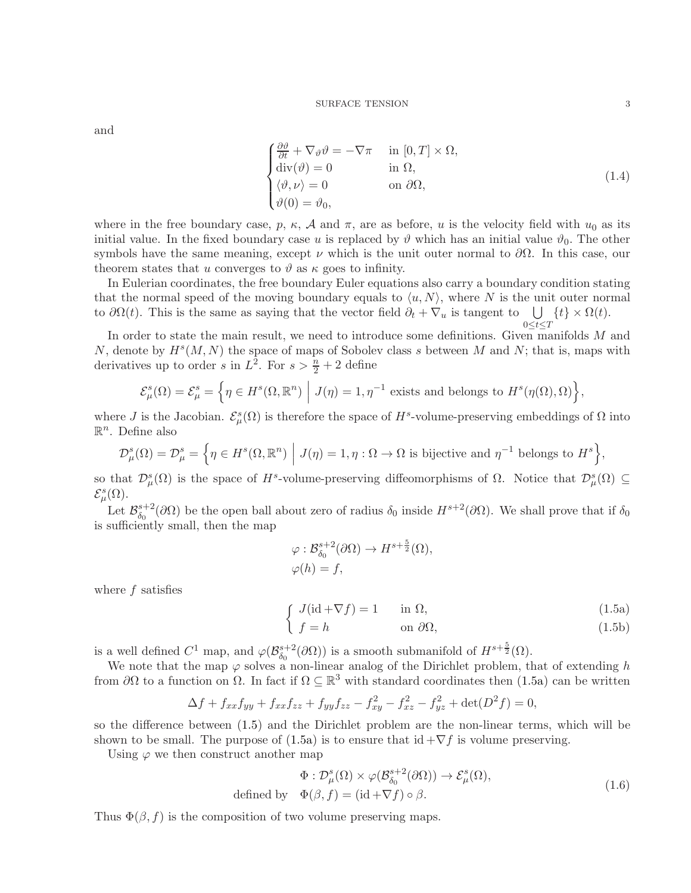and

$$
\begin{cases}
\frac{\partial \vartheta}{\partial t} + \nabla_{\vartheta}\vartheta = -\nabla \pi & \text{in } [0,T]\times\Omega, \\
\operatorname{div}(\vartheta) = 0 & \text{in } \Omega, \\
\langle \vartheta, \nu\rangle = 0 & \text{on } \partial\Omega, \\
\vartheta(0) = \vartheta_0,
\end{cases}
\tag{1.4}
$$

where in the free boundary case, $p$, $\kappa$, $\mathcal{A}$ and $\pi$, are as before, $u$ is the velocity field with $u_0$ as its initial value. In the fixed boundary case $u$ is replaced by $\vartheta$ which has an initial value $\vartheta_0$. The other symbols have the same meaning, except $\nu$ which is the unit outer normal to $\partial\Omega$. In this case, our theorem states that $u$ converges to $\vartheta$ as $\kappa$ goes to infinity.

In Eulerian coordinates, the free boundary Euler equations also carry a boundary condition stating that the normal speed of the moving boundary equals to $\langle u, N\rangle$, where $N$ is the unit outer normal to $\partial\Omega(t)$. This is the same as saying that the vector field $\partial_t + \nabla_u$ is tangent to $\bigcup_{0\leq t\leq T}\{t\}\times\Omega(t)$.

In order to state the main result, we need to introduce some definitions. Given manifolds $M$ and $N$, denote by $H^s(M,N)$ the space of maps of Sobolev class $s$ between $M$ and $N$; that is, maps with derivatives up to order $s$ in $L^2$. For $s > \frac{n}{2}+2$ define

$$
\mathcal{E}^s_\mu(\Omega) = \mathcal{E}^s_\mu = \Big\{ \eta \in H^s(\Omega,\mathbb{R}^n) \ \Big|\ J(\eta) = 1, \eta^{-1} \text{ exists and belongs to } H^s(\eta(\Omega),\Omega)\Big\},
$$

where $J$ is the Jacobian. $\mathcal{E}^s_\mu(\Omega)$ is therefore the space of $H^s$-volume-preserving embeddings of $\Omega$ into $\mathbb{R}^n$. Define also

$$
\mathcal{D}^s_\mu(\Omega) = \mathcal{D}^s_\mu = \Big\{ \eta \in H^s(\Omega,\mathbb{R}^n) \ \Big|\ J(\eta) = 1, \eta : \Omega \to \Omega \text{ is bijective and } \eta^{-1} \text{ belongs to } H^s\Big\},
$$

so that $\mathcal{D}^s_\mu(\Omega)$ is the space of $H^s$-volume-preserving diffeomorphisms of $\Omega$. Notice that $\mathcal{D}^s_\mu(\Omega) \subseteq \mathcal{E}^s_\mu(\Omega)$.

Let $\mathcal{B}^{s+2}_{\delta_0}(\partial\Omega)$ be the open ball about zero of radius $\delta_0$ inside $H^{s+2}(\partial\Omega)$. We shall prove that if $\delta_0$ is sufficiently small, then the map

$$
\begin{aligned}
&\varphi : \mathcal{B}^{s+2}_{\delta_0}(\partial\Omega) \to H^{s+\frac{5}{2}}(\Omega), \\
&\varphi(h) = f,
\end{aligned}
$$

where $f$ satisfies

$$
\begin{cases}
J(\operatorname{id} + \nabla f) = 1 & \text{in } \Omega, \qquad (1.5\text{a}) \\
f = h & \text{on } \partial\Omega, \qquad (1.5\text{b})
\end{cases}
$$

is a well defined $C^1$ map, and $\varphi(\mathcal{B}^{s+2}_{\delta_0}(\partial\Omega))$ is a smooth submanifold of $H^{s+\frac{5}{2}}(\Omega)$.

We note that the map $\varphi$ solves a non-linear analog of the Dirichlet problem, that of extending $h$ from $\partial\Omega$ to a function on $\Omega$. In fact if $\Omega \subseteq \mathbb{R}^3$ with standard coordinates then (1.5a) can be written

$$
\Delta f + f_{xx}f_{yy} + f_{xx}f_{zz} + f_{yy}f_{zz} - f_{xy}^2 - f_{xz}^2 - f_{yz}^2 + \det(D^2 f) = 0,
$$

so the difference between (1.5) and the Dirichlet problem are the non-linear terms, which will be shown to be small. The purpose of (1.5a) is to ensure that $\operatorname{id} + \nabla f$ is volume preserving.

Using $\varphi$ we then construct another map

$$
\begin{aligned}
&\Phi : \mathcal{D}^s_\mu(\Omega) \times \varphi(\mathcal{B}^{s+2}_{\delta_0}(\partial\Omega)) \to \mathcal{E}^s_\mu(\Omega), \\
\text{defined by} \quad &\Phi(\beta, f) = (\operatorname{id} + \nabla f)\circ\beta.
\end{aligned}
\tag{1.6}
$$

Thus $\Phi(\beta, f)$ is the composition of two volume preserving maps.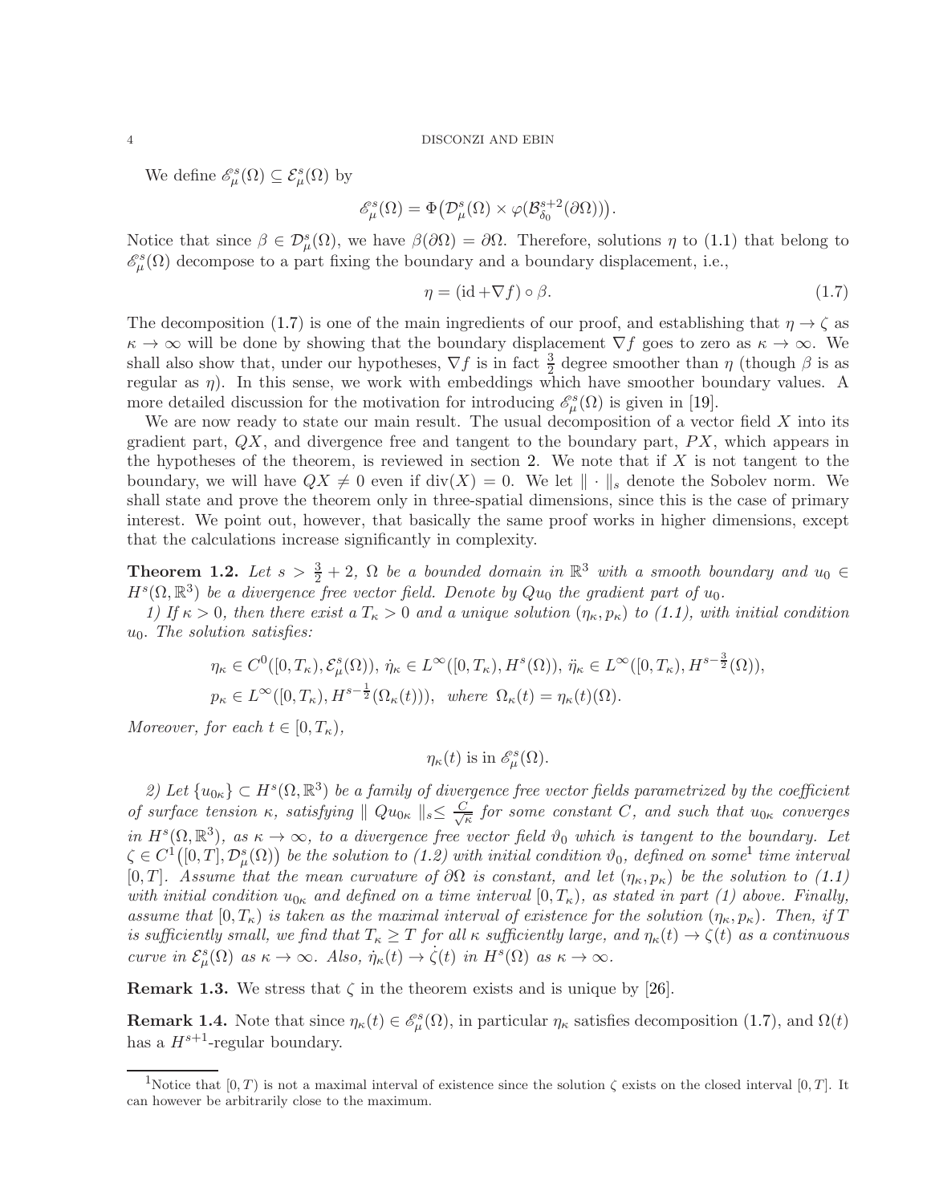We define $\mathscr{E}^s_\mu(\Omega) \subseteq \mathcal{E}^s_\mu(\Omega)$ by

$$\mathscr{E}^s_\mu(\Omega) = \Phi\big(\mathcal{D}^s_\mu(\Omega) \times \varphi(\mathcal{B}^{s+2}_{\delta_0}(\partial\Omega))\big).$$

Notice that since $\beta \in \mathcal{D}^s_\mu(\Omega)$, we have $\beta(\partial\Omega) = \partial\Omega$. Therefore, solutions $\eta$ to (1.1) that belong to $\mathscr{E}^s_\mu(\Omega)$ decompose to a part fixing the boundary and a boundary displacement, i.e.,

$$\eta = (\mathrm{id} + \nabla f) \circ \beta. \tag{1.7}$$

The decomposition (1.7) is one of the main ingredients of our proof, and establishing that $\eta \to \zeta$ as $\kappa \to \infty$ will be done by showing that the boundary displacement $\nabla f$ goes to zero as $\kappa \to \infty$. We shall also show that, under our hypotheses, $\nabla f$ is in fact $\frac{3}{2}$ degree smoother than $\eta$ (though $\beta$ is as regular as $\eta$). In this sense, we work with embeddings which have smoother boundary values. A more detailed discussion for the motivation for introducing $\mathscr{E}^s_\mu(\Omega)$ is given in [19].

We are now ready to state our main result. The usual decomposition of a vector field $X$ into its gradient part, $QX$, and divergence free and tangent to the boundary part, $PX$, which appears in the hypotheses of the theorem, is reviewed in section 2. We note that if $X$ is not tangent to the boundary, we will have $QX \neq 0$ even if $\mathrm{div}(X) = 0$. We let $\| \cdot \|_s$ denote the Sobolev norm. We shall state and prove the theorem only in three-spatial dimensions, since this is the case of primary interest. We point out, however, that basically the same proof works in higher dimensions, except that the calculations increase significantly in complexity.

**Theorem 1.2.** *Let $s > \frac{3}{2} + 2$, $\Omega$ be a bounded domain in $\mathbb{R}^3$ with a smooth boundary and $u_0 \in H^s(\Omega, \mathbb{R}^3)$ be a divergence free vector field. Denote by $Qu_0$ the gradient part of $u_0$.*

*1) If $\kappa > 0$, then there exist a $T_\kappa > 0$ and a unique solution $(\eta_\kappa, p_\kappa)$ to (1.1), with initial condition $u_0$. The solution satisfies:*

$$\eta_\kappa \in C^0([0, T_\kappa), \mathscr{E}^s_\mu(\Omega)),\ \dot{\eta}_\kappa \in L^\infty([0, T_\kappa), H^s(\Omega)),\ \ddot{\eta}_\kappa \in L^\infty([0, T_\kappa), H^{s-\frac{3}{2}}(\Omega)),$$
$$p_\kappa \in L^\infty([0, T_\kappa), H^{s-\frac{1}{2}}(\Omega_\kappa(t))), \ \ \text{where } \ \Omega_\kappa(t) = \eta_\kappa(t)(\Omega).$$

*Moreover, for each $t \in [0, T_\kappa)$,*

$$\eta_\kappa(t) \text{ is in } \mathscr{E}^s_\mu(\Omega).$$

*2) Let $\{u_{0\kappa}\} \subset H^s(\Omega, \mathbb{R}^3)$ be a family of divergence free vector fields parametrized by the coefficient of surface tension $\kappa$, satisfying $\| Qu_{0\kappa} \|_s \leq \frac{C}{\sqrt{\kappa}}$ for some constant $C$, and such that $u_{0\kappa}$ converges in $H^s(\Omega, \mathbb{R}^3)$, as $\kappa \to \infty$, to a divergence free vector field $\vartheta_0$ which is tangent to the boundary. Let $\zeta \in C^1\big([0, T], \mathcal{D}^s_\mu(\Omega)\big)$ be the solution to (1.2) with initial condition $\vartheta_0$, defined on some[1] time interval $[0, T]$. Assume that the mean curvature of $\partial\Omega$ is constant, and let $(\eta_\kappa, p_\kappa)$ be the solution to (1.1) with initial condition $u_{0\kappa}$ and defined on a time interval $[0, T_\kappa)$, as stated in part (1) above. Finally, assume that $[0, T_\kappa)$ is taken as the maximal interval of existence for the solution $(\eta_\kappa, p_\kappa)$. Then, if $T$ is sufficiently small, we find that $T_\kappa \geq T$ for all $\kappa$ sufficiently large, and $\eta_\kappa(t) \to \zeta(t)$ as a continuous curve in $\mathcal{E}^s_\mu(\Omega)$ as $\kappa \to \infty$. Also, $\dot{\eta}_\kappa(t) \to \dot{\zeta}(t)$ in $H^s(\Omega)$ as $\kappa \to \infty$.*

**Remark 1.3.** We stress that $\zeta$ in the theorem exists and is unique by [26].

**Remark 1.4.** Note that since $\eta_\kappa(t) \in \mathscr{E}^s_\mu(\Omega)$, in particular $\eta_\kappa$ satisfies decomposition (1.7), and $\Omega(t)$ has a $H^{s+1}$-regular boundary.

[1] Notice that $[0, T)$ is not a maximal interval of existence since the solution $\zeta$ exists on the closed interval $[0, T]$. It can however be arbitrarily close to the maximum.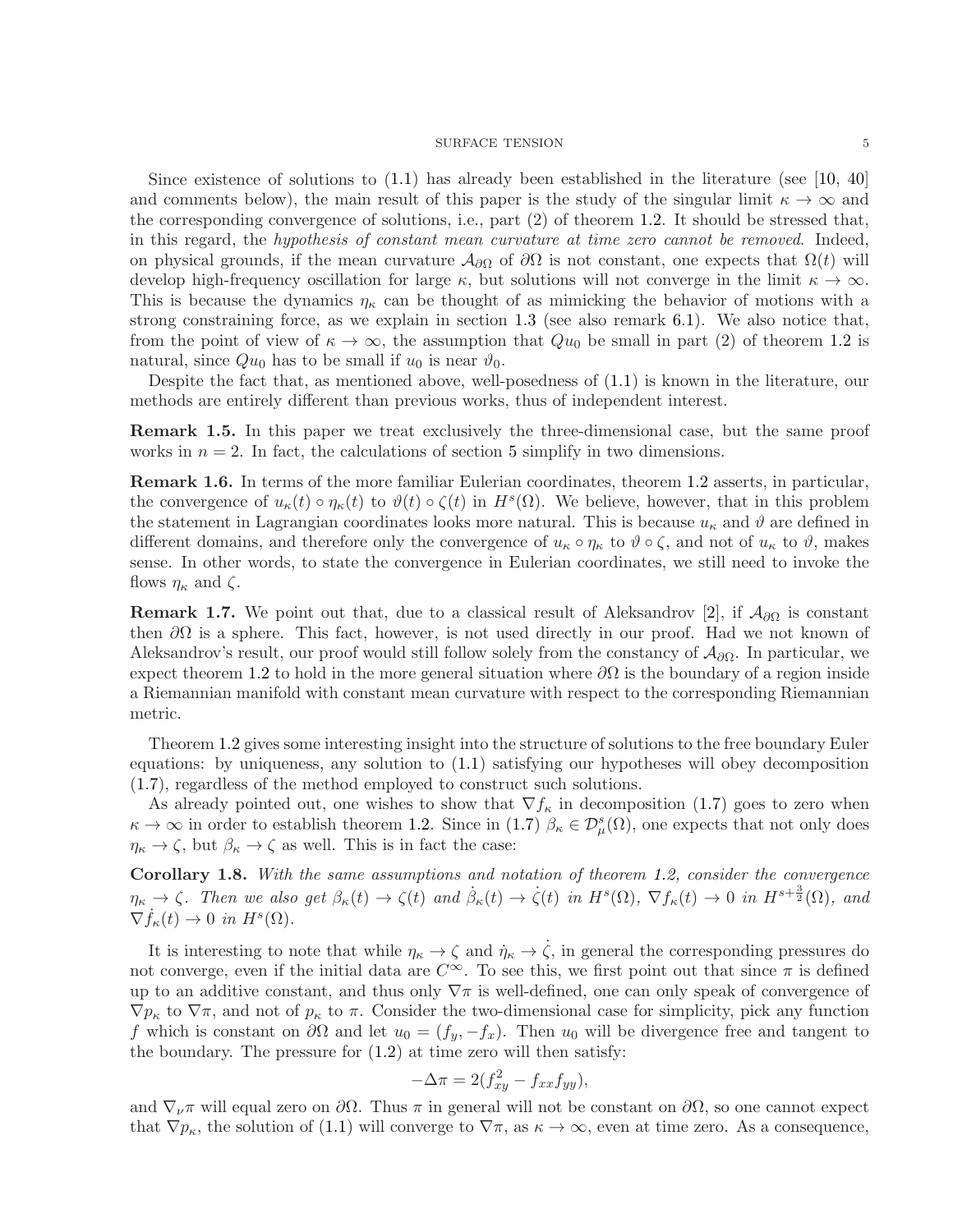Since existence of solutions to (1.1) has already been established in the literature (see [10, 40] and comments below), the main result of this paper is the study of the singular limit $\kappa \to \infty$ and the corresponding convergence of solutions, i.e., part (2) of theorem 1.2. It should be stressed that, in this regard, the *hypothesis of constant mean curvature at time zero cannot be removed*. Indeed, on physical grounds, if the mean curvature $\mathcal{A}_{\partial\Omega}$ of $\partial\Omega$ is not constant, one expects that $\Omega(t)$ will develop high-frequency oscillation for large $\kappa$, but solutions will not converge in the limit $\kappa \to \infty$. This is because the dynamics $\eta_\kappa$ can be thought of as mimicking the behavior of motions with a strong constraining force, as we explain in section 1.3 (see also remark 6.1). We also notice that, from the point of view of $\kappa \to \infty$, the assumption that $Qu_0$ be small in part (2) of theorem 1.2 is natural, since $Qu_0$ has to be small if $u_0$ is near $\vartheta_0$.

Despite the fact that, as mentioned above, well-posedness of (1.1) is known in the literature, our methods are entirely different than previous works, thus of independent interest.

**Remark 1.5.** In this paper we treat exclusively the three-dimensional case, but the same proof works in $n = 2$. In fact, the calculations of section 5 simplify in two dimensions.

**Remark 1.6.** In terms of the more familiar Eulerian coordinates, theorem 1.2 asserts, in particular, the convergence of $u_\kappa(t) \circ \eta_\kappa(t)$ to $\vartheta(t) \circ \zeta(t)$ in $H^s(\Omega)$. We believe, however, that in this problem the statement in Lagrangian coordinates looks more natural. This is because $u_\kappa$ and $\vartheta$ are defined in different domains, and therefore only the convergence of $u_\kappa \circ \eta_\kappa$ to $\vartheta \circ \zeta$, and not of $u_\kappa$ to $\vartheta$, makes sense. In other words, to state the convergence in Eulerian coordinates, we still need to invoke the flows $\eta_\kappa$ and $\zeta$.

**Remark 1.7.** We point out that, due to a classical result of Aleksandrov [2], if $\mathcal{A}_{\partial\Omega}$ is constant then $\partial\Omega$ is a sphere. This fact, however, is not used directly in our proof. Had we not known of Aleksandrov's result, our proof would still follow solely from the constancy of $\mathcal{A}_{\partial\Omega}$. In particular, we expect theorem 1.2 to hold in the more general situation where $\partial\Omega$ is the boundary of a region inside a Riemannian manifold with constant mean curvature with respect to the corresponding Riemannian metric.

Theorem 1.2 gives some interesting insight into the structure of solutions to the free boundary Euler equations: by uniqueness, any solution to (1.1) satisfying our hypotheses will obey decomposition (1.7), regardless of the method employed to construct such solutions.

As already pointed out, one wishes to show that $\nabla f_\kappa$ in decomposition (1.7) goes to zero when $\kappa \to \infty$ in order to establish theorem 1.2. Since in (1.7) $\beta_\kappa \in \mathcal{D}^s_\mu(\Omega)$, one expects that not only does $\eta_\kappa \to \zeta$, but $\beta_\kappa \to \zeta$ as well. This is in fact the case:

**Corollary 1.8.** *With the same assumptions and notation of theorem 1.2, consider the convergence $\eta_\kappa \to \zeta$. Then we also get $\beta_\kappa(t) \to \zeta(t)$ and $\dot{\beta}_\kappa(t) \to \dot{\zeta}(t)$ in $H^s(\Omega)$, $\nabla f_\kappa(t) \to 0$ in $H^{s+\frac{3}{2}}(\Omega)$, and $\nabla \dot{f}_\kappa(t) \to 0$ in $H^s(\Omega)$.*

It is interesting to note that while $\eta_\kappa \to \zeta$ and $\dot{\eta}_\kappa \to \dot{\zeta}$, in general the corresponding pressures do not converge, even if the initial data are $C^\infty$. To see this, we first point out that since $\pi$ is defined up to an additive constant, and thus only $\nabla\pi$ is well-defined, one can only speak of convergence of $\nabla p_\kappa$ to $\nabla\pi$, and not of $p_\kappa$ to $\pi$. Consider the two-dimensional case for simplicity, pick any function $f$ which is constant on $\partial\Omega$ and let $u_0 = (f_y, -f_x)$. Then $u_0$ will be divergence free and tangent to the boundary. The pressure for (1.2) at time zero will then satisfy:

$$-\Delta\pi = 2(f_{xy}^2 - f_{xx}f_{yy}),$$

and $\nabla_\nu \pi$ will equal zero on $\partial\Omega$. Thus $\pi$ in general will not be constant on $\partial\Omega$, so one cannot expect that $\nabla p_\kappa$, the solution of (1.1) will converge to $\nabla\pi$, as $\kappa \to \infty$, even at time zero. As a consequence,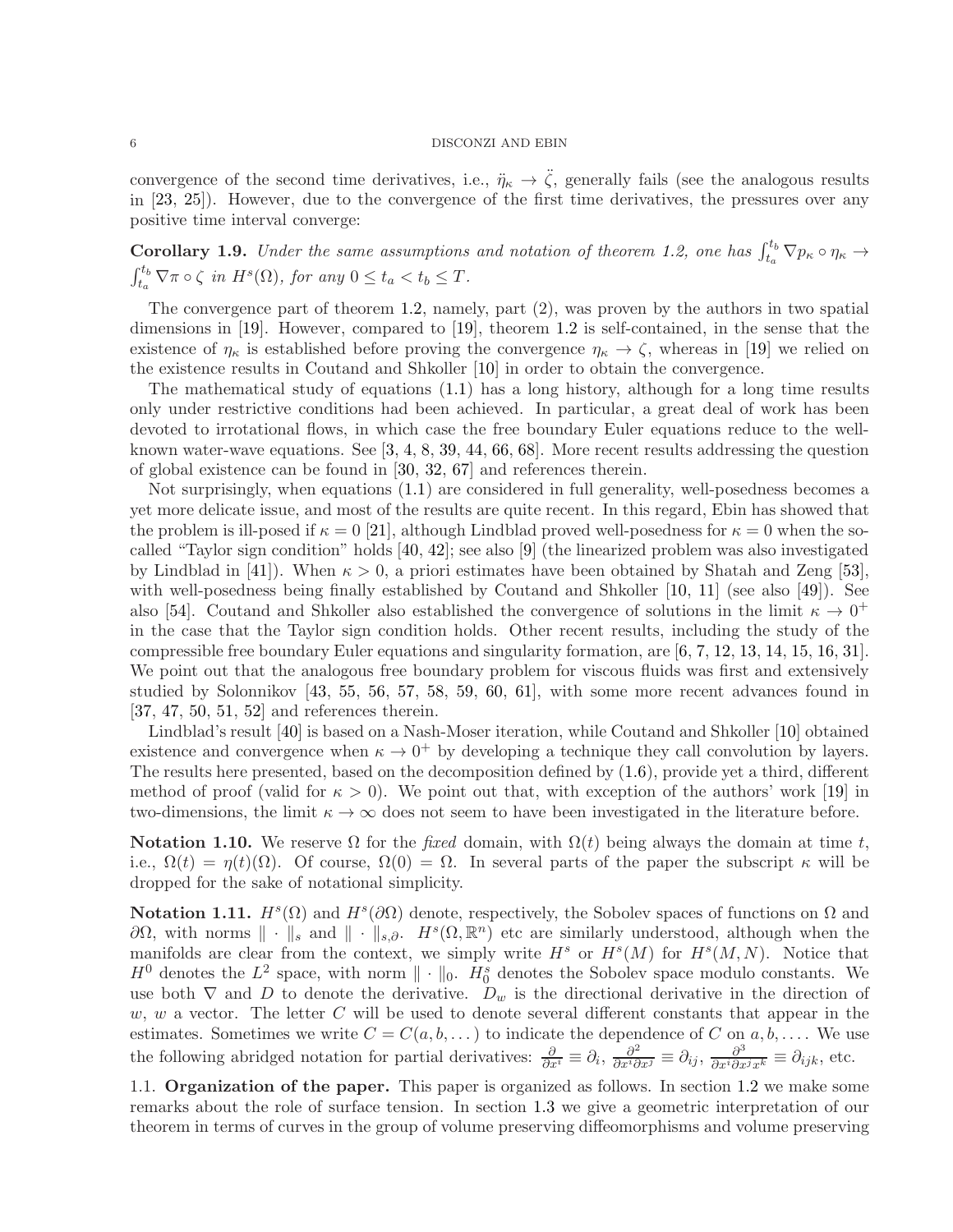convergence of the second time derivatives, i.e., $\ddot{\eta}_\kappa \to \ddot{\zeta}$, generally fails (see the analogous results in [23, 25]). However, due to the convergence of the first time derivatives, the pressures over any positive time interval converge:

**Corollary 1.9.** *Under the same assumptions and notation of theorem 1.2, one has $\int_{t_a}^{t_b} \nabla p_\kappa \circ \eta_\kappa \to \int_{t_a}^{t_b} \nabla \pi \circ \zeta$ in $H^s(\Omega)$, for any $0 \leq t_a < t_b \leq T$.*

The convergence part of theorem 1.2, namely, part (2), was proven by the authors in two spatial dimensions in [19]. However, compared to [19], theorem 1.2 is self-contained, in the sense that the existence of $\eta_\kappa$ is established before proving the convergence $\eta_\kappa \to \zeta$, whereas in [19] we relied on the existence results in Coutand and Shkoller [10] in order to obtain the convergence.

The mathematical study of equations (1.1) has a long history, although for a long time results only under restrictive conditions had been achieved. In particular, a great deal of work has been devoted to irrotational flows, in which case the free boundary Euler equations reduce to the well-known water-wave equations. See [3, 4, 8, 39, 44, 66, 68]. More recent results addressing the question of global existence can be found in [30, 32, 67] and references therein.

Not surprisingly, when equations (1.1) are considered in full generality, well-posedness becomes a yet more delicate issue, and most of the results are quite recent. In this regard, Ebin has showed that the problem is ill-posed if $\kappa = 0$ [21], although Lindblad proved well-posedness for $\kappa = 0$ when the so-called "Taylor sign condition" holds [40, 42]; see also [9] (the linearized problem was also investigated by Lindblad in [41]). When $\kappa > 0$, a priori estimates have been obtained by Shatah and Zeng [53], with well-posedness being finally established by Coutand and Shkoller [10, 11] (see also [49]). See also [54]. Coutand and Shkoller also established the convergence of solutions in the limit $\kappa \to 0^+$ in the case that the Taylor sign condition holds. Other recent results, including the study of the compressible free boundary Euler equations and singularity formation, are [6, 7, 12, 13, 14, 15, 16, 31]. We point out that the analogous free boundary problem for viscous fluids was first and extensively studied by Solonnikov [43, 55, 56, 57, 58, 59, 60, 61], with some more recent advances found in [37, 47, 50, 51, 52] and references therein.

Lindblad's result [40] is based on a Nash-Moser iteration, while Coutand and Shkoller [10] obtained existence and convergence when $\kappa \to 0^+$ by developing a technique they call convolution by layers. The results here presented, based on the decomposition defined by (1.6), provide yet a third, different method of proof (valid for $\kappa > 0$). We point out that, with exception of the authors' work [19] in two-dimensions, the limit $\kappa \to \infty$ does not seem to have been investigated in the literature before.

**Notation 1.10.** We reserve $\Omega$ for the *fixed* domain, with $\Omega(t)$ being always the domain at time $t$, i.e., $\Omega(t) = \eta(t)(\Omega)$. Of course, $\Omega(0) = \Omega$. In several parts of the paper the subscript $\kappa$ will be dropped for the sake of notational simplicity.

**Notation 1.11.** $H^s(\Omega)$ and $H^s(\partial\Omega)$ denote, respectively, the Sobolev spaces of functions on $\Omega$ and $\partial\Omega$, with norms $\| \cdot \|_s$ and $\| \cdot \|_{s,\partial}$. $H^s(\Omega, \mathbb{R}^n)$ etc are similarly understood, although when the manifolds are clear from the context, we simply write $H^s$ or $H^s(M)$ for $H^s(M, N)$. Notice that $H^0$ denotes the $L^2$ space, with norm $\| \cdot \|_0$. $H^s_0$ denotes the Sobolev space modulo constants. We use both $\nabla$ and $D$ to denote the derivative. $D_w$ is the directional derivative in the direction of $w$, $w$ a vector. The letter $C$ will be used to denote several different constants that appear in the estimates. Sometimes we write $C = C(a, b, \dots)$ to indicate the dependence of $C$ on $a, b, \dots$. We use the following abridged notation for partial derivatives: $\frac{\partial}{\partial x^i} \equiv \partial_i$, $\frac{\partial^2}{\partial x^i \partial x^j} \equiv \partial_{ij}$, $\frac{\partial^3}{\partial x^i \partial x^j x^k} \equiv \partial_{ijk}$, etc.

## 1.1. Organization of the paper.

This paper is organized as follows. In section 1.2 we make some remarks about the role of surface tension. In section 1.3 we give a geometric interpretation of our theorem in terms of curves in the group of volume preserving diffeomorphisms and volume preserving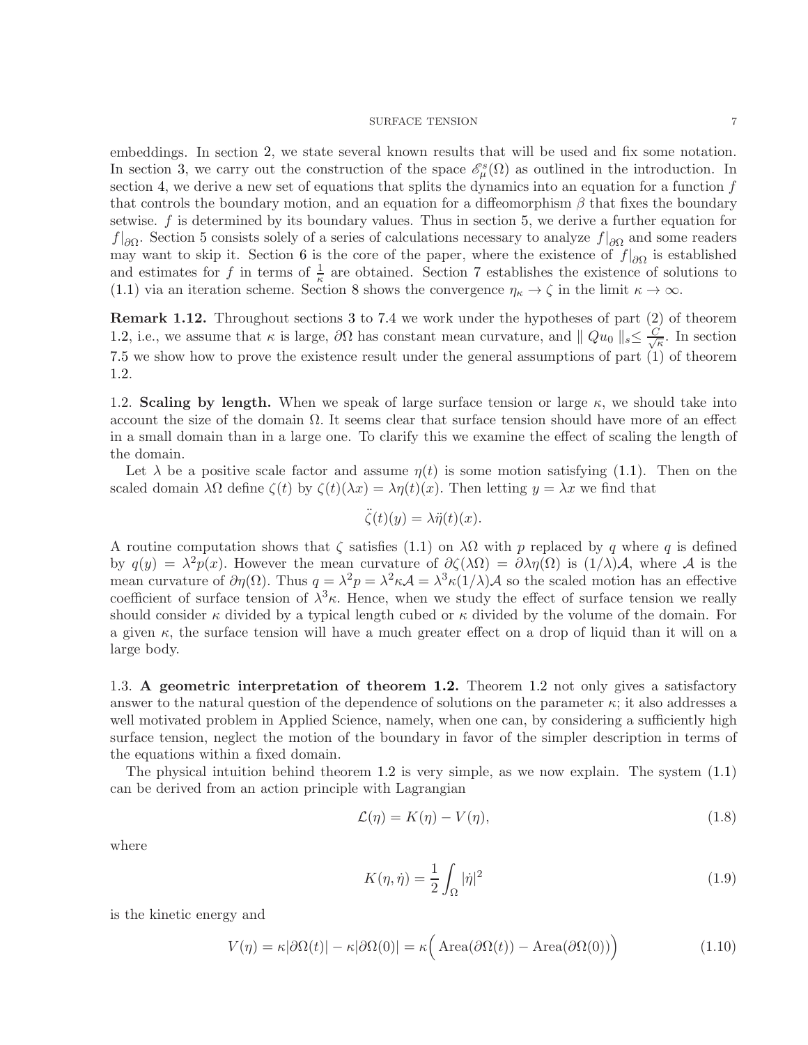embeddings. In section 2, we state several known results that will be used and fix some notation. In section 3, we carry out the construction of the space $\mathscr{E}^s_\mu(\Omega)$ as outlined in the introduction. In section 4, we derive a new set of equations that splits the dynamics into an equation for a function $f$ that controls the boundary motion, and an equation for a diffeomorphism $\beta$ that fixes the boundary setwise. $f$ is determined by its boundary values. Thus in section 5, we derive a further equation for $f|_{\partial\Omega}$. Section 5 consists solely of a series of calculations necessary to analyze $f|_{\partial\Omega}$ and some readers may want to skip it. Section 6 is the core of the paper, where the existence of $f|_{\partial\Omega}$ is established and estimates for $f$ in terms of $\frac{1}{\kappa}$ are obtained. Section 7 establishes the existence of solutions to (1.1) via an iteration scheme. Section 8 shows the convergence $\eta_\kappa \to \zeta$ in the limit $\kappa \to \infty$.

**Remark 1.12.** Throughout sections 3 to 7.4 we work under the hypotheses of part (2) of theorem 1.2, i.e., we assume that $\kappa$ is large, $\partial\Omega$ has constant mean curvature, and $\parallel Qu_0 \parallel_s \leq \frac{C}{\sqrt{\kappa}}$. In section 7.5 we show how to prove the existence result under the general assumptions of part (1) of theorem 1.2.

## 1.2. Scaling by length.

When we speak of large surface tension or large $\kappa$, we should take into account the size of the domain $\Omega$. It seems clear that surface tension should have more of an effect in a small domain than in a large one. To clarify this we examine the effect of scaling the length of the domain.

Let $\lambda$ be a positive scale factor and assume $\eta(t)$ is some motion satisfying (1.1). Then on the scaled domain $\lambda\Omega$ define $\zeta(t)$ by $\zeta(t)(\lambda x) = \lambda\eta(t)(x)$. Then letting $y = \lambda x$ we find that

$$\ddot{\zeta}(t)(y) = \lambda\ddot{\eta}(t)(x).$$

A routine computation shows that $\zeta$ satisfies (1.1) on $\lambda\Omega$ with $p$ replaced by $q$ where $q$ is defined by $q(y) = \lambda^2 p(x)$. However the mean curvature of $\partial\zeta(\lambda\Omega) = \partial\lambda\eta(\Omega)$ is $(1/\lambda)\mathcal{A}$, where $\mathcal{A}$ is the mean curvature of $\partial\eta(\Omega)$. Thus $q = \lambda^2 p = \lambda^2\kappa\mathcal{A} = \lambda^3\kappa(1/\lambda)\mathcal{A}$ so the scaled motion has an effective coefficient of surface tension of $\lambda^3\kappa$. Hence, when we study the effect of surface tension we really should consider $\kappa$ divided by a typical length cubed or $\kappa$ divided by the volume of the domain. For a given $\kappa$, the surface tension will have a much greater effect on a drop of liquid than it will on a large body.

## 1.3. A geometric interpretation of theorem 1.2.

Theorem 1.2 not only gives a satisfactory answer to the natural question of the dependence of solutions on the parameter $\kappa$; it also addresses a well motivated problem in Applied Science, namely, when one can, by considering a sufficiently high surface tension, neglect the motion of the boundary in favor of the simpler description in terms of the equations within a fixed domain.

The physical intuition behind theorem 1.2 is very simple, as we now explain. The system (1.1) can be derived from an action principle with Lagrangian

$$\mathcal{L}(\eta) = K(\eta) - V(\eta), \tag{1.8}$$

where

$$K(\eta, \dot{\eta}) = \frac{1}{2}\int_\Omega |\dot{\eta}|^2 \tag{1.9}$$

is the kinetic energy and

$$V(\eta) = \kappa|\partial\Omega(t)| - \kappa|\partial\Omega(0)| = \kappa\Big(\operatorname{Area}(\partial\Omega(t)) - \operatorname{Area}(\partial\Omega(0))\Big) \tag{1.10}$$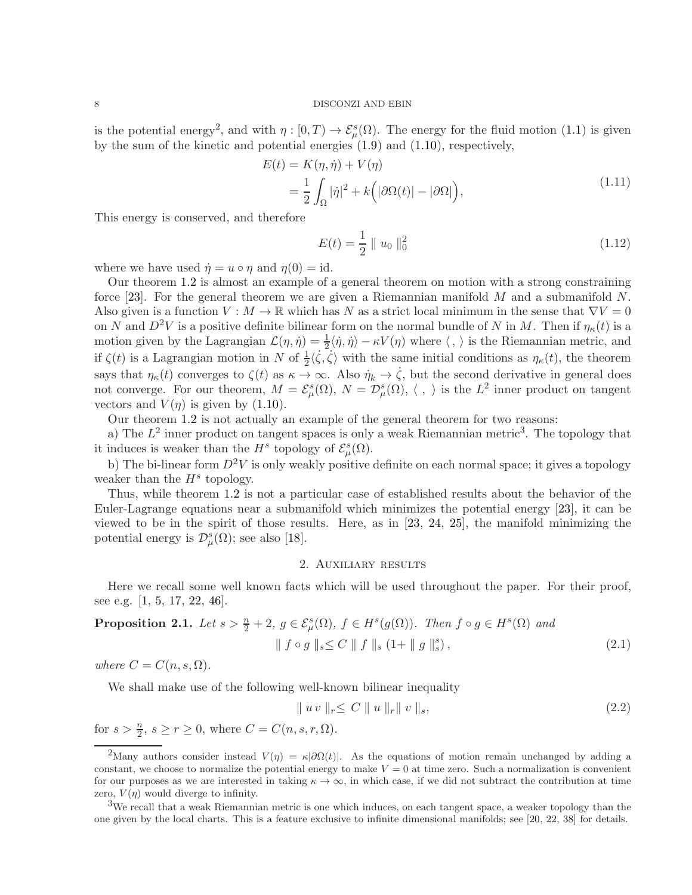is the potential energy[2], and with $\eta : [0,T) \to \mathcal{E}^s_\mu(\Omega)$. The energy for the fluid motion (1.1) is given by the sum of the kinetic and potential energies (1.9) and (1.10), respectively,

$$
\begin{aligned}
E(t) &= K(\eta, \dot{\eta}) + V(\eta) \\
&= \frac{1}{2}\int_\Omega |\dot{\eta}|^2 + k\Big(|\partial\Omega(t)| - |\partial\Omega|\Big),
\end{aligned}
\tag{1.11}
$$

This energy is conserved, and therefore

$$
E(t) = \frac{1}{2} \parallel u_0 \parallel_0^2 \tag{1.12}
$$

where we have used $\dot{\eta} = u \circ \eta$ and $\eta(0) = \text{id}$.

Our theorem 1.2 is almost an example of a general theorem on motion with a strong constraining force [23]. For the general theorem we are given a Riemannian manifold $M$ and a submanifold $N$. Also given is a function $V : M \to \mathbb{R}$ which has $N$ as a strict local minimum in the sense that $\nabla V = 0$ on $N$ and $D^2 V$ is a positive definite bilinear form on the normal bundle of $N$ in $M$. Then if $\eta_\kappa(t)$ is a motion given by the Lagrangian $\mathcal{L}(\eta, \dot{\eta}) = \frac{1}{2}\langle \dot{\eta}, \dot{\eta}\rangle - \kappa V(\eta)$ where $\langle \ , \ \rangle$ is the Riemannian metric, and if $\zeta(t)$ is a Lagrangian motion in $N$ of $\frac{1}{2}\langle \dot{\zeta}, \dot{\zeta}\rangle$ with the same initial conditions as $\eta_\kappa(t)$, the theorem says that $\eta_\kappa(t)$ converges to $\zeta(t)$ as $\kappa \to \infty$. Also $\dot{\eta}_k \to \dot{\zeta}$, but the second derivative in general does not converge. For our theorem, $M = \mathcal{E}^s_\mu(\Omega)$, $N = \mathcal{D}^s_\mu(\Omega)$, $\langle \ , \ \rangle$ is the $L^2$ inner product on tangent vectors and $V(\eta)$ is given by (1.10).

Our theorem 1.2 is not actually an example of the general theorem for two reasons:

a) The $L^2$ inner product on tangent spaces is only a weak Riemannian metric[3]. The topology that it induces is weaker than the $H^s$ topology of $\mathcal{E}^s_\mu(\Omega)$.

b) The bi-linear form $D^2 V$ is only weakly positive definite on each normal space; it gives a topology weaker than the $H^s$ topology.

Thus, while theorem 1.2 is not a particular case of established results about the behavior of the Euler-Lagrange equations near a submanifold which minimizes the potential energy [23], it can be viewed to be in the spirit of those results. Here, as in [23, 24, 25], the manifold minimizing the potential energy is $\mathcal{D}^s_\mu(\Omega)$; see also [18].

## 2. Auxiliary results

Here we recall some well known facts which will be used throughout the paper. For their proof, see e.g. [1, 5, 17, 22, 46].

**Proposition 2.1.** *Let $s > \frac{n}{2} + 2$, $g \in \mathcal{E}^s_\mu(\Omega)$, $f \in H^s(g(\Omega))$. Then $f \circ g \in H^s(\Omega)$ and*

$$
\parallel f \circ g \parallel_s \leq C \parallel f \parallel_s (1 + \parallel g \parallel_s^s), \tag{2.1}
$$

*where $C = C(n, s, \Omega)$.*

We shall make use of the following well-known bilinear inequality

$$
\parallel u\, v \parallel_r \leq C \parallel u \parallel_r \parallel v \parallel_s, \tag{2.2}
$$

for $s > \frac{n}{2}$, $s \geq r \geq 0$, where $C = C(n, s, r, \Omega)$.

---

[2] Many authors consider instead $V(\eta) = \kappa|\partial\Omega(t)|$. As the equations of motion remain unchanged by adding a constant, we choose to normalize the potential energy to make $V = 0$ at time zero. Such a normalization is convenient for our purposes as we are interested in taking $\kappa \to \infty$, in which case, if we did not subtract the contribution at time zero, $V(\eta)$ would diverge to infinity.

[3] We recall that a weak Riemannian metric is one which induces, on each tangent space, a weaker topology than the one given by the local charts. This is a feature exclusive to infinite dimensional manifolds; see [20, 22, 38] for details.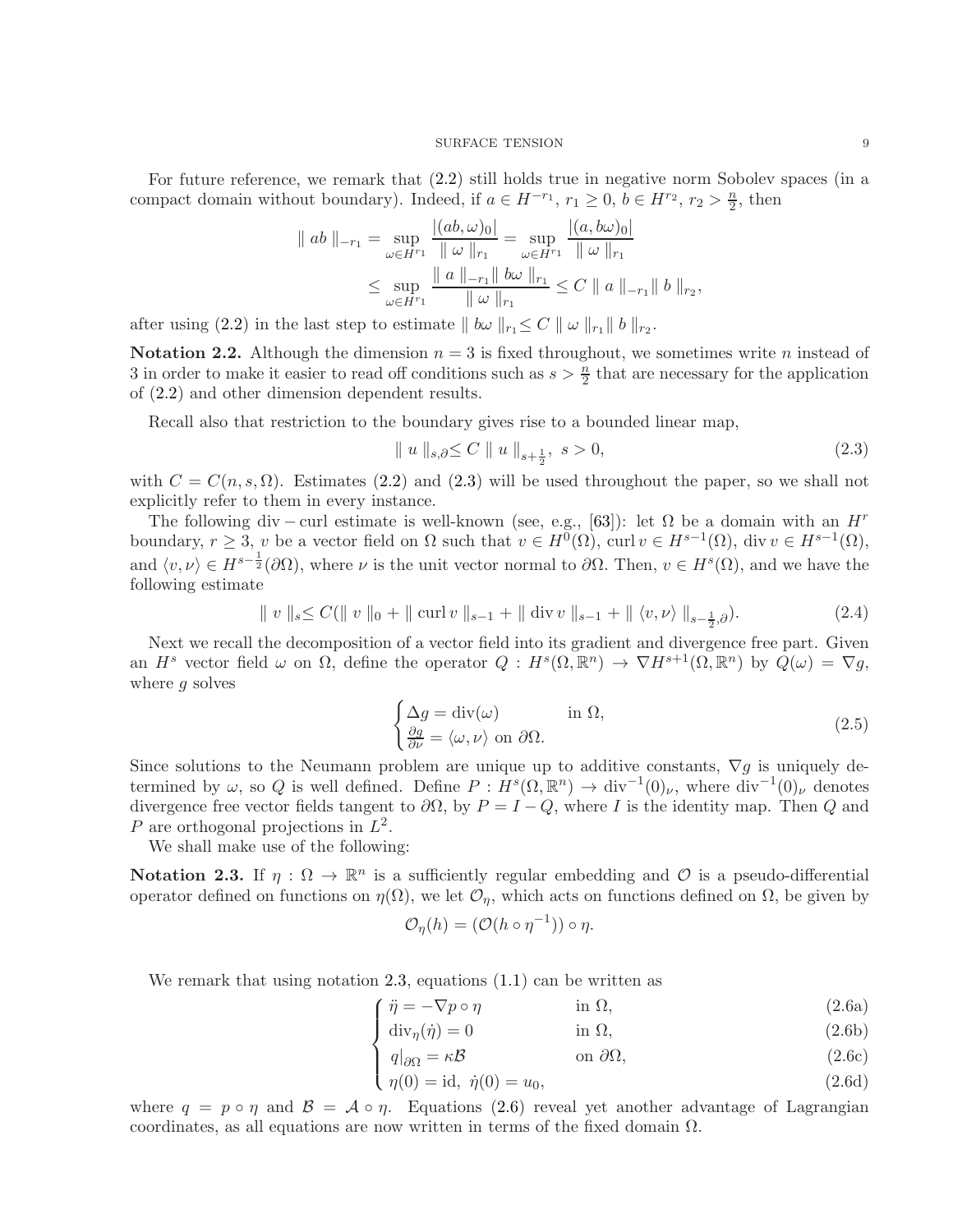For future reference, we remark that (2.2) still holds true in negative norm Sobolev spaces (in a compact domain without boundary). Indeed, if $a \in H^{-r_1}$, $r_1 \geq 0$, $b \in H^{r_2}$, $r_2 > \frac{n}{2}$, then

$$
\begin{aligned}
\| ab \|_{-r_1} &= \sup_{\omega \in H^{r_1}} \frac{|(ab, \omega)_0|}{\| \omega \|_{r_1}} = \sup_{\omega \in H^{r_1}} \frac{|(a, b\omega)_0|}{\| \omega \|_{r_1}} \\
&\leq \sup_{\omega \in H^{r_1}} \frac{\| a \|_{-r_1} \| b\omega \|_{r_1}}{\| \omega \|_{r_1}} \leq C \| a \|_{-r_1} \| b \|_{r_2},
\end{aligned}
$$

after using (2.2) in the last step to estimate $\| b\omega \|_{r_1} \leq C \| \omega \|_{r_1} \| b \|_{r_2}$.

**Notation 2.2.** Although the dimension $n = 3$ is fixed throughout, we sometimes write $n$ instead of 3 in order to make it easier to read off conditions such as $s > \frac{n}{2}$ that are necessary for the application of (2.2) and other dimension dependent results.

Recall also that restriction to the boundary gives rise to a bounded linear map,

$$
\| u \|_{s,\partial} \leq C \| u \|_{s+\frac{1}{2}}, \; s > 0, \tag{2.3}
$$

with $C = C(n, s, \Omega)$. Estimates (2.2) and (2.3) will be used throughout the paper, so we shall not explicitly refer to them in every instance.

The following div − curl estimate is well-known (see, e.g., [63]): let $\Omega$ be a domain with an $H^r$ boundary, $r \geq 3$, $v$ be a vector field on $\Omega$ such that $v \in H^0(\Omega)$, $\operatorname{curl} v \in H^{s-1}(\Omega)$, $\operatorname{div} v \in H^{s-1}(\Omega)$, and $\langle v, \nu \rangle \in H^{s-\frac{1}{2}}(\partial\Omega)$, where $\nu$ is the unit vector normal to $\partial\Omega$. Then, $v \in H^s(\Omega)$, and we have the following estimate

$$
\| v \|_s \leq C(\| v \|_0 + \| \operatorname{curl} v \|_{s-1} + \| \operatorname{div} v \|_{s-1} + \| \langle v, \nu \rangle \|_{s-\frac{1}{2},\partial}). \tag{2.4}
$$

Next we recall the decomposition of a vector field into its gradient and divergence free part. Given an $H^s$ vector field $\omega$ on $\Omega$, define the operator $Q : H^s(\Omega, \mathbb{R}^n) \to \nabla H^{s+1}(\Omega, \mathbb{R}^n)$ by $Q(\omega) = \nabla g$, where $g$ solves

$$
\begin{cases}
\Delta g = \operatorname{div}(\omega) & \text{in } \Omega, \\
\frac{\partial g}{\partial \nu} = \langle \omega, \nu \rangle \text{ on } \partial\Omega.
\end{cases} \tag{2.5}
$$

Since solutions to the Neumann problem are unique up to additive constants, $\nabla g$ is uniquely determined by $\omega$, so $Q$ is well defined. Define $P : H^s(\Omega, \mathbb{R}^n) \to \operatorname{div}^{-1}(0)_\nu$, where $\operatorname{div}^{-1}(0)_\nu$ denotes divergence free vector fields tangent to $\partial\Omega$, by $P = I - Q$, where $I$ is the identity map. Then $Q$ and $P$ are orthogonal projections in $L^2$.

We shall make use of the following:

**Notation 2.3.** If $\eta : \Omega \to \mathbb{R}^n$ is a sufficiently regular embedding and $\mathcal{O}$ is a pseudo-differential operator defined on functions on $\eta(\Omega)$, we let $\mathcal{O}_\eta$, which acts on functions defined on $\Omega$, be given by

$$
\mathcal{O}_\eta(h) = (\mathcal{O}(h \circ \eta^{-1})) \circ \eta.
$$

We remark that using notation 2.3, equations (1.1) can be written as

$$
\begin{cases}
\ddot{\eta} = -\nabla p \circ \eta & \text{in } \Omega, & (2.6a) \\
\operatorname{div}_\eta(\dot{\eta}) = 0 & \text{in } \Omega, & (2.6b) \\
q|_{\partial\Omega} = \kappa \mathcal{B} & \text{on } \partial\Omega, & (2.6c) \\
\eta(0) = \operatorname{id}, \; \dot{\eta}(0) = u_0, & & (2.6d)
\end{cases}
$$

where $q = p \circ \eta$ and $\mathcal{B} = \mathcal{A} \circ \eta$. Equations (2.6) reveal yet another advantage of Lagrangian coordinates, as all equations are now written in terms of the fixed domain $\Omega$.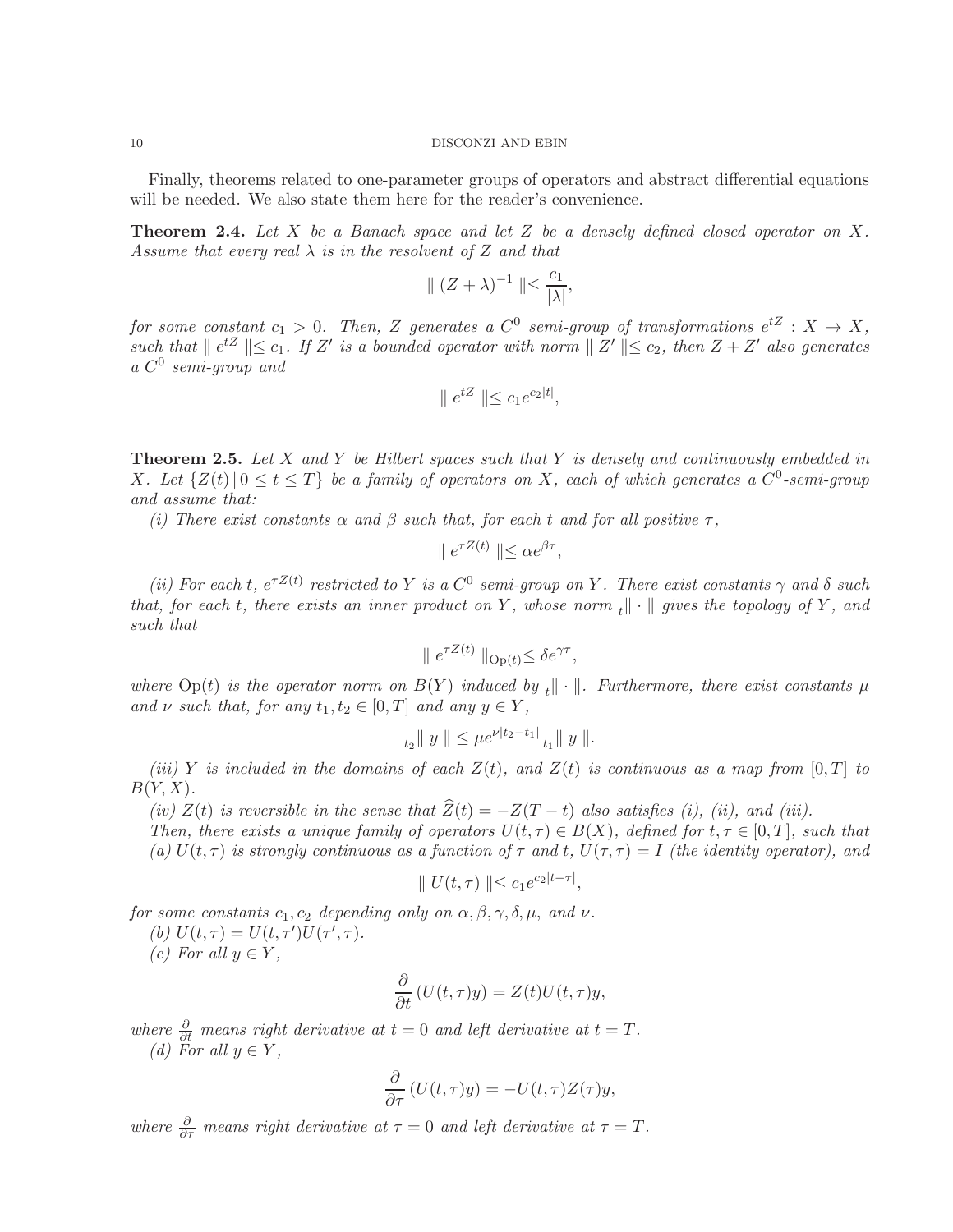Finally, theorems related to one-parameter groups of operators and abstract differential equations will be needed. We also state them here for the reader's convenience.

**Theorem 2.4.** *Let $X$ be a Banach space and let $Z$ be a densely defined closed operator on $X$. Assume that every real $\lambda$ is in the resolvent of $Z$ and that*

$$\| (Z+\lambda)^{-1} \| \leq \frac{c_1}{|\lambda|},$$

*for some constant $c_1 > 0$. Then, $Z$ generates a $C^0$ semi-group of transformations $e^{tZ} : X \to X$, such that $\| e^{tZ} \| \leq c_1$. If $Z'$ is a bounded operator with norm $\| Z' \| \leq c_2$, then $Z + Z'$ also generates a $C^0$ semi-group and*

$$\| e^{tZ} \| \leq c_1 e^{c_2 |t|},$$

**Theorem 2.5.** *Let $X$ and $Y$ be Hilbert spaces such that $Y$ is densely and continuously embedded in $X$. Let $\{Z(t) \,|\, 0 \leq t \leq T\}$ be a family of operators on $X$, each of which generates a $C^0$-semi-group and assume that:*

*(i) There exist constants $\alpha$ and $\beta$ such that, for each $t$ and for all positive $\tau$,*

$$\| e^{\tau Z(t)} \| \leq \alpha e^{\beta \tau},$$

*(ii) For each $t$, $e^{\tau Z(t)}$ restricted to $Y$ is a $C^0$ semi-group on $Y$. There exist constants $\gamma$ and $\delta$ such that, for each $t$, there exists an inner product on $Y$, whose norm ${}_t\| \cdot \|$ gives the topology of $Y$, and such that*

$$\| e^{\tau Z(t)} \|_{\mathrm{Op}(t)} \leq \delta e^{\gamma \tau},$$

*where $\mathrm{Op}(t)$ is the operator norm on $B(Y)$ induced by ${}_t\| \cdot \|$. Furthermore, there exist constants $\mu$ and $\nu$ such that, for any $t_1, t_2 \in [0,T]$ and any $y \in Y$,*

$${}_{t_2}\| \, y \, \| \leq \mu e^{\nu |t_2 - t_1|} \, {}_{t_1}\| \, y \, \|.$$

*(iii) $Y$ is included in the domains of each $Z(t)$, and $Z(t)$ is continuous as a map from $[0,T]$ to $B(Y,X)$.*

*(iv) $Z(t)$ is reversible in the sense that $\widehat{Z}(t) = -Z(T-t)$ also satisfies (i), (ii), and (iii).*

*Then, there exists a unique family of operators $U(t,\tau) \in B(X)$, defined for $t, \tau \in [0,T]$, such that*

*(a) $U(t,\tau)$ is strongly continuous as a function of $\tau$ and $t$, $U(\tau,\tau) = I$ (the identity operator), and*

$$\| U(t,\tau) \| \leq c_1 e^{c_2 |t-\tau|},$$

*for some constants $c_1, c_2$ depending only on $\alpha, \beta, \gamma, \delta, \mu,$ and $\nu$.*

*(b) $U(t,\tau) = U(t,\tau')U(\tau',\tau)$.*

*(c) For all $y \in Y$,*

$$\frac{\partial}{\partial t} \left( U(t,\tau) y \right) = Z(t) U(t,\tau) y,$$

*where $\frac{\partial}{\partial t}$ means right derivative at $t=0$ and left derivative at $t=T$.*

*(d) For all $y \in Y$,*

$$\frac{\partial}{\partial \tau} \left( U(t,\tau) y \right) = -U(t,\tau) Z(\tau) y,$$

*where $\frac{\partial}{\partial \tau}$ means right derivative at $\tau = 0$ and left derivative at $\tau = T$.*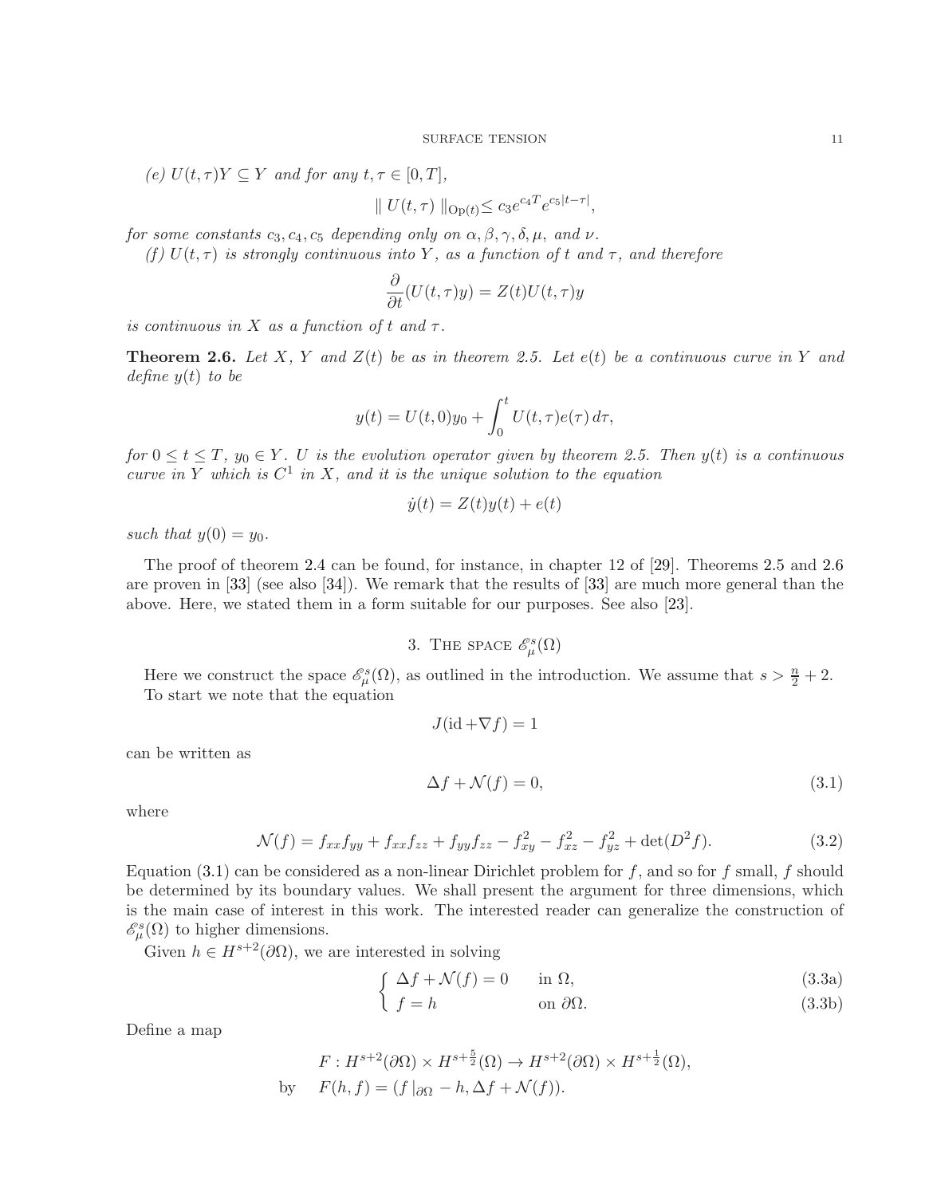*(e)* $U(t,\tau)Y \subseteq Y$ *and for any* $t, \tau \in [0,T]$,

$$\| U(t,\tau) \|_{\mathrm{Op}(t)} \leq c_3 e^{c_4 T} e^{c_5 |t-\tau|},$$

*for some constants* $c_3, c_4, c_5$ *depending only on* $\alpha, \beta, \gamma, \delta, \mu,$ *and* $\nu$.

*(f)* $U(t,\tau)$ *is strongly continuous into* $Y$, *as a function of* $t$ *and* $\tau$, *and therefore*

$$\frac{\partial}{\partial t}(U(t,\tau)y) = Z(t)U(t,\tau)y$$

*is continuous in* $X$ *as a function of* $t$ *and* $\tau$.

**Theorem 2.6.** *Let* $X$, $Y$ *and* $Z(t)$ *be as in theorem 2.5. Let* $e(t)$ *be a continuous curve in* $Y$ *and define* $y(t)$ *to be*

$$y(t) = U(t,0)y_0 + \int_0^t U(t,\tau)e(\tau)\, d\tau,$$

*for* $0 \leq t \leq T$, $y_0 \in Y$. $U$ *is the evolution operator given by theorem 2.5. Then* $y(t)$ *is a continuous curve in* $Y$ *which is* $C^1$ *in* $X$, *and it is the unique solution to the equation*

$$\dot{y}(t) = Z(t)y(t) + e(t)$$

*such that* $y(0) = y_0$.

The proof of theorem 2.4 can be found, for instance, in chapter 12 of [29]. Theorems 2.5 and 2.6 are proven in [33] (see also [34]). We remark that the results of [33] are much more general than the above. Here, we stated them in a form suitable for our purposes. See also [23].

## 3. The space $\mathscr{E}^s_\mu(\Omega)$

Here we construct the space $\mathscr{E}^s_\mu(\Omega)$, as outlined in the introduction. We assume that $s > \frac{n}{2} + 2$. To start we note that the equation

$$J(\mathrm{id} + \nabla f) = 1$$

can be written as

$$\Delta f + \mathcal{N}(f) = 0, \tag{3.1}$$

where

$$\mathcal{N}(f) = f_{xx}f_{yy} + f_{xx}f_{zz} + f_{yy}f_{zz} - f_{xy}^2 - f_{xz}^2 - f_{yz}^2 + \det(D^2 f). \tag{3.2}$$

Equation (3.1) can be considered as a non-linear Dirichlet problem for $f$, and so for $f$ small, $f$ should be determined by its boundary values. We shall present the argument for three dimensions, which is the main case of interest in this work. The interested reader can generalize the construction of $\mathscr{E}^s_\mu(\Omega)$ to higher dimensions.

Given $h \in H^{s+2}(\partial\Omega)$, we are interested in solving

$$\begin{cases} \Delta f + \mathcal{N}(f) = 0 & \text{in } \Omega, \quad (3.3a) \\ f = h & \text{on } \partial\Omega. \quad (3.3b) \end{cases}$$

Define a map

$$F : H^{s+2}(\partial\Omega) \times H^{s+\frac{5}{2}}(\Omega) \to H^{s+2}(\partial\Omega) \times H^{s+\frac{1}{2}}(\Omega),$$

$$\text{by} \quad F(h,f) = (f\,|_{\partial\Omega} - h, \Delta f + \mathcal{N}(f)).$$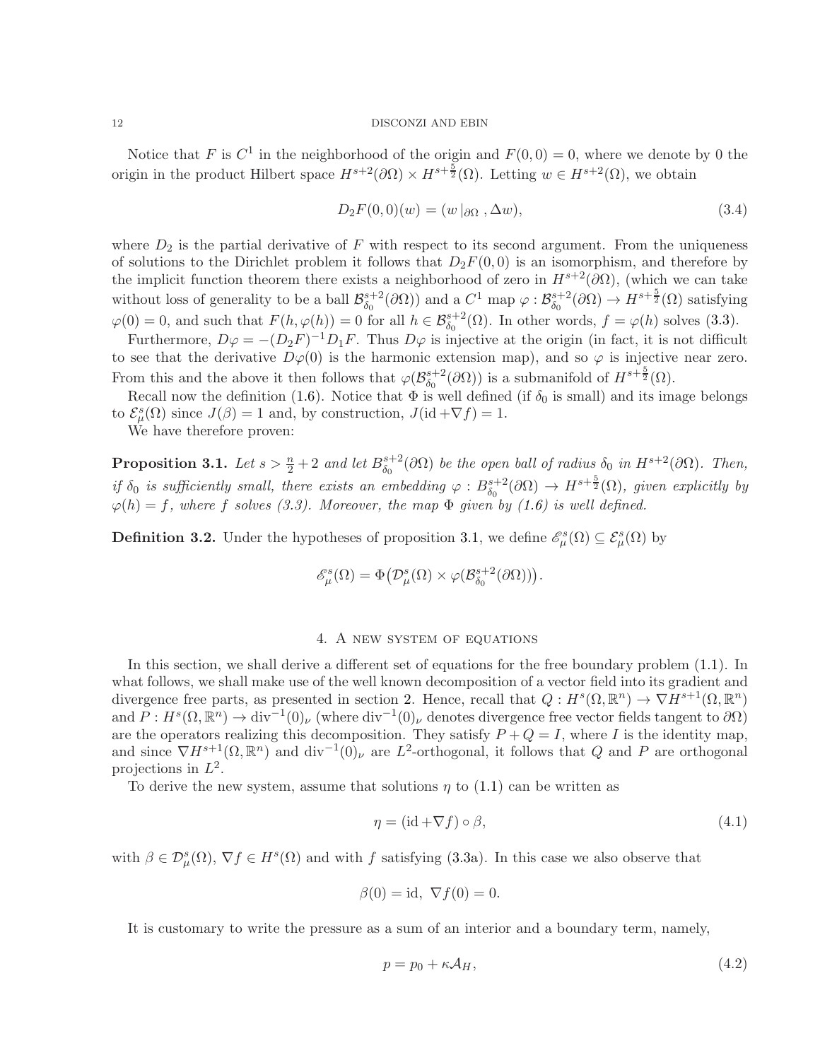Notice that $F$ is $C^1$ in the neighborhood of the origin and $F(0,0) = 0$, where we denote by 0 the origin in the product Hilbert space $H^{s+2}(\partial\Omega) \times H^{s+\frac{5}{2}}(\Omega)$. Letting $w \in H^{s+2}(\Omega)$, we obtain

$$D_2F(0,0)(w) = (w\,|_{\partial\Omega}\,, \Delta w), \tag{3.4}$$

where $D_2$ is the partial derivative of $F$ with respect to its second argument. From the uniqueness of solutions to the Dirichlet problem it follows that $D_2F(0,0)$ is an isomorphism, and therefore by the implicit function theorem there exists a neighborhood of zero in $H^{s+2}(\partial\Omega)$, (which we can take without loss of generality to be a ball $\mathcal{B}^{s+2}_{\delta_0}(\partial\Omega)$) and a $C^1$ map $\varphi : \mathcal{B}^{s+2}_{\delta_0}(\partial\Omega) \to H^{s+\frac{5}{2}}(\Omega)$ satisfying $\varphi(0) = 0$, and such that $F(h, \varphi(h)) = 0$ for all $h \in \mathcal{B}^{s+2}_{\delta_0}(\Omega)$. In other words, $f = \varphi(h)$ solves (3.3).

Furthermore, $D\varphi = -(D_2F)^{-1}D_1F$. Thus $D\varphi$ is injective at the origin (in fact, it is not difficult to see that the derivative $D\varphi(0)$ is the harmonic extension map), and so $\varphi$ is injective near zero. From this and the above it then follows that $\varphi(\mathcal{B}^{s+2}_{\delta_0}(\partial\Omega))$ is a submanifold of $H^{s+\frac{5}{2}}(\Omega)$.

Recall now the definition (1.6). Notice that $\Phi$ is well defined (if $\delta_0$ is small) and its image belongs to $\mathcal{E}^s_\mu(\Omega)$ since $J(\beta) = 1$ and, by construction, $J(\text{id} + \nabla f) = 1$.

We have therefore proven:

**Proposition 3.1.** *Let $s > \frac{n}{2} + 2$ and let $B^{s+2}_{\delta_0}(\partial\Omega)$ be the open ball of radius $\delta_0$ in $H^{s+2}(\partial\Omega)$. Then, if $\delta_0$ is sufficiently small, there exists an embedding $\varphi : B^{s+2}_{\delta_0}(\partial\Omega) \to H^{s+\frac{5}{2}}(\Omega)$, given explicitly by $\varphi(h) = f$, where $f$ solves (3.3). Moreover, the map $\Phi$ given by (1.6) is well defined.*

**Definition 3.2.** Under the hypotheses of proposition 3.1, we define $\mathscr{E}^s_\mu(\Omega) \subseteq \mathcal{E}^s_\mu(\Omega)$ by

$$\mathscr{E}^s_\mu(\Omega) = \Phi\big(\mathcal{D}^s_\mu(\Omega) \times \varphi(\mathcal{B}^{s+2}_{\delta_0}(\partial\Omega))\big).$$

## 4. A new system of equations

In this section, we shall derive a different set of equations for the free boundary problem (1.1). In what follows, we shall make use of the well known decomposition of a vector field into its gradient and divergence free parts, as presented in section 2. Hence, recall that $Q : H^s(\Omega, \mathbb{R}^n) \to \nabla H^{s+1}(\Omega, \mathbb{R}^n)$ and $P : H^s(\Omega, \mathbb{R}^n) \to \text{div}^{-1}(0)_\nu$ (where $\text{div}^{-1}(0)_\nu$ denotes divergence free vector fields tangent to $\partial\Omega$) are the operators realizing this decomposition. They satisfy $P + Q = I$, where $I$ is the identity map, and since $\nabla H^{s+1}(\Omega, \mathbb{R}^n)$ and $\text{div}^{-1}(0)_\nu$ are $L^2$-orthogonal, it follows that $Q$ and $P$ are orthogonal projections in $L^2$.

To derive the new system, assume that solutions $\eta$ to (1.1) can be written as

$$\eta = (\text{id} + \nabla f) \circ \beta, \tag{4.1}$$

with $\beta \in \mathcal{D}^s_\mu(\Omega)$, $\nabla f \in H^s(\Omega)$ and with $f$ satisfying (3.3a). In this case we also observe that

$$\beta(0) = \text{id}, \ \nabla f(0) = 0.$$

It is customary to write the pressure as a sum of an interior and a boundary term, namely,

$$p = p_0 + \kappa \mathcal{A}_H, \tag{4.2}$$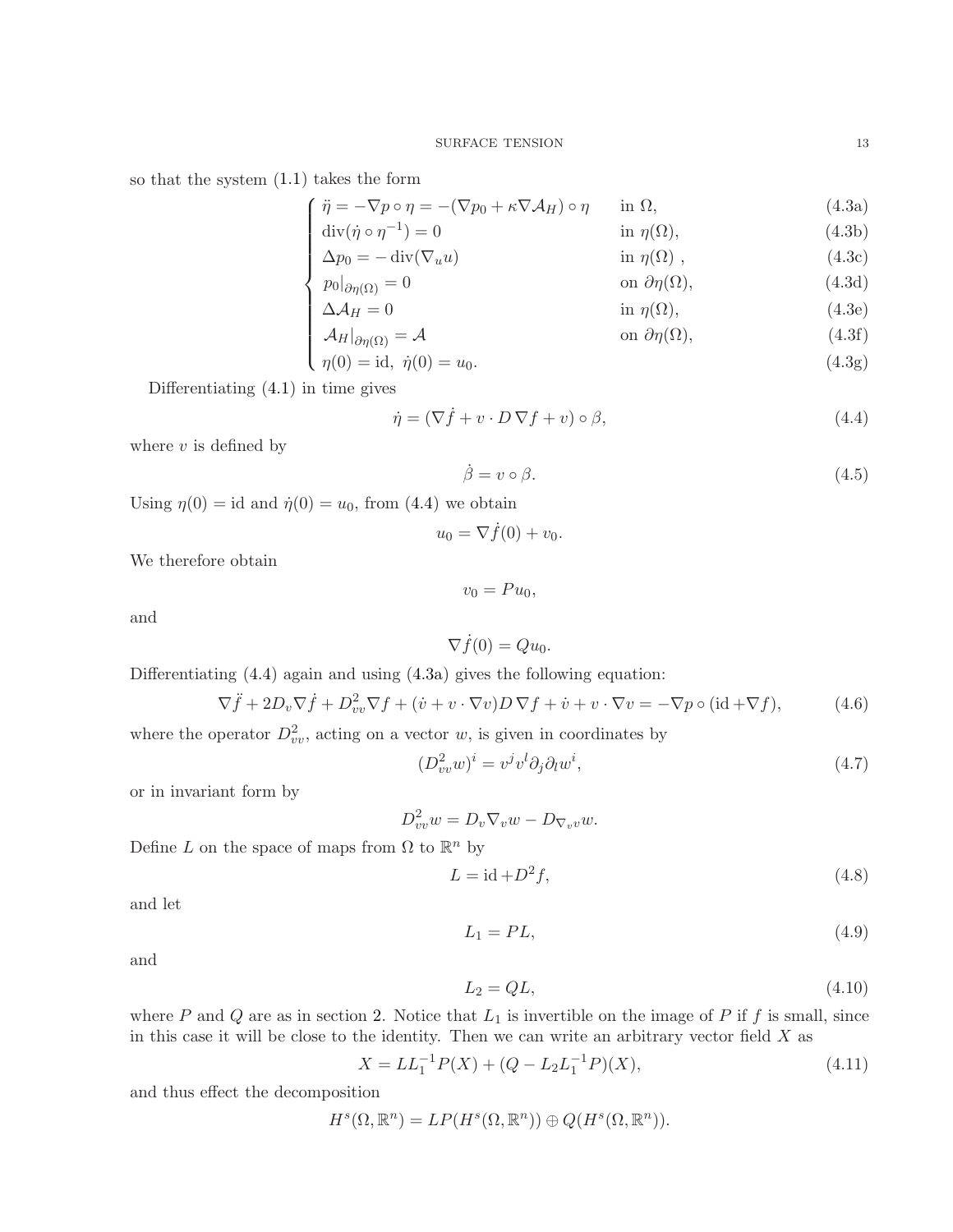so that the system (1.1) takes the form

$$
\begin{cases}
\ddot{\eta} = -\nabla p \circ \eta = -(\nabla p_0 + \kappa \nabla \mathcal{A}_H) \circ \eta & \text{in } \Omega, \quad (4.3a) \\
\operatorname{div}(\dot{\eta} \circ \eta^{-1}) = 0 & \text{in } \eta(\Omega), \quad (4.3b) \\
\Delta p_0 = -\operatorname{div}(\nabla_u u) & \text{in } \eta(\Omega), \quad (4.3c) \\
p_0|_{\partial \eta(\Omega)} = 0 & \text{on } \partial\eta(\Omega), \quad (4.3d) \\
\Delta \mathcal{A}_H = 0 & \text{in } \eta(\Omega), \quad (4.3e) \\
\mathcal{A}_H|_{\partial\eta(\Omega)} = \mathcal{A} & \text{on } \partial\eta(\Omega), \quad (4.3f) \\
\eta(0) = \mathrm{id}, \ \dot{\eta}(0) = u_0. & \quad (4.3g)
\end{cases}
$$

Differentiating (4.1) in time gives

$$\dot{\eta} = (\nabla \dot{f} + v \cdot D\, \nabla f + v) \circ \beta, \tag{4.4}$$

where $v$ is defined by

$$\dot{\beta} = v \circ \beta. \tag{4.5}$$

Using $\eta(0) = \mathrm{id}$ and $\dot{\eta}(0) = u_0$, from (4.4) we obtain

$$u_0 = \nabla \dot{f}(0) + v_0.$$

We therefore obtain

$$v_0 = P u_0,$$

and

$$\nabla \dot{f}(0) = Q u_0.$$

Differentiating (4.4) again and using (4.3a) gives the following equation:

$$\nabla \ddot{f} + 2 D_v \nabla \dot{f} + D^2_{vv} \nabla f + (\dot{v} + v \cdot \nabla v) D\, \nabla f + \dot{v} + v \cdot \nabla v = -\nabla p \circ (\mathrm{id} + \nabla f), \tag{4.6}$$

where the operator $D^2_{vv}$, acting on a vector $w$, is given in coordinates by

$$(D^2_{vv} w)^i = v^j v^l \partial_j \partial_l w^i, \tag{4.7}$$

or in invariant form by

$$D^2_{vv} w = D_v \nabla_v w - D_{\nabla_v v} w.$$

Define $L$ on the space of maps from $\Omega$ to $\mathbb{R}^n$ by

$$L = \mathrm{id} + D^2 f, \tag{4.8}$$

and let

$$L_1 = PL, \tag{4.9}$$

and

$$L_2 = QL, \tag{4.10}$$

where $P$ and $Q$ are as in section 2. Notice that $L_1$ is invertible on the image of $P$ if $f$ is small, since in this case it will be close to the identity. Then we can write an arbitrary vector field $X$ as

$$X = L L_1^{-1} P(X) + (Q - L_2 L_1^{-1} P)(X), \tag{4.11}$$

and thus effect the decomposition

$$H^s(\Omega, \mathbb{R}^n) = LP(H^s(\Omega, \mathbb{R}^n)) \oplus Q(H^s(\Omega, \mathbb{R}^n)).$$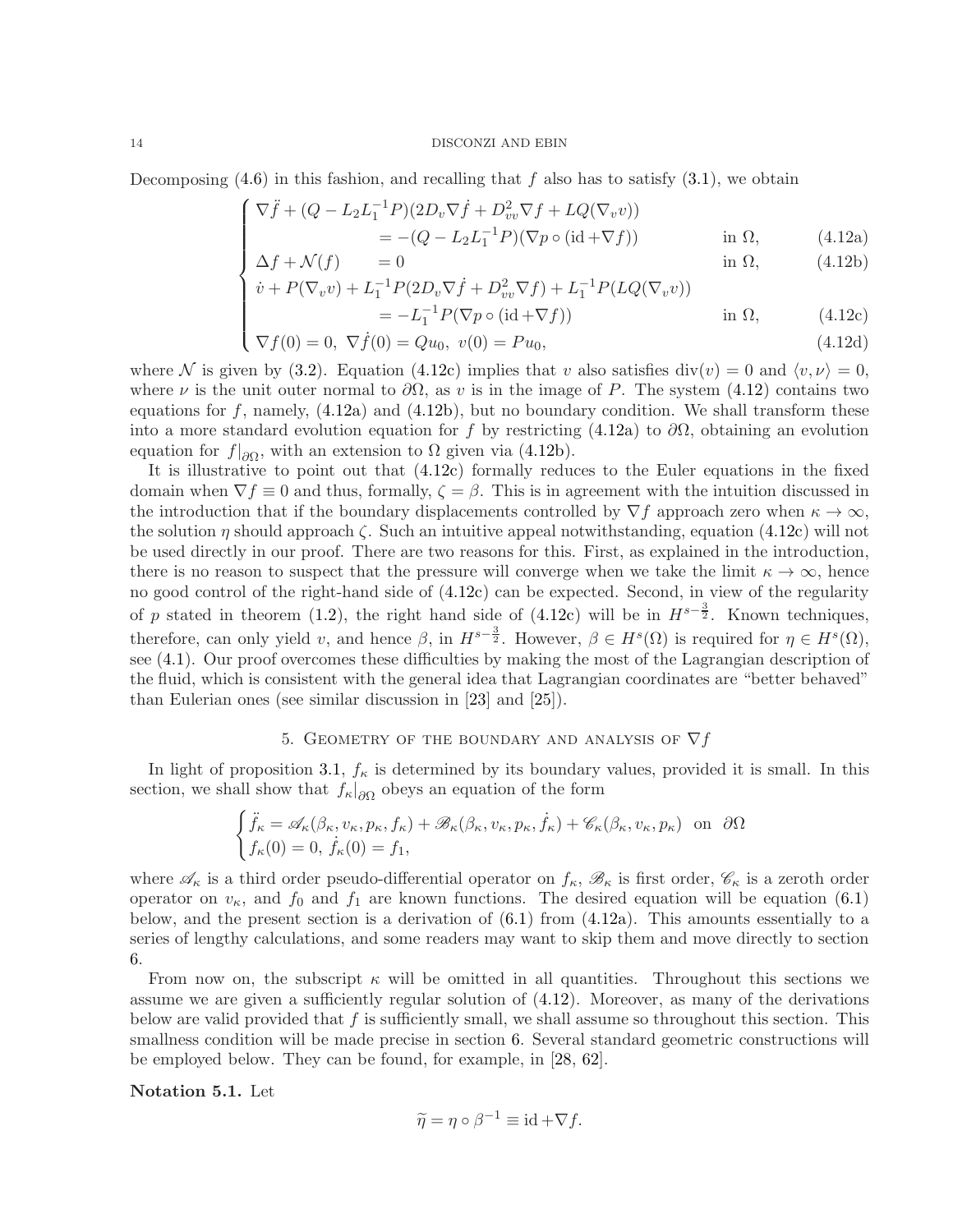Decomposing (4.6) in this fashion, and recalling that $f$ also has to satisfy (3.1), we obtain

$$
\begin{cases}
\nabla \ddot{f} + (Q - L_2 L_1^{-1} P)(2D_v \nabla \dot{f} + D^2_{vv} \nabla f + LQ(\nabla_v v)) \\
\qquad\qquad = -(Q - L_2 L_1^{-1} P)(\nabla p \circ (\mathrm{id} + \nabla f)) & \text{in } \Omega, \qquad (4.12\text{a}) \\
\Delta f + \mathcal{N}(f) \qquad = 0 & \text{in } \Omega, \qquad (4.12\text{b}) \\
\dot{v} + P(\nabla_v v) + L_1^{-1} P(2D_v \nabla \dot{f} + D^2_{vv} \nabla f) + L_1^{-1} P(LQ(\nabla_v v)) \\
\qquad\qquad = -L_1^{-1} P(\nabla p \circ (\mathrm{id} + \nabla f)) & \text{in } \Omega, \qquad (4.12\text{c}) \\
\nabla f(0) = 0,\ \nabla \dot{f}(0) = Q u_0,\ v(0) = P u_0, & \qquad\qquad (4.12\text{d})
\end{cases}
$$

where $\mathcal{N}$ is given by (3.2). Equation (4.12c) implies that $v$ also satisfies $\operatorname{div}(v) = 0$ and $\langle v, \nu \rangle = 0$, where $\nu$ is the unit outer normal to $\partial\Omega$, as $v$ is in the image of $P$. The system (4.12) contains two equations for $f$, namely, (4.12a) and (4.12b), but no boundary condition. We shall transform these into a more standard evolution equation for $f$ by restricting (4.12a) to $\partial\Omega$, obtaining an evolution equation for $f|_{\partial\Omega}$, with an extension to $\Omega$ given via (4.12b).

It is illustrative to point out that (4.12c) formally reduces to the Euler equations in the fixed domain when $\nabla f \equiv 0$ and thus, formally, $\zeta = \beta$. This is in agreement with the intuition discussed in the introduction that if the boundary displacements controlled by $\nabla f$ approach zero when $\kappa \to \infty$, the solution $\eta$ should approach $\zeta$. Such an intuitive appeal notwithstanding, equation (4.12c) will not be used directly in our proof. There are two reasons for this. First, as explained in the introduction, there is no reason to suspect that the pressure will converge when we take the limit $\kappa \to \infty$, hence no good control of the right-hand side of (4.12c) can be expected. Second, in view of the regularity of $p$ stated in theorem (1.2), the right hand side of (4.12c) will be in $H^{s-\frac{3}{2}}$. Known techniques, therefore, can only yield $v$, and hence $\beta$, in $H^{s-\frac{3}{2}}$. However, $\beta \in H^s(\Omega)$ is required for $\eta \in H^s(\Omega)$, see (4.1). Our proof overcomes these difficulties by making the most of the Lagrangian description of the fluid, which is consistent with the general idea that Lagrangian coordinates are "better behaved" than Eulerian ones (see similar discussion in [23] and [25]).

## 5. Geometry of the boundary and analysis of $\nabla f$

In light of proposition 3.1, $f_\kappa$ is determined by its boundary values, provided it is small. In this section, we shall show that $f_\kappa|_{\partial\Omega}$ obeys an equation of the form

$$
\begin{cases}
\ddot{f}_\kappa = \mathscr{A}_\kappa(\beta_\kappa, v_\kappa, p_\kappa, f_\kappa) + \mathscr{B}_\kappa(\beta_\kappa, v_\kappa, p_\kappa, \dot{f}_\kappa) + \mathscr{C}_\kappa(\beta_\kappa, v_\kappa, p_\kappa) \ \text{ on } \ \partial\Omega \\
f_\kappa(0) = 0,\ \dot{f}_\kappa(0) = f_1,
\end{cases}
$$

where $\mathscr{A}_\kappa$ is a third order pseudo-differential operator on $f_\kappa$, $\mathscr{B}_\kappa$ is first order, $\mathscr{C}_\kappa$ is a zeroth order operator on $v_\kappa$, and $f_0$ and $f_1$ are known functions. The desired equation will be equation (6.1) below, and the present section is a derivation of (6.1) from (4.12a). This amounts essentially to a series of lengthy calculations, and some readers may want to skip them and move directly to section 6.

From now on, the subscript $\kappa$ will be omitted in all quantities. Throughout this sections we assume we are given a sufficiently regular solution of (4.12). Moreover, as many of the derivations below are valid provided that $f$ is sufficiently small, we shall assume so throughout this section. This smallness condition will be made precise in section 6. Several standard geometric constructions will be employed below. They can be found, for example, in [28, 62].

**Notation 5.1.** Let

$$
\widetilde{\eta} = \eta \circ \beta^{-1} \equiv \mathrm{id} + \nabla f.
$$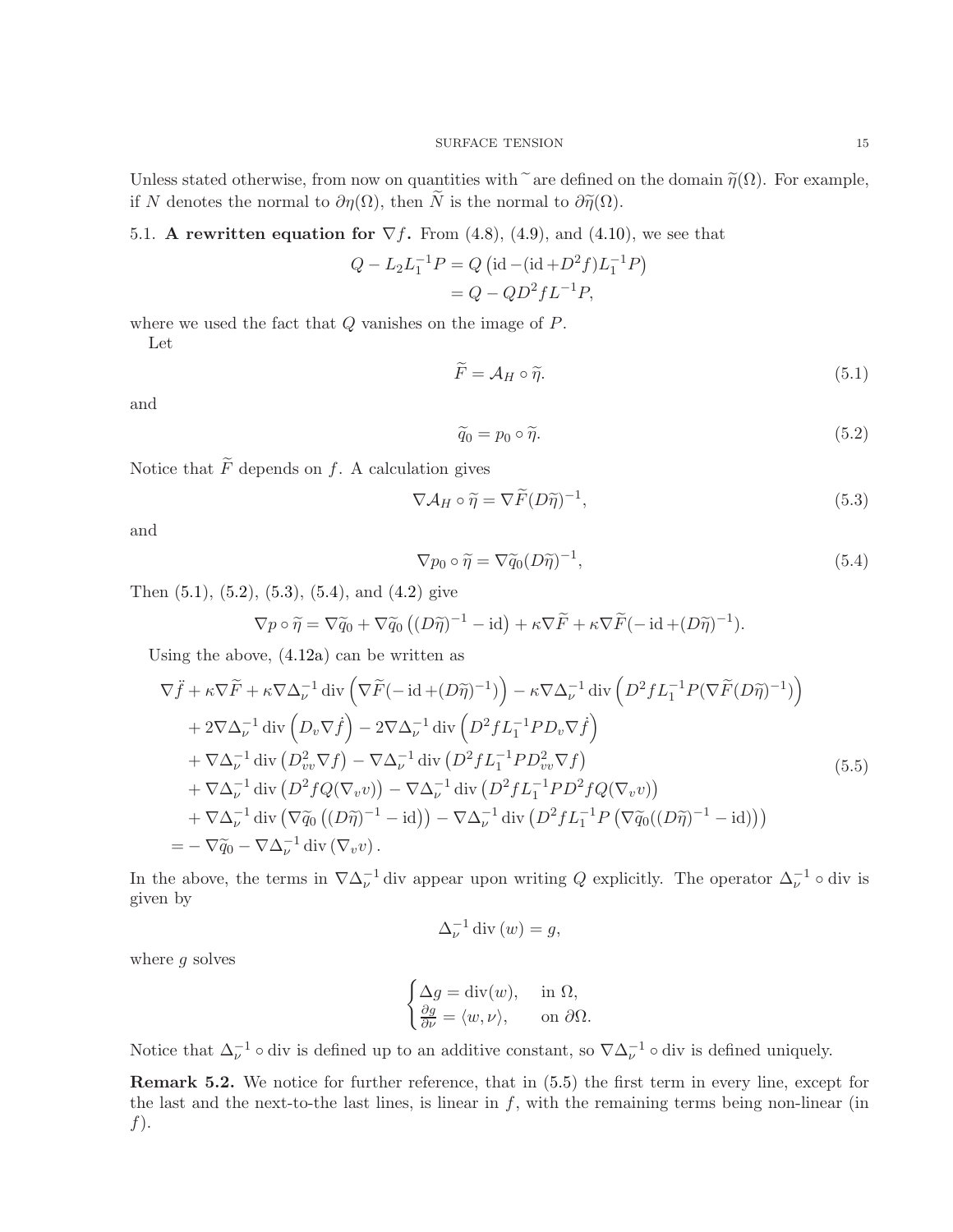Unless stated otherwise, from now on quantities with $\widetilde{}$ are defined on the domain $\widetilde{\eta}(\Omega)$. For example, if $N$ denotes the normal to $\partial\eta(\Omega)$, then $\widetilde{N}$ is the normal to $\partial\widetilde{\eta}(\Omega)$.

5.1. **A rewritten equation for $\nabla f$.** From (4.8), (4.9), and (4.10), we see that

$$
\begin{aligned}
Q - L_2 L_1^{-1} P &= Q\left(\mathrm{id} - (\mathrm{id} + D^2 f) L_1^{-1} P\right) \\
&= Q - Q D^2 f L^{-1} P,
\end{aligned}
$$

where we used the fact that $Q$ vanishes on the image of $P$.

Let

$$
\widetilde{F} = \mathcal{A}_H \circ \widetilde{\eta}. \tag{5.1}
$$

and

$$
\widetilde{q}_0 = p_0 \circ \widetilde{\eta}. \tag{5.2}
$$

Notice that $\widetilde{F}$ depends on $f$. A calculation gives

$$
\nabla \mathcal{A}_H \circ \widetilde{\eta} = \nabla \widetilde{F} (D\widetilde{\eta})^{-1}, \tag{5.3}
$$

and

$$
\nabla p_0 \circ \widetilde{\eta} = \nabla \widetilde{q}_0 (D\widetilde{\eta})^{-1}, \tag{5.4}
$$

Then (5.1), (5.2), (5.3), (5.4), and (4.2) give

$$
\nabla p \circ \widetilde{\eta} = \nabla \widetilde{q}_0 + \nabla \widetilde{q}_0 \left( (D\widetilde{\eta})^{-1} - \mathrm{id}\right) + \kappa \nabla \widetilde{F} + \kappa \nabla \widetilde{F} (-\,\mathrm{id} + (D\widetilde{\eta})^{-1}).
$$

Using the above, (4.12a) can be written as

$$
\begin{aligned}
&\nabla \ddot{f} + \kappa \nabla \widetilde{F} + \kappa \nabla \Delta_\nu^{-1} \operatorname{div}\left( \nabla \widetilde{F} (-\,\mathrm{id} + (D\widetilde{\eta})^{-1})\right) - \kappa \nabla \Delta_\nu^{-1} \operatorname{div}\left( D^2 f L_1^{-1} P (\nabla \widetilde{F} (D\widetilde{\eta})^{-1})\right) \\
&\quad + 2 \nabla \Delta_\nu^{-1} \operatorname{div}\left( D_v \nabla \dot{f}\right) - 2 \nabla \Delta_\nu^{-1} \operatorname{div}\left( D^2 f L_1^{-1} P D_v \nabla \dot{f}\right) \\
&\quad + \nabla \Delta_\nu^{-1} \operatorname{div}\left( D^2_{vv} \nabla f\right) - \nabla \Delta_\nu^{-1} \operatorname{div}\left( D^2 f L_1^{-1} P D^2_{vv} \nabla f\right) \\
&\quad + \nabla \Delta_\nu^{-1} \operatorname{div}\left( D^2 f Q (\nabla_v v)\right) - \nabla \Delta_\nu^{-1} \operatorname{div}\left( D^2 f L_1^{-1} P D^2 f Q (\nabla_v v)\right) \\
&\quad + \nabla \Delta_\nu^{-1} \operatorname{div}\left( \nabla \widetilde{q}_0 \left( (D\widetilde{\eta})^{-1} - \mathrm{id}\right)\right) - \nabla \Delta_\nu^{-1} \operatorname{div}\left( D^2 f L_1^{-1} P \left( \nabla \widetilde{q}_0 ((D\widetilde{\eta})^{-1} - \mathrm{id})\right)\right) \\
&= -\, \nabla \widetilde{q}_0 - \nabla \Delta_\nu^{-1} \operatorname{div}\left( \nabla_v v\right).
\end{aligned}
\tag{5.5}
$$

In the above, the terms in $\nabla \Delta_\nu^{-1} \operatorname{div}$ appear upon writing $Q$ explicitly. The operator $\Delta_\nu^{-1} \circ \operatorname{div}$ is given by

$$
\Delta_\nu^{-1} \operatorname{div}(w) = g,
$$

where $g$ solves

$$
\begin{cases}
\Delta g = \operatorname{div}(w), & \text{in } \Omega, \\
\frac{\partial g}{\partial \nu} = \langle w, \nu \rangle, & \text{on } \partial\Omega.
\end{cases}
$$

Notice that $\Delta_\nu^{-1} \circ \operatorname{div}$ is defined up to an additive constant, so $\nabla \Delta_\nu^{-1} \circ \operatorname{div}$ is defined uniquely.

**Remark 5.2.** We notice for further reference, that in (5.5) the first term in every line, except for the last and the next-to-the last lines, is linear in $f$, with the remaining terms being non-linear (in $f$).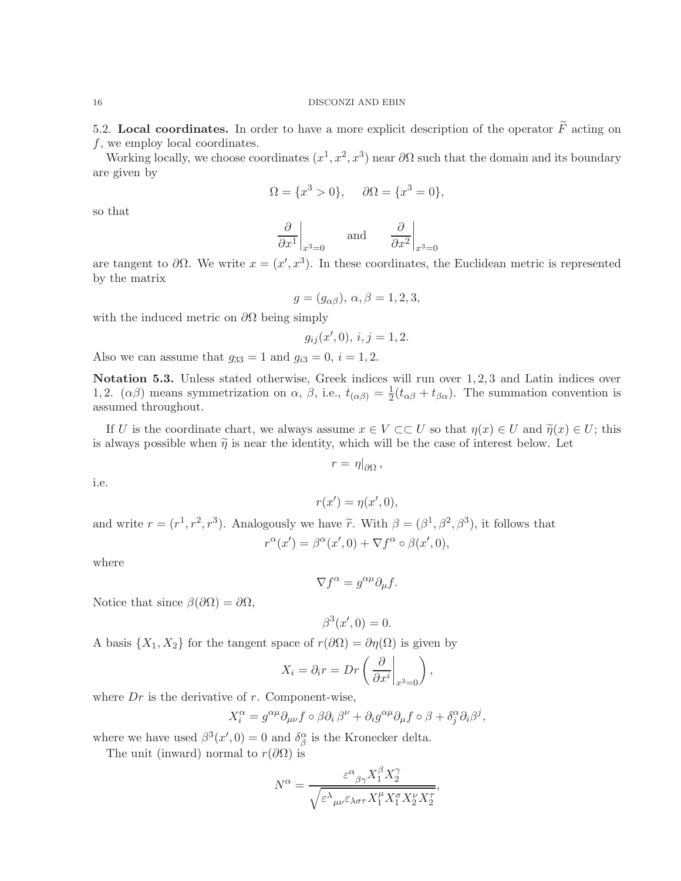5.2. **Local coordinates.** In order to have a more explicit description of the operator $\widetilde{F}$ acting on $f$, we employ local coordinates.

Working locally, we choose coordinates $(x^1, x^2, x^3)$ near $\partial\Omega$ such that the domain and its boundary are given by

$$\Omega = \{x^3 > 0\}, \quad \partial\Omega = \{x^3 = 0\},$$

so that

$$\left.\frac{\partial}{\partial x^1}\right|_{x^3=0} \quad \text{and} \quad \left.\frac{\partial}{\partial x^2}\right|_{x^3=0}$$

are tangent to $\partial\Omega$. We write $x = (x', x^3)$. In these coordinates, the Euclidean metric is represented by the matrix

$$g = (g_{\alpha\beta}),\ \alpha, \beta = 1, 2, 3,$$

with the induced metric on $\partial\Omega$ being simply

$$g_{ij}(x', 0),\ i, j = 1, 2.$$

Also we can assume that $g_{33} = 1$ and $g_{i3} = 0$, $i = 1, 2$.

**Notation 5.3.** Unless stated otherwise, Greek indices will run over $1, 2, 3$ and Latin indices over $1, 2$. $(\alpha\beta)$ means symmetrization on $\alpha$, $\beta$, i.e., $t_{(\alpha\beta)} = \frac{1}{2}(t_{\alpha\beta} + t_{\beta\alpha})$. The summation convention is assumed throughout.

If $U$ is the coordinate chart, we always assume $x \in V \subset\subset U$ so that $\eta(x) \in U$ and $\widetilde{\eta}(x) \in U$; this is always possible when $\widetilde{\eta}$ is near the identity, which will be the case of interest below. Let

$$r = \eta|_{\partial\Omega},$$

i.e.

$$r(x') = \eta(x', 0),$$

and write $r = (r^1, r^2, r^3)$. Analogously we have $\widetilde{r}$. With $\beta = (\beta^1, \beta^2, \beta^3)$, it follows that

$$r^\alpha(x') = \beta^\alpha(x', 0) + \nabla f^\alpha \circ \beta(x', 0),$$

where

$$\nabla f^\alpha = g^{\alpha\mu}\partial_\mu f.$$

Notice that since $\beta(\partial\Omega) = \partial\Omega$,

$$\beta^3(x', 0) = 0.$$

A basis $\{X_1, X_2\}$ for the tangent space of $r(\partial\Omega) = \partial\eta(\Omega)$ is given by

$$X_i = \partial_i r = Dr\left(\left.\frac{\partial}{\partial x^i}\right|_{x^3=0}\right),$$

where $Dr$ is the derivative of $r$. Component-wise,

$$X_i^\alpha = g^{\alpha\mu}\partial_{\mu\nu} f \circ \beta \partial_i \beta^\nu + \partial_i g^{\alpha\mu}\partial_\mu f \circ \beta + \delta_j^\alpha \partial_i \beta^j,$$

where we have used $\beta^3(x', 0) = 0$ and $\delta_\beta^\alpha$ is the Kronecker delta.

The unit (inward) normal to $r(\partial\Omega)$ is

$$N^\alpha = \frac{\varepsilon^\alpha{}_{\beta\gamma} X_1^\beta X_2^\gamma}{\sqrt{\varepsilon^\lambda{}_{\mu\nu}\varepsilon_{\lambda\sigma\tau} X_1^\mu X_1^\sigma X_2^\nu X_2^\tau}},$$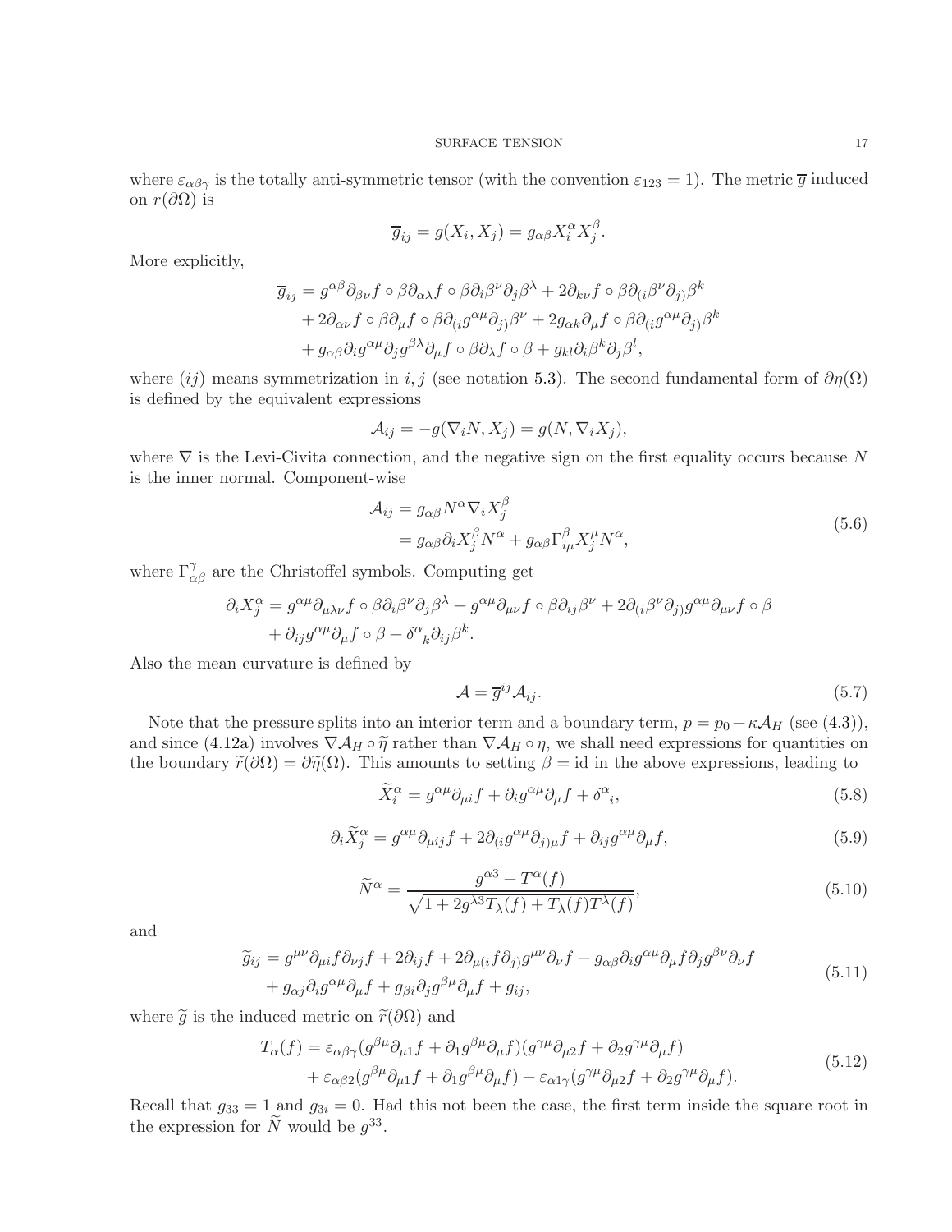where $\varepsilon_{\alpha\beta\gamma}$ is the totally anti-symmetric tensor (with the convention $\varepsilon_{123} = 1$). The metric $\overline{g}$ induced on $r(\partial\Omega)$ is

$$\overline{g}_{ij} = g(X_i, X_j) = g_{\alpha\beta} X_i^\alpha X_j^\beta.$$

More explicitly,

$$\begin{aligned}\overline{g}_{ij} &= g^{\alpha\beta}\partial_{\beta\nu} f \circ \beta \partial_{\alpha\lambda} f \circ \beta \partial_i \beta^\nu \partial_j \beta^\lambda + 2\partial_{k\nu} f \circ \beta \partial_{(i}\beta^\nu \partial_{j)}\beta^k \\ &+ 2\partial_{\alpha\nu} f \circ \beta \partial_\mu f \circ \beta \partial_{(i} g^{\alpha\mu} \partial_{j)}\beta^\nu + 2 g_{\alpha k}\partial_\mu f \circ \beta \partial_{(i} g^{\alpha\mu}\partial_{j)}\beta^k \\ &+ g_{\alpha\beta}\partial_i g^{\alpha\mu}\partial_j g^{\beta\lambda}\partial_\mu f \circ \beta \partial_\lambda f \circ \beta + g_{kl}\partial_i \beta^k \partial_j \beta^l,\end{aligned}$$

where $(ij)$ means symmetrization in $i, j$ (see notation 5.3). The second fundamental form of $\partial\eta(\Omega)$ is defined by the equivalent expressions

$$\mathcal{A}_{ij} = -g(\nabla_i N, X_j) = g(N, \nabla_i X_j),$$

where $\nabla$ is the Levi-Civita connection, and the negative sign on the first equality occurs because $N$ is the inner normal. Component-wise

$$\begin{aligned}\mathcal{A}_{ij} &= g_{\alpha\beta} N^\alpha \nabla_i X_j^\beta \\ &= g_{\alpha\beta}\partial_i X_j^\beta N^\alpha + g_{\alpha\beta}\Gamma^\beta_{i\mu} X_j^\mu N^\alpha,\end{aligned} \tag{5.6}$$

where $\Gamma^\gamma_{\alpha\beta}$ are the Christoffel symbols. Computing get

$$\begin{aligned}\partial_i X_j^\alpha &= g^{\alpha\mu}\partial_{\mu\lambda\nu} f \circ \beta \partial_i \beta^\nu \partial_j \beta^\lambda + g^{\alpha\mu}\partial_{\mu\nu} f \circ \beta \partial_{ij}\beta^\nu + 2\partial_{(i}\beta^\nu \partial_{j)} g^{\alpha\mu}\partial_{\mu\nu} f \circ \beta \\ &+ \partial_{ij} g^{\alpha\mu}\partial_\mu f \circ \beta + \delta^\alpha{}_k \partial_{ij}\beta^k.\end{aligned}$$

Also the mean curvature is defined by

$$\mathcal{A} = \overline{g}^{ij}\mathcal{A}_{ij}. \tag{5.7}$$

Note that the pressure splits into an interior term and a boundary term, $p = p_0 + \kappa \mathcal{A}_H$ (see (4.3)), and since (4.12a) involves $\nabla \mathcal{A}_H \circ \widetilde{\eta}$ rather than $\nabla \mathcal{A}_H \circ \eta$, we shall need expressions for quantities on the boundary $\widetilde{r}(\partial\Omega) = \partial\widetilde{\eta}(\Omega)$. This amounts to setting $\beta = \text{id}$ in the above expressions, leading to

$$\widetilde{X}_i^\alpha = g^{\alpha\mu}\partial_{\mu i} f + \partial_i g^{\alpha\mu}\partial_\mu f + \delta^\alpha{}_i, \tag{5.8}$$

$$\partial_i \widetilde{X}_j^\alpha = g^{\alpha\mu}\partial_{\mu ij} f + 2\partial_{(i} g^{\alpha\mu}\partial_{j)\mu} f + \partial_{ij} g^{\alpha\mu}\partial_\mu f, \tag{5.9}$$

$$\widetilde{N}^\alpha = \frac{g^{\alpha 3} + T^\alpha(f)}{\sqrt{1 + 2g^{\lambda 3}T_\lambda(f) + T_\lambda(f)T^\lambda(f)}}, \tag{5.10}$$

and

$$\begin{aligned}\widetilde{g}_{ij} &= g^{\mu\nu}\partial_{\mu i} f \partial_{\nu j} f + 2\partial_{ij} f + 2\partial_{\mu(i} f \partial_{j)} g^{\mu\nu}\partial_\nu f + g_{\alpha\beta}\partial_i g^{\alpha\mu}\partial_\mu f \partial_j g^{\beta\nu}\partial_\nu f \\ &+ g_{\alpha j}\partial_i g^{\alpha\mu}\partial_\mu f + g_{\beta i}\partial_j g^{\beta\mu}\partial_\mu f + g_{ij},\end{aligned} \tag{5.11}$$

where $\widetilde{g}$ is the induced metric on $\widetilde{r}(\partial\Omega)$ and

$$\begin{aligned}T_\alpha(f) &= \varepsilon_{\alpha\beta\gamma}(g^{\beta\mu}\partial_{\mu 1} f + \partial_1 g^{\beta\mu}\partial_\mu f)(g^{\gamma\mu}\partial_{\mu 2} f + \partial_2 g^{\gamma\mu}\partial_\mu f) \\ &+ \varepsilon_{\alpha\beta 2}(g^{\beta\mu}\partial_{\mu 1} f + \partial_1 g^{\beta\mu}\partial_\mu f) + \varepsilon_{\alpha 1\gamma}(g^{\gamma\mu}\partial_{\mu 2} f + \partial_2 g^{\gamma\mu}\partial_\mu f).\end{aligned} \tag{5.12}$$

Recall that $g_{33} = 1$ and $g_{3i} = 0$. Had this not been the case, the first term inside the square root in the expression for $\widetilde{N}$ would be $g^{33}$.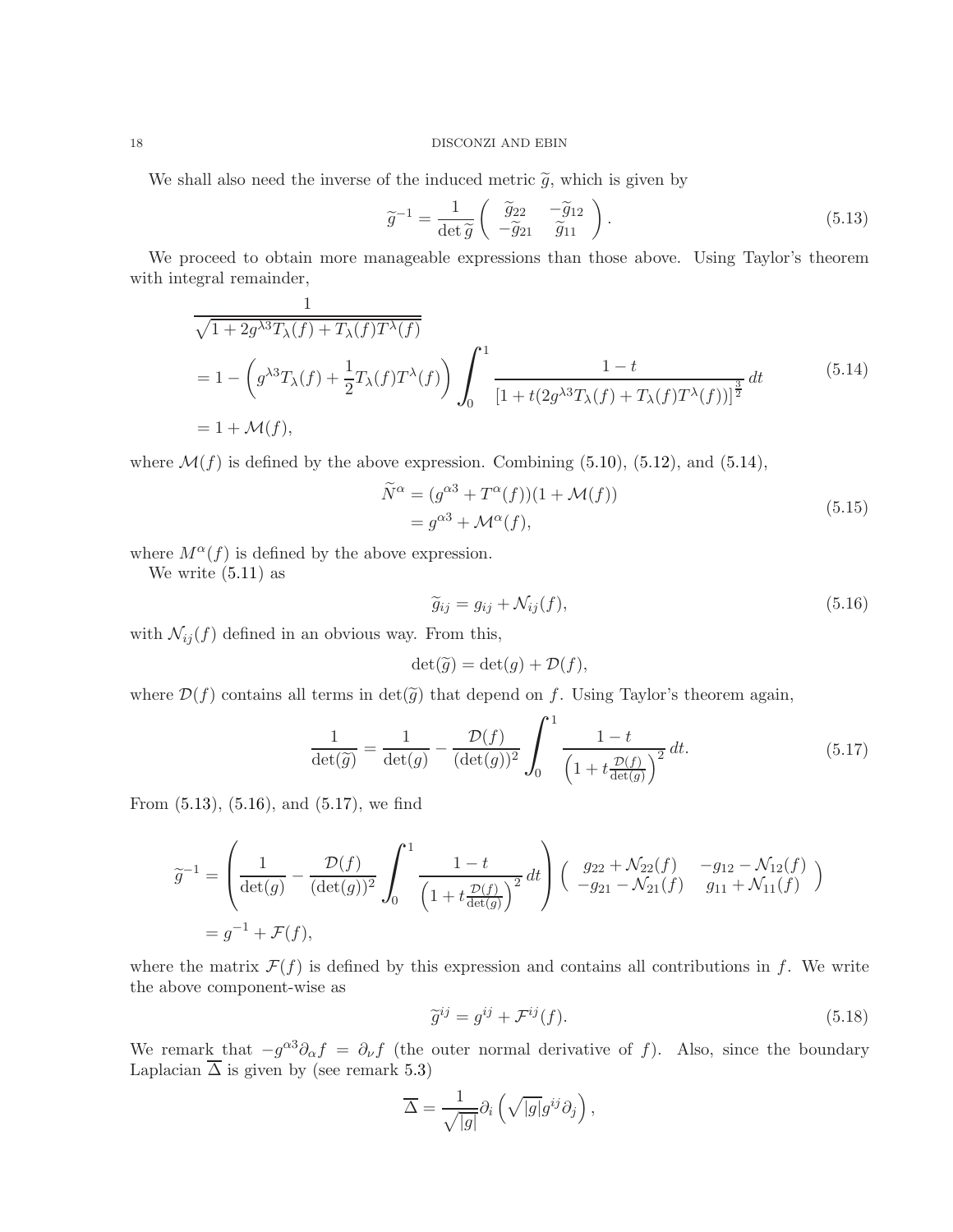We shall also need the inverse of the induced metric $\widetilde{g}$, which is given by

$$\widetilde{g}^{-1} = \frac{1}{\det \widetilde{g}} \begin{pmatrix} \widetilde{g}_{22} & -\widetilde{g}_{12} \\ -\widetilde{g}_{21} & \widetilde{g}_{11} \end{pmatrix}. \tag{5.13}$$

We proceed to obtain more manageable expressions than those above. Using Taylor's theorem with integral remainder,

$$\begin{aligned}
&\frac{1}{\sqrt{1 + 2g^{\lambda 3} T_\lambda(f) + T_\lambda(f) T^\lambda(f)}} \\
&= 1 - \left( g^{\lambda 3} T_\lambda(f) + \frac{1}{2} T_\lambda(f) T^\lambda(f) \right) \int_0^1 \frac{1-t}{\left[1 + t(2g^{\lambda 3} T_\lambda(f) + T_\lambda(f) T^\lambda(f))\right]^{\frac{3}{2}}}\, dt \\
&= 1 + \mathcal{M}(f),
\end{aligned} \tag{5.14}$$

where $\mathcal{M}(f)$ is defined by the above expression. Combining (5.10), (5.12), and (5.14),

$$\begin{aligned}
\widetilde{N}^\alpha &= (g^{\alpha 3} + T^\alpha(f))(1 + \mathcal{M}(f)) \\
&= g^{\alpha 3} + \mathcal{M}^\alpha(f),
\end{aligned} \tag{5.15}$$

where $M^\alpha(f)$ is defined by the above expression.

We write (5.11) as

$$\widetilde{g}_{ij} = g_{ij} + \mathcal{N}_{ij}(f), \tag{5.16}$$

with $\mathcal{N}_{ij}(f)$ defined in an obvious way. From this,

$$\det(\widetilde{g}) = \det(g) + \mathcal{D}(f),$$

where $\mathcal{D}(f)$ contains all terms in $\det(\widetilde{g})$ that depend on $f$. Using Taylor's theorem again,

$$\frac{1}{\det(\widetilde{g})} = \frac{1}{\det(g)} - \frac{\mathcal{D}(f)}{(\det(g))^2} \int_0^1 \frac{1-t}{\left(1 + t\frac{\mathcal{D}(f)}{\det(g)}\right)^2}\, dt. \tag{5.17}$$

From (5.13), (5.16), and (5.17), we find

$$\begin{aligned}
\widetilde{g}^{-1} &= \left( \frac{1}{\det(g)} - \frac{\mathcal{D}(f)}{(\det(g))^2} \int_0^1 \frac{1-t}{\left(1 + t\frac{\mathcal{D}(f)}{\det(g)}\right)^2}\, dt \right) \begin{pmatrix} g_{22} + \mathcal{N}_{22}(f) & -g_{12} - \mathcal{N}_{12}(f) \\ -g_{21} - \mathcal{N}_{21}(f) & g_{11} + \mathcal{N}_{11}(f) \end{pmatrix} \\
&= g^{-1} + \mathcal{F}(f),
\end{aligned}$$

where the matrix $\mathcal{F}(f)$ is defined by this expression and contains all contributions in $f$. We write the above component-wise as

$$\widetilde{g}^{ij} = g^{ij} + \mathcal{F}^{ij}(f). \tag{5.18}$$

We remark that $-g^{\alpha 3}\partial_\alpha f = \partial_\nu f$ (the outer normal derivative of $f$). Also, since the boundary Laplacian $\overline{\Delta}$ is given by (see remark 5.3)

$$\overline{\Delta} = \frac{1}{\sqrt{|g|}} \partial_i \left( \sqrt{|g|} g^{ij} \partial_j \right),$$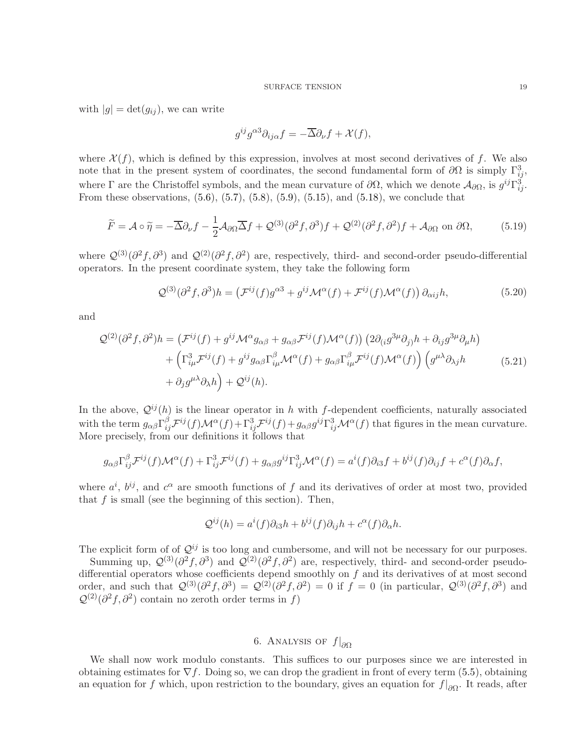with $|g| = \det(g_{ij})$, we can write

$$g^{ij} g^{\alpha 3} \partial_{ij\alpha} f = -\overline{\Delta} \partial_\nu f + \mathcal{X}(f),$$

where $\mathcal{X}(f)$, which is defined by this expression, involves at most second derivatives of $f$. We also note that in the present system of coordinates, the second fundamental form of $\partial\Omega$ is simply $\Gamma^3_{ij}$, where $\Gamma$ are the Christoffel symbols, and the mean curvature of $\partial\Omega$, which we denote $\mathcal{A}_{\partial\Omega}$, is $g^{ij}\Gamma^3_{ij}$. From these observations, (5.6), (5.7), (5.8), (5.9), (5.15), and (5.18), we conclude that

$$\widetilde{F} = \mathcal{A} \circ \widetilde{\eta} = -\overline{\Delta} \partial_\nu f - \frac{1}{2} \mathcal{A}_{\partial\Omega} \overline{\Delta} f + \mathcal{Q}^{(3)}(\partial^2 f, \partial^3) f + \mathcal{Q}^{(2)}(\partial^2 f, \partial^2) f + \mathcal{A}_{\partial\Omega} \text{ on } \partial\Omega, \tag{5.19}$$

where $\mathcal{Q}^{(3)}(\partial^2 f, \partial^3)$ and $\mathcal{Q}^{(2)}(\partial^2 f, \partial^2)$ are, respectively, third- and second-order pseudo-differential operators. In the present coordinate system, they take the following form

$$\mathcal{Q}^{(3)}(\partial^2 f, \partial^3) h = \left( \mathcal{F}^{ij}(f) g^{\alpha 3} + g^{ij} \mathcal{M}^\alpha(f) + \mathcal{F}^{ij}(f) \mathcal{M}^\alpha(f) \right) \partial_{\alpha ij} h, \tag{5.20}$$

and

$$\begin{aligned}
\mathcal{Q}^{(2)}(\partial^2 f, \partial^2) h = & \left( \mathcal{F}^{ij}(f) + g^{ij} \mathcal{M}^\alpha g_{\alpha\beta} + g_{\alpha\beta} \mathcal{F}^{ij}(f) \mathcal{M}^\alpha(f) \right) \left( 2 \partial_{(i} g^{3\mu} \partial_{j)} h + \partial_{ij} g^{3\mu} \partial_\mu h \right) \\
& + \Big( \Gamma^3_{i\mu} \mathcal{F}^{ij}(f) + g^{ij} g_{\alpha\beta} \Gamma^\beta_{i\mu} \mathcal{M}^\alpha(f) + g_{\alpha\beta} \Gamma^\beta_{i\mu} \mathcal{F}^{ij}(f) \mathcal{M}^\alpha(f) \Big) \Big( g^{\mu\lambda} \partial_{\lambda j} h \\
& + \partial_j g^{\mu\lambda} \partial_\lambda h \Big) + \mathcal{Q}^{ij}(h).
\end{aligned} \tag{5.21}$$

In the above, $\mathcal{Q}^{ij}(h)$ is the linear operator in $h$ with $f$-dependent coefficients, naturally associated with the term $g_{\alpha\beta}\Gamma^\beta_{ij}\mathcal{F}^{ij}(f)\mathcal{M}^\alpha(f) + \Gamma^3_{ij}\mathcal{F}^{ij}(f) + g_{\alpha\beta} g^{ij} \Gamma^3_{ij} \mathcal{M}^\alpha(f)$ that figures in the mean curvature. More precisely, from our definitions it follows that

$$g_{\alpha\beta}\Gamma^\beta_{ij}\mathcal{F}^{ij}(f)\mathcal{M}^\alpha(f) + \Gamma^3_{ij}\mathcal{F}^{ij}(f) + g_{\alpha\beta} g^{ij} \Gamma^3_{ij} \mathcal{M}^\alpha(f) = a^i(f) \partial_{i3} f + b^{ij}(f) \partial_{ij} f + c^\alpha(f) \partial_\alpha f,$$

where $a^i$, $b^{ij}$, and $c^\alpha$ are smooth functions of $f$ and its derivatives of order at most two, provided that $f$ is small (see the beginning of this section). Then,

$$\mathcal{Q}^{ij}(h) = a^i(f) \partial_{i3} h + b^{ij}(f) \partial_{ij} h + c^\alpha(f) \partial_\alpha h.$$

The explicit form of of $\mathcal{Q}^{ij}$ is too long and cumbersome, and will not be necessary for our purposes.

Summing up, $\mathcal{Q}^{(3)}(\partial^2 f, \partial^3)$ and $\mathcal{Q}^{(2)}(\partial^2 f, \partial^2)$ are, respectively, third- and second-order pseudo-differential operators whose coefficients depend smoothly on $f$ and its derivatives of at most second order, and such that $\mathcal{Q}^{(3)}(\partial^2 f, \partial^3) = \mathcal{Q}^{(2)}(\partial^2 f, \partial^2) = 0$ if $f = 0$ (in particular, $\mathcal{Q}^{(3)}(\partial^2 f, \partial^3)$ and $\mathcal{Q}^{(2)}(\partial^2 f, \partial^2)$ contain no zeroth order terms in $f$)

## 6. Analysis of $f|_{\partial\Omega}$

We shall now work modulo constants. This suffices to our purposes since we are interested in obtaining estimates for $\nabla f$. Doing so, we can drop the gradient in front of every term (5.5), obtaining an equation for $f$ which, upon restriction to the boundary, gives an equation for $f|_{\partial\Omega}$. It reads, after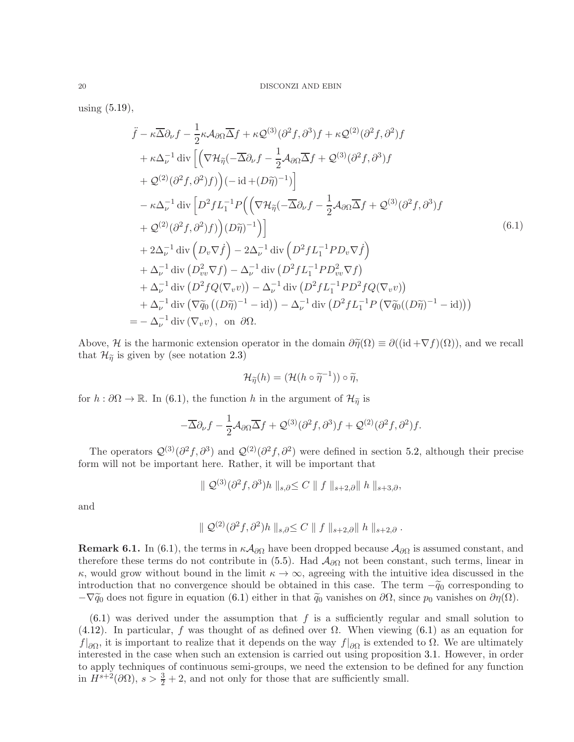using (5.19),

$$
\begin{aligned}
&\ddot{f} - \kappa\overline{\Delta}\partial_\nu f - \frac{1}{2}\kappa\mathcal{A}_{\partial\Omega}\overline{\Delta}f + \kappa\mathcal{Q}^{(3)}(\partial^2 f,\partial^3)f + \kappa\mathcal{Q}^{(2)}(\partial^2 f,\partial^2)f \\
&+ \kappa\Delta_\nu^{-1}\operatorname{div}\Big[\Big(\nabla\mathcal{H}_{\widetilde{\eta}}(-\overline{\Delta}\partial_\nu f - \frac{1}{2}\mathcal{A}_{\partial\Omega}\overline{\Delta}f + \mathcal{Q}^{(3)}(\partial^2 f,\partial^3)f \\
&+ \mathcal{Q}^{(2)}(\partial^2 f,\partial^2)f)\Big)(-\operatorname{id} + (D\widetilde{\eta})^{-1})\Big] \\
&- \kappa\Delta_\nu^{-1}\operatorname{div}\Big[D^2 f L_1^{-1} P\Big(\Big(\nabla\mathcal{H}_{\widetilde{\eta}}(-\overline{\Delta}\partial_\nu f - \frac{1}{2}\mathcal{A}_{\partial\Omega}\overline{\Delta}f + \mathcal{Q}^{(3)}(\partial^2 f,\partial^3)f \\
&+ \mathcal{Q}^{(2)}(\partial^2 f,\partial^2)f)\Big)(D\widetilde{\eta})^{-1}\Big)\Big] \\
&+ 2\Delta_\nu^{-1}\operatorname{div}\Big(D_v\nabla\dot{f}\Big) - 2\Delta_\nu^{-1}\operatorname{div}\Big(D^2 f L_1^{-1} P D_v \nabla\dot{f}\Big) \\
&+ \Delta_\nu^{-1}\operatorname{div}\big(D^2_{vv}\nabla f\big) - \Delta_\nu^{-1}\operatorname{div}\big(D^2 f L_1^{-1} P D^2_{vv}\nabla f\big) \\
&+ \Delta_\nu^{-1}\operatorname{div}\big(D^2 f Q(\nabla_v v)\big) - \Delta_\nu^{-1}\operatorname{div}\big(D^2 f L_1^{-1} P D^2 f Q(\nabla_v v)\big) \\
&+ \Delta_\nu^{-1}\operatorname{div}\big(\nabla\widetilde{q}_0\left((D\widetilde{\eta})^{-1} - \operatorname{id}\right)\big) - \Delta_\nu^{-1}\operatorname{div}\big(D^2 f L_1^{-1} P\left(\nabla\widetilde{q}_0((D\widetilde{\eta})^{-1} - \operatorname{id})\right)\big) \\
=& -\Delta_\nu^{-1}\operatorname{div}(\nabla_v v), \text{ on } \partial\Omega.
\end{aligned}
\tag{6.1}
$$

Above, $\mathcal{H}$ is the harmonic extension operator in the domain $\partial\widetilde{\eta}(\Omega) \equiv \partial((\operatorname{id} + \nabla f)(\Omega))$, and we recall that $\mathcal{H}_{\widetilde{\eta}}$ is given by (see notation 2.3)

$$
\mathcal{H}_{\widetilde{\eta}}(h) = (\mathcal{H}(h \circ \widetilde{\eta}^{-1})) \circ \widetilde{\eta},
$$

for $h : \partial\Omega \to \mathbb{R}$. In (6.1), the function $h$ in the argument of $\mathcal{H}_{\widetilde{\eta}}$ is

$$
-\overline{\Delta}\partial_\nu f - \frac{1}{2}\mathcal{A}_{\partial\Omega}\overline{\Delta}f + \mathcal{Q}^{(3)}(\partial^2 f,\partial^3)f + \mathcal{Q}^{(2)}(\partial^2 f,\partial^2)f.
$$

The operators $\mathcal{Q}^{(3)}(\partial^2 f,\partial^3)$ and $\mathcal{Q}^{(2)}(\partial^2 f,\partial^2)$ were defined in section 5.2, although their precise form will not be important here. Rather, it will be important that

$$
\| \mathcal{Q}^{(3)}(\partial^2 f,\partial^3)h \|_{s,\partial} \leq C \| f \|_{s+2,\partial} \| h \|_{s+3,\partial},
$$

and

$$
\| \mathcal{Q}^{(2)}(\partial^2 f,\partial^2)h \|_{s,\partial} \leq C \| f \|_{s+2,\partial} \| h \|_{s+2,\partial}.
$$

**Remark 6.1.** In (6.1), the terms in $\kappa\mathcal{A}_{\partial\Omega}$ have been dropped because $\mathcal{A}_{\partial\Omega}$ is assumed constant, and therefore these terms do not contribute in (5.5). Had $\mathcal{A}_{\partial\Omega}$ not been constant, such terms, linear in $\kappa$, would grow without bound in the limit $\kappa \to \infty$, agreeing with the intuitive idea discussed in the introduction that no convergence should be obtained in this case. The term $-\widetilde{q}_0$ corresponding to $-\nabla\widetilde{q}_0$ does not figure in equation (6.1) either in that $\widetilde{q}_0$ vanishes on $\partial\Omega$, since $p_0$ vanishes on $\partial\eta(\Omega)$.

(6.1) was derived under the assumption that $f$ is a sufficiently regular and small solution to (4.12). In particular, $f$ was thought of as defined over $\Omega$. When viewing (6.1) as an equation for $f|_{\partial\Omega}$, it is important to realize that it depends on the way $f|_{\partial\Omega}$ is extended to $\Omega$. We are ultimately interested in the case when such an extension is carried out using proposition 3.1. However, in order to apply techniques of continuous semi-groups, we need the extension to be defined for any function in $H^{s+2}(\partial\Omega)$, $s > \frac{3}{2} + 2$, and not only for those that are sufficiently small.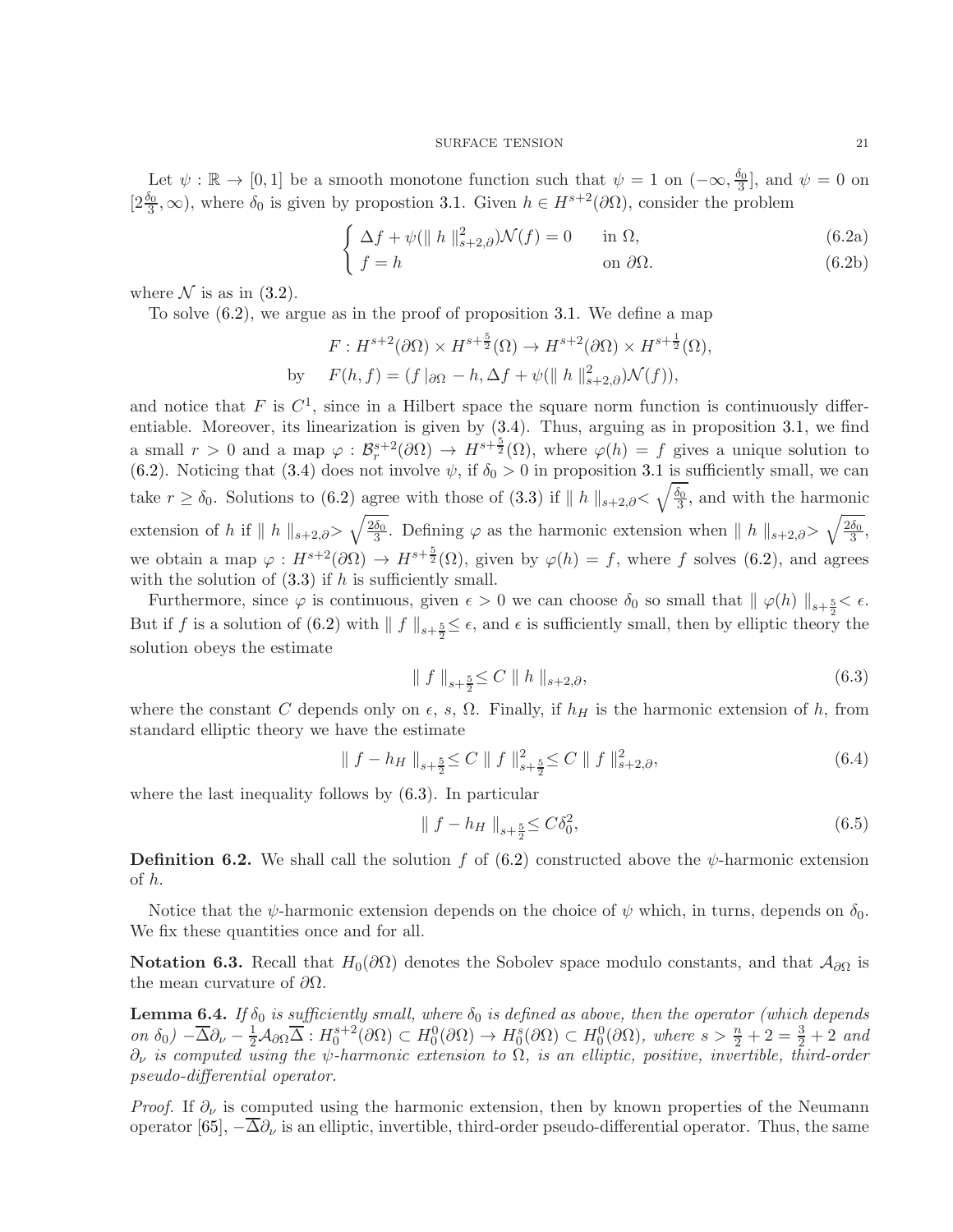Let $\psi : \mathbb{R} \to [0,1]$ be a smooth monotone function such that $\psi = 1$ on $(-\infty, \frac{\delta_0}{3}]$, and $\psi = 0$ on $[2\frac{\delta_0}{3}, \infty)$, where $\delta_0$ is given by propostion 3.1. Given $h \in H^{s+2}(\partial\Omega)$, consider the problem

$$
\begin{cases} \Delta f + \psi(\| h \|_{s+2,\partial}^2)\mathcal{N}(f) = 0 & \text{in } \Omega, \qquad (6.2a) \\ f = h & \text{on } \partial\Omega. \qquad (6.2b) \end{cases}
$$

where $\mathcal{N}$ is as in (3.2).

To solve (6.2), we argue as in the proof of proposition 3.1. We define a map

$$
F : H^{s+2}(\partial\Omega) \times H^{s+\frac{5}{2}}(\Omega) \to H^{s+2}(\partial\Omega) \times H^{s+\frac{1}{2}}(\Omega),
$$

$$
\text{by} \quad F(h,f) = (f\,|_{\partial\Omega} - h, \Delta f + \psi(\| h \|_{s+2,\partial}^2)\mathcal{N}(f)),
$$

and notice that $F$ is $C^1$, since in a Hilbert space the square norm function is continuously differentiable. Moreover, its linearization is given by (3.4). Thus, arguing as in proposition 3.1, we find a small $r > 0$ and a map $\varphi : \mathcal{B}_r^{s+2}(\partial\Omega) \to H^{s+\frac{5}{2}}(\Omega)$, where $\varphi(h) = f$ gives a unique solution to (6.2). Noticing that (3.4) does not involve $\psi$, if $\delta_0 > 0$ in proposition 3.1 is sufficiently small, we can take $r \geq \delta_0$. Solutions to (6.2) agree with those of (3.3) if $\| h \|_{s+2,\partial} < \sqrt{\frac{\delta_0}{3}}$, and with the harmonic extension of $h$ if $\| h \|_{s+2,\partial} > \sqrt{\frac{2\delta_0}{3}}$. Defining $\varphi$ as the harmonic extension when $\| h \|_{s+2,\partial} > \sqrt{\frac{2\delta_0}{3}}$, we obtain a map $\varphi : H^{s+2}(\partial\Omega) \to H^{s+\frac{5}{2}}(\Omega)$, given by $\varphi(h) = f$, where $f$ solves (6.2), and agrees with the solution of (3.3) if $h$ is sufficiently small.

Furthermore, since $\varphi$ is continuous, given $\epsilon > 0$ we can choose $\delta_0$ so small that $\| \varphi(h) \|_{s+\frac{5}{2}} < \epsilon$. But if $f$ is a solution of (6.2) with $\| f \|_{s+\frac{5}{2}} \leq \epsilon$, and $\epsilon$ is sufficiently small, then by elliptic theory the solution obeys the estimate

$$
\| f \|_{s+\frac{5}{2}} \leq C \| h \|_{s+2,\partial}, \tag{6.3}
$$

where the constant $C$ depends only on $\epsilon$, $s$, $\Omega$. Finally, if $h_H$ is the harmonic extension of $h$, from standard elliptic theory we have the estimate

$$
\| f - h_H \|_{s+\frac{5}{2}} \leq C \| f \|_{s+\frac{5}{2}}^2 \leq C \| f \|_{s+2,\partial}^2, \tag{6.4}
$$

where the last inequality follows by (6.3). In particular

$$
\| f - h_H \|_{s+\frac{5}{2}} \leq C\delta_0^2, \tag{6.5}
$$

**Definition 6.2.** We shall call the solution $f$ of (6.2) constructed above the $\psi$-harmonic extension of $h$.

Notice that the $\psi$-harmonic extension depends on the choice of $\psi$ which, in turns, depends on $\delta_0$. We fix these quantities once and for all.

**Notation 6.3.** Recall that $H_0(\partial\Omega)$ denotes the Sobolev space modulo constants, and that $\mathcal{A}_{\partial\Omega}$ is the mean curvature of $\partial\Omega$.

**Lemma 6.4.** *If $\delta_0$ is sufficiently small, where $\delta_0$ is defined as above, then the operator (which depends on $\delta_0$) $-\overline{\Delta}\partial_\nu - \frac{1}{2}\mathcal{A}_{\partial\Omega}\overline{\Delta} : H_0^{s+2}(\partial\Omega) \subset H_0^0(\partial\Omega) \to H_0^s(\partial\Omega) \subset H_0^0(\partial\Omega)$, where $s > \frac{n}{2} + 2 = \frac{3}{2} + 2$ and $\partial_\nu$ is computed using the $\psi$-harmonic extension to $\Omega$, is an elliptic, positive, invertible, third-order pseudo-differential operator.*

*Proof.* If $\partial_\nu$ is computed using the harmonic extension, then by known properties of the Neumann operator [65], $-\overline{\Delta}\partial_\nu$ is an elliptic, invertible, third-order pseudo-differential operator. Thus, the same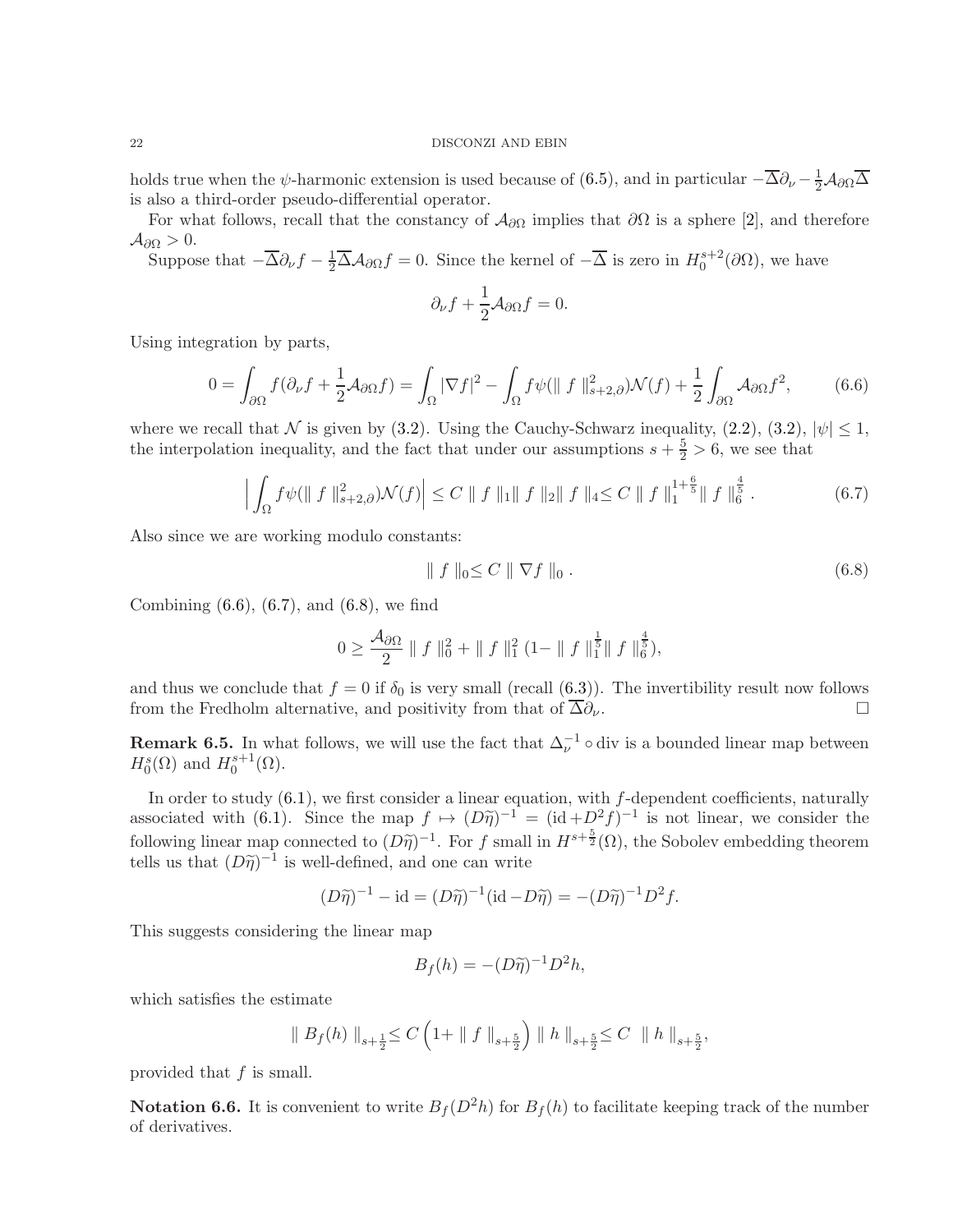holds true when the $\psi$-harmonic extension is used because of (6.5), and in particular $-\overline{\Delta}\partial_\nu - \frac{1}{2}\mathcal{A}_{\partial\Omega}\overline{\Delta}$ is also a third-order pseudo-differential operator.

For what follows, recall that the constancy of $\mathcal{A}_{\partial\Omega}$ implies that $\partial\Omega$ is a sphere [2], and therefore $\mathcal{A}_{\partial\Omega} > 0$.

Suppose that $-\overline{\Delta}\partial_\nu f - \frac{1}{2}\overline{\Delta}\mathcal{A}_{\partial\Omega} f = 0$. Since the kernel of $-\overline{\Delta}$ is zero in $H_0^{s+2}(\partial\Omega)$, we have

$$\partial_\nu f + \frac{1}{2}\mathcal{A}_{\partial\Omega} f = 0.$$

Using integration by parts,

$$0 = \int_{\partial\Omega} f(\partial_\nu f + \frac{1}{2}\mathcal{A}_{\partial\Omega} f) = \int_\Omega |\nabla f|^2 - \int_\Omega f\psi(\| f \|_{s+2,\partial}^2)\mathcal{N}(f) + \frac{1}{2}\int_{\partial\Omega}\mathcal{A}_{\partial\Omega} f^2, \tag{6.6}$$

where we recall that $\mathcal{N}$ is given by (3.2). Using the Cauchy-Schwarz inequality, (2.2), (3.2), $|\psi| \leq 1$, the interpolation inequality, and the fact that under our assumptions $s + \frac{5}{2} > 6$, we see that

$$\Big| \int_\Omega f\psi(\| f \|_{s+2,\partial}^2)\mathcal{N}(f)\Big| \leq C \| f \|_1 \| f \|_2 \| f \|_4 \leq C \| f \|_1^{1+\frac{6}{5}} \| f \|_6^{\frac{4}{5}}. \tag{6.7}$$

Also since we are working modulo constants:

$$\| f \|_0 \leq C \| \nabla f \|_0 . \tag{6.8}$$

Combining (6.6), (6.7), and (6.8), we find

$$0 \geq \frac{\mathcal{A}_{\partial\Omega}}{2} \| f \|_0^2 + \| f \|_1^2 (1 - \| f \|_1^{\frac{1}{5}} \| f \|_6^{\frac{4}{5}}),$$

and thus we conclude that $f = 0$ if $\delta_0$ is very small (recall (6.3)). The invertibility result now follows from the Fredholm alternative, and positivity from that of $\overline{\Delta}\partial_\nu$. $\square$

**Remark 6.5.** In what follows, we will use the fact that $\Delta_\nu^{-1} \circ \operatorname{div}$ is a bounded linear map between $H_0^s(\Omega)$ and $H_0^{s+1}(\Omega)$.

In order to study (6.1), we first consider a linear equation, with $f$-dependent coefficients, naturally associated with (6.1). Since the map $f \mapsto (D\widetilde{\eta})^{-1} = (\operatorname{id} + D^2 f)^{-1}$ is not linear, we consider the following linear map connected to $(D\widetilde{\eta})^{-1}$. For $f$ small in $H^{s+\frac{5}{2}}(\Omega)$, the Sobolev embedding theorem tells us that $(D\widetilde{\eta})^{-1}$ is well-defined, and one can write

$$(D\widetilde{\eta})^{-1} - \operatorname{id} = (D\widetilde{\eta})^{-1}(\operatorname{id} - D\widetilde{\eta}) = -(D\widetilde{\eta})^{-1} D^2 f.$$

This suggests considering the linear map

$$B_f(h) = -(D\widetilde{\eta})^{-1} D^2 h,$$

which satisfies the estimate

$$\| B_f(h) \|_{s+\frac{1}{2}} \leq C \left(1 + \| f \|_{s+\frac{5}{2}}\right) \| h \|_{s+\frac{5}{2}} \leq C \ \| h \|_{s+\frac{5}{2}},$$

provided that $f$ is small.

**Notation 6.6.** It is convenient to write $B_f(D^2 h)$ for $B_f(h)$ to facilitate keeping track of the number of derivatives.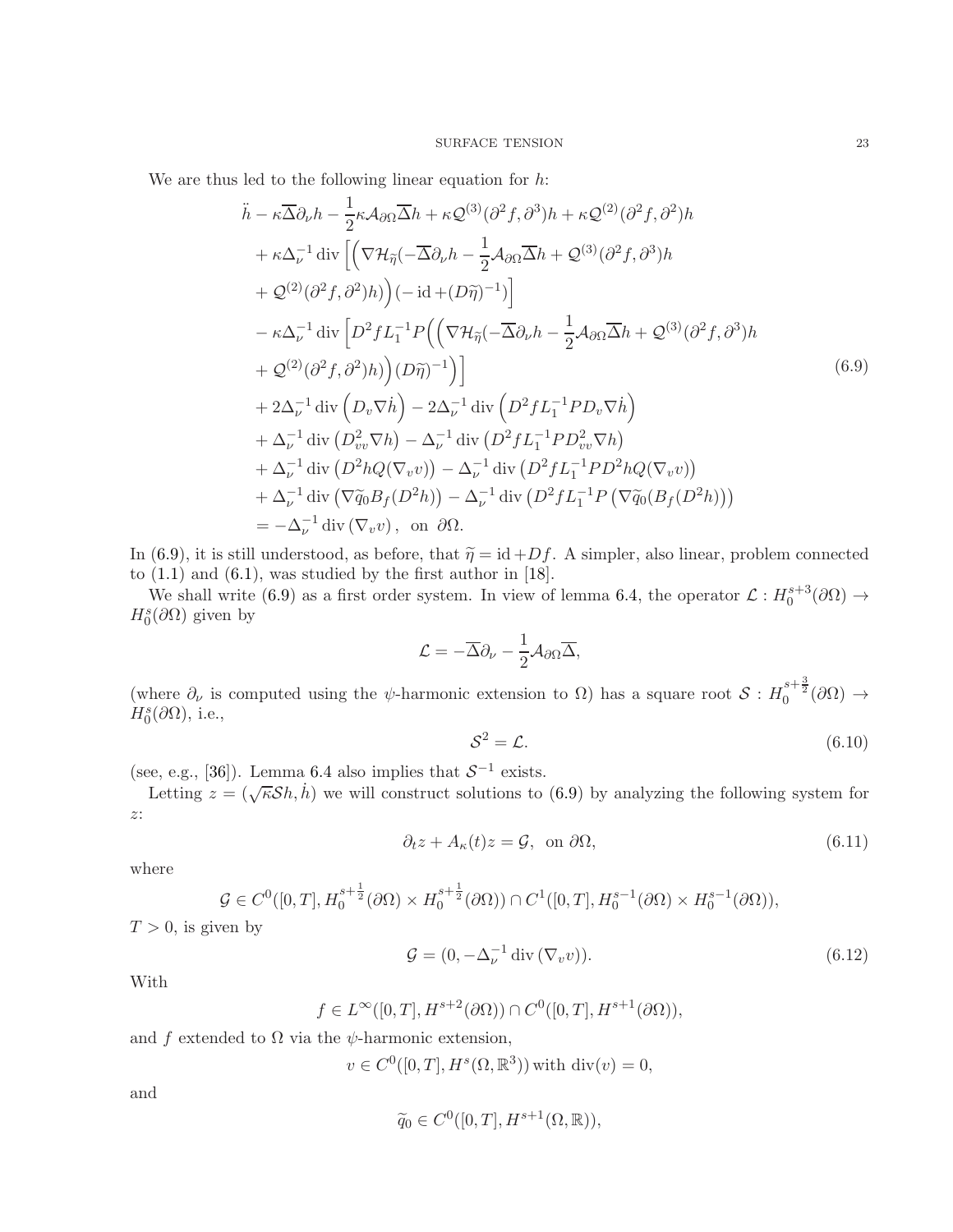We are thus led to the following linear equation for $h$:

$$
\begin{aligned}
& \ddot{h} - \kappa\overline{\Delta}\partial_\nu h - \frac{1}{2}\kappa\mathcal{A}_{\partial\Omega}\overline{\Delta}h + \kappa\mathcal{Q}^{(3)}(\partial^2 f, \partial^3)h + \kappa\mathcal{Q}^{(2)}(\partial^2 f, \partial^2)h \\
& + \kappa\Delta_\nu^{-1}\operatorname{div}\Big[\Big(\nabla\mathcal{H}_{\widetilde{\eta}}(-\overline{\Delta}\partial_\nu h - \frac{1}{2}\mathcal{A}_{\partial\Omega}\overline{\Delta}h + \mathcal{Q}^{(3)}(\partial^2 f, \partial^3)h \\
& + \mathcal{Q}^{(2)}(\partial^2 f, \partial^2)h)\Big)(-\operatorname{id} + (D\widetilde{\eta})^{-1})\Big] \\
& - \kappa\Delta_\nu^{-1}\operatorname{div}\Big[D^2 f L_1^{-1} P\Big(\Big(\nabla\mathcal{H}_{\widetilde{\eta}}(-\overline{\Delta}\partial_\nu h - \frac{1}{2}\mathcal{A}_{\partial\Omega}\overline{\Delta}h + \mathcal{Q}^{(3)}(\partial^2 f, \partial^3)h \\
& + \mathcal{Q}^{(2)}(\partial^2 f, \partial^2)h)\Big)(D\widetilde{\eta})^{-1}\Big)\Big] \\
& + 2\Delta_\nu^{-1}\operatorname{div}\Big(D_v\nabla\dot{h}\Big) - 2\Delta_\nu^{-1}\operatorname{div}\Big(D^2 f L_1^{-1} P D_v \nabla\dot{h}\Big) \\
& + \Delta_\nu^{-1}\operatorname{div}\big(D_{vv}^2\nabla h\big) - \Delta_\nu^{-1}\operatorname{div}\big(D^2 f L_1^{-1} P D_{vv}^2 \nabla h\big) \\
& + \Delta_\nu^{-1}\operatorname{div}\big(D^2 h Q(\nabla_v v)\big) - \Delta_\nu^{-1}\operatorname{div}\big(D^2 f L_1^{-1} P D^2 h Q(\nabla_v v)\big) \\
& + \Delta_\nu^{-1}\operatorname{div}\big(\nabla\widetilde{q}_0 B_f(D^2 h)\big) - \Delta_\nu^{-1}\operatorname{div}\big(D^2 f L_1^{-1} P\left(\nabla\widetilde{q}_0(B_f(D^2 h))\right)\big) \\
& = -\Delta_\nu^{-1}\operatorname{div}(\nabla_v v), \text{ on } \partial\Omega.
\end{aligned}
\tag{6.9}
$$

In (6.9), it is still understood, as before, that $\widetilde{\eta} = \operatorname{id} + Df$. A simpler, also linear, problem connected to (1.1) and (6.1), was studied by the first author in [18].

We shall write (6.9) as a first order system. In view of lemma 6.4, the operator $\mathcal{L} : H_0^{s+3}(\partial\Omega) \to H_0^s(\partial\Omega)$ given by

$$
\mathcal{L} = -\overline{\Delta}\partial_\nu - \frac{1}{2}\mathcal{A}_{\partial\Omega}\overline{\Delta},
$$

(where $\partial_\nu$ is computed using the $\psi$-harmonic extension to $\Omega$) has a square root $\mathcal{S} : H_0^{s+\frac{3}{2}}(\partial\Omega) \to H_0^s(\partial\Omega)$, i.e.,

$$
\mathcal{S}^2 = \mathcal{L}. \tag{6.10}
$$

(see, e.g., [36]). Lemma 6.4 also implies that $\mathcal{S}^{-1}$ exists.

Letting $z = (\sqrt{\kappa}\mathcal{S}h, \dot{h})$ we will construct solutions to (6.9) by analyzing the following system for $z$:

$$
\partial_t z + A_\kappa(t) z = \mathcal{G}, \text{ on } \partial\Omega, \tag{6.11}
$$

where

$$
\mathcal{G} \in C^0([0,T], H_0^{s+\frac{1}{2}}(\partial\Omega) \times H_0^{s+\frac{1}{2}}(\partial\Omega)) \cap C^1([0,T], H_0^{s-1}(\partial\Omega) \times H_0^{s-1}(\partial\Omega)),
$$

$T > 0$, is given by

$$
\mathcal{G} = (0, -\Delta_\nu^{-1}\operatorname{div}(\nabla_v v)). \tag{6.12}
$$

With

$$
f \in L^\infty([0,T], H^{s+2}(\partial\Omega)) \cap C^0([0,T], H^{s+1}(\partial\Omega)),
$$

and $f$ extended to $\Omega$ via the $\psi$-harmonic extension,

$$
v \in C^0([0,T], H^s(\Omega, \mathbb{R}^3)) \text{ with } \operatorname{div}(v) = 0,
$$

and

$$
\widetilde{q}_0 \in C^0([0,T], H^{s+1}(\Omega, \mathbb{R})),
$$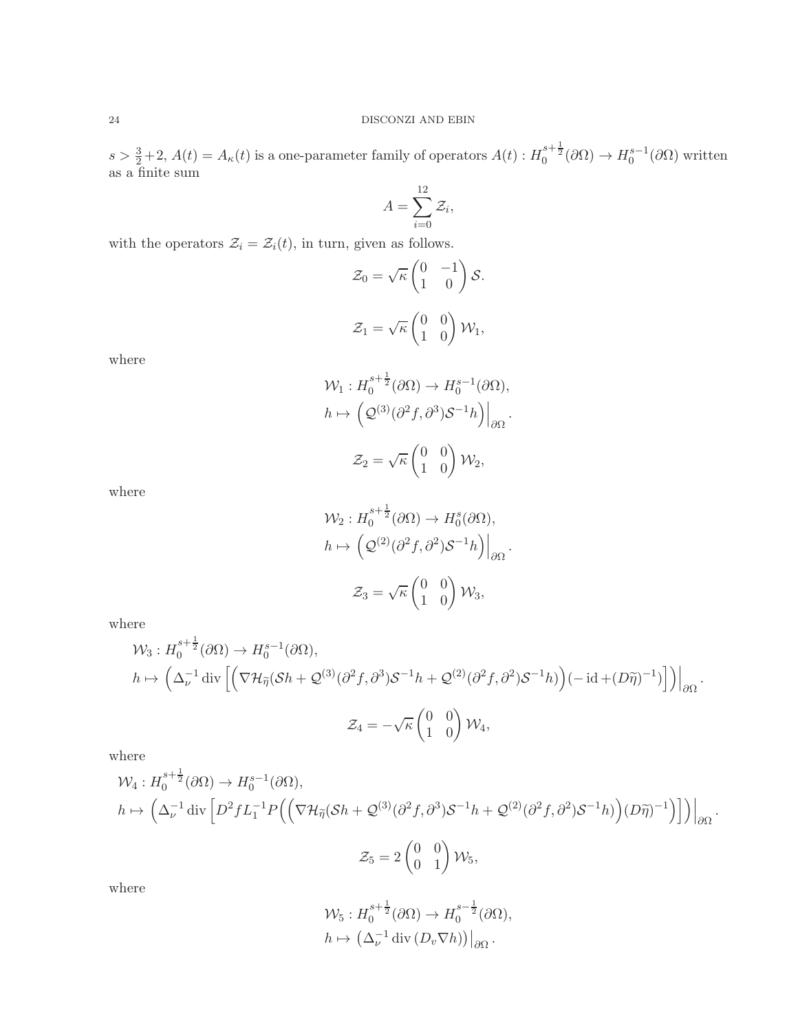$s > \frac{3}{2}+2$, $A(t) = A_\kappa(t)$ is a one-parameter family of operators $A(t) : H_0^{s+\frac{1}{2}}(\partial\Omega) \to H_0^{s-1}(\partial\Omega)$ written as a finite sum

$$A = \sum_{i=0}^{12} \mathcal{Z}_i,$$

with the operators $\mathcal{Z}_i = \mathcal{Z}_i(t)$, in turn, given as follows.

$$\mathcal{Z}_0 = \sqrt{\kappa} \begin{pmatrix} 0 & -1 \\ 1 & 0 \end{pmatrix} \mathcal{S}.$$

$$\mathcal{Z}_1 = \sqrt{\kappa} \begin{pmatrix} 0 & 0 \\ 1 & 0 \end{pmatrix} \mathcal{W}_1,$$

where

$$\mathcal{W}_1 : H_0^{s+\frac{1}{2}}(\partial\Omega) \to H_0^{s-1}(\partial\Omega),$$
$$h \mapsto \Big( \mathcal{Q}^{(3)}(\partial^2 f, \partial^3)\mathcal{S}^{-1} h \Big)\Big|_{\partial\Omega}.$$

$$\mathcal{Z}_2 = \sqrt{\kappa} \begin{pmatrix} 0 & 0 \\ 1 & 0 \end{pmatrix} \mathcal{W}_2,$$

where

$$\mathcal{W}_2 : H_0^{s+\frac{1}{2}}(\partial\Omega) \to H_0^{s}(\partial\Omega),$$
$$h \mapsto \Big( \mathcal{Q}^{(2)}(\partial^2 f, \partial^2)\mathcal{S}^{-1} h \Big)\Big|_{\partial\Omega}.$$

$$\mathcal{Z}_3 = \sqrt{\kappa} \begin{pmatrix} 0 & 0 \\ 1 & 0 \end{pmatrix} \mathcal{W}_3,$$

where

$$\mathcal{W}_3 : H_0^{s+\frac{1}{2}}(\partial\Omega) \to H_0^{s-1}(\partial\Omega),$$
$$h \mapsto \Big( \Delta_\nu^{-1} \operatorname{div} \Big[ \Big( \nabla \mathcal{H}_{\widetilde{\eta}}(\mathcal{S}h + \mathcal{Q}^{(3)}(\partial^2 f, \partial^3)\mathcal{S}^{-1} h + \mathcal{Q}^{(2)}(\partial^2 f, \partial^2)\mathcal{S}^{-1} h) \Big)(-\operatorname{id} + (D\widetilde{\eta})^{-1}) \Big] \Big)\Big|_{\partial\Omega}.$$

$$\mathcal{Z}_4 = -\sqrt{\kappa} \begin{pmatrix} 0 & 0 \\ 1 & 0 \end{pmatrix} \mathcal{W}_4,$$

where

$$\mathcal{W}_4 : H_0^{s+\frac{1}{2}}(\partial\Omega) \to H_0^{s-1}(\partial\Omega),$$
$$h \mapsto \Big( \Delta_\nu^{-1} \operatorname{div} \Big[ D^2 f L_1^{-1} P \Big( \Big( \nabla \mathcal{H}_{\widetilde{\eta}}(\mathcal{S}h + \mathcal{Q}^{(3)}(\partial^2 f, \partial^3)\mathcal{S}^{-1} h + \mathcal{Q}^{(2)}(\partial^2 f, \partial^2)\mathcal{S}^{-1} h) \Big)(D\widetilde{\eta})^{-1} \Big) \Big] \Big)\Big|_{\partial\Omega}.$$

$$\mathcal{Z}_5 = 2 \begin{pmatrix} 0 & 0 \\ 0 & 1 \end{pmatrix} \mathcal{W}_5,$$

where

$$\mathcal{W}_5 : H_0^{s+\frac{1}{2}}(\partial\Omega) \to H_0^{s-\frac{1}{2}}(\partial\Omega),$$
$$h \mapsto \left( \Delta_\nu^{-1} \operatorname{div} (D_v \nabla h) \right)\big|_{\partial\Omega}.$$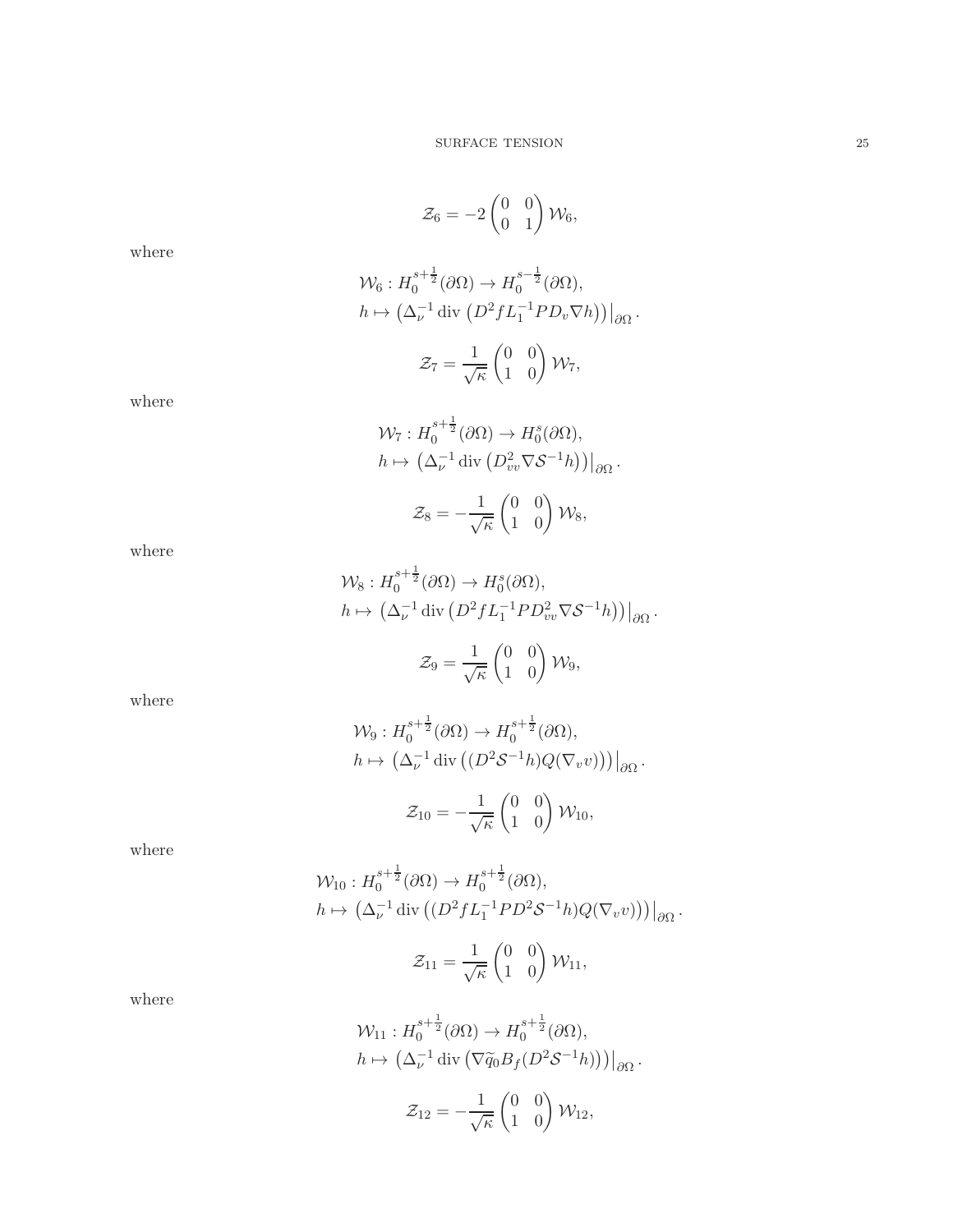$$\mathcal{Z}_6 = -2 \begin{pmatrix} 0 & 0 \\ 0 & 1 \end{pmatrix} \mathcal{W}_6,$$

where

$$\begin{aligned}
&\mathcal{W}_6 : H_0^{s+\frac{1}{2}}(\partial\Omega) \to H_0^{s-\frac{1}{2}}(\partial\Omega), \\
&h \mapsto \left(\Delta_\nu^{-1} \operatorname{div}\left(D^2 f L_1^{-1} P D_v \nabla h\right)\right)\big|_{\partial\Omega}.
\end{aligned}$$

$$\mathcal{Z}_7 = \frac{1}{\sqrt{\kappa}} \begin{pmatrix} 0 & 0 \\ 1 & 0 \end{pmatrix} \mathcal{W}_7,$$

where

$$\begin{aligned}
&\mathcal{W}_7 : H_0^{s+\frac{1}{2}}(\partial\Omega) \to H_0^{s}(\partial\Omega), \\
&h \mapsto \left(\Delta_\nu^{-1} \operatorname{div}\left(D_{vv}^2 \nabla \mathcal{S}^{-1} h\right)\right)\big|_{\partial\Omega}.
\end{aligned}$$

$$\mathcal{Z}_8 = -\frac{1}{\sqrt{\kappa}} \begin{pmatrix} 0 & 0 \\ 1 & 0 \end{pmatrix} \mathcal{W}_8,$$

where

$$\begin{aligned}
&\mathcal{W}_8 : H_0^{s+\frac{1}{2}}(\partial\Omega) \to H_0^{s}(\partial\Omega), \\
&h \mapsto \left(\Delta_\nu^{-1} \operatorname{div}\left(D^2 f L_1^{-1} P D_{vv}^2 \nabla \mathcal{S}^{-1} h\right)\right)\big|_{\partial\Omega}.
\end{aligned}$$

$$\mathcal{Z}_9 = \frac{1}{\sqrt{\kappa}} \begin{pmatrix} 0 & 0 \\ 1 & 0 \end{pmatrix} \mathcal{W}_9,$$

where

$$\begin{aligned}
&\mathcal{W}_9 : H_0^{s+\frac{1}{2}}(\partial\Omega) \to H_0^{s+\frac{1}{2}}(\partial\Omega), \\
&h \mapsto \left(\Delta_\nu^{-1} \operatorname{div}\left((D^2 \mathcal{S}^{-1} h) Q(\nabla_v v)\right)\right)\big|_{\partial\Omega}.
\end{aligned}$$

$$\mathcal{Z}_{10} = -\frac{1}{\sqrt{\kappa}} \begin{pmatrix} 0 & 0 \\ 1 & 0 \end{pmatrix} \mathcal{W}_{10},$$

where

$$\begin{aligned}
&\mathcal{W}_{10} : H_0^{s+\frac{1}{2}}(\partial\Omega) \to H_0^{s+\frac{1}{2}}(\partial\Omega), \\
&h \mapsto \left(\Delta_\nu^{-1} \operatorname{div}\left((D^2 f L_1^{-1} P D^2 \mathcal{S}^{-1} h) Q(\nabla_v v)\right)\right)\big|_{\partial\Omega}.
\end{aligned}$$

$$\mathcal{Z}_{11} = \frac{1}{\sqrt{\kappa}} \begin{pmatrix} 0 & 0 \\ 1 & 0 \end{pmatrix} \mathcal{W}_{11},$$

where

$$\begin{aligned}
&\mathcal{W}_{11} : H_0^{s+\frac{1}{2}}(\partial\Omega) \to H_0^{s+\frac{1}{2}}(\partial\Omega), \\
&h \mapsto \left(\Delta_\nu^{-1} \operatorname{div}\left(\nabla \widetilde{q}_0 B_f(D^2 \mathcal{S}^{-1} h)\right)\right)\big|_{\partial\Omega}.
\end{aligned}$$

$$\mathcal{Z}_{12} = -\frac{1}{\sqrt{\kappa}} \begin{pmatrix} 0 & 0 \\ 1 & 0 \end{pmatrix} \mathcal{W}_{12},$$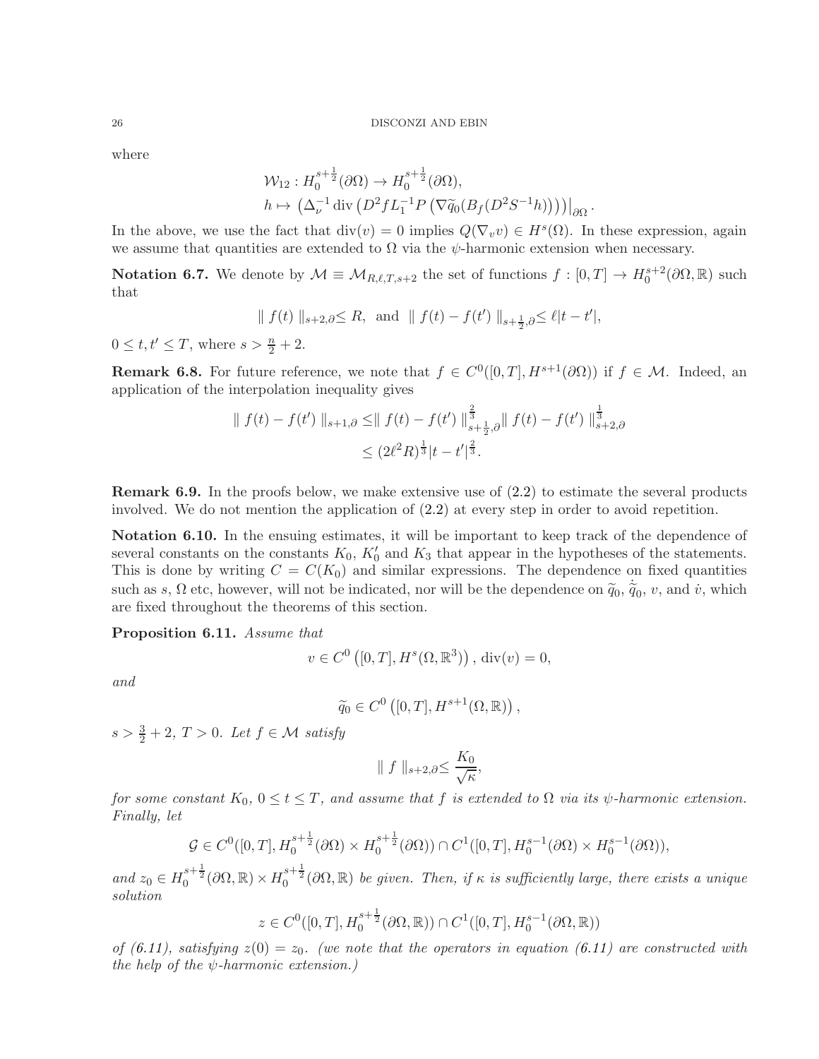where

$$
\begin{aligned}
&\mathcal{W}_{12} : H_0^{s+\frac{1}{2}}(\partial\Omega) \to H_0^{s+\frac{1}{2}}(\partial\Omega),\\
&h \mapsto \left(\Delta_\nu^{-1} \operatorname{div}\left(D^2 f L_1^{-1} P\left(\nabla \widetilde{q}_0(B_f(D^2 S^{-1} h))\right)\right)\right)\Big|_{\partial\Omega}.
\end{aligned}
$$

In the above, we use the fact that $\operatorname{div}(v) = 0$ implies $Q(\nabla_v v) \in H^s(\Omega)$. In these expression, again we assume that quantities are extended to $\Omega$ via the $\psi$-harmonic extension when necessary.

**Notation 6.7.** We denote by $\mathcal{M} \equiv \mathcal{M}_{R,\ell,T,s+2}$ the set of functions $f : [0,T] \to H_0^{s+2}(\partial\Omega, \mathbb{R})$ such that

$$
\| f(t) \|_{s+2,\partial} \leq R, \text{ and } \| f(t) - f(t') \|_{s+\frac{1}{2},\partial} \leq \ell |t - t'|,
$$

$0 \leq t, t' \leq T$, where $s > \frac{n}{2} + 2$.

**Remark 6.8.** For future reference, we note that $f \in C^0([0,T], H^{s+1}(\partial\Omega))$ if $f \in \mathcal{M}$. Indeed, an application of the interpolation inequality gives

$$
\begin{aligned}
\| f(t) - f(t') \|_{s+1,\partial} &\leq \| f(t) - f(t') \|_{s+\frac{1}{2},\partial}^{\frac{2}{3}} \| f(t) - f(t') \|_{s+2,\partial}^{\frac{1}{3}}\\
&\leq (2\ell^2 R)^{\frac{1}{3}} |t - t'|^{\frac{2}{3}}.
\end{aligned}
$$

**Remark 6.9.** In the proofs below, we make extensive use of (2.2) to estimate the several products involved. We do not mention the application of (2.2) at every step in order to avoid repetition.

**Notation 6.10.** In the ensuing estimates, it will be important to keep track of the dependence of several constants on the constants $K_0$, $K_0'$ and $K_3$ that appear in the hypotheses of the statements. This is done by writing $C = C(K_0)$ and similar expressions. The dependence on fixed quantities such as $s$, $\Omega$ etc, however, will not be indicated, nor will be the dependence on $\widetilde{q}_0$, $\dot{\widetilde{q}}_0$, $v$, and $\dot{v}$, which are fixed throughout the theorems of this section.

**Proposition 6.11.** *Assume that*

$$
v \in C^0\left([0,T], H^s(\Omega, \mathbb{R}^3)\right), \operatorname{div}(v) = 0,
$$

*and*

$$
\widetilde{q}_0 \in C^0\left([0,T], H^{s+1}(\Omega, \mathbb{R})\right),
$$

*$s > \frac{3}{2} + 2$, $T > 0$. Let $f \in \mathcal{M}$ satisfy*

$$
\| f \|_{s+2,\partial} \leq \frac{K_0}{\sqrt{\kappa}},
$$

*for some constant $K_0$, $0 \leq t \leq T$, and assume that $f$ is extended to $\Omega$ via its $\psi$-harmonic extension. Finally, let*

$$
\mathcal{G} \in C^0([0,T], H_0^{s+\frac{1}{2}}(\partial\Omega) \times H_0^{s+\frac{1}{2}}(\partial\Omega)) \cap C^1([0,T], H_0^{s-1}(\partial\Omega) \times H_0^{s-1}(\partial\Omega)),
$$

*and $z_0 \in H_0^{s+\frac{1}{2}}(\partial\Omega, \mathbb{R}) \times H_0^{s+\frac{1}{2}}(\partial\Omega, \mathbb{R})$ be given. Then, if $\kappa$ is sufficiently large, there exists a unique solution*

$$
z \in C^0([0,T], H_0^{s+\frac{1}{2}}(\partial\Omega, \mathbb{R})) \cap C^1([0,T], H_0^{s-1}(\partial\Omega, \mathbb{R}))
$$

*of (6.11), satisfying $z(0) = z_0$. (we note that the operators in equation (6.11) are constructed with the help of the $\psi$-harmonic extension.)*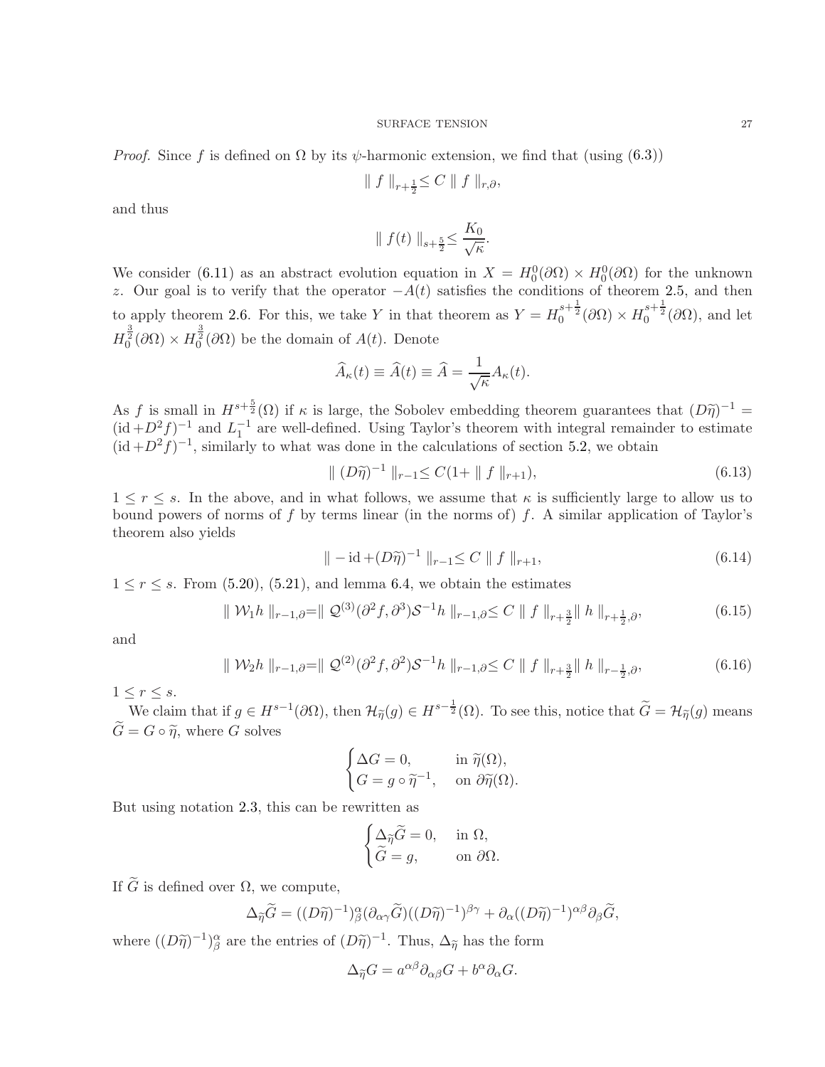*Proof.* Since $f$ is defined on $\Omega$ by its $\psi$-harmonic extension, we find that (using (6.3))

$$\parallel f \parallel_{r+\frac{1}{2}} \leq C \parallel f \parallel_{r,\partial},$$

and thus

$$\parallel f(t) \parallel_{s+\frac{5}{2}} \leq \frac{K_0}{\sqrt{\kappa}}.$$

We consider (6.11) as an abstract evolution equation in $X = H_0^0(\partial\Omega) \times H_0^0(\partial\Omega)$ for the unknown $z$. Our goal is to verify that the operator $-A(t)$ satisfies the conditions of theorem 2.5, and then to apply theorem 2.6. For this, we take $Y$ in that theorem as $Y = H_0^{s+\frac{1}{2}}(\partial\Omega) \times H_0^{s+\frac{1}{2}}(\partial\Omega)$, and let $H_0^{\frac{3}{2}}(\partial\Omega) \times H_0^{\frac{3}{2}}(\partial\Omega)$ be the domain of $A(t)$. Denote

$$\widehat{A}_\kappa(t) \equiv \widehat{A}(t) \equiv \widehat{A} = \frac{1}{\sqrt{\kappa}} A_\kappa(t).$$

As $f$ is small in $H^{s+\frac{5}{2}}(\Omega)$ if $\kappa$ is large, the Sobolev embedding theorem guarantees that $(D\widetilde{\eta})^{-1} = (\mathrm{id} + D^2 f)^{-1}$ and $L_1^{-1}$ are well-defined. Using Taylor's theorem with integral remainder to estimate $(\mathrm{id} + D^2 f)^{-1}$, similarly to what was done in the calculations of section 5.2, we obtain

$$\parallel (D\widetilde{\eta})^{-1} \parallel_{r-1} \leq C(1 + \parallel f \parallel_{r+1}), \tag{6.13}$$

$1 \leq r \leq s$. In the above, and in what follows, we assume that $\kappa$ is sufficiently large to allow us to bound powers of norms of $f$ by terms linear (in the norms of) $f$. A similar application of Taylor's theorem also yields

$$\parallel -\mathrm{id} + (D\widetilde{\eta})^{-1} \parallel_{r-1} \leq C \parallel f \parallel_{r+1}, \tag{6.14}$$

$1 \leq r \leq s$. From (5.20), (5.21), and lemma 6.4, we obtain the estimates

$$\parallel \mathcal{W}_1 h \parallel_{r-1,\partial} = \parallel \mathcal{Q}^{(3)}(\partial^2 f, \partial^3) \mathcal{S}^{-1} h \parallel_{r-1,\partial} \leq C \parallel f \parallel_{r+\frac{3}{2}} \parallel h \parallel_{r+\frac{1}{2},\partial}, \tag{6.15}$$

and

$$\parallel \mathcal{W}_2 h \parallel_{r-1,\partial} = \parallel \mathcal{Q}^{(2)}(\partial^2 f, \partial^2) \mathcal{S}^{-1} h \parallel_{r-1,\partial} \leq C \parallel f \parallel_{r+\frac{3}{2}} \parallel h \parallel_{r-\frac{1}{2},\partial}, \tag{6.16}$$

$1 \leq r \leq s$.

We claim that if $g \in H^{s-1}(\partial\Omega)$, then $\mathcal{H}_{\widetilde{\eta}}(g) \in H^{s-\frac{1}{2}}(\Omega)$. To see this, notice that $\widetilde{G} = \mathcal{H}_{\widetilde{\eta}}(g)$ means $\widetilde{G} = G \circ \widetilde{\eta}$, where $G$ solves

$$\begin{cases} \Delta G = 0, & \text{in } \widetilde{\eta}(\Omega), \\ G = g \circ \widetilde{\eta}^{-1}, & \text{on } \partial\widetilde{\eta}(\Omega). \end{cases}$$

But using notation 2.3, this can be rewritten as

$$\begin{cases} \Delta_{\widetilde{\eta}} \widetilde{G} = 0, & \text{in } \Omega, \\ \widetilde{G} = g, & \text{on } \partial\Omega. \end{cases}$$

If $\widetilde{G}$ is defined over $\Omega$, we compute,

$$\Delta_{\widetilde{\eta}} \widetilde{G} = ((D\widetilde{\eta})^{-1})_\beta^\alpha (\partial_{\alpha\gamma} \widetilde{G}) ((D\widetilde{\eta})^{-1})^{\beta\gamma} + \partial_\alpha ((D\widetilde{\eta})^{-1})^{\alpha\beta} \partial_\beta \widetilde{G},$$

where $((D\widetilde{\eta})^{-1})_\beta^\alpha$ are the entries of $(D\widetilde{\eta})^{-1}$. Thus, $\Delta_{\widetilde{\eta}}$ has the form

$$\Delta_{\widetilde{\eta}} G = a^{\alpha\beta} \partial_{\alpha\beta} G + b^\alpha \partial_\alpha G.$$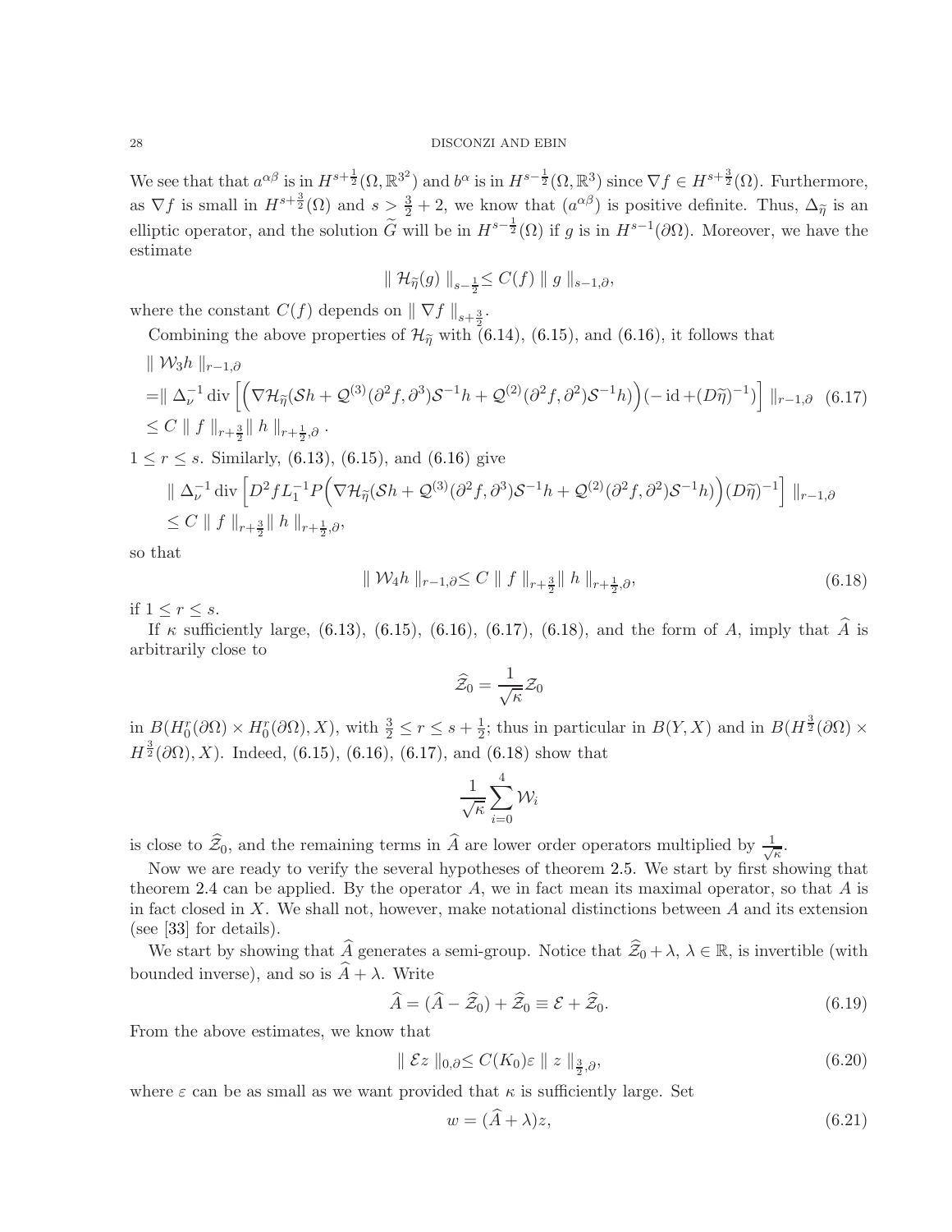We see that that $a^{\alpha\beta}$ is in $H^{s+\frac{1}{2}}(\Omega, \mathbb{R}^{3^2})$ and $b^\alpha$ is in $H^{s-\frac{1}{2}}(\Omega, \mathbb{R}^3)$ since $\nabla f \in H^{s+\frac{3}{2}}(\Omega)$. Furthermore, as $\nabla f$ is small in $H^{s+\frac{3}{2}}(\Omega)$ and $s > \frac{3}{2} + 2$, we know that $(a^{\alpha\beta})$ is positive definite. Thus, $\Delta_{\widetilde{\eta}}$ is an elliptic operator, and the solution $\widetilde{G}$ will be in $H^{s-\frac{1}{2}}(\Omega)$ if $g$ is in $H^{s-1}(\partial\Omega)$. Moreover, we have the estimate

$$
\parallel \mathcal{H}_{\widetilde{\eta}}(g) \parallel_{s-\frac{1}{2}} \leq C(f) \parallel g \parallel_{s-1,\partial},
$$

where the constant $C(f)$ depends on $\parallel \nabla f \parallel_{s+\frac{3}{2}}$.

Combining the above properties of $\mathcal{H}_{\widetilde{\eta}}$ with (6.14), (6.15), and (6.16), it follows that

$$
\begin{aligned}
&\parallel \mathcal{W}_3 h \parallel_{r-1,\partial} \\
&= \parallel \Delta_\nu^{-1} \operatorname{div} \Big[ \Big( \nabla \mathcal{H}_{\widetilde{\eta}}(\mathcal{S}h + \mathcal{Q}^{(3)}(\partial^2 f, \partial^3)\mathcal{S}^{-1}h + \mathcal{Q}^{(2)}(\partial^2 f, \partial^2)\mathcal{S}^{-1}h) \Big)(-\operatorname{id} + (D\widetilde{\eta})^{-1}) \Big] \parallel_{r-1,\partial} \quad (6.17) \\
&\leq C \parallel f \parallel_{r+\frac{3}{2}} \parallel h \parallel_{r+\frac{1}{2},\partial} .
\end{aligned}
$$

$1 \leq r \leq s$. Similarly, (6.13), (6.15), and (6.16) give

$$
\begin{aligned}
&\parallel \Delta_\nu^{-1} \operatorname{div} \Big[ D^2 f L_1^{-1} P \Big( \nabla \mathcal{H}_{\widetilde{\eta}}(\mathcal{S}h + \mathcal{Q}^{(3)}(\partial^2 f, \partial^3)\mathcal{S}^{-1}h + \mathcal{Q}^{(2)}(\partial^2 f, \partial^2)\mathcal{S}^{-1}h) \Big)(D\widetilde{\eta})^{-1} \Big] \parallel_{r-1,\partial} \\
&\leq C \parallel f \parallel_{r+\frac{3}{2}} \parallel h \parallel_{r+\frac{1}{2},\partial},
\end{aligned}
$$

so that

$$
\parallel \mathcal{W}_4 h \parallel_{r-1,\partial} \leq C \parallel f \parallel_{r+\frac{3}{2}} \parallel h \parallel_{r+\frac{1}{2},\partial}, \tag{6.18}
$$

if $1 \leq r \leq s$.

If $\kappa$ sufficiently large, (6.13), (6.15), (6.16), (6.17), (6.18), and the form of $A$, imply that $\widehat{A}$ is arbitrarily close to

$$
\widehat{\mathcal{Z}}_0 = \frac{1}{\sqrt{\kappa}} \mathcal{Z}_0
$$

in $B(H_0^r(\partial\Omega) \times H_0^r(\partial\Omega), X)$, with $\frac{3}{2} \leq r \leq s + \frac{1}{2}$; thus in particular in $B(Y, X)$ and in $B(H^{\frac{3}{2}}(\partial\Omega) \times H^{\frac{3}{2}}(\partial\Omega), X)$. Indeed, (6.15), (6.16), (6.17), and (6.18) show that

$$
\frac{1}{\sqrt{\kappa}} \sum_{i=0}^{4} \mathcal{W}_i
$$

is close to $\widehat{\mathcal{Z}}_0$, and the remaining terms in $\widehat{A}$ are lower order operators multiplied by $\frac{1}{\sqrt{\kappa}}$.

Now we are ready to verify the several hypotheses of theorem 2.5. We start by first showing that theorem 2.4 can be applied. By the operator $A$, we in fact mean its maximal operator, so that $A$ is in fact closed in $X$. We shall not, however, make notational distinctions between $A$ and its extension (see [33] for details).

We start by showing that $\widehat{A}$ generates a semi-group. Notice that $\widehat{\mathcal{Z}}_0 + \lambda$, $\lambda \in \mathbb{R}$, is invertible (with bounded inverse), and so is $\widehat{A} + \lambda$. Write

$$
\widehat{A} = (\widehat{A} - \widehat{\mathcal{Z}}_0) + \widehat{\mathcal{Z}}_0 \equiv \mathcal{E} + \widehat{\mathcal{Z}}_0. \tag{6.19}
$$

From the above estimates, we know that

$$
\parallel \mathcal{E} z \parallel_{0,\partial} \leq C(K_0)\varepsilon \parallel z \parallel_{\frac{3}{2},\partial}, \tag{6.20}
$$

where $\varepsilon$ can be as small as we want provided that $\kappa$ is sufficiently large. Set

$$
w = (\widehat{A} + \lambda) z, \tag{6.21}
$$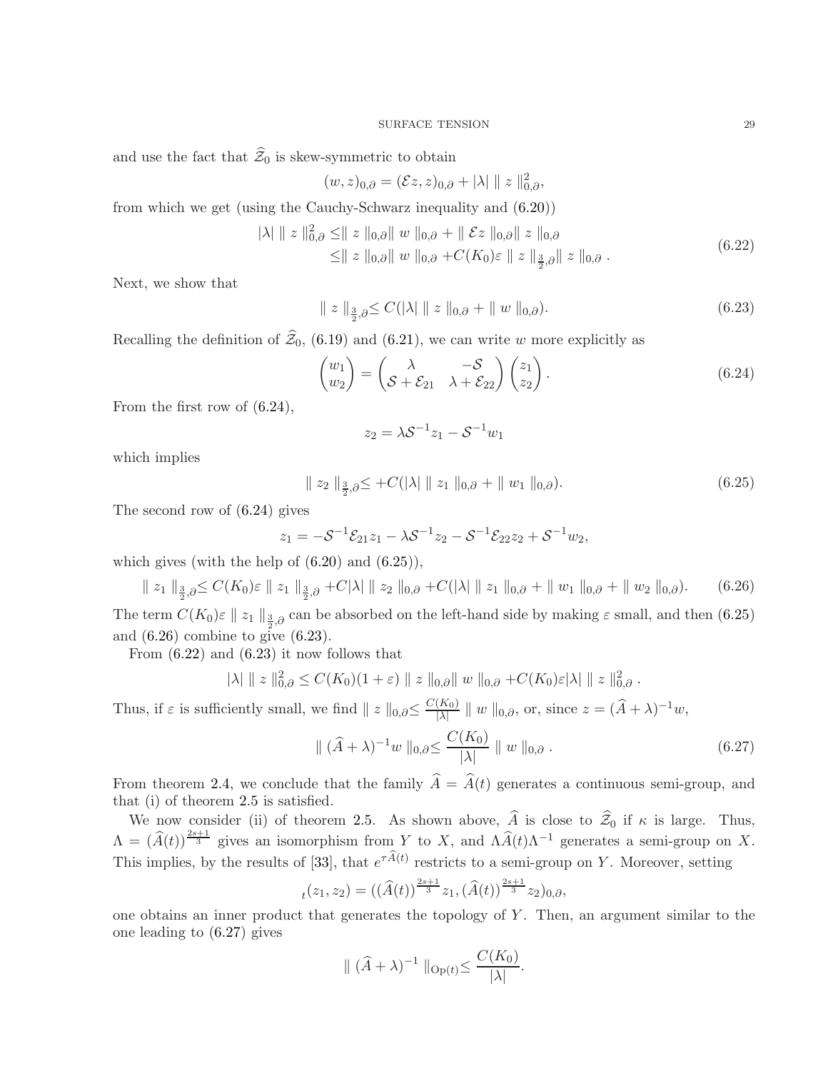and use the fact that $\widehat{\mathcal{Z}}_0$ is skew-symmetric to obtain

$$(w, z)_{0,\partial} = (\mathcal{E}z, z)_{0,\partial} + |\lambda| \parallel z \parallel_{0,\partial}^2,$$

from which we get (using the Cauchy-Schwarz inequality and (6.20))

$$\begin{aligned} |\lambda| \parallel z \parallel_{0,\partial}^2 &\leq \parallel z \parallel_{0,\partial} \parallel w \parallel_{0,\partial} + \parallel \mathcal{E}z \parallel_{0,\partial} \parallel z \parallel_{0,\partial} \\ &\leq \parallel z \parallel_{0,\partial} \parallel w \parallel_{0,\partial} + C(K_0)\varepsilon \parallel z \parallel_{\frac{3}{2},\partial} \parallel z \parallel_{0,\partial} . \end{aligned} \tag{6.22}$$

Next, we show that

$$\parallel z \parallel_{\frac{3}{2},\partial} \leq C(|\lambda| \parallel z \parallel_{0,\partial} + \parallel w \parallel_{0,\partial}). \tag{6.23}$$

Recalling the definition of $\widehat{\mathcal{Z}}_0$, (6.19) and (6.21), we can write $w$ more explicitly as

$$\begin{pmatrix} w_1 \\ w_2 \end{pmatrix} = \begin{pmatrix} \lambda & -\mathcal{S} \\ \mathcal{S} + \mathcal{E}_{21} & \lambda + \mathcal{E}_{22} \end{pmatrix} \begin{pmatrix} z_1 \\ z_2 \end{pmatrix}. \tag{6.24}$$

From the first row of (6.24),

$$z_2 = \lambda \mathcal{S}^{-1} z_1 - \mathcal{S}^{-1} w_1$$

which implies

$$\parallel z_2 \parallel_{\frac{3}{2},\partial} \leq +C(|\lambda| \parallel z_1 \parallel_{0,\partial} + \parallel w_1 \parallel_{0,\partial}). \tag{6.25}$$

The second row of (6.24) gives

$$z_1 = -\mathcal{S}^{-1}\mathcal{E}_{21} z_1 - \lambda \mathcal{S}^{-1} z_2 - \mathcal{S}^{-1}\mathcal{E}_{22} z_2 + \mathcal{S}^{-1} w_2,$$

which gives (with the help of (6.20) and (6.25)),

$$\parallel z_1 \parallel_{\frac{3}{2},\partial} \leq C(K_0)\varepsilon \parallel z_1 \parallel_{\frac{3}{2},\partial} + C|\lambda| \parallel z_2 \parallel_{0,\partial} + C(|\lambda| \parallel z_1 \parallel_{0,\partial} + \parallel w_1 \parallel_{0,\partial} + \parallel w_2 \parallel_{0,\partial}). \tag{6.26}$$

The term $C(K_0)\varepsilon \parallel z_1 \parallel_{\frac{3}{2},\partial}$ can be absorbed on the left-hand side by making $\varepsilon$ small, and then (6.25) and (6.26) combine to give (6.23).

From (6.22) and (6.23) it now follows that

$$|\lambda| \parallel z \parallel_{0,\partial}^2 \leq C(K_0)(1+\varepsilon) \parallel z \parallel_{0,\partial} \parallel w \parallel_{0,\partial} + C(K_0)\varepsilon |\lambda| \parallel z \parallel_{0,\partial}^2 .$$

Thus, if $\varepsilon$ is sufficiently small, we find $\parallel z \parallel_{0,\partial} \leq \frac{C(K_0)}{|\lambda|} \parallel w \parallel_{0,\partial}$, or, since $z = (\widehat{A} + \lambda)^{-1} w$,

$$\parallel (\widehat{A} + \lambda)^{-1} w \parallel_{0,\partial} \leq \frac{C(K_0)}{|\lambda|} \parallel w \parallel_{0,\partial} . \tag{6.27}$$

From theorem 2.4, we conclude that the family $\widehat{A} = \widehat{A}(t)$ generates a continuous semi-group, and that (i) of theorem 2.5 is satisfied.

We now consider (ii) of theorem 2.5. As shown above, $\widehat{A}$ is close to $\widehat{\mathcal{Z}}_0$ if $\kappa$ is large. Thus, $\Lambda = (\widehat{A}(t))^{\frac{2s+1}{3}}$ gives an isomorphism from $Y$ to $X$, and $\Lambda \widehat{A}(t) \Lambda^{-1}$ generates a semi-group on $X$. This implies, by the results of [33], that $e^{\tau \widehat{A}(t)}$ restricts to a semi-group on $Y$. Moreover, setting

$$_t(z_1, z_2) = ((\widehat{A}(t))^{\frac{2s+1}{3}} z_1, (\widehat{A}(t))^{\frac{2s+1}{3}} z_2)_{0,\partial},$$

one obtains an inner product that generates the topology of $Y$. Then, an argument similar to the one leading to (6.27) gives

$$\parallel (\widehat{A} + \lambda)^{-1} \parallel_{\mathrm{Op}(t)} \leq \frac{C(K_0)}{|\lambda|}.$$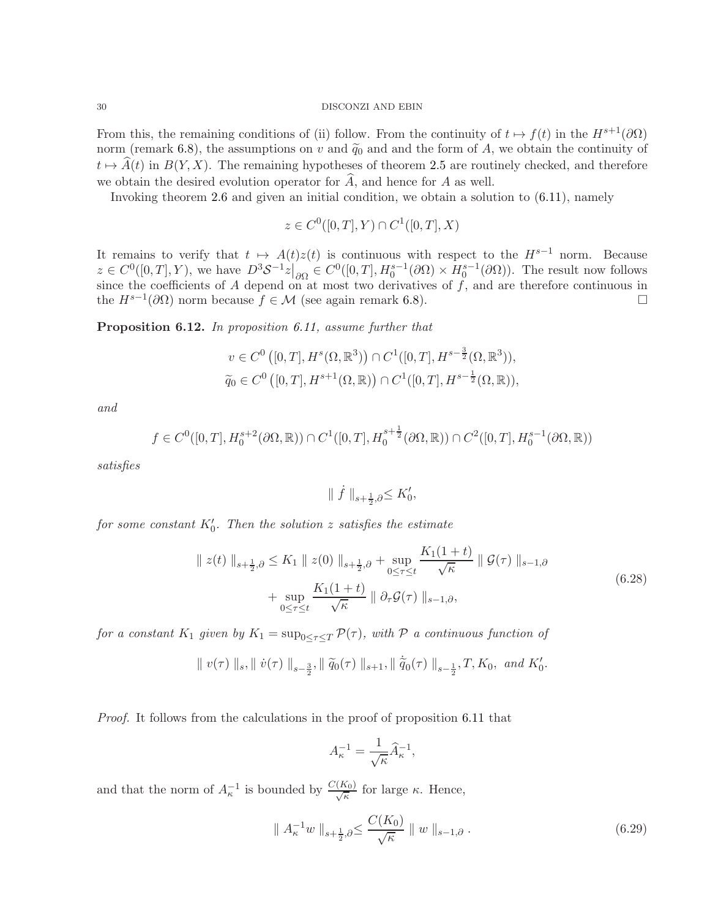From this, the remaining conditions of (ii) follow. From the continuity of $t \mapsto f(t)$ in the $H^{s+1}(\partial\Omega)$ norm (remark 6.8), the assumptions on $v$ and $\widetilde{q}_0$ and and the form of $A$, we obtain the continuity of $t \mapsto \widehat{A}(t)$ in $B(Y, X)$. The remaining hypotheses of theorem 2.5 are routinely checked, and therefore we obtain the desired evolution operator for $\widehat{A}$, and hence for $A$ as well.

Invoking theorem 2.6 and given an initial condition, we obtain a solution to (6.11), namely

$$z \in C^0([0,T], Y) \cap C^1([0,T], X)$$

It remains to verify that $t \mapsto A(t)z(t)$ is continuous with respect to the $H^{s-1}$ norm. Because $z \in C^0([0,T], Y)$, we have $D^3 \mathcal{S}^{-1} z\big|_{\partial\Omega} \in C^0([0,T], H_0^{s-1}(\partial\Omega) \times H_0^{s-1}(\partial\Omega))$. The result now follows since the coefficients of $A$ depend on at most two derivatives of $f$, and are therefore continuous in the $H^{s-1}(\partial\Omega)$ norm because $f \in \mathcal{M}$ (see again remark 6.8). $\square$

**Proposition 6.12.** *In proposition 6.11, assume further that*

$$v \in C^0\left([0,T], H^s(\Omega, \mathbb{R}^3)\right) \cap C^1([0,T], H^{s-\frac{3}{2}}(\Omega, \mathbb{R}^3)),$$
$$\widetilde{q}_0 \in C^0\left([0,T], H^{s+1}(\Omega, \mathbb{R})\right) \cap C^1([0,T], H^{s-\frac{1}{2}}(\Omega, \mathbb{R})),$$

*and*

$$f \in C^0([0,T], H_0^{s+2}(\partial\Omega, \mathbb{R})) \cap C^1([0,T], H_0^{s+\frac{1}{2}}(\partial\Omega, \mathbb{R})) \cap C^2([0,T], H_0^{s-1}(\partial\Omega, \mathbb{R}))$$

*satisfies*

$$\| \dot{f} \|_{s+\frac{1}{2},\partial} \leq K_0',$$

*for some constant $K_0'$. Then the solution $z$ satisfies the estimate*

$$\begin{aligned}
\| z(t) \|_{s+\frac{1}{2},\partial} \leq K_1 \| z(0) \|_{s+\frac{1}{2},\partial} + \sup_{0 \leq \tau \leq t} \frac{K_1(1+t)}{\sqrt{\kappa}} \| \mathcal{G}(\tau) \|_{s-1,\partial} \\
+ \sup_{0 \leq \tau \leq t} \frac{K_1(1+t)}{\sqrt{\kappa}} \| \partial_\tau \mathcal{G}(\tau) \|_{s-1,\partial},
\end{aligned} \tag{6.28}$$

*for a constant $K_1$ given by $K_1 = \sup_{0 \leq \tau \leq T} \mathcal{P}(\tau)$, with $\mathcal{P}$ a continuous function of*

$$\| v(\tau) \|_s, \| \dot{v}(\tau) \|_{s-\frac{3}{2}}, \| \widetilde{q}_0(\tau) \|_{s+1}, \| \dot{\widetilde{q}}_0(\tau) \|_{s-\frac{1}{2}}, T, K_0, \text{ and } K_0'.$$

*Proof.* It follows from the calculations in the proof of proposition 6.11 that

$$A_\kappa^{-1} = \frac{1}{\sqrt{\kappa}} \widehat{A}_\kappa^{-1},$$

and that the norm of $A_\kappa^{-1}$ is bounded by $\frac{C(K_0)}{\sqrt{\kappa}}$ for large $\kappa$. Hence,

$$\| A_\kappa^{-1} w \|_{s+\frac{1}{2},\partial} \leq \frac{C(K_0)}{\sqrt{\kappa}} \| w \|_{s-1,\partial} . \tag{6.29}$$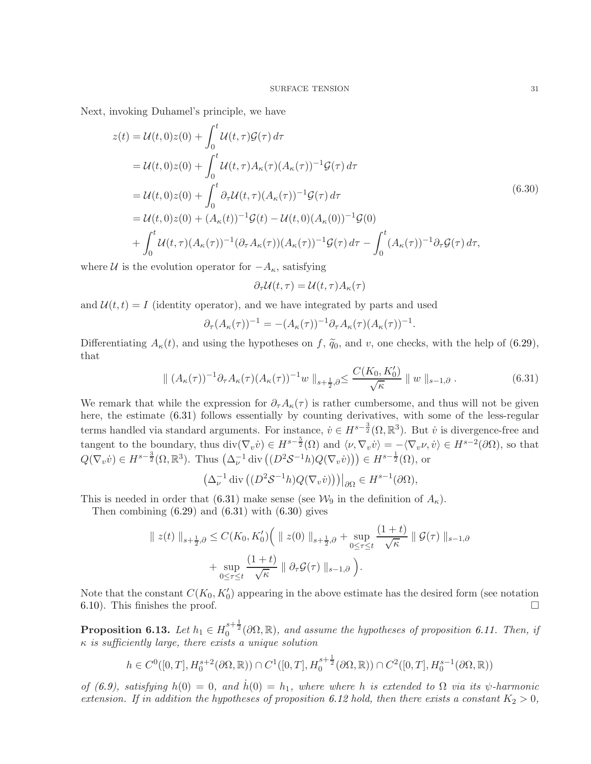Next, invoking Duhamel's principle, we have

$$
\begin{aligned}
z(t) &= \mathcal{U}(t,0)z(0) + \int_0^t \mathcal{U}(t,\tau)\mathcal{G}(\tau)\,d\tau \\
&= \mathcal{U}(t,0)z(0) + \int_0^t \mathcal{U}(t,\tau)A_\kappa(\tau)(A_\kappa(\tau))^{-1}\mathcal{G}(\tau)\,d\tau \\
&= \mathcal{U}(t,0)z(0) + \int_0^t \partial_\tau\mathcal{U}(t,\tau)(A_\kappa(\tau))^{-1}\mathcal{G}(\tau)\,d\tau \\
&= \mathcal{U}(t,0)z(0) + (A_\kappa(t))^{-1}\mathcal{G}(t) - \mathcal{U}(t,0)(A_\kappa(0))^{-1}\mathcal{G}(0) \\
&\quad + \int_0^t \mathcal{U}(t,\tau)(A_\kappa(\tau))^{-1}(\partial_\tau A_\kappa(\tau))(A_\kappa(\tau))^{-1}\mathcal{G}(\tau)\,d\tau - \int_0^t (A_\kappa(\tau))^{-1}\partial_\tau\mathcal{G}(\tau)\,d\tau,
\end{aligned}
\tag{6.30}
$$

where $\mathcal{U}$ is the evolution operator for $-A_\kappa$, satisfying

$$
\partial_\tau\mathcal{U}(t,\tau) = \mathcal{U}(t,\tau)A_\kappa(\tau)
$$

and $\mathcal{U}(t,t) = I$ (identity operator), and we have integrated by parts and used

$$
\partial_\tau(A_\kappa(\tau))^{-1} = -(A_\kappa(\tau))^{-1}\partial_\tau A_\kappa(\tau)(A_\kappa(\tau))^{-1}.
$$

Differentiating $A_\kappa(t)$, and using the hypotheses on $f$, $\widetilde{q}_0$, and $v$, one checks, with the help of (6.29), that

$$
\| (A_\kappa(\tau))^{-1}\partial_\tau A_\kappa(\tau)(A_\kappa(\tau))^{-1}w \|_{s+\frac{1}{2},\partial} \leq \frac{C(K_0,K_0')}{\sqrt{\kappa}} \| w \|_{s-1,\partial} . \tag{6.31}
$$

We remark that while the expression for $\partial_\tau A_\kappa(\tau)$ is rather cumbersome, and thus will not be given here, the estimate (6.31) follows essentially by counting derivatives, with some of the less-regular terms handled via standard arguments. For instance, $\dot{v} \in H^{s-\frac{3}{2}}(\Omega,\mathbb{R}^3)$. But $\dot{v}$ is divergence-free and tangent to the boundary, thus $\operatorname{div}(\nabla_v\dot{v}) \in H^{s-\frac{5}{2}}(\Omega)$ and $\langle \nu, \nabla_v\dot{v}\rangle = -\langle \nabla_v\nu, \dot{v}\rangle \in H^{s-2}(\partial\Omega)$, so that $Q(\nabla_v\dot{v}) \in H^{s-\frac{3}{2}}(\Omega,\mathbb{R}^3)$. Thus $\big(\Delta_\nu^{-1}\operatorname{div}\big((D^2\mathcal{S}^{-1}h)Q(\nabla_v\dot{v})\big)\big) \in H^{s-\frac{1}{2}}(\Omega)$, or

$$
\big(\Delta_\nu^{-1}\operatorname{div}\big((D^2\mathcal{S}^{-1}h)Q(\nabla_v\dot{v})\big)\big)\big|_{\partial\Omega} \in H^{s-1}(\partial\Omega),
$$

This is needed in order that (6.31) make sense (see $\mathcal{W}_9$ in the definition of $A_\kappa$).

Then combining (6.29) and (6.31) with (6.30) gives

$$
\begin{aligned}
\| z(t) \|_{s+\frac{1}{2},\partial} \leq C(K_0,K_0')\Big( &\| z(0) \|_{s+\frac{1}{2},\partial} + \sup_{0\leq\tau\leq t} \frac{(1+t)}{\sqrt{\kappa}} \| \mathcal{G}(\tau) \|_{s-1,\partial} \\
&+ \sup_{0\leq\tau\leq t} \frac{(1+t)}{\sqrt{\kappa}} \| \partial_\tau\mathcal{G}(\tau) \|_{s-1,\partial} \Big).
\end{aligned}
$$

Note that the constant $C(K_0,K_0')$ appearing in the above estimate has the desired form (see notation 6.10). This finishes the proof. $\square$

**Proposition 6.13.** *Let $h_1 \in H_0^{s+\frac{1}{2}}(\partial\Omega,\mathbb{R})$, and assume the hypotheses of proposition 6.11. Then, if $\kappa$ is sufficiently large, there exists a unique solution*

$$
h \in C^0([0,T], H_0^{s+2}(\partial\Omega,\mathbb{R})) \cap C^1([0,T], H_0^{s+\frac{1}{2}}(\partial\Omega,\mathbb{R})) \cap C^2([0,T], H_0^{s-1}(\partial\Omega,\mathbb{R}))
$$

*of (6.9), satisfying $h(0) = 0$, and $\dot{h}(0) = h_1$, where where $h$ is extended to $\Omega$ via its $\psi$-harmonic extension. If in addition the hypotheses of proposition 6.12 hold, then there exists a constant $K_2 > 0$,*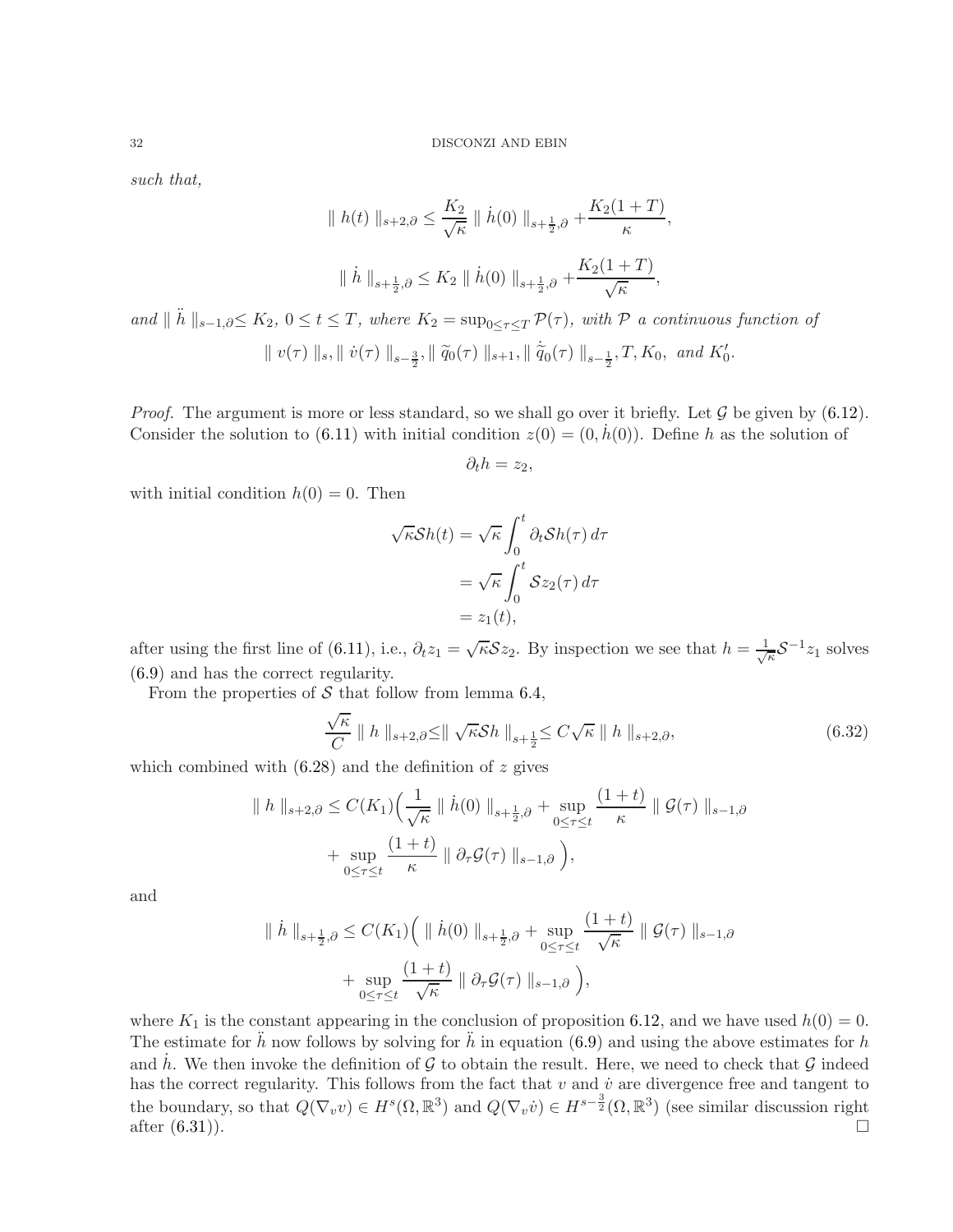*such that,*

$$\parallel h(t) \parallel_{s+2,\partial} \leq \frac{K_2}{\sqrt{\kappa}} \parallel \dot{h}(0) \parallel_{s+\frac{1}{2},\partial} + \frac{K_2(1+T)}{\kappa},$$

$$\parallel \dot{h} \parallel_{s+\frac{1}{2},\partial} \leq K_2 \parallel \dot{h}(0) \parallel_{s+\frac{1}{2},\partial} + \frac{K_2(1+T)}{\sqrt{\kappa}},$$

*and* $\parallel \ddot{h} \parallel_{s-1,\partial} \leq K_2$, $0 \leq t \leq T$, *where* $K_2 = \sup_{0\leq\tau\leq T} \mathcal{P}(\tau)$, *with* $\mathcal{P}$ *a continuous function of*

$$\parallel v(\tau) \parallel_s, \parallel \dot{v}(\tau) \parallel_{s-\frac{3}{2}}, \parallel \widetilde{q}_0(\tau) \parallel_{s+1}, \parallel \dot{\widetilde{q}}_0(\tau) \parallel_{s-\frac{1}{2}}, T, K_0, \text{ and } K_0'.$$

*Proof.* The argument is more or less standard, so we shall go over it briefly. Let $\mathcal{G}$ be given by (6.12). Consider the solution to (6.11) with initial condition $z(0) = (0, \dot{h}(0))$. Define $h$ as the solution of

$$\partial_t h = z_2,$$

with initial condition $h(0) = 0$. Then

$$\begin{aligned}
\sqrt{\kappa}\mathcal{S}h(t) &= \sqrt{\kappa} \int_0^t \partial_t \mathcal{S}h(\tau)\, d\tau \\
&= \sqrt{\kappa} \int_0^t \mathcal{S}z_2(\tau)\, d\tau \\
&= z_1(t),
\end{aligned}$$

after using the first line of (6.11), i.e., $\partial_t z_1 = \sqrt{\kappa}\mathcal{S}z_2$. By inspection we see that $h = \frac{1}{\sqrt{\kappa}}\mathcal{S}^{-1}z_1$ solves (6.9) and has the correct regularity.

From the properties of $\mathcal{S}$ that follow from lemma 6.4,

$$\frac{\sqrt{\kappa}}{C} \parallel h \parallel_{s+2,\partial} \leq \parallel \sqrt{\kappa}\mathcal{S}h \parallel_{s+\frac{1}{2}} \leq C\sqrt{\kappa} \parallel h \parallel_{s+2,\partial}, \tag{6.32}$$

which combined with (6.28) and the definition of $z$ gives

$$\begin{aligned}
\parallel h \parallel_{s+2,\partial} \leq C(K_1)\Big( &\frac{1}{\sqrt{\kappa}} \parallel \dot{h}(0) \parallel_{s+\frac{1}{2},\partial} + \sup_{0\leq\tau\leq t} \frac{(1+t)}{\kappa} \parallel \mathcal{G}(\tau) \parallel_{s-1,\partial} \\
&+ \sup_{0\leq\tau\leq t} \frac{(1+t)}{\kappa} \parallel \partial_\tau \mathcal{G}(\tau) \parallel_{s-1,\partial} \Big),
\end{aligned}$$

and

$$\begin{aligned}
\parallel \dot{h} \parallel_{s+\frac{1}{2},\partial} \leq C(K_1)\Big( &\parallel \dot{h}(0) \parallel_{s+\frac{1}{2},\partial} + \sup_{0\leq\tau\leq t} \frac{(1+t)}{\sqrt{\kappa}} \parallel \mathcal{G}(\tau) \parallel_{s-1,\partial} \\
&+ \sup_{0\leq\tau\leq t} \frac{(1+t)}{\sqrt{\kappa}} \parallel \partial_\tau \mathcal{G}(\tau) \parallel_{s-1,\partial} \Big),
\end{aligned}$$

where $K_1$ is the constant appearing in the conclusion of proposition 6.12, and we have used $h(0) = 0$. The estimate for $\ddot{h}$ now follows by solving for $\ddot{h}$ in equation (6.9) and using the above estimates for $h$ and $\dot{h}$. We then invoke the definition of $\mathcal{G}$ to obtain the result. Here, we need to check that $\mathcal{G}$ indeed has the correct regularity. This follows from the fact that $v$ and $\dot{v}$ are divergence free and tangent to the boundary, so that $Q(\nabla_v v) \in H^s(\Omega, \mathbb{R}^3)$ and $Q(\nabla_v \dot{v}) \in H^{s-\frac{3}{2}}(\Omega, \mathbb{R}^3)$ (see similar discussion right after (6.31)). $\square$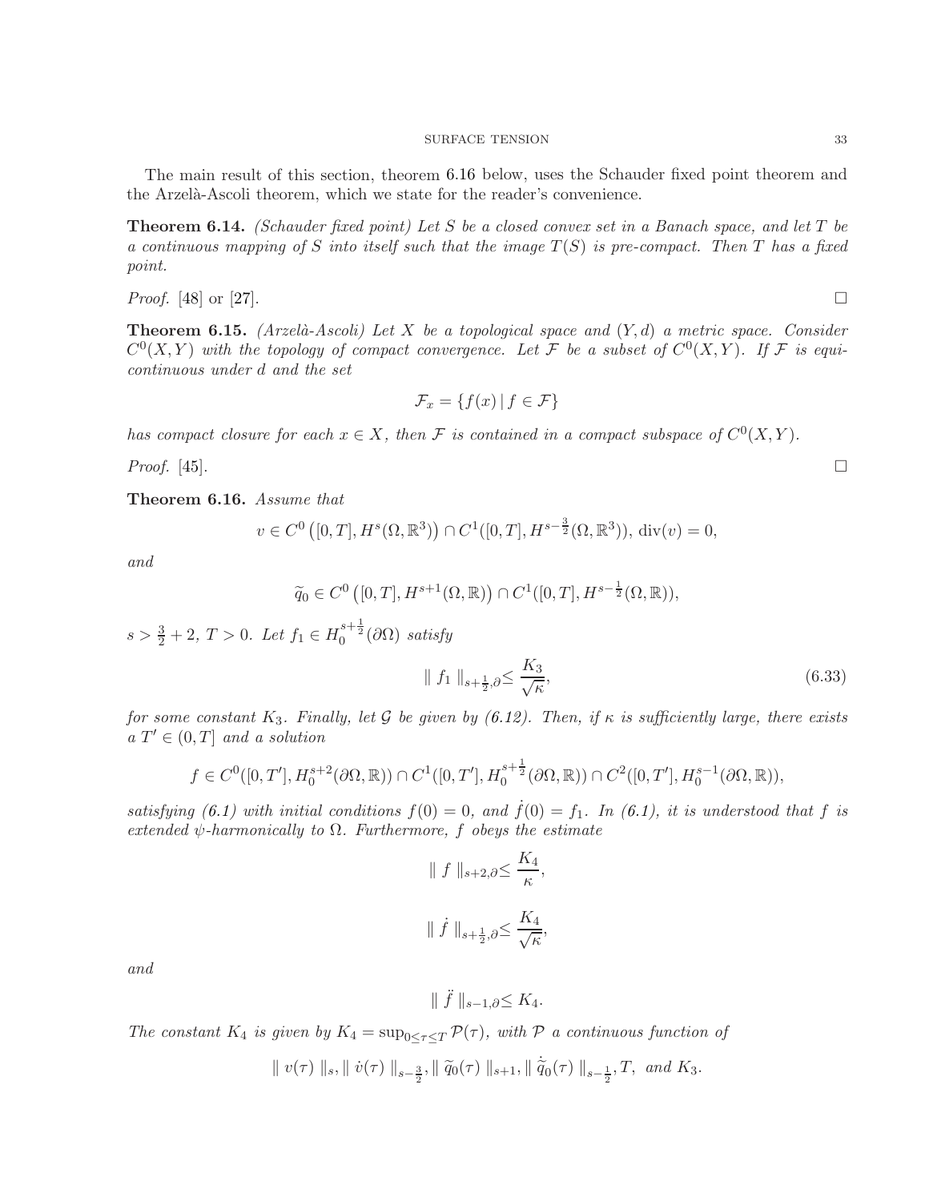The main result of this section, theorem 6.16 below, uses the Schauder fixed point theorem and the Arzelà-Ascoli theorem, which we state for the reader's convenience.

**Theorem 6.14.** *(Schauder fixed point) Let $S$ be a closed convex set in a Banach space, and let $T$ be a continuous mapping of $S$ into itself such that the image $T(S)$ is pre-compact. Then $T$ has a fixed point.*

*Proof.* [48] or [27]. $\square$

**Theorem 6.15.** *(Arzelà-Ascoli) Let $X$ be a topological space and $(Y, d)$ a metric space. Consider $C^0(X, Y)$ with the topology of compact convergence. Let $\mathcal{F}$ be a subset of $C^0(X, Y)$. If $\mathcal{F}$ is equicontinuous under $d$ and the set*

$$\mathcal{F}_x = \{f(x) \,|\, f \in \mathcal{F}\}$$

*has compact closure for each $x \in X$, then $\mathcal{F}$ is contained in a compact subspace of $C^0(X, Y)$.*

*Proof.* [45]. $\square$

**Theorem 6.16.** *Assume that*

$$v \in C^0\left([0,T], H^s(\Omega, \mathbb{R}^3)\right) \cap C^1([0,T], H^{s-\frac{3}{2}}(\Omega, \mathbb{R}^3)),\ \operatorname{div}(v) = 0,$$

*and*

$$\widetilde{q}_0 \in C^0\left([0,T], H^{s+1}(\Omega, \mathbb{R})\right) \cap C^1([0,T], H^{s-\frac{1}{2}}(\Omega, \mathbb{R})),$$

*$s > \frac{3}{2} + 2$, $T > 0$. Let $f_1 \in H_0^{s+\frac{1}{2}}(\partial\Omega)$ satisfy*

$$\| f_1 \|_{s+\frac{1}{2},\partial} \leq \frac{K_3}{\sqrt{\kappa}}, \tag{6.33}$$

*for some constant $K_3$. Finally, let $\mathcal{G}$ be given by (6.12). Then, if $\kappa$ is sufficiently large, there exists a $T' \in (0, T]$ and a solution*

$$f \in C^0([0,T'], H_0^{s+2}(\partial\Omega, \mathbb{R})) \cap C^1([0,T'], H_0^{s+\frac{1}{2}}(\partial\Omega, \mathbb{R})) \cap C^2([0,T'], H_0^{s-1}(\partial\Omega, \mathbb{R})),$$

*satisfying (6.1) with initial conditions $f(0) = 0$, and $\dot{f}(0) = f_1$. In (6.1), it is understood $f$ is extended $\psi$-harmonically to $\Omega$. Furthermore, $f$ obeys the estimate*

$$\| f \|_{s+2,\partial} \leq \frac{K_4}{\kappa},$$

$$\| \dot{f} \|_{s+\frac{1}{2},\partial} \leq \frac{K_4}{\sqrt{\kappa}},$$

*and*

$$\| \ddot{f} \|_{s-1,\partial} \leq K_4.$$

*The constant $K_4$ is given by $K_4 = \sup_{0 \leq \tau \leq T} \mathcal{P}(\tau)$, with $\mathcal{P}$ a continuous function of*

$$\| v(\tau) \|_s, \| \dot{v}(\tau) \|_{s-\frac{3}{2}}, \| \widetilde{q}_0(\tau) \|_{s+1}, \| \dot{\widetilde{q}}_0(\tau) \|_{s-\frac{1}{2}}, T, \text{ and } K_3.$$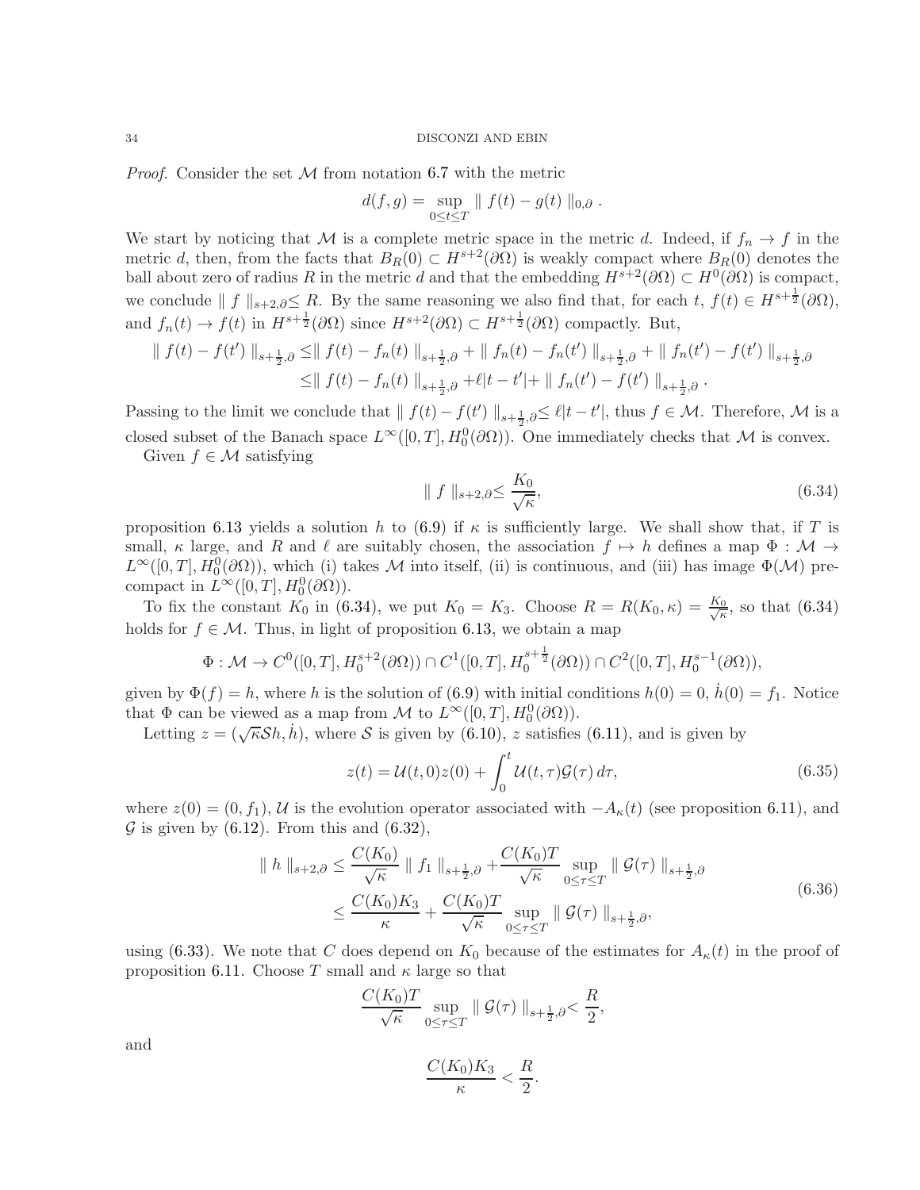*Proof.* Consider the set $\mathcal{M}$ from notation 6.7 with the metric

$$d(f,g) = \sup_{0\leq t\leq T} \parallel f(t) - g(t) \parallel_{0,\partial} .$$

We start by noticing that $\mathcal{M}$ is a complete metric space in the metric $d$. Indeed, if $f_n \to f$ in the metric $d$, then, from the facts that $B_R(0) \subset H^{s+2}(\partial\Omega)$ is weakly compact where $B_R(0)$ denotes the ball about zero of radius $R$ in the metric $d$ and that the embedding $H^{s+2}(\partial\Omega) \subset H^0(\partial\Omega)$ is compact, we conclude $\parallel f \parallel_{s+2,\partial} \leq R$. By the same reasoning we also find that, for each $t$, $f(t) \in H^{s+\frac{1}{2}}(\partial\Omega)$, and $f_n(t) \to f(t)$ in $H^{s+\frac{1}{2}}(\partial\Omega)$ since $H^{s+2}(\partial\Omega) \subset H^{s+\frac{1}{2}}(\partial\Omega)$ compactly. But,

$$\begin{aligned}
\parallel f(t) - f(t') \parallel_{s+\frac{1}{2},\partial} &\leq \parallel f(t) - f_n(t) \parallel_{s+\frac{1}{2},\partial} + \parallel f_n(t) - f_n(t') \parallel_{s+\frac{1}{2},\partial} + \parallel f_n(t') - f(t') \parallel_{s+\frac{1}{2},\partial} \\
&\leq \parallel f(t) - f_n(t) \parallel_{s+\frac{1}{2},\partial} + \ell|t-t'| + \parallel f_n(t') - f(t') \parallel_{s+\frac{1}{2},\partial} .
\end{aligned}$$

Passing to the limit we conclude that $\parallel f(t) - f(t') \parallel_{s+\frac{1}{2},\partial} \leq \ell|t-t'|$, thus $f \in \mathcal{M}$. Therefore, $\mathcal{M}$ is a closed subset of the Banach space $L^\infty([0,T], H^0_0(\partial\Omega))$. One immediately checks that $\mathcal{M}$ is convex.

Given $f \in \mathcal{M}$ satisfying

$$\parallel f \parallel_{s+2,\partial} \leq \frac{K_0}{\sqrt{\kappa}}, \tag{6.34}$$

proposition 6.13 yields a solution $h$ to (6.9) if $\kappa$ is sufficiently large. We shall show that, if $T$ is small, $\kappa$ large, and $R$ and $\ell$ are suitably chosen, the association $f \mapsto h$ defines a map $\Phi : \mathcal{M} \to L^\infty([0,T], H^0_0(\partial\Omega))$, which (i) takes $\mathcal{M}$ into itself, (ii) is continuous, and (iii) has image $\Phi(\mathcal{M})$ pre-compact in $L^\infty([0,T], H^0_0(\partial\Omega))$.

To fix the constant $K_0$ in (6.34), we put $K_0 = K_3$. Choose $R = R(K_0,\kappa) = \frac{K_0}{\sqrt{\kappa}}$, so that (6.34) holds for $f \in \mathcal{M}$. Thus, in light of proposition 6.13, we obtain a map

$$\Phi : \mathcal{M} \to C^0([0,T], H^{s+2}_0(\partial\Omega)) \cap C^1([0,T], H^{s+\frac{1}{2}}_0(\partial\Omega)) \cap C^2([0,T], H^{s-1}_0(\partial\Omega)),$$

given by $\Phi(f) = h$, where $h$ is the solution of (6.9) with initial conditions $h(0) = 0$, $\dot{h}(0) = f_1$. Notice that $\Phi$ can be viewed as a map from $\mathcal{M}$ to $L^\infty([0,T], H^0_0(\partial\Omega))$.

Letting $z = (\sqrt{\kappa}\mathcal{S}h, \dot{h})$, where $\mathcal{S}$ is given by (6.10), $z$ satisfies (6.11), and is given by

$$z(t) = \mathcal{U}(t,0)z(0) + \int_0^t \mathcal{U}(t,\tau)\mathcal{G}(\tau)\, d\tau, \tag{6.35}$$

where $z(0) = (0, f_1)$, $\mathcal{U}$ is the evolution operator associated with $-A_\kappa(t)$ (see proposition 6.11), and $\mathcal{G}$ is given by (6.12). From this and (6.32),

$$\begin{aligned}
\parallel h \parallel_{s+2,\partial} &\leq \frac{C(K_0)}{\sqrt{\kappa}} \parallel f_1 \parallel_{s+\frac{1}{2},\partial} + \frac{C(K_0)T}{\sqrt{\kappa}} \sup_{0\leq\tau\leq T} \parallel \mathcal{G}(\tau) \parallel_{s+\frac{1}{2},\partial} \\
&\leq \frac{C(K_0)K_3}{\kappa} + \frac{C(K_0)T}{\sqrt{\kappa}} \sup_{0\leq\tau\leq T} \parallel \mathcal{G}(\tau) \parallel_{s+\frac{1}{2},\partial},
\end{aligned} \tag{6.36}$$

using (6.33). We note that $C$ does depend on $K_0$ because of the estimates for $A_\kappa(t)$ in the proof of proposition 6.11. Choose $T$ small and $\kappa$ large so that

$$\frac{C(K_0)T}{\sqrt{\kappa}} \sup_{0\leq\tau\leq T} \parallel \mathcal{G}(\tau) \parallel_{s+\frac{1}{2},\partial} < \frac{R}{2},$$

and

$$\frac{C(K_0)K_3}{\kappa} < \frac{R}{2}.$$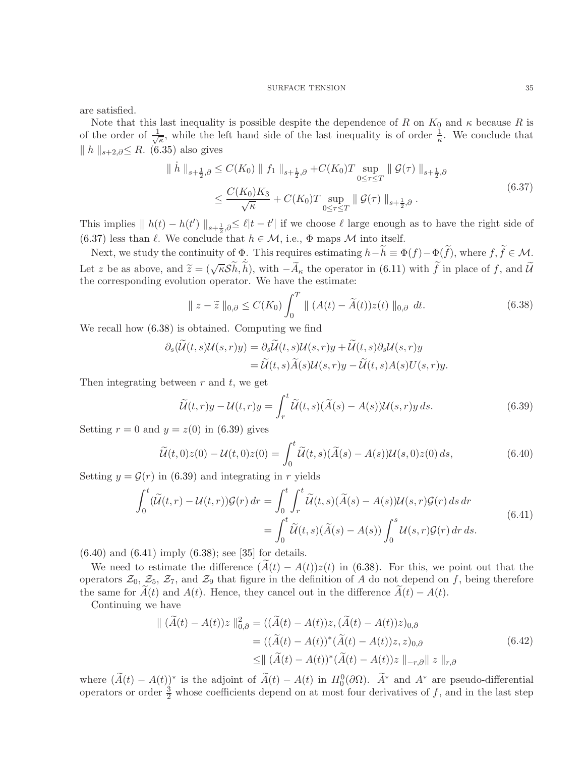are satisfied.

Note that this last inequality is possible despite the dependence of $R$ on $K_0$ and $\kappa$ because $R$ is of the order of $\frac{1}{\sqrt{\kappa}}$, while the left hand side of the last inequality is of order $\frac{1}{\kappa}$. We conclude that $\| h \|_{s+2,\partial} \leq R$. (6.35) also gives

$$
\begin{aligned}
\| \dot{h} \|_{s+\frac{1}{2},\partial} &\leq C(K_0) \| f_1 \|_{s+\frac{1}{2},\partial} + C(K_0) T \sup_{0\leq\tau\leq T} \| \mathcal{G}(\tau) \|_{s+\frac{1}{2},\partial} \\
&\leq \frac{C(K_0)K_3}{\sqrt{\kappa}} + C(K_0) T \sup_{0\leq\tau\leq T} \| \mathcal{G}(\tau) \|_{s+\frac{1}{2},\partial} .
\end{aligned} \tag{6.37}
$$

This implies $\| h(t) - h(t') \|_{s+\frac{1}{2},\partial} \leq \ell |t - t'|$ if we choose $\ell$ large enough as to have the right side of (6.37) less than $\ell$. We conclude that $h \in \mathcal{M}$, i.e., $\Phi$ maps $\mathcal{M}$ into itself.

Next, we study the continuity of $\Phi$. This requires estimating $h - \widetilde{h} \equiv \Phi(f) - \Phi(\widetilde{f})$, where $f, \widetilde{f} \in \mathcal{M}$. Let $z$ be as above, and $\widetilde{z} = (\sqrt{\kappa}\mathcal{S}\widetilde{h}, \dot{\widetilde{h}})$, with $-\widetilde{A}_\kappa$ the operator in (6.11) with $\widetilde{f}$ in place of $f$, and $\widetilde{\mathcal{U}}$ the corresponding evolution operator. We have the estimate:

$$
\| z - \widetilde{z} \|_{0,\partial} \leq C(K_0) \int_0^T \| (A(t) - \widetilde{A}(t)) z(t) \|_{0,\partial} \, dt. \tag{6.38}
$$

We recall how (6.38) is obtained. Computing we find

$$
\begin{aligned}
\partial_s (\widetilde{\mathcal{U}}(t,s)\mathcal{U}(s,r)y) &= \partial_s \widetilde{\mathcal{U}}(t,s)\mathcal{U}(s,r)y + \widetilde{\mathcal{U}}(t,s)\partial_s \mathcal{U}(s,r)y \\
&= \widetilde{\mathcal{U}}(t,s)\widetilde{A}(s)\mathcal{U}(s,r)y - \widetilde{\mathcal{U}}(t,s)A(s)U(s,r)y.
\end{aligned}
$$

Then integrating between $r$ and $t$, we get

$$
\widetilde{\mathcal{U}}(t,r)y - \mathcal{U}(t,r)y = \int_r^t \widetilde{\mathcal{U}}(t,s)(\widetilde{A}(s) - A(s))\mathcal{U}(s,r)y \, ds. \tag{6.39}
$$

Setting $r = 0$ and $y = z(0)$ in (6.39) gives

$$
\widetilde{\mathcal{U}}(t,0)z(0) - \mathcal{U}(t,0)z(0) = \int_0^t \widetilde{\mathcal{U}}(t,s)(\widetilde{A}(s) - A(s))\mathcal{U}(s,0)z(0) \, ds, \tag{6.40}
$$

Setting $y = \mathcal{G}(r)$ in (6.39) and integrating in $r$ yields

$$
\begin{aligned}
\int_0^t (\widetilde{\mathcal{U}}(t,r) - \mathcal{U}(t,r))\mathcal{G}(r) \, dr &= \int_0^t \int_r^t \widetilde{\mathcal{U}}(t,s)(\widetilde{A}(s) - A(s))\mathcal{U}(s,r)\mathcal{G}(r) \, ds \, dr \\
&= \int_0^t \widetilde{\mathcal{U}}(t,s)(\widetilde{A}(s) - A(s)) \int_0^s \mathcal{U}(s,r)\mathcal{G}(r) \, dr \, ds.
\end{aligned} \tag{6.41}
$$

(6.40) and (6.41) imply (6.38); see [35] for details.

We need to estimate the difference $(\widetilde{A}(t) - A(t))z(t)$ in (6.38). For this, we point out that the operators $\mathcal{Z}_0$, $\mathcal{Z}_5$, $\mathcal{Z}_7$, and $\mathcal{Z}_9$ that figure in the definition of $A$ do not depend on $f$, being therefore the same for $\widetilde{A}(t)$ and $A(t)$. Hence, they cancel out in the difference $\widetilde{A}(t) - A(t)$.

Continuing we have

$$
\begin{aligned}
\| (\widetilde{A}(t) - A(t))z \|_{0,\partial}^2 &= ((\widetilde{A}(t) - A(t))z, (\widetilde{A}(t) - A(t))z)_{0,\partial} \\
&= ((\widetilde{A}(t) - A(t))^*(\widetilde{A}(t) - A(t))z, z)_{0,\partial} \\
&\leq \| (\widetilde{A}(t) - A(t))^*(\widetilde{A}(t) - A(t))z \|_{-r,\partial} \| z \|_{r,\partial}
\end{aligned} \tag{6.42}
$$

where $(\widetilde{A}(t) - A(t))^*$ is the adjoint of $\widetilde{A}(t) - A(t)$ in $H_0^0(\partial\Omega)$. $\widetilde{A}^*$ and $A^*$ are pseudo-differential operators or order $\frac{3}{2}$ whose coefficients depend on at most four derivatives of $f$, and in the last step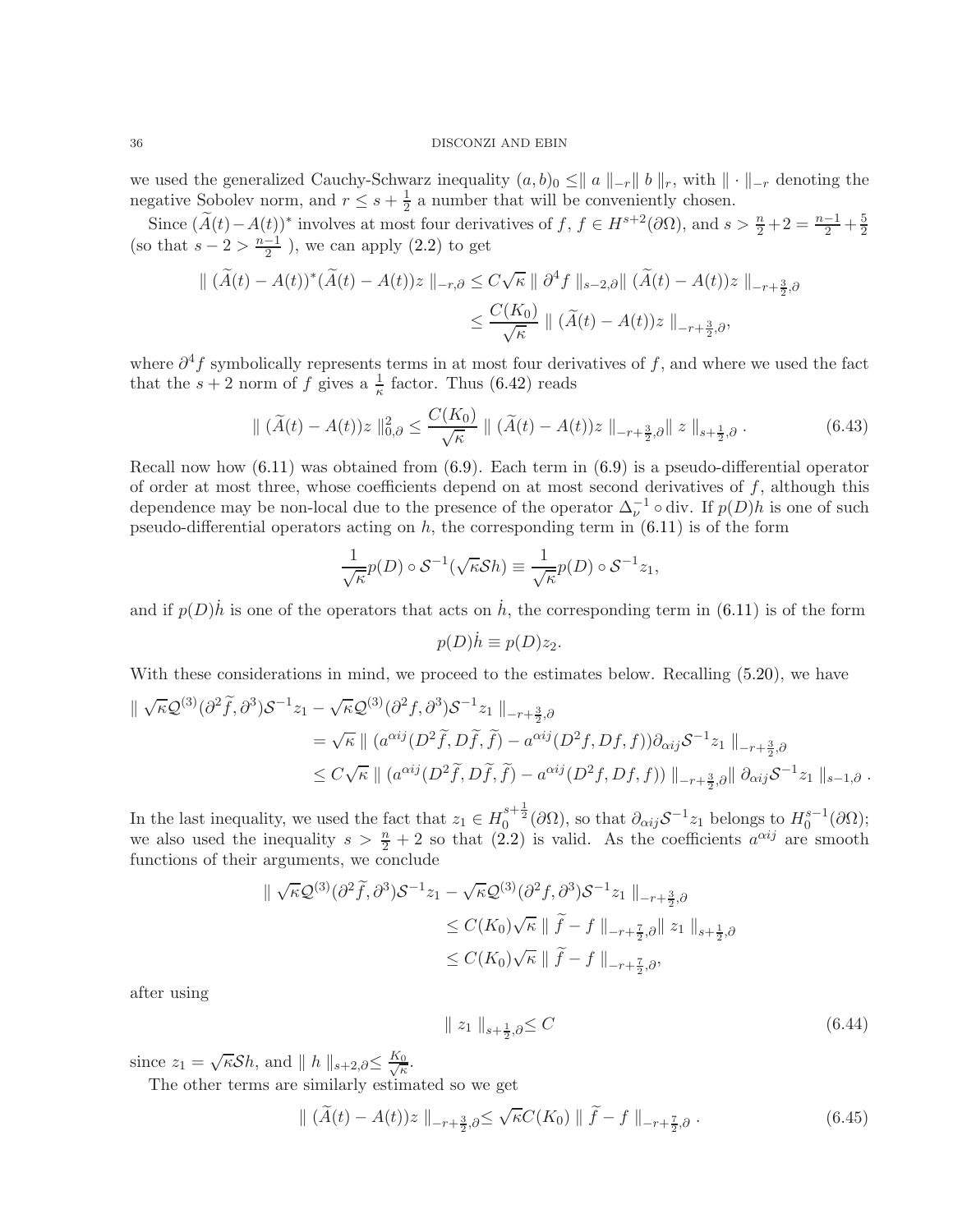we used the generalized Cauchy-Schwarz inequality $(a,b)_0 \leq \| a \|_{-r} \| b \|_r$, with $\| \cdot \|_{-r}$ denoting the negative Sobolev norm, and $r \leq s + \frac{1}{2}$ a number that will be conveniently chosen.

Since $(\widetilde{A}(t) - A(t))^*$ involves at most four derivatives of $f$, $f \in H^{s+2}(\partial\Omega)$, and $s > \frac{n}{2} + 2 = \frac{n-1}{2} + \frac{5}{2}$ (so that $s - 2 > \frac{n-1}{2}$ ), we can apply (2.2) to get

$$
\begin{aligned}
\| (\widetilde{A}(t) - A(t))^* (\widetilde{A}(t) - A(t)) z \|_{-r,\partial} &\leq C\sqrt{\kappa} \, \| \partial^4 f \|_{s-2,\partial} \| (\widetilde{A}(t) - A(t)) z \|_{-r+\frac{3}{2},\partial} \\
&\leq \frac{C(K_0)}{\sqrt{\kappa}} \| (\widetilde{A}(t) - A(t)) z \|_{-r+\frac{3}{2},\partial},
\end{aligned}
$$

where $\partial^4 f$ symbolically represents terms in at most four derivatives of $f$, and where we used the fact that the $s+2$ norm of $f$ gives a $\frac{1}{\kappa}$ factor. Thus (6.42) reads

$$
\| (\widetilde{A}(t) - A(t)) z \|_{0,\partial}^2 \leq \frac{C(K_0)}{\sqrt{\kappa}} \| (\widetilde{A}(t) - A(t)) z \|_{-r+\frac{3}{2},\partial} \| z \|_{s+\frac{1}{2},\partial} . \tag{6.43}
$$

Recall now how (6.11) was obtained from (6.9). Each term in (6.9) is a pseudo-differential operator of order at most three, whose coefficients depend on at most second derivatives of $f$, although this dependence may be non-local due to the presence of the operator $\Delta_\nu^{-1} \circ \operatorname{div}$. If $p(D)h$ is one of such pseudo-differential operators acting on $h$, the corresponding term in (6.11) is of the form

$$
\frac{1}{\sqrt{\kappa}} p(D) \circ \mathcal{S}^{-1}(\sqrt{\kappa}\mathcal{S}h) \equiv \frac{1}{\sqrt{\kappa}} p(D) \circ \mathcal{S}^{-1} z_1,
$$

and if $p(D)\dot{h}$ is one of the operators that acts on $\dot{h}$, the corresponding term in (6.11) is of the form

$$
p(D)\dot{h} \equiv p(D) z_2.
$$

With these considerations in mind, we proceed to the estimates below. Recalling (5.20), we have

$$
\begin{aligned}
\| \sqrt{\kappa}\mathcal{Q}^{(3)}(\partial^2 \widetilde{f}, \partial^3)\mathcal{S}^{-1} z_1 - \sqrt{\kappa}\mathcal{Q}^{(3)}(\partial^2 f, \partial^3)\mathcal{S}^{-1} z_1 \|_{-r+\frac{3}{2},\partial} & \\
= \sqrt{\kappa} \, \| (a^{\alpha ij}(D^2\widetilde{f}, D\widetilde{f}, \widetilde{f}) - a^{\alpha ij}(D^2 f, Df, f)) \partial_{\alpha ij} \mathcal{S}^{-1} z_1 \|_{-r+\frac{3}{2},\partial} & \\
\leq C\sqrt{\kappa} \, \| (a^{\alpha ij}(D^2\widetilde{f}, D\widetilde{f}, \widetilde{f}) - a^{\alpha ij}(D^2 f, Df, f)) \|_{-r+\frac{3}{2},\partial} \| \partial_{\alpha ij} \mathcal{S}^{-1} z_1 \|_{s-1,\partial} & .
\end{aligned}
$$

In the last inequality, we used the fact that $z_1 \in H_0^{s+\frac{1}{2}}(\partial\Omega)$, so that $\partial_{\alpha ij}\mathcal{S}^{-1} z_1$ belongs to $H_0^{s-1}(\partial\Omega)$; we also used the inequality $s > \frac{n}{2} + 2$ so that (2.2) is valid. As the coefficients $a^{\alpha ij}$ are smooth functions of their arguments, we conclude

$$
\begin{aligned}
\| \sqrt{\kappa}\mathcal{Q}^{(3)}(\partial^2 \widetilde{f}, \partial^3)\mathcal{S}^{-1} z_1 - \sqrt{\kappa}\mathcal{Q}^{(3)}(\partial^2 f, \partial^3)\mathcal{S}^{-1} z_1 \|_{-r+\frac{3}{2},\partial} & \\
\leq C(K_0)\sqrt{\kappa} \, \| \widetilde{f} - f \|_{-r+\frac{7}{2},\partial} \| z_1 \|_{s+\frac{1}{2},\partial} & \\
\leq C(K_0)\sqrt{\kappa} \, \| \widetilde{f} - f \|_{-r+\frac{7}{2},\partial}, &
\end{aligned}
$$

after using

$$
\| z_1 \|_{s+\frac{1}{2},\partial} \leq C \tag{6.44}
$$

since $z_1 = \sqrt{\kappa}\mathcal{S}h$, and $\| h \|_{s+2,\partial} \leq \frac{K_0}{\sqrt{\kappa}}$.

The other terms are similarly estimated so we get

$$
\| (\widetilde{A}(t) - A(t)) z \|_{-r+\frac{3}{2},\partial} \leq \sqrt{\kappa} C(K_0) \| \widetilde{f} - f \|_{-r+\frac{7}{2},\partial} . \tag{6.45}
$$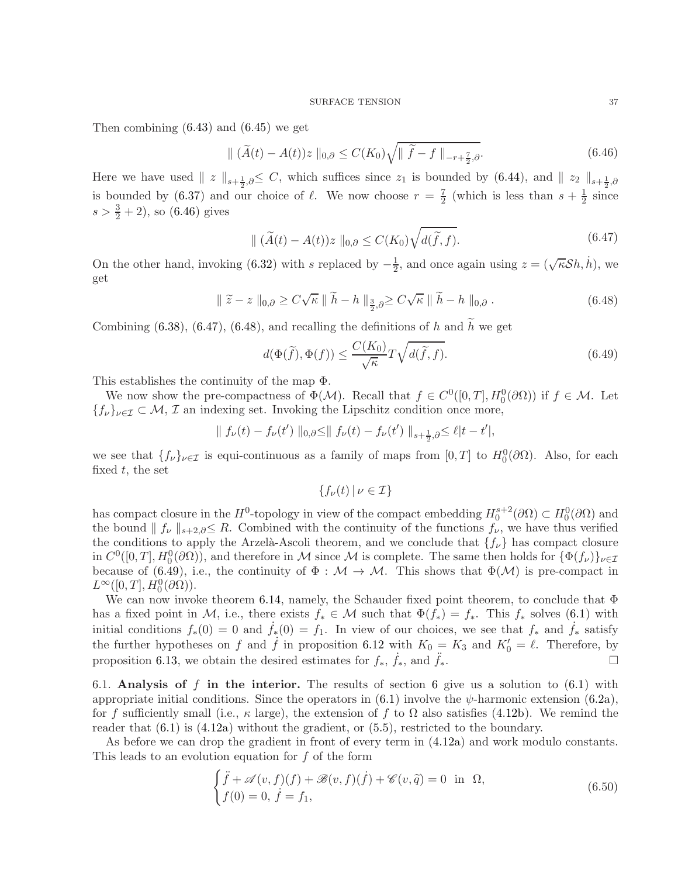Then combining (6.43) and (6.45) we get

$$\parallel (\widetilde{A}(t) - A(t))z \parallel_{0,\partial} \leq C(K_0)\sqrt{\parallel \widetilde{f} - f \parallel_{-r+\frac{7}{2},\partial}}. \tag{6.46}$$

Here we have used $\parallel z \parallel_{s+\frac{1}{2},\partial} \leq C$, which suffices since $z_1$ is bounded by (6.44), and $\parallel z_2 \parallel_{s+\frac{1}{2},\partial}$ is bounded by (6.37) and our choice of $\ell$. We now choose $r = \frac{7}{2}$ (which is less than $s + \frac{1}{2}$ since $s > \frac{3}{2} + 2$), so (6.46) gives

$$\parallel (\widetilde{A}(t) - A(t))z \parallel_{0,\partial} \leq C(K_0)\sqrt{d(\widetilde{f}, f)}. \tag{6.47}$$

On the other hand, invoking (6.32) with $s$ replaced by $-\frac{1}{2}$, and once again using $z = (\sqrt{\kappa}\mathcal{S}h, \dot{h})$, we get

$$\parallel \widetilde{z} - z \parallel_{0,\partial} \geq C\sqrt{\kappa} \parallel \widetilde{h} - h \parallel_{\frac{3}{2},\partial} \geq C\sqrt{\kappa} \parallel \widetilde{h} - h \parallel_{0,\partial} . \tag{6.48}$$

Combining (6.38), (6.47), (6.48), and recalling the definitions of $h$ and $\widetilde{h}$ we get

$$d(\Phi(\widetilde{f}), \Phi(f)) \leq \frac{C(K_0)}{\sqrt{\kappa}} T \sqrt{d(\widetilde{f}, f)}. \tag{6.49}$$

This establishes the continuity of the map $\Phi$.

We now show the pre-compactness of $\Phi(\mathcal{M})$. Recall that $f \in C^0([0,T], H^0_0(\partial\Omega))$ if $f \in \mathcal{M}$. Let $\{f_\nu\}_{\nu \in \mathcal{I}} \subset \mathcal{M}$, $\mathcal{I}$ an indexing set. Invoking the Lipschitz condition once more,

$$\parallel f_\nu(t) - f_\nu(t') \parallel_{0,\partial} \leq \parallel f_\nu(t) - f_\nu(t') \parallel_{s+\frac{1}{2},\partial} \leq \ell |t - t'|,$$

we see that $\{f_\nu\}_{\nu\in\mathcal{I}}$ is equi-continuous as a family of maps from $[0, T]$ to $H^0_0(\partial\Omega)$. Also, for each fixed $t$, the set

$$\{f_\nu(t) \,|\, \nu \in \mathcal{I}\}$$

has compact closure in the $H^0$-topology in view of the compact embedding $H^{s+2}_0(\partial\Omega) \subset H^0_0(\partial\Omega)$ and the bound $\parallel f_\nu \parallel_{s+2,\partial} \leq R$. Combined with the continuity of the functions $f_\nu$, we have thus verified the conditions to apply the Arzelà-Ascoli theorem, and we conclude that $\{f_\nu\}$ has compact closure in $C^0([0,T], H^0_0(\partial\Omega))$, and therefore in $\mathcal{M}$ since $\mathcal{M}$ is complete. The same then holds for $\{\Phi(f_\nu)\}_{\nu\in\mathcal{I}}$ because of (6.49), i.e., the continuity of $\Phi : \mathcal{M} \to \mathcal{M}$. This shows that $\Phi(\mathcal{M})$ is pre-compact in $L^\infty([0,T], H^0_0(\partial\Omega))$.

We can now invoke theorem 6.14, namely, the Schauder fixed point theorem, to conclude that $\Phi$ has a fixed point in $\mathcal{M}$, i.e., there exists $f_* \in \mathcal{M}$ such that $\Phi(f_*) = f_*$. This $f_*$ solves (6.1) with initial conditions $f_*(0) = 0$ and $\dot{f}_*(0) = f_1$. In view of our choices, we see that $f_*$ and $\dot{f}_*$ satisfy the further hypotheses on $f$ and $\dot{f}$ in proposition 6.12 with $K_0 = K_3$ and $K'_0 = \ell$. Therefore, by proposition 6.13, we obtain the desired estimates for $f_*$, $\dot{f}_*$, and $\ddot{f}_*$. $\square$

6.1. **Analysis of $f$ in the interior.** The results of section 6 give us a solution to (6.1) with appropriate initial conditions. Since the operators in (6.1) involve the $\psi$-harmonic extension (6.2a), for $f$ sufficiently small (i.e., $\kappa$ large), the extension of $f$ to $\Omega$ also satisfies (4.12b). We remind the reader that (6.1) is (4.12a) without the gradient, or (5.5), restricted to the boundary.

As before we can drop the gradient in front of every term in (4.12a) and work modulo constants. This leads to an evolution equation for $f$ of the form

$$\begin{cases} \ddot{f} + \mathscr{A}(v,f)(f) + \mathscr{B}(v,f)(\dot{f}) + \mathscr{C}(v,\widetilde{q}) = 0 \;\text{ in }\; \Omega, \\ f(0) = 0, \; \dot{f} = f_1, \end{cases} \tag{6.50}$$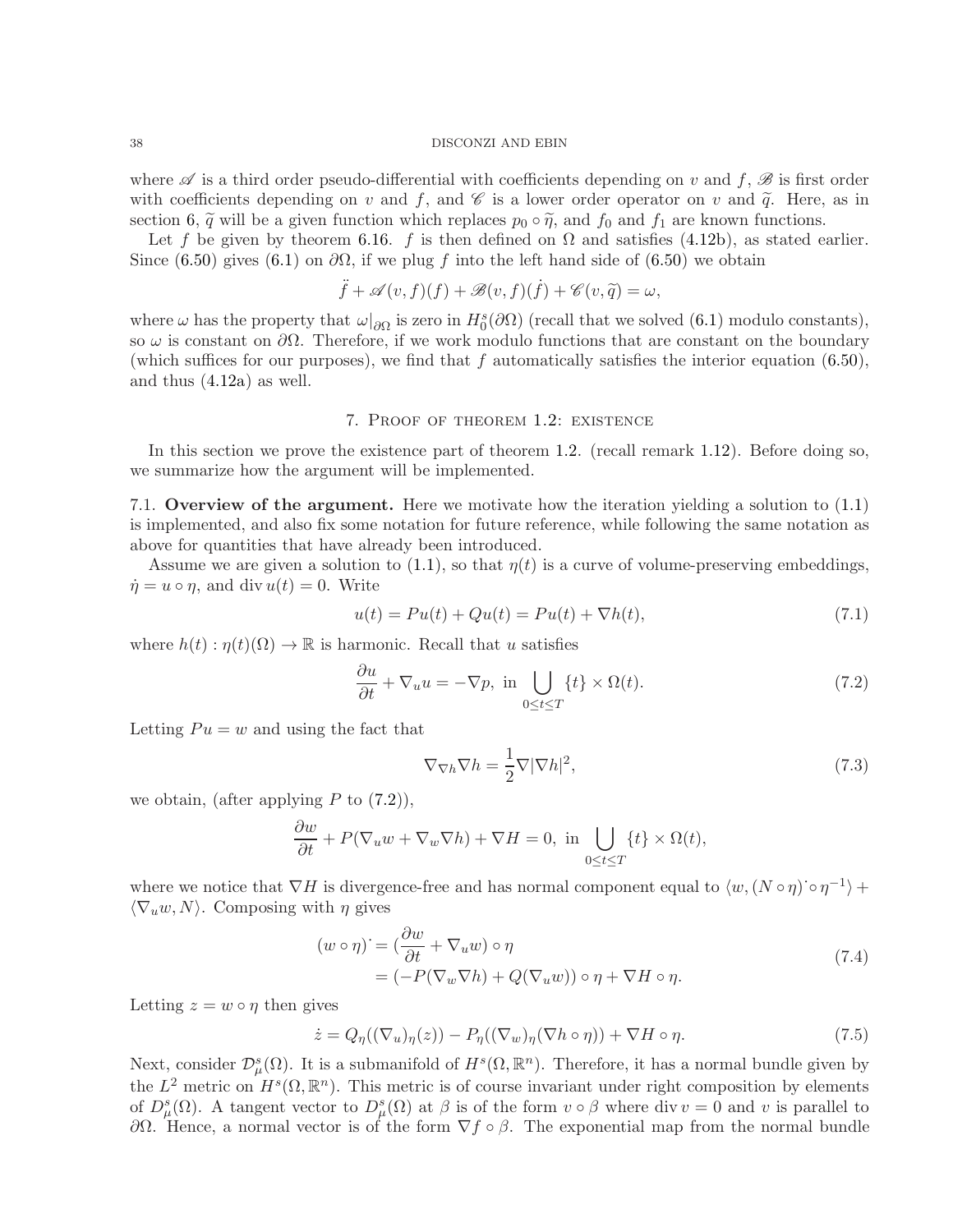where $\mathscr{A}$ is a third order pseudo-differential with coefficients depending on $v$ and $f$, $\mathscr{B}$ is first order with coefficients depending on $v$ and $f$, and $\mathscr{C}$ is a lower order operator on $v$ and $\widetilde{q}$. Here, as in section 6, $\widetilde{q}$ will be a given function which replaces $p_0 \circ \widetilde{\eta}$, and $f_0$ and $f_1$ are known functions.

Let $f$ be given by theorem 6.16. $f$ is then defined on $\Omega$ and satisfies (4.12b), as stated earlier. Since (6.50) gives (6.1) on $\partial\Omega$, if we plug $f$ into the left hand side of (6.50) we obtain

$$\ddot{f} + \mathscr{A}(v, f)(f) + \mathscr{B}(v, f)(\dot{f}) + \mathscr{C}(v, \widetilde{q}) = \omega,$$

where $\omega$ has the property that $\omega|_{\partial\Omega}$ is zero in $H_0^s(\partial\Omega)$ (recall that we solved (6.1) modulo constants), so $\omega$ is constant on $\partial\Omega$. Therefore, if we work modulo functions that are constant on the boundary (which suffices for our purposes), we find that $f$ automatically satisfies the interior equation (6.50), and thus (4.12a) as well.

## 7. Proof of theorem 1.2: existence

In this section we prove the existence part of theorem 1.2. (recall remark 1.12). Before doing so, we summarize how the argument will be implemented.

### 7.1. Overview of the argument.

Here we motivate how the iteration yielding a solution to (1.1) is implemented, and also fix some notation for future reference, while following the same notation as above for quantities that have already been introduced.

Assume we are given a solution to (1.1), so that $\eta(t)$ is a curve of volume-preserving embeddings, $\dot{\eta} = u \circ \eta$, and $\operatorname{div} u(t) = 0$. Write

$$u(t) = Pu(t) + Qu(t) = Pu(t) + \nabla h(t), \tag{7.1}$$

where $h(t) : \eta(t)(\Omega) \to \mathbb{R}$ is harmonic. Recall that $u$ satisfies

$$\frac{\partial u}{\partial t} + \nabla_u u = -\nabla p, \text{ in } \bigcup_{0 \leq t \leq T} \{t\} \times \Omega(t). \tag{7.2}$$

Letting $Pu = w$ and using the fact that

$$\nabla_{\nabla h} \nabla h = \frac{1}{2} \nabla |\nabla h|^2, \tag{7.3}$$

we obtain, (after applying $P$ to (7.2)),

$$\frac{\partial w}{\partial t} + P(\nabla_u w + \nabla_w \nabla h) + \nabla H = 0, \text{ in } \bigcup_{0 \leq t \leq T} \{t\} \times \Omega(t),$$

where we notice that $\nabla H$ is divergence-free and has normal component equal to $\langle w, (N \circ \eta)^{\cdot} \circ \eta^{-1} \rangle + \langle \nabla_u w, N \rangle$. Composing with $\eta$ gives

$$\begin{aligned}
(w \circ \eta)^{\cdot} &= (\frac{\partial w}{\partial t} + \nabla_u w) \circ \eta \\
&= (-P(\nabla_w \nabla h) + Q(\nabla_u w)) \circ \eta + \nabla H \circ \eta.
\end{aligned} \tag{7.4}$$

Letting $z = w \circ \eta$ then gives

$$\dot{z} = Q_\eta((\nabla_u)_\eta(z)) - P_\eta((\nabla_w)_\eta(\nabla h \circ \eta)) + \nabla H \circ \eta. \tag{7.5}$$

Next, consider $\mathcal{D}_\mu^s(\Omega)$. It is a submanifold of $H^s(\Omega, \mathbb{R}^n)$. Therefore, it has a normal bundle given by the $L^2$ metric on $H^s(\Omega, \mathbb{R}^n)$. This metric is of course invariant under right composition by elements of $D_\mu^s(\Omega)$. A tangent vector to $D_\mu^s(\Omega)$ at $\beta$ is of the form $v \circ \beta$ where $\operatorname{div} v = 0$ and $v$ is parallel to $\partial\Omega$. Hence, a normal vector is of the form $\nabla f \circ \beta$. The exponential map from the normal bundle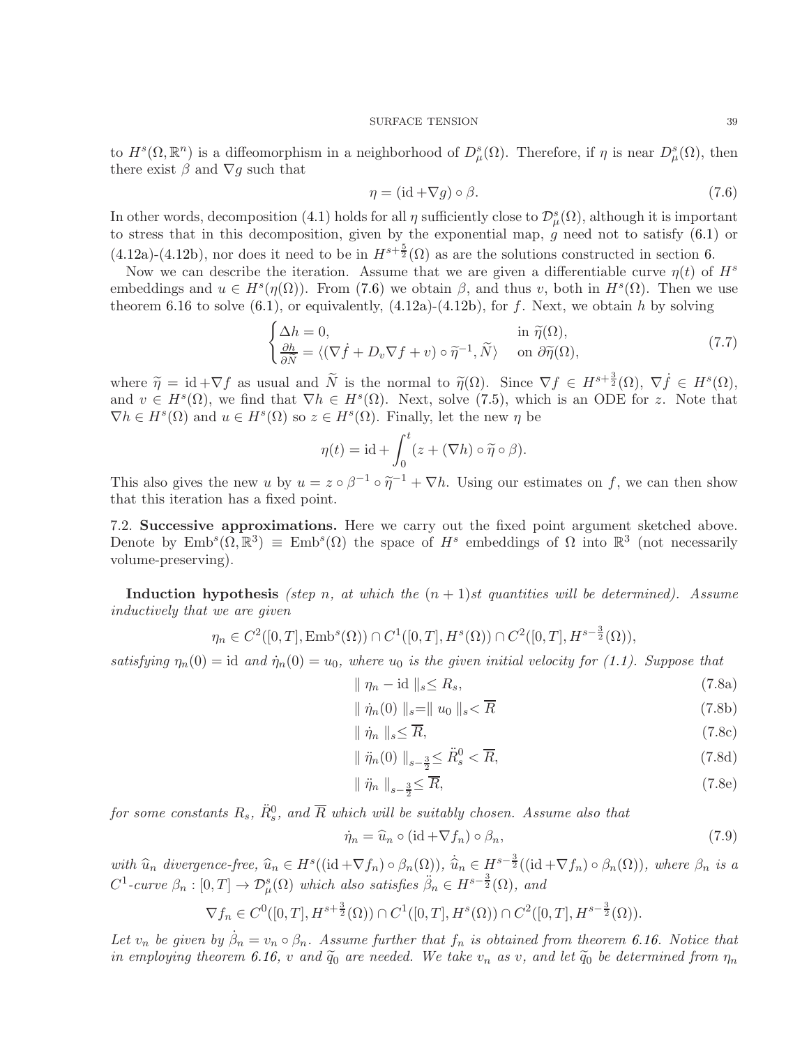to $H^s(\Omega, \mathbb{R}^n)$ is a diffeomorphism in a neighborhood of $D^s_\mu(\Omega)$. Therefore, if $\eta$ is near $D^s_\mu(\Omega)$, then there exist $\beta$ and $\nabla g$ such that

$$\eta = (\mathrm{id} + \nabla g) \circ \beta. \tag{7.6}$$

In other words, decomposition (4.1) holds for all $\eta$ sufficiently close to $\mathcal{D}^s_\mu(\Omega)$, although it is important to stress that in this decomposition, given by the exponential map, $g$ need not to satisfy (6.1) or (4.12a)-(4.12b), nor does it need to be in $H^{s+\frac{5}{2}}(\Omega)$ as are the solutions constructed in section 6.

Now we can describe the iteration. Assume that we are given a differentiable curve $\eta(t)$ of $H^s$ embeddings and $u \in H^s(\eta(\Omega))$. From (7.6) we obtain $\beta$, and thus $v$, both in $H^s(\Omega)$. Then we use theorem 6.16 to solve (6.1), or equivalently, (4.12a)-(4.12b), for $f$. Next, we obtain $h$ by solving

$$\begin{cases} \Delta h = 0, & \text{in } \widetilde{\eta}(\Omega), \\ \frac{\partial h}{\partial \widetilde{N}} = \langle (\nabla \dot{f} + D_v \nabla f + v) \circ \widetilde{\eta}^{-1}, \widetilde{N} \rangle & \text{on } \partial \widetilde{\eta}(\Omega), \end{cases} \tag{7.7}$$

where $\widetilde{\eta} = \mathrm{id} + \nabla f$ as usual and $\widetilde{N}$ is the normal to $\widetilde{\eta}(\Omega)$. Since $\nabla f \in H^{s+\frac{3}{2}}(\Omega)$, $\nabla \dot{f} \in H^s(\Omega)$, and $v \in H^s(\Omega)$, we find that $\nabla h \in H^s(\Omega)$. Next, solve (7.5), which is an ODE for $z$. Note that $\nabla h \in H^s(\Omega)$ and $u \in H^s(\Omega)$ so $z \in H^s(\Omega)$. Finally, let the new $\eta$ be

$$\eta(t) = \mathrm{id} + \int_0^t (z + (\nabla h) \circ \widetilde{\eta} \circ \beta).$$

This also gives the new $u$ by $u = z \circ \beta^{-1} \circ \widetilde{\eta}^{-1} + \nabla h$. Using our estimates on $f$, we can then show that this iteration has a fixed point.

**7.2. Successive approximations.** Here we carry out the fixed point argument sketched above. Denote by $\mathrm{Emb}^s(\Omega, \mathbb{R}^3) \equiv \mathrm{Emb}^s(\Omega)$ the space of $H^s$ embeddings of $\Omega$ into $\mathbb{R}^3$ (not necessarily volume-preserving).

**Induction hypothesis** *(step n, at which the (n + 1)st quantities will be determined). Assume inductively that we are given*

$$\eta_n \in C^2([0,T], \mathrm{Emb}^s(\Omega)) \cap C^1([0,T], H^s(\Omega)) \cap C^2([0,T], H^{s-\frac{3}{2}}(\Omega)),$$

*satisfying $\eta_n(0) = \mathrm{id}$ and $\dot{\eta}_n(0) = u_0$, where $u_0$ is the given initial velocity for (1.1). Suppose that*

$$\| \eta_n - \mathrm{id} \|_s \leq R_s, \tag{7.8a}$$

$$\| \dot{\eta}_n(0) \|_s = \| u_0 \|_s < \overline{R} \tag{7.8b}$$

$$\| \dot{\eta}_n \|_s \leq \overline{R}, \tag{7.8c}$$

$$\| \ddot{\eta}_n(0) \|_{s-\frac{3}{2}} \leq \ddot{R}^0_s < \overline{R}, \tag{7.8d}$$

$$\| \ddot{\eta}_n \|_{s-\frac{3}{2}} \leq \overline{R}, \tag{7.8e}$$

*for some constants $R_s$, $\ddot{R}^0_s$, and $\overline{R}$ which will be suitably chosen. Assume also that*

$$\dot{\eta}_n = \widehat{u}_n \circ (\mathrm{id} + \nabla f_n) \circ \beta_n, \tag{7.9}$$

*with $\widehat{u}_n$ divergence-free, $\widehat{u}_n \in H^s((\mathrm{id} + \nabla f_n) \circ \beta_n(\Omega))$, $\dot{\widehat{u}}_n \in H^{s-\frac{3}{2}}((\mathrm{id} + \nabla f_n) \circ \beta_n(\Omega))$, where $\beta_n$ is a $C^1$-curve $\beta_n : [0,T] \to \mathcal{D}^s_\mu(\Omega)$ which also satisfies $\ddot{\beta}_n \in H^{s-\frac{3}{2}}(\Omega)$, and*

$$\nabla f_n \in C^0([0,T], H^{s+\frac{3}{2}}(\Omega)) \cap C^1([0,T], H^s(\Omega)) \cap C^2([0,T], H^{s-\frac{3}{2}}(\Omega)).$$

*Let $v_n$ be given by $\dot{\beta}_n = v_n \circ \beta_n$. Assume further that $f_n$ is obtained from theorem 6.16. Notice that in employing theorem 6.16, $v$ and $\widetilde{q}_0$ are needed. We take $v_n$ as $v$, and let $\widetilde{q}_0$ be determined from $\eta_n$*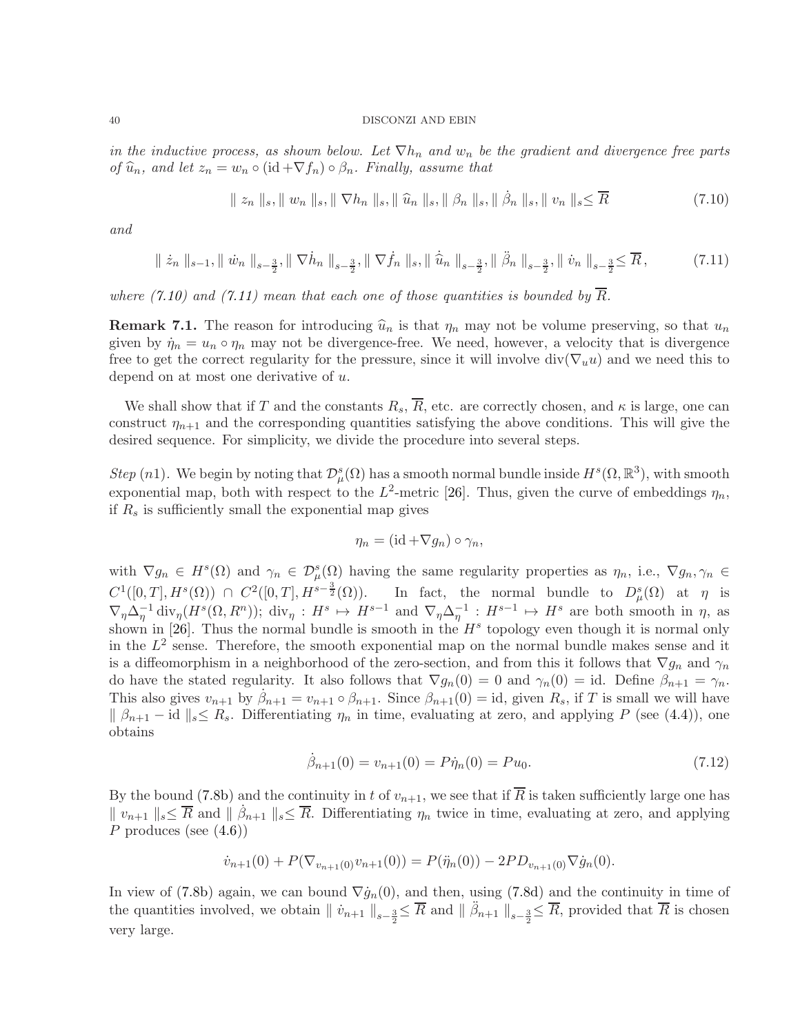*in the inductive process, as shown below. Let $\nabla h_n$ and $w_n$ be the gradient and divergence free parts of $\widehat{u}_n$, and let $z_n = w_n \circ (\mathrm{id} + \nabla f_n) \circ \beta_n$. Finally, assume that*

$$\| z_n \|_s, \| w_n \|_s, \| \nabla h_n \|_s, \| \widehat{u}_n \|_s, \| \beta_n \|_s, \| \dot{\beta}_n \|_s, \| v_n \|_s \leq \overline{R} \tag{7.10}$$

*and*

$$\| \dot{z}_n \|_{s-1}, \| \dot{w}_n \|_{s-\frac{3}{2}}, \| \nabla \dot{h}_n \|_{s-\frac{3}{2}}, \| \nabla \dot{f}_n \|_s, \| \dot{\widehat{u}}_n \|_{s-\frac{3}{2}}, \| \ddot{\beta}_n \|_{s-\frac{3}{2}}, \| \dot{v}_n \|_{s-\frac{3}{2}} \leq \overline{R}, \tag{7.11}$$

*where (7.10) and (7.11) mean that each one of those quantities is bounded by $\overline{R}$.*

**Remark 7.1.** The reason for introducing $\widehat{u}_n$ is that $\eta_n$ may not be volume preserving, so that $u_n$ given by $\dot{\eta}_n = u_n \circ \eta_n$ may not be divergence-free. We need, however, a velocity that is divergence free to get the correct regularity for the pressure, since it will involve $\mathrm{div}(\nabla_u u)$ and we need this to depend on at most one derivative of $u$.

We shall show that if $T$ and the constants $R_s$, $\overline{R}$, etc. are correctly chosen, and $\kappa$ is large, one can construct $\eta_{n+1}$ and the corresponding quantities satisfying the above conditions. This will give the desired sequence. For simplicity, we divide the procedure into several steps.

*Step (n1).* We begin by noting that $\mathcal{D}^s_\mu(\Omega)$ has a smooth normal bundle inside $H^s(\Omega, \mathbb{R}^3)$, with smooth exponential map, both with respect to the $L^2$-metric [26]. Thus, given the curve of embeddings $\eta_n$, if $R_s$ is sufficiently small the exponential map gives

$$\eta_n = (\mathrm{id} + \nabla g_n) \circ \gamma_n,$$

with $\nabla g_n \in H^s(\Omega)$ and $\gamma_n \in \mathcal{D}^s_\mu(\Omega)$ having the same regularity properties as $\eta_n$, i.e., $\nabla g_n, \gamma_n \in C^1([0,T], H^s(\Omega)) \cap C^2([0,T], H^{s-\frac{3}{2}}(\Omega))$. In fact, the normal bundle to $D^s_\mu(\Omega)$ at $\eta$ is $\nabla_\eta \Delta_\eta^{-1} \mathrm{div}_\eta(H^s(\Omega, R^n))$; $\mathrm{div}_\eta : H^s \mapsto H^{s-1}$ and $\nabla_\eta \Delta_\eta^{-1} : H^{s-1} \mapsto H^s$ are both smooth in $\eta$, as shown in [26]. Thus the normal bundle is smooth in the $H^s$ topology even though it is normal only in the $L^2$ sense. Therefore, the smooth exponential map on the normal bundle makes sense and it is a diffeomorphism in a neighborhood of the zero-section, and from this it follows that $\nabla g_n$ and $\gamma_n$ do have the stated regularity. It also follows that $\nabla g_n(0) = 0$ and $\gamma_n(0) = \mathrm{id}$. Define $\beta_{n+1} = \gamma_n$. This also gives $v_{n+1}$ by $\dot{\beta}_{n+1} = v_{n+1} \circ \beta_{n+1}$. Since $\beta_{n+1}(0) = \mathrm{id}$, given $R_s$, if $T$ is small we will have $\| \beta_{n+1} - \mathrm{id} \|_s \leq R_s$. Differentiating $\eta_n$ in time, evaluating at zero, and applying $P$ (see (4.4)), one obtains

$$\dot{\beta}_{n+1}(0) = v_{n+1}(0) = P\dot{\eta}_n(0) = Pu_0. \tag{7.12}$$

By the bound (7.8b) and the continuity in $t$ of $v_{n+1}$, we see that if $\overline{R}$ is taken sufficiently large one has $\| v_{n+1} \|_s \leq \overline{R}$ and $\| \dot{\beta}_{n+1} \|_s \leq \overline{R}$. Differentiating $\eta_n$ twice in time, evaluating at zero, and applying $P$ produces (see (4.6))

$$\dot{v}_{n+1}(0) + P(\nabla_{v_{n+1}(0)} v_{n+1}(0)) = P(\ddot{\eta}_n(0)) - 2PD_{v_{n+1}(0)} \nabla \dot{g}_n(0).$$

In view of (7.8b) again, we can bound $\nabla \dot{g}_n(0)$, and then, using (7.8d) and the continuity in time of the quantities involved, we obtain $\| \dot{v}_{n+1} \|_{s-\frac{3}{2}} \leq \overline{R}$ and $\| \ddot{\beta}_{n+1} \|_{s-\frac{3}{2}} \leq \overline{R}$, provided that $\overline{R}$ is chosen very large.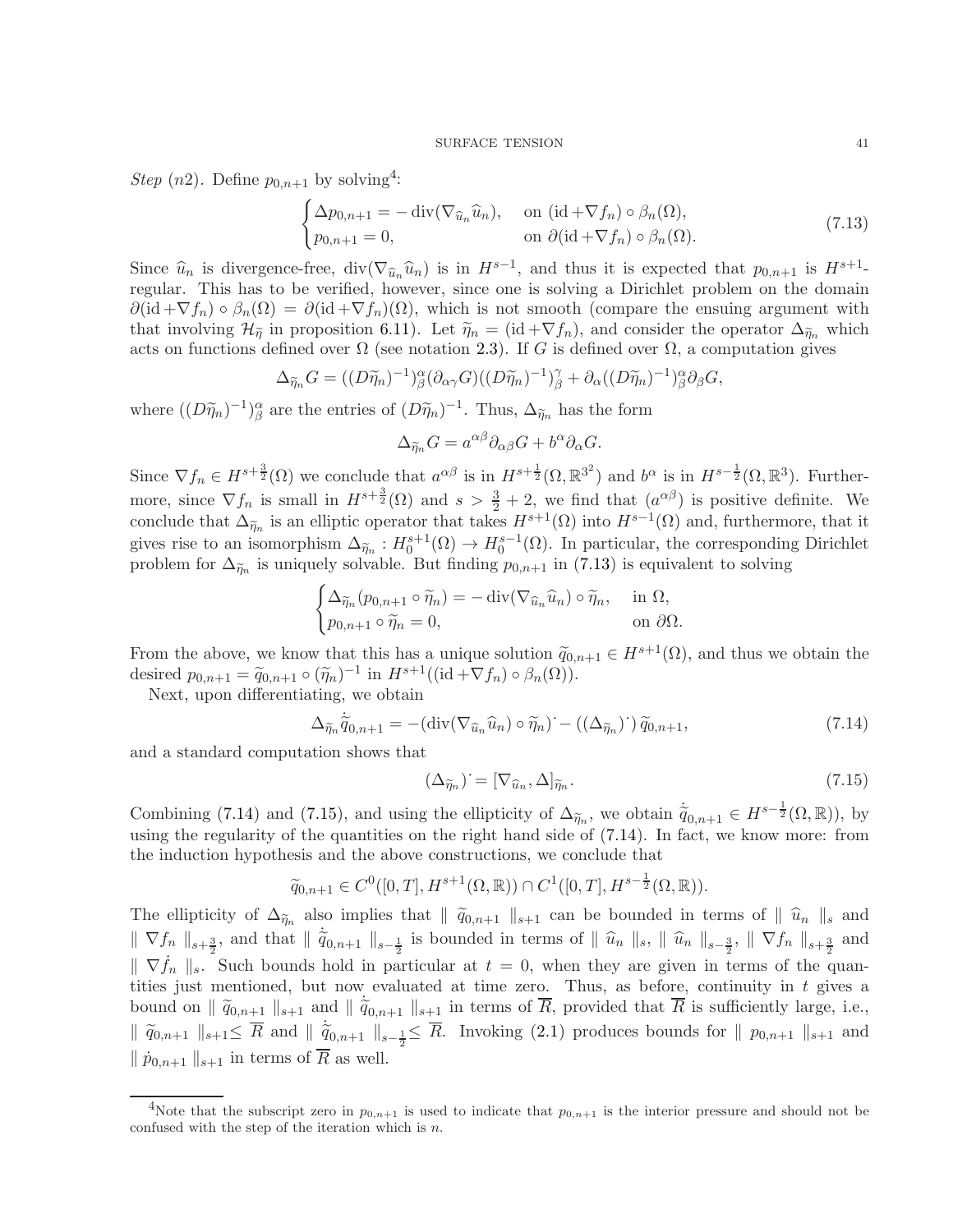*Step* $(n2)$. Define $p_{0,n+1}$ by solving[4]:

$$
\begin{cases}
\Delta p_{0,n+1} = -\operatorname{div}(\nabla_{\widehat{u}_n}\widehat{u}_n), & \text{on } (\mathrm{id}+\nabla f_n)\circ\beta_n(\Omega),\\
p_{0,n+1} = 0, & \text{on } \partial(\mathrm{id}+\nabla f_n)\circ\beta_n(\Omega).
\end{cases}
\tag{7.13}
$$

Since $\widehat{u}_n$ is divergence-free, $\operatorname{div}(\nabla_{\widehat{u}_n}\widehat{u}_n)$ is in $H^{s-1}$, and thus it is expected that $p_{0,n+1}$ is $H^{s+1}$-regular. This has to be verified, however, since one is solving a Dirichlet problem on the domain $\partial(\mathrm{id}+\nabla f_n)\circ\beta_n(\Omega) = \partial(\mathrm{id}+\nabla f_n)(\Omega)$, which is not smooth (compare the ensuing argument with that involving $\mathcal{H}_{\widetilde{\eta}}$ in proposition 6.11). Let $\widetilde{\eta}_n = (\mathrm{id}+\nabla f_n)$, and consider the operator $\Delta_{\widetilde{\eta}_n}$ which acts on functions defined over $\Omega$ (see notation 2.3). If $G$ is defined over $\Omega$, a computation gives

$$
\Delta_{\widetilde{\eta}_n} G = ((D\widetilde{\eta}_n)^{-1})^\alpha_\beta(\partial_{\alpha\gamma}G)((D\widetilde{\eta}_n)^{-1})^\gamma_\beta + \partial_\alpha((D\widetilde{\eta}_n)^{-1})^\alpha_\beta\partial_\beta G,
$$

where $((D\widetilde{\eta}_n)^{-1})^\alpha_\beta$ are the entries of $(D\widetilde{\eta}_n)^{-1}$. Thus, $\Delta_{\widetilde{\eta}_n}$ has the form

$$
\Delta_{\widetilde{\eta}_n} G = a^{\alpha\beta}\partial_{\alpha\beta}G + b^\alpha\partial_\alpha G.
$$

Since $\nabla f_n \in H^{s+\frac{3}{2}}(\Omega)$ we conclude that $a^{\alpha\beta}$ is in $H^{s+\frac{1}{2}}(\Omega,\mathbb{R}^{3^2})$ and $b^\alpha$ is in $H^{s-\frac{1}{2}}(\Omega,\mathbb{R}^3)$. Furthermore, since $\nabla f_n$ is small in $H^{s+\frac{3}{2}}(\Omega)$ and $s > \frac{3}{2}+2$, we find that $(a^{\alpha\beta})$ is positive definite. We conclude that $\Delta_{\widetilde{\eta}_n}$ is an elliptic operator that takes $H^{s+1}(\Omega)$ into $H^{s-1}(\Omega)$ and, furthermore, that it gives rise to an isomorphism $\Delta_{\widetilde{\eta}_n} : H^{s+1}_0(\Omega) \to H^{s-1}_0(\Omega)$. In particular, the corresponding Dirichlet problem for $\Delta_{\widetilde{\eta}_n}$ is uniquely solvable. But finding $p_{0,n+1}$ in (7.13) is equivalent to solving

$$
\begin{cases}
\Delta_{\widetilde{\eta}_n}(p_{0,n+1}\circ\widetilde{\eta}_n) = -\operatorname{div}(\nabla_{\widehat{u}_n}\widehat{u}_n)\circ\widetilde{\eta}_n, & \text{in } \Omega,\\
p_{0,n+1}\circ\widetilde{\eta}_n = 0, & \text{on } \partial\Omega.
\end{cases}
$$

From the above, we know that this has a unique solution $\widetilde{q}_{0,n+1} \in H^{s+1}(\Omega)$, and thus we obtain the desired $p_{0,n+1} = \widetilde{q}_{0,n+1}\circ(\widetilde{\eta}_n)^{-1}$ in $H^{s+1}((\mathrm{id}+\nabla f_n)\circ\beta_n(\Omega))$.

Next, upon differentiating, we obtain

$$
\Delta_{\widetilde{\eta}_n}\dot{\widetilde{q}}_{0,n+1} = -(\operatorname{div}(\nabla_{\widehat{u}_n}\widehat{u}_n)\circ\widetilde{\eta}_n)^{\cdot} - ((\Delta_{\widetilde{\eta}_n})^{\cdot})\,\widetilde{q}_{0,n+1},
\tag{7.14}
$$

and a standard computation shows that

$$
(\Delta_{\widetilde{\eta}_n})^{\cdot} = [\nabla_{\widehat{u}_n},\Delta]_{\widetilde{\eta}_n}.
\tag{7.15}
$$

Combining (7.14) and (7.15), and using the ellipticity of $\Delta_{\widetilde{\eta}_n}$, we obtain $\dot{\widetilde{q}}_{0,n+1} \in H^{s-\frac{1}{2}}(\Omega,\mathbb{R})$), by using the regularity of the quantities on the right hand side of (7.14). In fact, we know more: from the induction hypothesis and the above constructions, we conclude that

$$
\widetilde{q}_{0,n+1} \in C^0([0,T],H^{s+1}(\Omega,\mathbb{R})) \cap C^1([0,T],H^{s-\frac{1}{2}}(\Omega,\mathbb{R})).
$$

The ellipticity of $\Delta_{\widetilde{\eta}_n}$ also implies that $\parallel \widetilde{q}_{0,n+1} \parallel_{s+1}$ can be bounded in terms of $\parallel \widehat{u}_n \parallel_s$ and $\parallel \nabla f_n \parallel_{s+\frac{3}{2}}$, and that $\parallel \dot{\widetilde{q}}_{0,n+1} \parallel_{s-\frac{1}{2}}$ is bounded in terms of $\parallel \widehat{u}_n \parallel_s$, $\parallel \widehat{u}_n \parallel_{s-\frac{3}{2}}$, $\parallel \nabla f_n \parallel_{s+\frac{3}{2}}$ and $\parallel \nabla \dot{f}_n \parallel_s$. Such bounds hold in particular at $t=0$, when they are given in terms of the quantities just mentioned, but now evaluated at time zero. Thus, as before, continuity in $t$ gives a bound on $\parallel \widetilde{q}_{0,n+1} \parallel_{s+1}$ and $\parallel \dot{\widetilde{q}}_{0,n+1} \parallel_{s+1}$ in terms of $\overline{R}$, provided that $\overline{R}$ is sufficiently large, i.e., $\parallel \widetilde{q}_{0,n+1} \parallel_{s+1} \leq \overline{R}$ and $\parallel \dot{\widetilde{q}}_{0,n+1} \parallel_{s-\frac{1}{2}} \leq \overline{R}$. Invoking (2.1) produces bounds for $\parallel p_{0,n+1} \parallel_{s+1}$ and $\parallel \dot{p}_{0,n+1} \parallel_{s+1}$ in terms of $\overline{R}$ as well.

[4] Note that the subscript zero in $p_{0,n+1}$ is used to indicate that $p_{0,n+1}$ is the interior pressure and should not be confused with the step of the iteration which is $n$.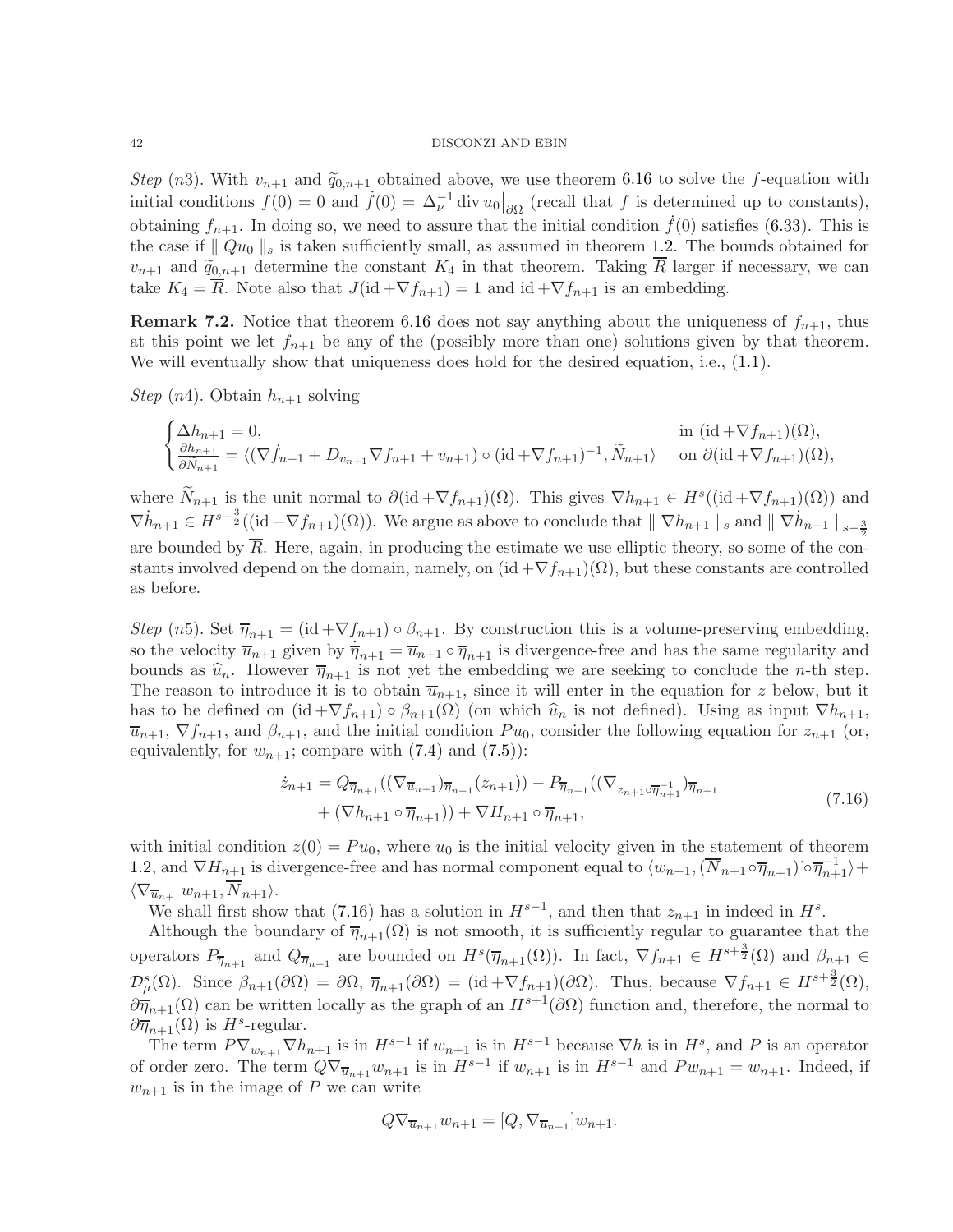*Step (n3)*. With $v_{n+1}$ and $\widetilde{q}_{0,n+1}$ obtained above, we use theorem 6.16 to solve the $f$-equation with initial conditions $f(0) = 0$ and $\dot{f}(0) = \Delta_\nu^{-1} \operatorname{div} u_0\big|_{\partial\Omega}$ (recall that $f$ is determined up to constants), obtaining $f_{n+1}$. In doing so, we need to assure that the initial condition $\dot{f}(0)$ satisfies (6.33). This is the case if $\| Qu_0 \|_s$ is taken sufficiently small, as assumed in theorem 1.2. The bounds obtained for $v_{n+1}$ and $\widetilde{q}_{0,n+1}$ determine the constant $K_4$ in that theorem. Taking $\overline{R}$ larger if necessary, we can take $K_4 = \overline{R}$. Note also that $J(\operatorname{id} + \nabla f_{n+1}) = 1$ and $\operatorname{id} + \nabla f_{n+1}$ is an embedding.

**Remark 7.2.** Notice that theorem 6.16 does not say anything about the uniqueness of $f_{n+1}$, thus at this point we let $f_{n+1}$ be any of the (possibly more than one) solutions given by that theorem. We will eventually show that uniqueness does hold for the desired equation, i.e., (1.1).

*Step (n4)*. Obtain $h_{n+1}$ solving

$$
\begin{cases}
\Delta h_{n+1} = 0, & \text{in } (\operatorname{id} + \nabla f_{n+1})(\Omega), \\
\frac{\partial h_{n+1}}{\partial \widetilde{N}_{n+1}} = \langle (\nabla \dot{f}_{n+1} + D_{v_{n+1}} \nabla f_{n+1} + v_{n+1}) \circ (\operatorname{id} + \nabla f_{n+1})^{-1}, \widetilde{N}_{n+1} \rangle & \text{on } \partial(\operatorname{id} + \nabla f_{n+1})(\Omega),
\end{cases}
$$

where $\widetilde{N}_{n+1}$ is the unit normal to $\partial(\operatorname{id} + \nabla f_{n+1})(\Omega)$. This gives $\nabla h_{n+1} \in H^s((\operatorname{id} + \nabla f_{n+1})(\Omega))$ and $\nabla \dot{h}_{n+1} \in H^{s-\frac{3}{2}}((\operatorname{id} + \nabla f_{n+1})(\Omega))$. We argue as above to conclude that $\| \nabla h_{n+1} \|_s$ and $\| \nabla \dot{h}_{n+1} \|_{s-\frac{3}{2}}$ are bounded by $\overline{R}$. Here, again, in producing the estimate we use elliptic theory, so some of the constants involved depend on the domain, namely, on $(\operatorname{id} + \nabla f_{n+1})(\Omega)$, but these constants are controlled as before.

*Step (n5)*. Set $\overline{\eta}_{n+1} = (\operatorname{id} + \nabla f_{n+1}) \circ \beta_{n+1}$. By construction this is a volume-preserving embedding, so the velocity $\overline{u}_{n+1}$ given by $\dot{\overline{\eta}}_{n+1} = \overline{u}_{n+1} \circ \overline{\eta}_{n+1}$ is divergence-free and has the same regularity and bounds as $\widehat{u}_n$. However $\overline{\eta}_{n+1}$ is not yet the embedding we are seeking to conclude the $n$-th step. The reason to introduce it is to obtain $\overline{u}_{n+1}$, since it will enter in the equation for $z$ below, but it has to be defined on $(\operatorname{id} + \nabla f_{n+1}) \circ \beta_{n+1}(\Omega)$ (on which $\widehat{u}_n$ is not defined). Using as input $\nabla h_{n+1}$, $\overline{u}_{n+1}$, $\nabla f_{n+1}$, and $\beta_{n+1}$, and the initial condition $Pu_0$, consider the following equation for $z_{n+1}$ (or, equivalently, for $w_{n+1}$; compare with (7.4) and (7.5)):

$$
\begin{aligned}
\dot{z}_{n+1} = {} & Q_{\overline{\eta}_{n+1}}((\nabla \overline{u}_{n+1})_{\overline{\eta}_{n+1}}(z_{n+1})) - P_{\overline{\eta}_{n+1}}((\nabla_{z_{n+1} \circ \overline{\eta}_{n+1}^{-1}})_{\overline{\eta}_{n+1}} \\
& + (\nabla h_{n+1} \circ \overline{\eta}_{n+1})) + \nabla H_{n+1} \circ \overline{\eta}_{n+1},
\end{aligned}
\tag{7.16}
$$

with initial condition $z(0) = Pu_0$, where $u_0$ is the initial velocity given in the statement of theorem 1.2, and $\nabla H_{n+1}$ is divergence-free and has normal component equal to $\langle w_{n+1}, (\overline{N}_{n+1} \circ \overline{\eta}_{n+1})^{\cdot} \circ \overline{\eta}_{n+1}^{-1} \rangle + \langle \nabla_{\overline{u}_{n+1}} w_{n+1}, \overline{N}_{n+1} \rangle$.

We shall first show that (7.16) has a solution in $H^{s-1}$, and then that $z_{n+1}$ in indeed in $H^s$.

Although the boundary of $\overline{\eta}_{n+1}(\Omega)$ is not smooth, it is sufficiently regular to guarantee that the operators $P_{\overline{\eta}_{n+1}}$ and $Q_{\overline{\eta}_{n+1}}$ are bounded on $H^s(\overline{\eta}_{n+1}(\Omega))$. In fact, $\nabla f_{n+1} \in H^{s+\frac{3}{2}}(\Omega)$ and $\beta_{n+1} \in \mathcal{D}^s_\mu(\Omega)$. Since $\beta_{n+1}(\partial\Omega) = \partial\Omega$, $\overline{\eta}_{n+1}(\partial\Omega) = (\operatorname{id} + \nabla f_{n+1})(\partial\Omega)$. Thus, because $\nabla f_{n+1} \in H^{s+\frac{3}{2}}(\Omega)$, $\partial\overline{\eta}_{n+1}(\Omega)$ can be written locally as the graph of an $H^{s+1}(\partial\Omega)$ function and, therefore, the normal to $\partial\overline{\eta}_{n+1}(\Omega)$ is $H^s$-regular.

The term $P\nabla_{w_{n+1}} \nabla h_{n+1}$ is in $H^{s-1}$ if $w_{n+1}$ is in $H^{s-1}$ because $\nabla h$ is in $H^s$, and $P$ is an operator of order zero. The term $Q\nabla_{\overline{u}_{n+1}} w_{n+1}$ is in $H^{s-1}$ if $w_{n+1}$ is in $H^{s-1}$ and $Pw_{n+1} = w_{n+1}$. Indeed, if $w_{n+1}$ is in the image of $P$ we can write

$$
Q\nabla_{\overline{u}_{n+1}} w_{n+1} = [Q, \nabla_{\overline{u}_{n+1}}] w_{n+1}.
$$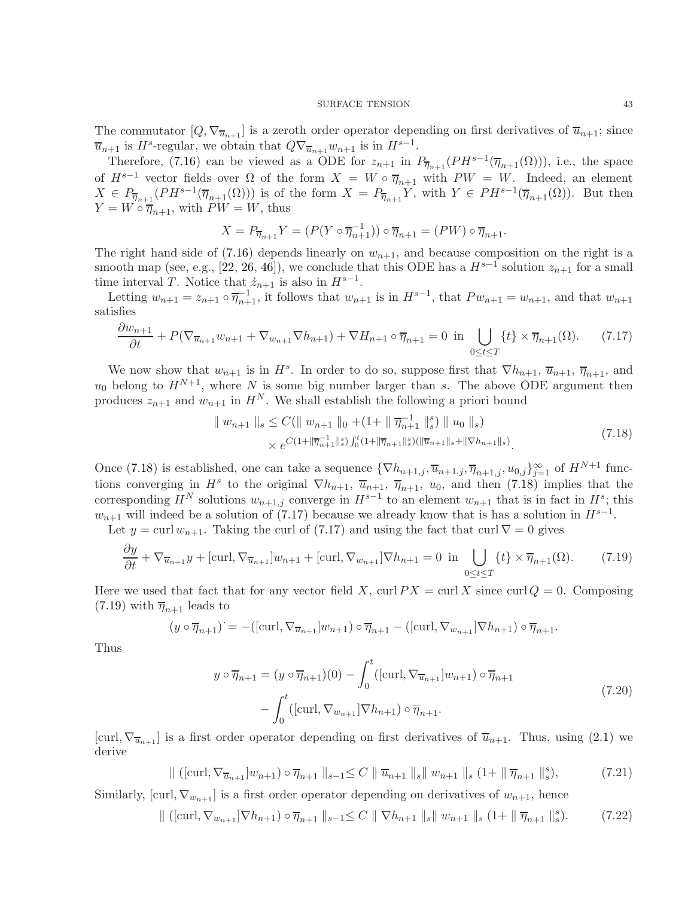The commutator $[Q, \nabla_{\overline{u}_{n+1}}]$ is a zeroth order operator depending on first derivatives of $\overline{u}_{n+1}$; since $\overline{u}_{n+1}$ is $H^s$-regular, we obtain that $Q\nabla_{\overline{u}_{n+1}} w_{n+1}$ is in $H^{s-1}$.

Therefore, (7.16) can be viewed as a ODE for $z_{n+1}$ in $P_{\overline{\eta}_{n+1}}(PH^{s-1}(\overline{\eta}_{n+1}(\Omega)))$, i.e., the space of $H^{s-1}$ vector fields over $\Omega$ of the form $X = W \circ \overline{\eta}_{n+1}$ with $PW = W$. Indeed, an element $X \in P_{\overline{\eta}_{n+1}}(PH^{s-1}(\overline{\eta}_{n+1}(\Omega)))$ is of the form $X = P_{\overline{\eta}_{n+1}} Y$, with $Y \in PH^{s-1}(\overline{\eta}_{n+1}(\Omega))$. But then $Y = W \circ \overline{\eta}_{n+1}$, with $PW = W$, thus

$$X = P_{\overline{\eta}_{n+1}} Y = (P(Y \circ \overline{\eta}_{n+1}^{-1})) \circ \overline{\eta}_{n+1} = (PW) \circ \overline{\eta}_{n+1}.$$

The right hand side of (7.16) depends linearly on $w_{n+1}$, and because composition on the right is a smooth map (see, e.g., [22, 26, 46]), we conclude that this ODE has a $H^{s-1}$ solution $z_{n+1}$ for a small time interval $T$. Notice that $\dot{z}_{n+1}$ is also in $H^{s-1}$.

Letting $w_{n+1} = z_{n+1} \circ \overline{\eta}_{n+1}^{-1}$, it follows that $w_{n+1}$ is in $H^{s-1}$, that $Pw_{n+1} = w_{n+1}$, and that $w_{n+1}$ satisfies

$$\frac{\partial w_{n+1}}{\partial t} + P(\nabla_{\overline{u}_{n+1}} w_{n+1} + \nabla_{w_{n+1}} \nabla h_{n+1}) + \nabla H_{n+1} \circ \overline{\eta}_{n+1} = 0 \text{ in } \bigcup_{0 \le t \le T} \{t\} \times \overline{\eta}_{n+1}(\Omega). \tag{7.17}$$

We now show that $w_{n+1}$ is in $H^s$. In order to do so, suppose first that $\nabla h_{n+1}$, $\overline{u}_{n+1}$, $\overline{\eta}_{n+1}$, and $u_0$ belong to $H^{N+1}$, where $N$ is some big number larger than $s$. The above ODE argument then produces $z_{n+1}$ and $w_{n+1}$ in $H^N$. We shall establish the following a priori bound

$$\begin{aligned} \| w_{n+1} \|_s \le C(\| w_{n+1} \|_0 + (1 + \| \overline{\eta}_{n+1}^{-1} \|_s^s) \| u_0 \|_s) \\ \times e^{C(1+\|\overline{\eta}_{n+1}^{-1}\|_s^s) \int_0^t (1+\|\overline{\eta}_{n+1}\|_s^s)(\|\overline{u}_{n+1}\|_s + \|\nabla h_{n+1}\|_s)}. \end{aligned} \tag{7.18}$$

Once (7.18) is established, one can take a sequence $\{\nabla h_{n+1,j}, \overline{u}_{n+1,j}, \overline{\eta}_{n+1,j}, u_{0,j}\}_{j=1}^\infty$ of $H^{N+1}$ functions converging in $H^s$ to the original $\nabla h_{n+1}$, $\overline{u}_{n+1}$, $\overline{\eta}_{n+1}$, $u_0$, and then (7.18) implies that the corresponding $H^N$ solutions $w_{n+1,j}$ converge in $H^{s-1}$ to an element $w_{n+1}$ that is in fact in $H^s$; this $w_{n+1}$ will indeed be a solution of (7.17) because we already know that is has a solution in $H^{s-1}$.

Let $y = \operatorname{curl} w_{n+1}$. Taking the curl of (7.17) and using the fact that $\operatorname{curl} \nabla = 0$ gives

$$\frac{\partial y}{\partial t} + \nabla_{\overline{u}_{n+1}} y + [\operatorname{curl}, \nabla_{\overline{u}_{n+1}}] w_{n+1} + [\operatorname{curl}, \nabla_{w_{n+1}}] \nabla h_{n+1} = 0 \text{ in } \bigcup_{0 \le t \le T} \{t\} \times \overline{\eta}_{n+1}(\Omega). \tag{7.19}$$

Here we used that fact that for any vector field $X$, $\operatorname{curl} PX = \operatorname{curl} X$ since $\operatorname{curl} Q = 0$. Composing (7.19) with $\overline{\eta}_{n+1}$ leads to

$$(y \circ \overline{\eta}_{n+1})^{\cdot} = -([\operatorname{curl}, \nabla_{\overline{u}_{n+1}}] w_{n+1}) \circ \overline{\eta}_{n+1} - ([\operatorname{curl}, \nabla_{w_{n+1}}] \nabla h_{n+1}) \circ \overline{\eta}_{n+1}.$$

Thus

$$\begin{aligned} y \circ \overline{\eta}_{n+1} = (y \circ \overline{\eta}_{n+1})(0) - \int_0^t ([\operatorname{curl}, \nabla_{\overline{u}_{n+1}}] w_{n+1}) \circ \overline{\eta}_{n+1} \\ - \int_0^t ([\operatorname{curl}, \nabla_{w_{n+1}}] \nabla h_{n+1}) \circ \overline{\eta}_{n+1}. \end{aligned} \tag{7.20}$$

$[\operatorname{curl}, \nabla_{\overline{u}_{n+1}}]$ is a first order operator depending on first derivatives of $\overline{u}_{n+1}$. Thus, using (2.1) we derive

$$\| ([\operatorname{curl}, \nabla_{\overline{u}_{n+1}}] w_{n+1}) \circ \overline{\eta}_{n+1} \|_{s-1} \le C \| \overline{u}_{n+1} \|_s \| w_{n+1} \|_s (1 + \| \overline{\eta}_{n+1} \|_s^s), \tag{7.21}$$

Similarly, $[\operatorname{curl}, \nabla_{w_{n+1}}]$ is a first order operator depending on derivatives of $w_{n+1}$, hence

$$\| ([\operatorname{curl}, \nabla_{w_{n+1}}] \nabla h_{n+1}) \circ \overline{\eta}_{n+1} \|_{s-1} \le C \| \nabla h_{n+1} \|_s \| w_{n+1} \|_s (1 + \| \overline{\eta}_{n+1} \|_s^s). \tag{7.22}$$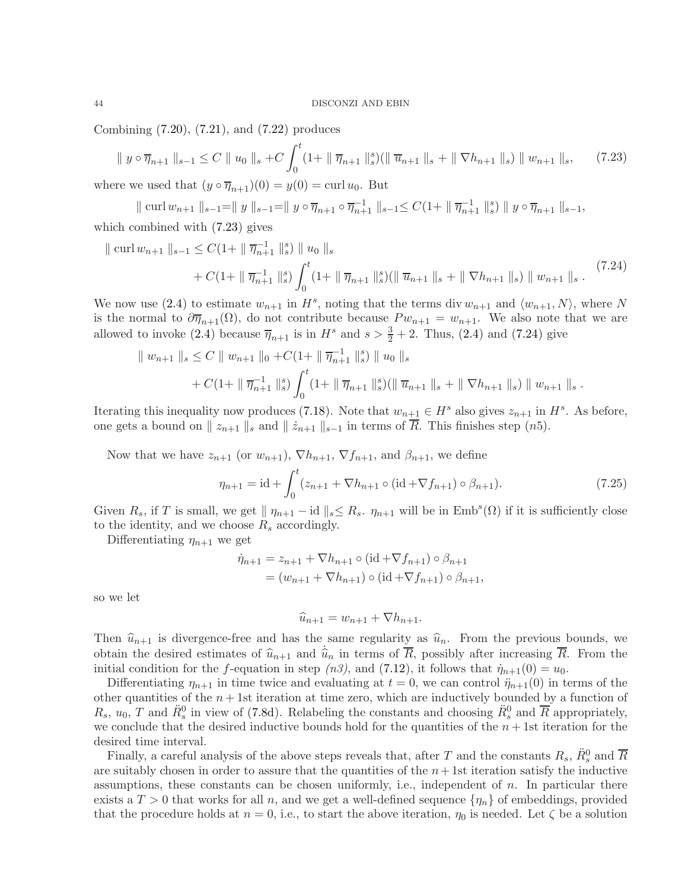Combining (7.20), (7.21), and (7.22) produces

$$\| y \circ \overline{\eta}_{n+1} \|_{s-1} \leq C \| u_0 \|_s + C \int_0^t (1 + \| \overline{\eta}_{n+1} \|_s^s)(\| \overline{u}_{n+1} \|_s + \| \nabla h_{n+1} \|_s) \| w_{n+1} \|_s, \tag{7.23}$$

where we used that $(y \circ \overline{\eta}_{n+1})(0) = y(0) = \operatorname{curl} u_0$. But

$$\| \operatorname{curl} w_{n+1} \|_{s-1} = \| y \|_{s-1} = \| y \circ \overline{\eta}_{n+1} \circ \overline{\eta}_{n+1}^{-1} \|_{s-1} \leq C(1 + \| \overline{\eta}_{n+1}^{-1} \|_s^s) \| y \circ \overline{\eta}_{n+1} \|_{s-1},$$

which combined with (7.23) gives

$$\begin{aligned} \| \operatorname{curl} w_{n+1} \|_{s-1} &\leq C(1 + \| \overline{\eta}_{n+1}^{-1} \|_s^s) \| u_0 \|_s \\ &\quad + C(1 + \| \overline{\eta}_{n+1}^{-1} \|_s^s) \int_0^t (1 + \| \overline{\eta}_{n+1} \|_s^s)(\| \overline{u}_{n+1} \|_s + \| \nabla h_{n+1} \|_s) \| w_{n+1} \|_s . \end{aligned} \tag{7.24}$$

We now use (2.4) to estimate $w_{n+1}$ in $H^s$, noting that the terms $\operatorname{div} w_{n+1}$ and $\langle w_{n+1}, N \rangle$, where $N$ is the normal to $\partial \overline{\eta}_{n+1}(\Omega)$, do not contribute because $P w_{n+1} = w_{n+1}$. We also note that we are allowed to invoke (2.4) because $\overline{\eta}_{n+1}$ is in $H^s$ and $s > \frac{3}{2} + 2$. Thus, (2.4) and (7.24) give

$$\begin{aligned} \| w_{n+1} \|_s &\leq C \| w_{n+1} \|_0 + C(1 + \| \overline{\eta}_{n+1}^{-1} \|_s^s) \| u_0 \|_s \\ &\quad + C(1 + \| \overline{\eta}_{n+1}^{-1} \|_s^s) \int_0^t (1 + \| \overline{\eta}_{n+1} \|_s^s)(\| \overline{u}_{n+1} \|_s + \| \nabla h_{n+1} \|_s) \| w_{n+1} \|_s . \end{aligned}$$

Iterating this inequality now produces (7.18). Note that $w_{n+1} \in H^s$ also gives $z_{n+1}$ in $H^s$. As before, one gets a bound on $\| z_{n+1} \|_s$ and $\| \dot{z}_{n+1} \|_{s-1}$ in terms of $\overline{R}$. This finishes step $(n5)$.

Now that we have $z_{n+1}$ (or $w_{n+1}$), $\nabla h_{n+1}$, $\nabla f_{n+1}$, and $\beta_{n+1}$, we define

$$\eta_{n+1} = \operatorname{id} + \int_0^t (z_{n+1} + \nabla h_{n+1} \circ (\operatorname{id} + \nabla f_{n+1}) \circ \beta_{n+1}). \tag{7.25}$$

Given $R_s$, if $T$ is small, we get $\| \eta_{n+1} - \operatorname{id} \|_s \leq R_s$. $\eta_{n+1}$ will be in $\operatorname{Emb}^s(\Omega)$ if it is sufficiently close to the identity, and we choose $R_s$ accordingly.

Differentiating $\eta_{n+1}$ we get

$$\begin{aligned} \dot{\eta}_{n+1} &= z_{n+1} + \nabla h_{n+1} \circ (\operatorname{id} + \nabla f_{n+1}) \circ \beta_{n+1} \\ &= (w_{n+1} + \nabla h_{n+1}) \circ (\operatorname{id} + \nabla f_{n+1}) \circ \beta_{n+1}, \end{aligned}$$

so we let

$$\widehat{u}_{n+1} = w_{n+1} + \nabla h_{n+1}.$$

Then $\widehat{u}_{n+1}$ is divergence-free and has the same regularity as $\widehat{u}_n$. From the previous bounds, we obtain the desired estimates of $\widehat{u}_{n+1}$ and $\dot{\widehat{u}}_n$ in terms of $\overline{R}$, possibly after increasing $\overline{R}$. From the initial condition for the $f$-equation in step *(n3)*, and (7.12), it follows that $\dot{\eta}_{n+1}(0) = u_0$.

Differentiating $\eta_{n+1}$ in time twice and evaluating at $t = 0$, we can control $\ddot{\eta}_{n+1}(0)$ in terms of the other quantities of the $n+1$st iteration at time zero, which are inductively bounded by a function of $R_s$, $u_0$, $T$ and $\ddot{R}_s^0$ in view of (7.8d). Relabeling the constants and choosing $\ddot{R}_s^0$ and $\overline{R}$ appropriately, we conclude that the desired inductive bounds hold for the quantities of the $n+1$st iteration for the desired time interval.

Finally, a careful analysis of the above steps reveals that, after $T$ and the constants $R_s$, $\ddot{R}_s^0$ and $\overline{R}$ are suitably chosen in order to assure that the quantities of the $n+1$st iteration satisfy the inductive assumptions, these constants can be chosen uniformly, i.e., independent of $n$. In particular there exists a $T > 0$ that works for all $n$, and we get a well-defined sequence $\{\eta_n\}$ of embeddings, provided that the procedure holds at $n = 0$, i.e., to start the above iteration, $\eta_0$ is needed. Let $\zeta$ be a solution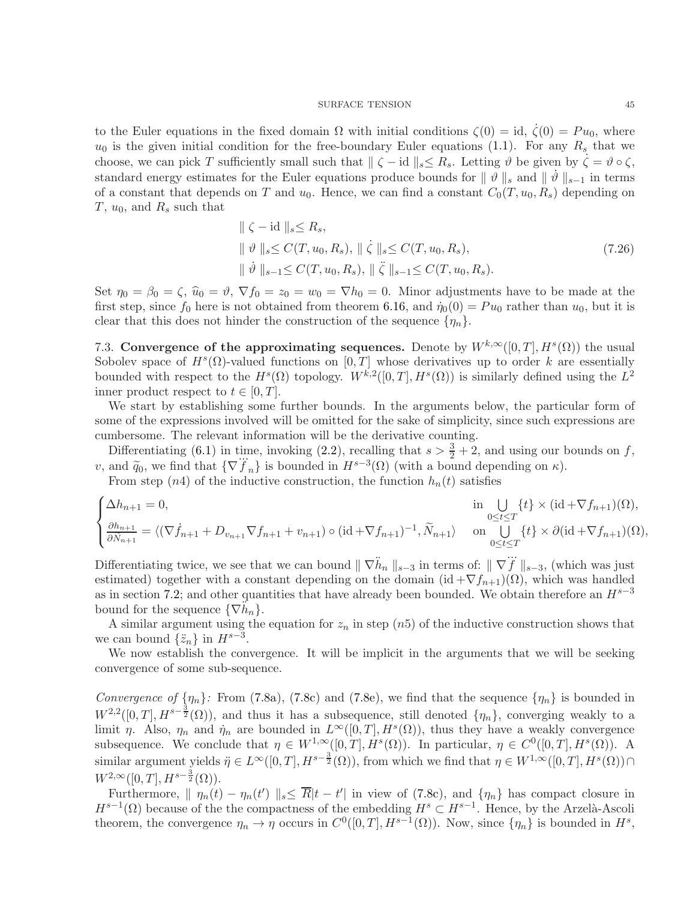to the Euler equations in the fixed domain $\Omega$ with initial conditions $\zeta(0) = \text{id}$, $\dot{\zeta}(0) = Pu_0$, where $u_0$ is the given initial condition for the free-boundary Euler equations (1.1). For any $R_s$ that we choose, we can pick $T$ sufficiently small such that $\| \zeta - \text{id} \|_s \leq R_s$. Letting $\vartheta$ be given by $\dot{\zeta} = \vartheta \circ \zeta$, standard energy estimates for the Euler equations produce bounds for $\| \vartheta \|_s$ and $\| \dot{\vartheta} \|_{s-1}$ in terms of a constant that depends on $T$ and $u_0$. Hence, we can find a constant $C_0(T, u_0, R_s)$ depending on $T$, $u_0$, and $R_s$ such that

$$
\begin{aligned}
&\| \zeta - \text{id} \|_s \leq R_s, \\
&\| \vartheta \|_s \leq C(T, u_0, R_s), \ \| \dot{\zeta} \|_s \leq C(T, u_0, R_s), \\
&\| \dot{\vartheta} \|_{s-1} \leq C(T, u_0, R_s), \ \| \ddot{\zeta} \|_{s-1} \leq C(T, u_0, R_s).
\end{aligned} \tag{7.26}
$$

Set $\eta_0 = \beta_0 = \zeta$, $\widehat{u}_0 = \vartheta$, $\nabla f_0 = z_0 = w_0 = \nabla h_0 = 0$. Minor adjustments have to be made at the first step, since $f_0$ here is not obtained from theorem 6.16, and $\dot{\eta}_0(0) = Pu_0$ rather than $u_0$, but it is clear that this does not hinder the construction of the sequence $\{\eta_n\}$.

7.3. **Convergence of the approximating sequences.** Denote by $W^{k,\infty}([0,T], H^s(\Omega))$ the usual Sobolev space of $H^s(\Omega)$-valued functions on $[0,T]$ whose derivatives up to order $k$ are essentially bounded with respect to the $H^s(\Omega)$ topology. $W^{k,2}([0,T], H^s(\Omega))$ is similarly defined using the $L^2$ inner product respect to $t \in [0,T]$.

We start by establishing some further bounds. In the arguments below, the particular form of some of the expressions involved will be omitted for the sake of simplicity, since such expressions are cumbersome. The relevant information will be the derivative counting.

Differentiating (6.1) in time, invoking (2.2), recalling that $s > \frac{3}{2} + 2$, and using our bounds on $f$, $v$, and $\widetilde{q}_0$, we find that $\{\nabla \dddot{f}_n\}$ is bounded in $H^{s-3}(\Omega)$ (with a bound depending on $\kappa$).

From step $(n4)$ of the inductive construction, the function $h_n(t)$ satisfies

$$
\begin{cases}
\Delta h_{n+1} = 0, & \text{in } \bigcup\limits_{0 \leq t \leq T} \{t\} \times (\text{id} + \nabla f_{n+1})(\Omega), \\
\frac{\partial h_{n+1}}{\partial \widetilde{N}_{n+1}} = \langle (\nabla \dot{f}_{n+1} + D_{v_{n+1}} \nabla f_{n+1} + v_{n+1}) \circ (\text{id} + \nabla f_{n+1})^{-1}, \widetilde{N}_{n+1} \rangle & \text{on } \bigcup\limits_{0 \leq t \leq T} \{t\} \times \partial(\text{id} + \nabla f_{n+1})(\Omega),
\end{cases}
$$

Differentiating twice, we see that we can bound $\| \nabla \ddot{h}_n \|_{s-3}$ in terms of: $\| \nabla \dddot{f} \|_{s-3}$, (which was just estimated) together with a constant depending on the domain $(\text{id} + \nabla f_{n+1})(\Omega)$, which was handled as in section 7.2; and other quantities that have already been bounded. We obtain therefore an $H^{s-3}$ bound for the sequence $\{\nabla \ddot{h}_n\}$.

A similar argument using the equation for $z_n$ in step $(n5)$ of the inductive construction shows that we can bound $\{\ddot{z}_n\}$ in $H^{s-3}$.

We now establish the convergence. It will be implicit in the arguments that we will be seeking convergence of some sub-sequence.

*Convergence of* $\{\eta_n\}$*:* From (7.8a), (7.8c) and (7.8e), we find that the sequence $\{\eta_n\}$ is bounded in $W^{2,2}([0,T], H^{s-\frac{3}{2}}(\Omega))$, and thus it has a subsequence, still denoted $\{\eta_n\}$, converging weakly to a limit $\eta$. Also, $\eta_n$ and $\dot{\eta}_n$ are bounded in $L^\infty([0,T], H^s(\Omega))$, thus they have a weakly convergence subsequence. We conclude that $\eta \in W^{1,\infty}([0,T], H^s(\Omega))$. In particular, $\eta \in C^0([0,T], H^s(\Omega))$. A similar argument yields $\ddot{\eta} \in L^\infty([0,T], H^{s-\frac{3}{2}}(\Omega))$, from which we find that $\eta \in W^{1,\infty}([0,T], H^s(\Omega)) \cap W^{2,\infty}([0,T], H^{s-\frac{3}{2}}(\Omega))$.

Furthermore, $\| \eta_n(t) - \eta_n(t') \|_s \leq \overline{R}|t - t'|$ in view of (7.8c), and $\{\eta_n\}$ has compact closure in $H^{s-1}(\Omega)$ because of the the compactness of the embedding $H^s \subset H^{s-1}$. Hence, by the Arzelà-Ascoli theorem, the convergence $\eta_n \to \eta$ occurs in $C^0([0,T], H^{s-1}(\Omega))$. Now, since $\{\eta_n\}$ is bounded in $H^s$,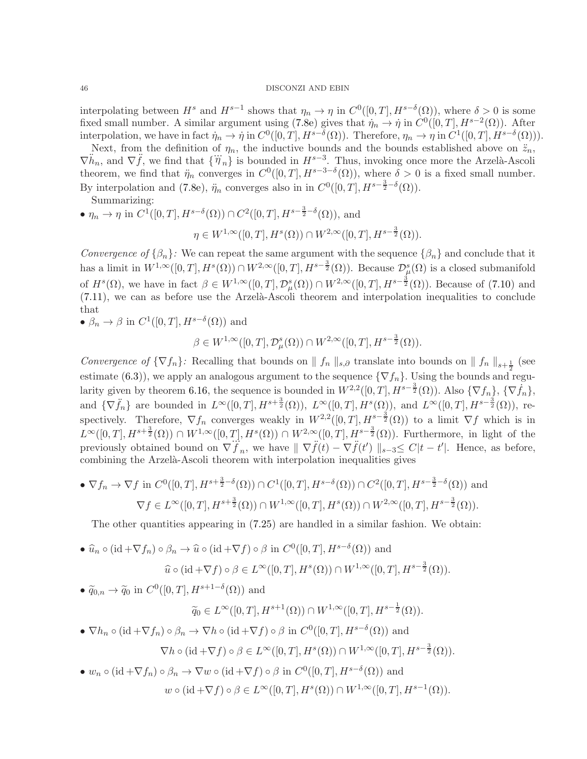interpolating between $H^s$ and $H^{s-1}$ shows that $\eta_n \to \eta$ in $C^0([0,T], H^{s-\delta}(\Omega))$, where $\delta > 0$ is some fixed small number. A similar argument using (7.8e) gives that $\dot{\eta}_n \to \dot{\eta}$ in $C^0([0,T], H^{s-2}(\Omega))$. After interpolation, we have in fact $\dot{\eta}_n \to \dot{\eta}$ in $C^0([0,T], H^{s-\delta}(\Omega))$. Therefore, $\eta_n \to \eta$ in $C^1([0,T], H^{s-\delta}(\Omega)))$.

Next, from the definition of $\eta_n$, the inductive bounds and the bounds established above on $\dddot{z}_n$, $\nabla \dddot{h}_n$, and $\nabla \dddot{f}$, we find that $\{\dddot{\eta}_n\}$ is bounded in $H^{s-3}$. Thus, invoking once more the Arzelà-Ascoli theorem, we find that $\ddot{\eta}_n$ converges in $C^0([0,T], H^{s-3-\delta}(\Omega))$, where $\delta > 0$ is a fixed small number. By interpolation and (7.8e), $\ddot{\eta}_n$ converges also in in $C^0([0,T], H^{s-\frac{3}{2}-\delta}(\Omega))$.

Summarizing:

- $\eta_n \to \eta$ in $C^1([0,T], H^{s-\delta}(\Omega)) \cap C^2([0,T], H^{s-\frac{3}{2}-\delta}(\Omega))$, and
$$\eta \in W^{1,\infty}([0,T], H^s(\Omega)) \cap W^{2,\infty}([0,T], H^{s-\frac{3}{2}}(\Omega)).$$

*Convergence of $\{\beta_n\}$:* We can repeat the same argument with the sequence $\{\beta_n\}$ and conclude that it has a limit in $W^{1,\infty}([0,T], H^s(\Omega)) \cap W^{2,\infty}([0,T], H^{s-\frac{3}{2}}(\Omega))$. Because $\mathcal{D}^s_\mu(\Omega)$ is a closed submanifold of $H^s(\Omega)$, we have in fact $\beta \in W^{1,\infty}([0,T], \mathcal{D}^s_\mu(\Omega)) \cap W^{2,\infty}([0,T], H^{s-\frac{3}{2}}(\Omega))$. Because of (7.10) and (7.11), we can as before use the Arzelà-Ascoli theorem and interpolation inequalities to conclude that

- $\beta_n \to \beta$ in $C^1([0,T], H^{s-\delta}(\Omega))$ and
$$\beta \in W^{1,\infty}([0,T], \mathcal{D}^s_\mu(\Omega)) \cap W^{2,\infty}([0,T], H^{s-\frac{3}{2}}(\Omega)).$$

*Convergence of $\{\nabla f_n\}$:* Recalling that bounds on $\parallel f_n \parallel_{s,\partial}$ translate into bounds on $\parallel f_n \parallel_{s+\frac{1}{2}}$ (see estimate (6.3)), we apply an analogous argument to the sequence $\{\nabla f_n\}$. Using the bounds and regularity given by theorem 6.16, the sequence is bounded in $W^{2,2}([0,T], H^{s-\frac{3}{2}}(\Omega))$. Also $\{\nabla f_n\}$, $\{\nabla \dot{f}_n\}$, and $\{\nabla \ddot{f}_n\}$ are bounded in $L^\infty([0,T], H^{s+\frac{3}{2}}(\Omega))$, $L^\infty([0,T], H^s(\Omega))$, and $L^\infty([0,T], H^{s-\frac{3}{2}}(\Omega))$, respectively. Therefore, $\nabla f_n$ converges weakly in $W^{2,2}([0,T], H^{s-\frac{3}{2}}(\Omega))$ to a limit $\nabla f$ which is in $L^\infty([0,T], H^{s+\frac{3}{2}}(\Omega)) \cap W^{1,\infty}([0,T], H^s(\Omega)) \cap W^{2,\infty}([0,T], H^{s-\frac{3}{2}}(\Omega))$. Furthermore, in light of the previously obtained bound on $\nabla \dddot{f}_n$, we have $\parallel \nabla \ddot{f}(t) - \nabla \ddot{f}(t') \parallel_{s-3} \leq C|t-t'|$. Hence, as before, combining the Arzelà-Ascoli theorem with interpolation inequalities gives

- $\nabla f_n \to \nabla f$ in $C^0([0,T], H^{s+\frac{3}{2}-\delta}(\Omega)) \cap C^1([0,T], H^{s-\delta}(\Omega)) \cap C^2([0,T], H^{s-\frac{3}{2}-\delta}(\Omega))$ and
$$\nabla f \in L^\infty([0,T], H^{s+\frac{3}{2}}(\Omega)) \cap W^{1,\infty}([0,T], H^s(\Omega)) \cap W^{2,\infty}([0,T], H^{s-\frac{3}{2}}(\Omega)).$$

The other quantities appearing in (7.25) are handled in a similar fashion. We obtain:

- $\widehat{u}_n \circ (\mathrm{id} + \nabla f_n) \circ \beta_n \to \widehat{u} \circ (\mathrm{id} + \nabla f) \circ \beta$ in $C^0([0,T], H^{s-\delta}(\Omega))$ and
$$\widehat{u} \circ (\mathrm{id} + \nabla f) \circ \beta \in L^\infty([0,T], H^s(\Omega)) \cap W^{1,\infty}([0,T], H^{s-\frac{3}{2}}(\Omega)).$$
- $\widetilde{q}_{0,n} \to \widetilde{q}_0$ in $C^0([0,T], H^{s+1-\delta}(\Omega))$ and
$$\widetilde{q}_0 \in L^\infty([0,T], H^{s+1}(\Omega)) \cap W^{1,\infty}([0,T], H^{s-\frac{1}{2}}(\Omega)).$$
- $\nabla h_n \circ (\mathrm{id} + \nabla f_n) \circ \beta_n \to \nabla h \circ (\mathrm{id} + \nabla f) \circ \beta$ in $C^0([0,T], H^{s-\delta}(\Omega))$ and
$$\nabla h \circ (\mathrm{id} + \nabla f) \circ \beta \in L^\infty([0,T], H^s(\Omega)) \cap W^{1,\infty}([0,T], H^{s-\frac{3}{2}}(\Omega)).$$
- $w_n \circ (\mathrm{id} + \nabla f_n) \circ \beta_n \to \nabla w \circ (\mathrm{id} + \nabla f) \circ \beta$ in $C^0([0,T], H^{s-\delta}(\Omega))$ and
$$w \circ (\mathrm{id} + \nabla f) \circ \beta \in L^\infty([0,T], H^s(\Omega)) \cap W^{1,\infty}([0,T], H^{s-1}(\Omega)).$$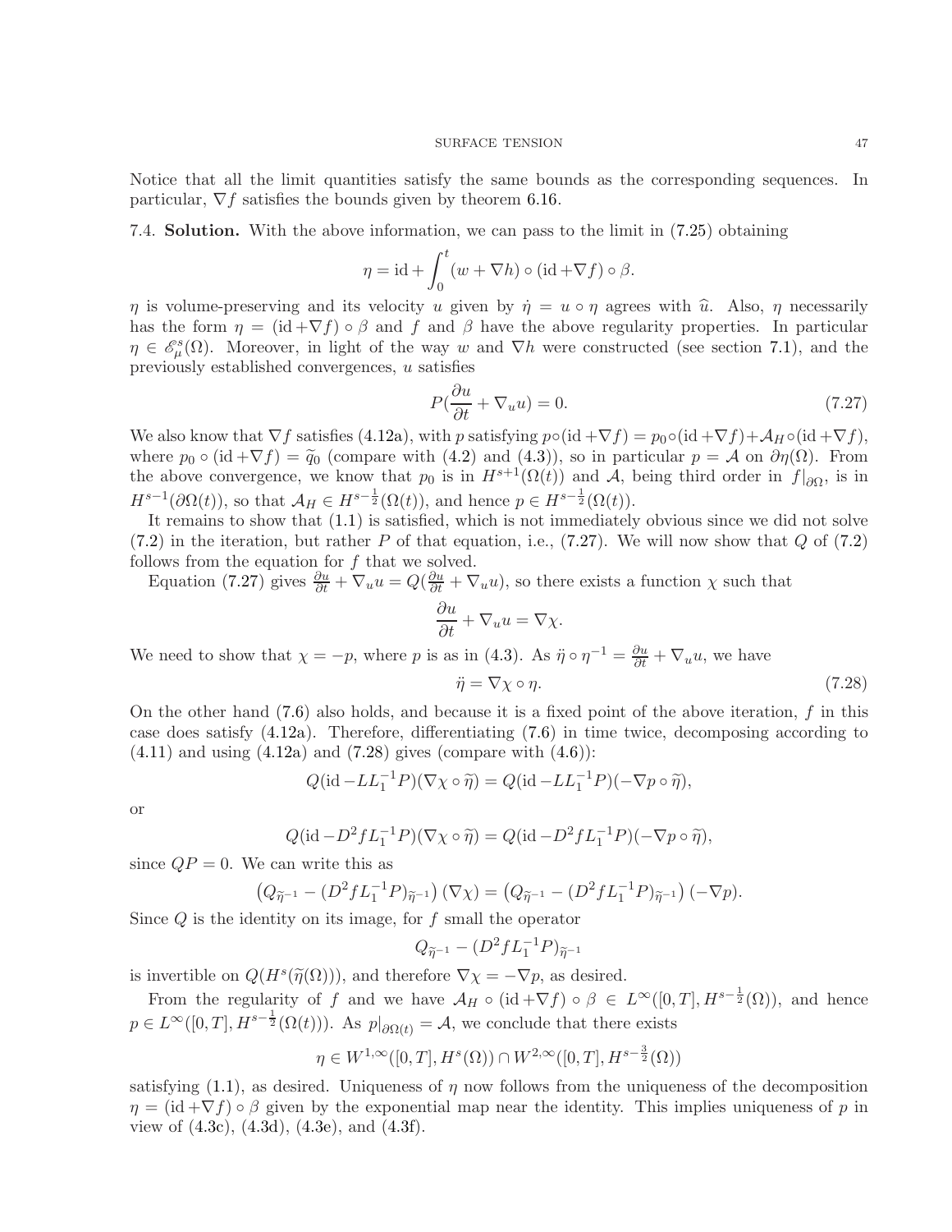Notice that all the limit quantities satisfy the same bounds as the corresponding sequences. In particular, $\nabla f$ satisfies the bounds given by theorem 6.16.

7.4. **Solution.** With the above information, we can pass to the limit in (7.25) obtaining

$$\eta = \mathrm{id} + \int_0^t (w + \nabla h) \circ (\mathrm{id} + \nabla f) \circ \beta.$$

$\eta$ is volume-preserving and its velocity $u$ given by $\dot{\eta} = u \circ \eta$ agrees with $\widehat{u}$. Also, $\eta$ necessarily has the form $\eta = (\mathrm{id} + \nabla f) \circ \beta$ and $f$ and $\beta$ have the above regularity properties. In particular $\eta \in \mathscr{E}^s_\mu(\Omega)$. Moreover, in light of the way $w$ and $\nabla h$ were constructed (see section 7.1), and the previously established convergences, $u$ satisfies

$$P(\frac{\partial u}{\partial t} + \nabla_u u) = 0. \tag{7.27}$$

We also know that $\nabla f$ satisfies (4.12a), with $p$ satisfying $p \circ (\mathrm{id} + \nabla f) = p_0 \circ (\mathrm{id} + \nabla f) + \mathcal{A}_H \circ (\mathrm{id} + \nabla f)$, where $p_0 \circ (\mathrm{id} + \nabla f) = \widetilde{q}_0$ (compare with (4.2) and (4.3)), so in particular $p = \mathcal{A}$ on $\partial\eta(\Omega)$. From the above convergence, we know that $p_0$ is in $H^{s+1}(\Omega(t))$ and $\mathcal{A}$, being third order in $f|_{\partial\Omega}$, is in $H^{s-1}(\partial\Omega(t))$, so that $\mathcal{A}_H \in H^{s-\frac{1}{2}}(\Omega(t))$, and hence $p \in H^{s-\frac{1}{2}}(\Omega(t))$.

It remains to show that (1.1) is satisfied, which is not immediately obvious since we did not solve (7.2) in the iteration, but rather $P$ of that equation, i.e., (7.27). We will now show that $Q$ of (7.2) follows from the equation for $f$ that we solved.

Equation (7.27) gives $\frac{\partial u}{\partial t} + \nabla_u u = Q(\frac{\partial u}{\partial t} + \nabla_u u)$, so there exists a function $\chi$ such that

$$\frac{\partial u}{\partial t} + \nabla_u u = \nabla \chi.$$

We need to show that $\chi = -p$, where $p$ is as in (4.3). As $\ddot{\eta} \circ \eta^{-1} = \frac{\partial u}{\partial t} + \nabla_u u$, we have

$$\ddot{\eta} = \nabla \chi \circ \eta. \tag{7.28}$$

On the other hand (7.6) also holds, and because it is a fixed point of the above iteration, $f$ in this case does satisfy (4.12a). Therefore, differentiating (7.6) in time twice, decomposing according to (4.11) and using (4.12a) and (7.28) gives (compare with (4.6)):

$$Q(\mathrm{id} - LL_1^{-1}P)(\nabla \chi \circ \widetilde{\eta}) = Q(\mathrm{id} - LL_1^{-1}P)(-\nabla p \circ \widetilde{\eta}),$$

or

$$Q(\mathrm{id} - D^2 f L_1^{-1}P)(\nabla \chi \circ \widetilde{\eta}) = Q(\mathrm{id} - D^2 f L_1^{-1}P)(-\nabla p \circ \widetilde{\eta}),$$

since $QP = 0$. We can write this as

$$\left(Q_{\widetilde{\eta}^{-1}} - (D^2 f L_1^{-1} P)_{\widetilde{\eta}^{-1}}\right)(\nabla \chi) = \left(Q_{\widetilde{\eta}^{-1}} - (D^2 f L_1^{-1} P)_{\widetilde{\eta}^{-1}}\right)(-\nabla p).$$

Since $Q$ is the identity on its image, for $f$ small the operator

$$Q_{\widetilde{\eta}^{-1}} - (D^2 f L_1^{-1} P)_{\widetilde{\eta}^{-1}}$$

is invertible on $Q(H^s(\widetilde{\eta}(\Omega)))$, and therefore $\nabla \chi = -\nabla p$, as desired.

From the regularity of $f$ and we have $\mathcal{A}_H \circ (\mathrm{id} + \nabla f) \circ \beta \in L^\infty([0,T], H^{s-\frac{1}{2}}(\Omega))$, and hence $p \in L^\infty([0,T], H^{s-\frac{1}{2}}(\Omega(t)))$. As $p|_{\partial\Omega(t)} = \mathcal{A}$, we conclude that there exists

$$\eta \in W^{1,\infty}([0,T], H^s(\Omega)) \cap W^{2,\infty}([0,T], H^{s-\frac{3}{2}}(\Omega))$$

satisfying (1.1), as desired. Uniqueness of $\eta$ now follows from the uniqueness of the decomposition $\eta = (\mathrm{id} + \nabla f) \circ \beta$ given by the exponential map near the identity. This implies uniqueness of $p$ in view of (4.3c), (4.3d), (4.3e), and (4.3f).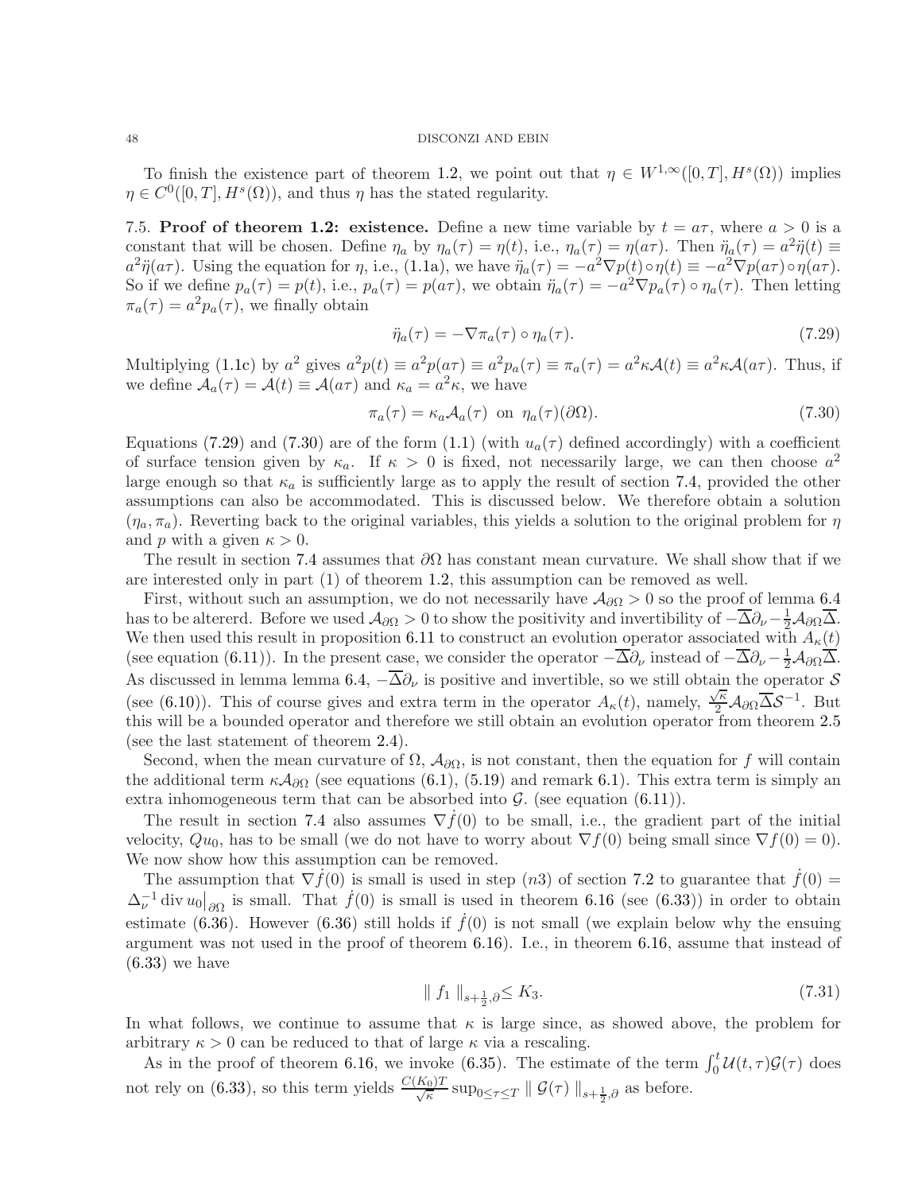To finish the existence part of theorem 1.2, we point out that $\eta \in W^{1,\infty}([0,T], H^s(\Omega))$ implies $\eta \in C^0([0,T], H^s(\Omega))$, and thus $\eta$ has the stated regularity.

## 7.5. Proof of theorem 1.2: existence.

Define a new time variable by $t = a\tau$, where $a > 0$ is a constant that will be chosen. Define $\eta_a$ by $\eta_a(\tau) = \eta(t)$, i.e., $\eta_a(\tau) = \eta(a\tau)$. Then $\ddot{\eta}_a(\tau) = a^2 \ddot{\eta}(t) \equiv a^2 \ddot{\eta}(a\tau)$. Using the equation for $\eta$, i.e., (1.1a), we have $\ddot{\eta}_a(\tau) = -a^2 \nabla p(t) \circ \eta(t) \equiv -a^2 \nabla p(a\tau) \circ \eta(a\tau)$. So if we define $p_a(\tau) = p(t)$, i.e., $p_a(\tau) = p(a\tau)$, we obtain $\ddot{\eta}_a(\tau) = -a^2 \nabla p_a(\tau) \circ \eta_a(\tau)$. Then letting $\pi_a(\tau) = a^2 p_a(\tau)$, we finally obtain

$$
\ddot{\eta}_a(\tau) = -\nabla \pi_a(\tau) \circ \eta_a(\tau). \tag{7.29}
$$

Multiplying (1.1c) by $a^2$ gives $a^2 p(t) \equiv a^2 p(a\tau) \equiv a^2 p_a(\tau) \equiv \pi_a(\tau) = a^2 \kappa \mathcal{A}(t) \equiv a^2 \kappa \mathcal{A}(a\tau)$. Thus, if we define $\mathcal{A}_a(\tau) = \mathcal{A}(t) \equiv \mathcal{A}(a\tau)$ and $\kappa_a = a^2 \kappa$, we have

$$
\pi_a(\tau) = \kappa_a \mathcal{A}_a(\tau) \text{ on } \eta_a(\tau)(\partial\Omega). \tag{7.30}
$$

Equations (7.29) and (7.30) are of the form (1.1) (with $u_a(\tau)$ defined accordingly) with a coefficient of surface tension given by $\kappa_a$. If $\kappa > 0$ is fixed, not necessarily large, we can then choose $a^2$ large enough so that $\kappa_a$ is sufficiently large as to apply the result of section 7.4, provided the other assumptions can also be accommodated. This is discussed below. We therefore obtain a solution $(\eta_a, \pi_a)$. Reverting back to the original variables, this yields a solution to the original problem for $\eta$ and $p$ with a given $\kappa > 0$.

The result in section 7.4 assumes that $\partial\Omega$ has constant mean curvature. We shall show that if we are interested only in part (1) of theorem 1.2, this assumption can be removed as well.

First, without such an assumption, we do not necessarily have $\mathcal{A}_{\partial\Omega} > 0$ so the proof of lemma 6.4 has to be altererd. Before we used $\mathcal{A}_{\partial\Omega} > 0$ to show the positivity and invertibility of $-\overline{\Delta}\partial_\nu - \frac{1}{2}\mathcal{A}_{\partial\Omega}\overline{\Delta}$. We then used this result in proposition 6.11 to construct an evolution operator associated with $A_\kappa(t)$ (see equation (6.11)). In the present case, we consider the operator $-\overline{\Delta}\partial_\nu$ instead of $-\overline{\Delta}\partial_\nu - \frac{1}{2}\mathcal{A}_{\partial\Omega}\overline{\Delta}$. As discussed in lemma lemma 6.4, $-\overline{\Delta}\partial_\nu$ is positive and invertible, so we still obtain the operator $\mathcal{S}$ (see (6.10)). This of course gives and extra term in the operator $A_\kappa(t)$, namely, $\frac{\sqrt{\kappa}}{2}\mathcal{A}_{\partial\Omega}\overline{\Delta}\mathcal{S}^{-1}$. But this will be a bounded operator and therefore we still obtain an evolution operator from theorem 2.5 (see the last statement of theorem 2.4).

Second, when the mean curvature of $\Omega$, $\mathcal{A}_{\partial\Omega}$, is not constant, then the equation for $f$ will contain the additional term $\kappa\mathcal{A}_{\partial\Omega}$ (see equations (6.1), (5.19) and remark 6.1). This extra term is simply an extra inhomogeneous term that can be absorbed into $\mathcal{G}$. (see equation (6.11)).

The result in section 7.4 also assumes $\nabla\dot{f}(0)$ to be small, i.e., the gradient part of the initial velocity, $Qu_0$, has to be small (we do not have to worry about $\nabla f(0)$ being small since $\nabla f(0) = 0$). We now show how this assumption can be removed.

The assumption that $\nabla\dot{f}(0)$ is small is used in step $(n3)$ of section 7.2 to guarantee that $\dot{f}(0) = \Delta_\nu^{-1} \operatorname{div} u_0\big|_{\partial\Omega}$ is small. That $\dot{f}(0)$ is small is used in theorem 6.16 (see (6.33)) in order to obtain estimate (6.36). However (6.36) still holds if $\dot{f}(0)$ is not small (we explain below why the ensuing argument was not used in the proof of theorem 6.16). I.e., in theorem 6.16, assume that instead of (6.33) we have

$$
\parallel f_1 \parallel_{s+\frac{1}{2},\partial} \leq K_3. \tag{7.31}
$$

In what follows, we continue to assume that $\kappa$ is large since, as showed above, the problem for arbitrary $\kappa > 0$ can be reduced to that of large $\kappa$ via a rescaling.

As in the proof of theorem 6.16, we invoke (6.35). The estimate of the term $\int_0^t \mathcal{U}(t,\tau)\mathcal{G}(\tau)$ does not rely on (6.33), so this term yields $\frac{C(K_0)T}{\sqrt{\kappa}} \sup_{0\leq\tau\leq T} \parallel \mathcal{G}(\tau) \parallel_{s+\frac{1}{2},\partial}$ as before.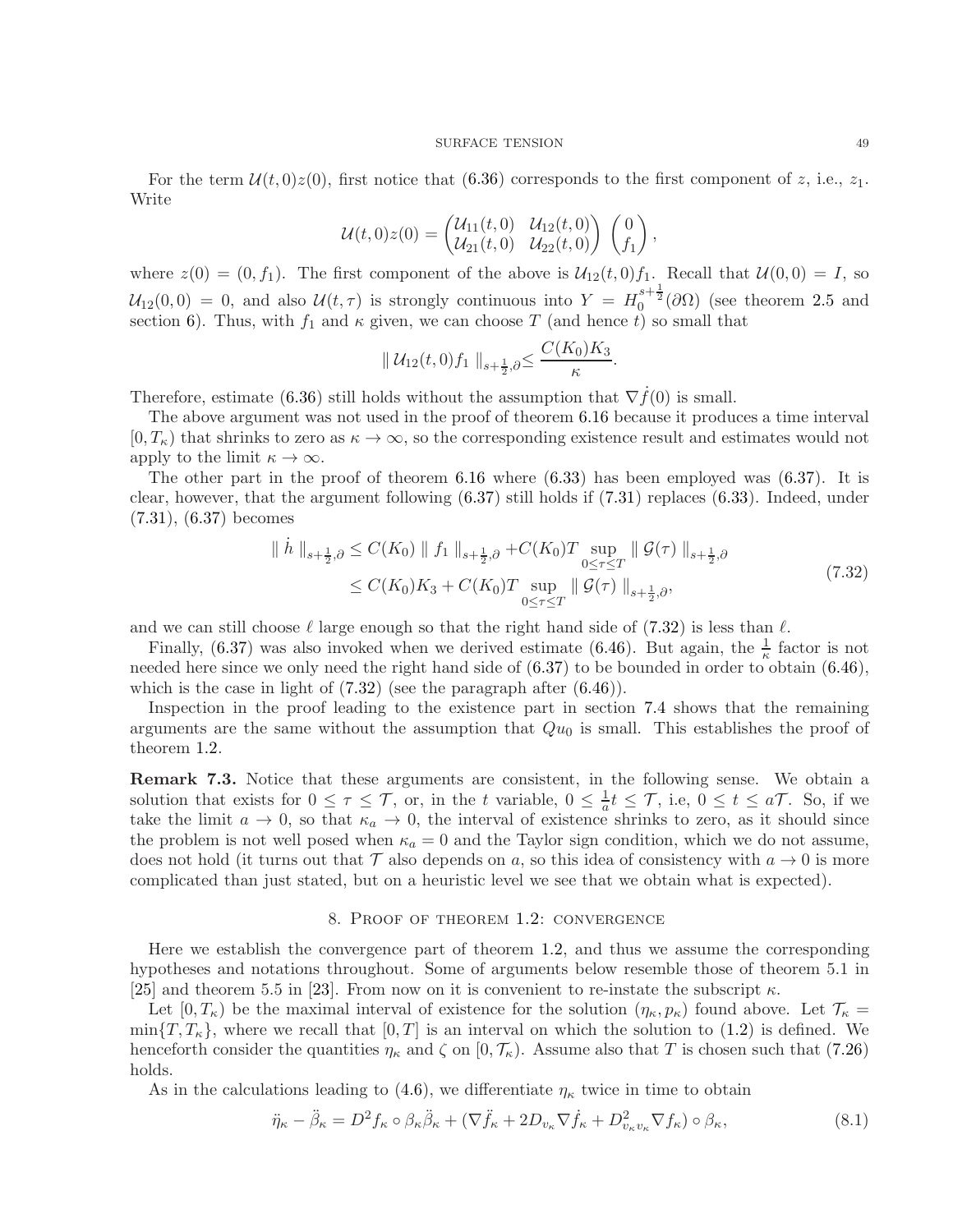For the term $\mathcal{U}(t,0)z(0)$, first notice that (6.36) corresponds to the first component of $z$, i.e., $z_1$. Write

$$\mathcal{U}(t,0)z(0) = \begin{pmatrix} \mathcal{U}_{11}(t,0) & \mathcal{U}_{12}(t,0) \\ \mathcal{U}_{21}(t,0) & \mathcal{U}_{22}(t,0) \end{pmatrix} \begin{pmatrix} 0 \\ f_1 \end{pmatrix},$$

where $z(0) = (0, f_1)$. The first component of the above is $\mathcal{U}_{12}(t,0)f_1$. Recall that $\mathcal{U}(0,0) = I$, so $\mathcal{U}_{12}(0,0) = 0$, and also $\mathcal{U}(t,\tau)$ is strongly continuous into $Y = H_0^{s+\frac{1}{2}}(\partial\Omega)$ (see theorem 2.5 and section 6). Thus, with $f_1$ and $\kappa$ given, we can choose $T$ (and hence $t$) so small that

$$\parallel \mathcal{U}_{12}(t,0)f_1 \parallel_{s+\frac{1}{2},\partial} \leq \frac{C(K_0)K_3}{\kappa}.$$

Therefore, estimate (6.36) still holds without the assumption that $\nabla\dot{f}(0)$ is small.

The above argument was not used in the proof of theorem 6.16 because it produces a time interval $[0, T_\kappa)$ that shrinks to zero as $\kappa \to \infty$, so the corresponding existence result and estimates would not apply to the limit $\kappa \to \infty$.

The other part in the proof of theorem 6.16 where (6.33) has been employed was (6.37). It is clear, however, that the argument following (6.37) still holds if (7.31) replaces (6.33). Indeed, under (7.31), (6.37) becomes

$$\begin{aligned}
\parallel \dot{h} \parallel_{s+\frac{1}{2},\partial} &\leq C(K_0) \parallel f_1 \parallel_{s+\frac{1}{2},\partial} + C(K_0)T \sup_{0\leq\tau\leq T} \parallel \mathcal{G}(\tau) \parallel_{s+\frac{1}{2},\partial} \\
&\leq C(K_0)K_3 + C(K_0)T \sup_{0\leq\tau\leq T} \parallel \mathcal{G}(\tau) \parallel_{s+\frac{1}{2},\partial},
\end{aligned} \tag{7.32}$$

and we can still choose $\ell$ large enough so that the right hand side of (7.32) is less than $\ell$.

Finally, (6.37) was also invoked when we derived estimate (6.46). But again, the $\frac{1}{\kappa}$ factor is not needed here since we only need the right hand side of (6.37) to be bounded in order to obtain (6.46), which is the case in light of (7.32) (see the paragraph after (6.46)).

Inspection in the proof leading to the existence part in section 7.4 shows that the remaining arguments are the same without the assumption that $Qu_0$ is small. This establishes the proof of theorem 1.2.

**Remark 7.3.** Notice that these arguments are consistent, in the following sense. We obtain a solution that exists for $0 \leq \tau \leq \mathcal{T}$, or, in the $t$ variable, $0 \leq \frac{1}{a}t \leq \mathcal{T}$, i.e, $0 \leq t \leq a\mathcal{T}$. So, if we take the limit $a \to 0$, so that $\kappa_a \to 0$, the interval of existence shrinks to zero, as it should since the problem is not well posed when $\kappa_a = 0$ and the Taylor sign condition, which we do not assume, does not hold (it turns out that $\mathcal{T}$ also depends on $a$, so this idea of consistency with $a \to 0$ is more complicated than just stated, but on a heuristic level we see that we obtain what is expected).

## 8. Proof of theorem 1.2: convergence

Here we establish the convergence part of theorem 1.2, and thus we assume the corresponding hypotheses and notations throughout. Some of arguments below resemble those of theorem 5.1 in [25] and theorem 5.5 in [23]. From now on it is convenient to re-instate the subscript $\kappa$.

Let $[0, T_\kappa)$ be the maximal interval of existence for the solution $(\eta_\kappa, p_\kappa)$ found above. Let $\mathcal{T}_\kappa = \min\{T, T_\kappa\}$, where we recall that $[0, T]$ is an interval on which the solution to (1.2) is defined. We henceforth consider the quantities $\eta_\kappa$ and $\zeta$ on $[0, \mathcal{T}_\kappa)$. Assume also that $T$ is chosen such that (7.26) holds.

As in the calculations leading to (4.6), we differentiate $\eta_\kappa$ twice in time to obtain

$$\ddot{\eta}_\kappa - \ddot{\beta}_\kappa = D^2 f_\kappa \circ \beta_\kappa \ddot{\beta}_\kappa + (\nabla \ddot{f}_\kappa + 2D_{v_\kappa}\nabla\dot{f}_\kappa + D^2_{v_\kappa v_\kappa}\nabla f_\kappa) \circ \beta_\kappa, \tag{8.1}$$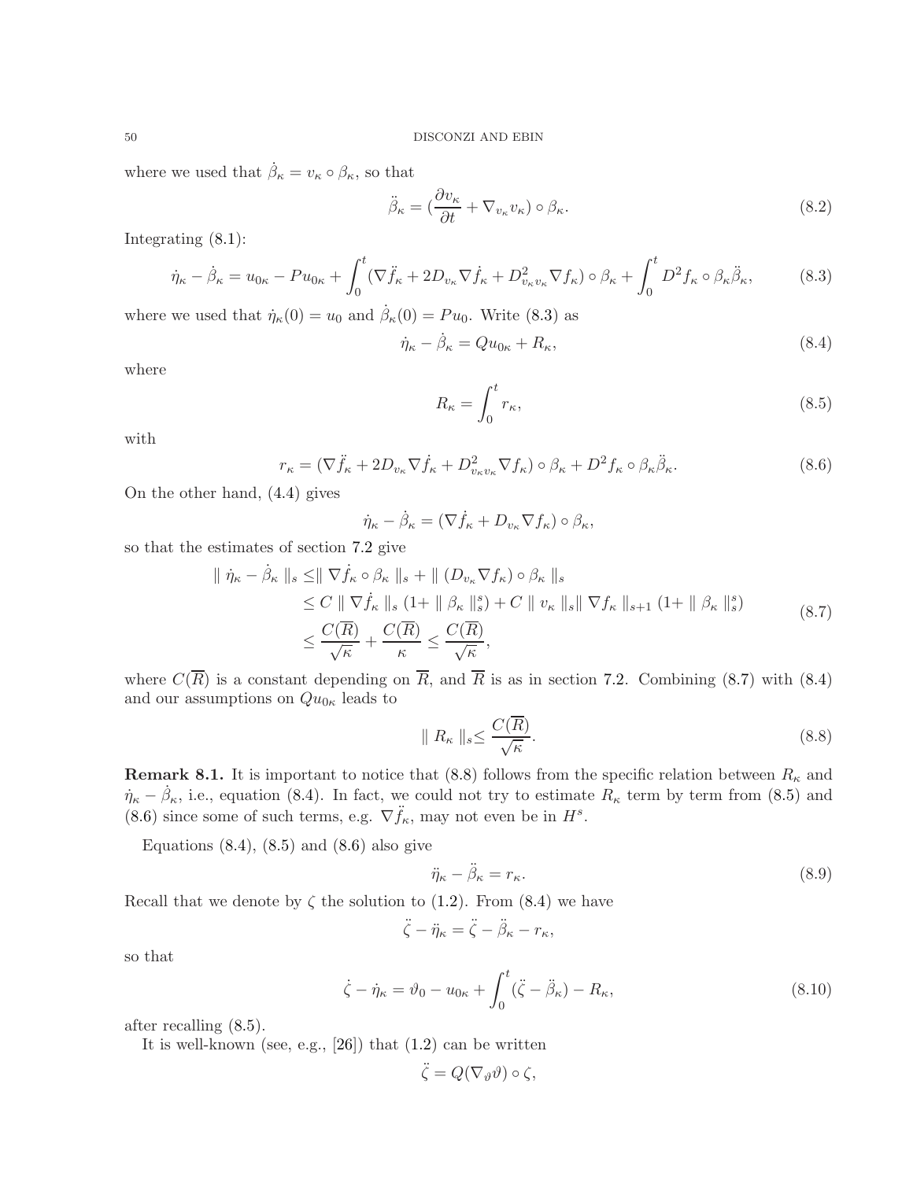where we used that $\dot{\beta}_\kappa = v_\kappa \circ \beta_\kappa$, so that

$$\ddot{\beta}_\kappa = (\frac{\partial v_\kappa}{\partial t} + \nabla_{v_\kappa} v_\kappa) \circ \beta_\kappa. \tag{8.2}$$

Integrating (8.1):

$$\dot{\eta}_\kappa - \dot{\beta}_\kappa = u_{0\kappa} - Pu_{0\kappa} + \int_0^t (\nabla \ddot{f}_\kappa + 2D_{v_\kappa} \nabla \dot{f}_\kappa + D^2_{v_\kappa v_\kappa} \nabla f_\kappa) \circ \beta_\kappa + \int_0^t D^2 f_\kappa \circ \beta_\kappa \ddot{\beta}_\kappa, \tag{8.3}$$

where we used that $\dot{\eta}_\kappa(0) = u_0$ and $\dot{\beta}_\kappa(0) = Pu_0$. Write (8.3) as

$$\dot{\eta}_\kappa - \dot{\beta}_\kappa = Qu_{0\kappa} + R_\kappa, \tag{8.4}$$

where

$$R_\kappa = \int_0^t r_\kappa, \tag{8.5}$$

with

$$r_\kappa = (\nabla \ddot{f}_\kappa + 2D_{v_\kappa} \nabla \dot{f}_\kappa + D^2_{v_\kappa v_\kappa} \nabla f_\kappa) \circ \beta_\kappa + D^2 f_\kappa \circ \beta_\kappa \ddot{\beta}_\kappa. \tag{8.6}$$

On the other hand, (4.4) gives

$$\dot{\eta}_\kappa - \dot{\beta}_\kappa = (\nabla \dot{f}_\kappa + D_{v_\kappa} \nabla f_\kappa) \circ \beta_\kappa,$$

so that the estimates of section 7.2 give

$$\begin{aligned}
\| \dot{\eta}_\kappa - \dot{\beta}_\kappa \|_s &\leq \| \nabla \dot{f}_\kappa \circ \beta_\kappa \|_s + \| (D_{v_\kappa} \nabla f_\kappa) \circ \beta_\kappa \|_s \\
&\leq C \| \nabla \dot{f}_\kappa \|_s (1 + \| \beta_\kappa \|_s^s) + C \| v_\kappa \|_s \| \nabla f_\kappa \|_{s+1} (1 + \| \beta_\kappa \|_s^s) \\
&\leq \frac{C(\overline{R})}{\sqrt{\kappa}} + \frac{C(\overline{R})}{\kappa} \leq \frac{C(\overline{R})}{\sqrt{\kappa}},
\end{aligned} \tag{8.7}$$

where $C(\overline{R})$ is a constant depending on $\overline{R}$, and $\overline{R}$ is as in section 7.2. Combining (8.7) with (8.4) and our assumptions on $Qu_{0\kappa}$ leads to

$$\| R_\kappa \|_s \leq \frac{C(\overline{R})}{\sqrt{\kappa}}. \tag{8.8}$$

**Remark 8.1.** It is important to notice that (8.8) follows from the specific relation between $R_\kappa$ and $\dot{\eta}_\kappa - \dot{\beta}_\kappa$, i.e., equation (8.4). In fact, we could not try to estimate $R_\kappa$ term by term from (8.5) and (8.6) since some of such terms, e.g. $\nabla \ddot{f}_\kappa$, may not even be in $H^s$.

Equations (8.4), (8.5) and (8.6) also give

$$\ddot{\eta}_\kappa - \ddot{\beta}_\kappa = r_\kappa. \tag{8.9}$$

Recall that we denote by $\zeta$ the solution to (1.2). From (8.4) we have

$$\ddot{\zeta} - \ddot{\eta}_\kappa = \ddot{\zeta} - \ddot{\beta}_\kappa - r_\kappa,$$

so that

$$\dot{\zeta} - \dot{\eta}_\kappa = \vartheta_0 - u_{0\kappa} + \int_0^t (\ddot{\zeta} - \ddot{\beta}_\kappa) - R_\kappa, \tag{8.10}$$

after recalling (8.5).

It is well-known (see, e.g., [26]) that (1.2) can be written

$$\ddot{\zeta} = Q(\nabla_\vartheta \vartheta) \circ \zeta,$$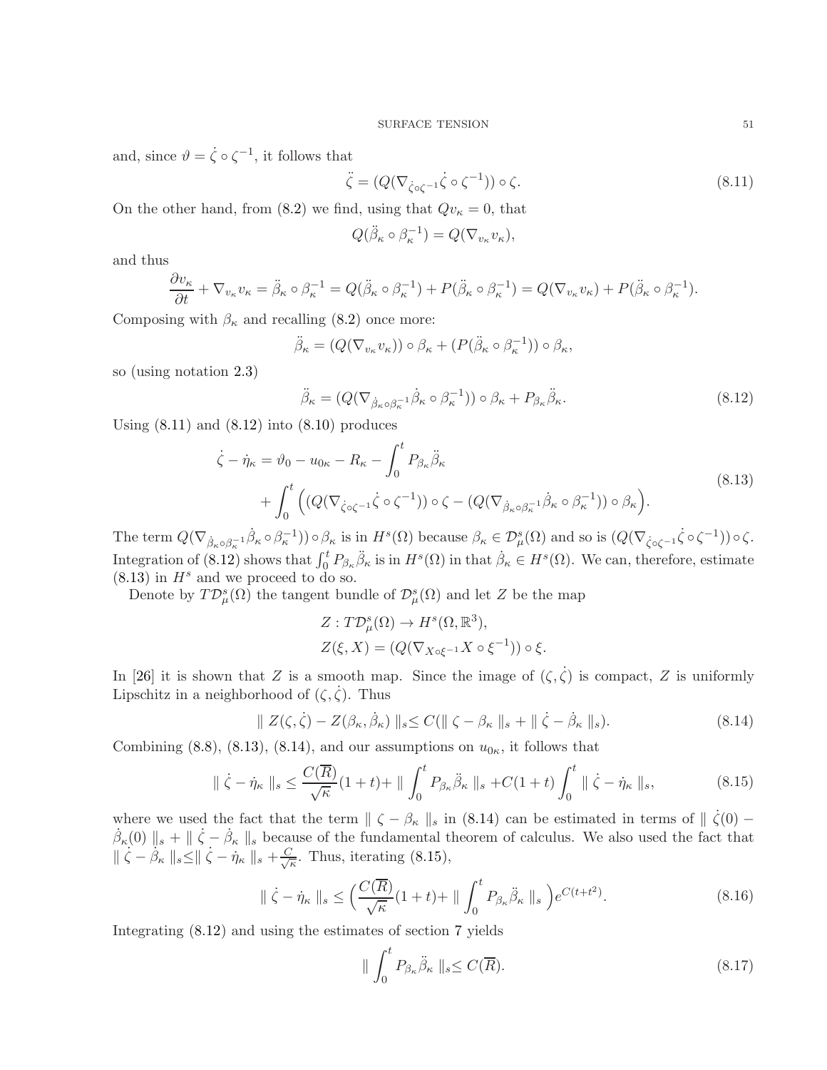and, since $\vartheta = \dot{\zeta} \circ \zeta^{-1}$, it follows that

$$\ddot{\zeta} = (Q(\nabla_{\dot{\zeta}\circ\zeta^{-1}}\dot{\zeta} \circ \zeta^{-1})) \circ \zeta. \tag{8.11}$$

On the other hand, from (8.2) we find, using that $Qv_\kappa = 0$, that

$$Q(\ddot{\beta}_\kappa \circ \beta_\kappa^{-1}) = Q(\nabla_{v_\kappa} v_\kappa),$$

and thus

$$\frac{\partial v_\kappa}{\partial t} + \nabla_{v_\kappa} v_\kappa = \ddot{\beta}_\kappa \circ \beta_\kappa^{-1} = Q(\ddot{\beta}_\kappa \circ \beta_\kappa^{-1}) + P(\ddot{\beta}_\kappa \circ \beta_\kappa^{-1}) = Q(\nabla_{v_\kappa} v_\kappa) + P(\ddot{\beta}_\kappa \circ \beta_\kappa^{-1}).$$

Composing with $\beta_\kappa$ and recalling (8.2) once more:

$$\ddot{\beta}_\kappa = (Q(\nabla_{v_\kappa} v_\kappa)) \circ \beta_\kappa + (P(\ddot{\beta}_\kappa \circ \beta_\kappa^{-1})) \circ \beta_\kappa,$$

so (using notation 2.3)

$$\ddot{\beta}_\kappa = (Q(\nabla_{\dot{\beta}_\kappa \circ \beta_\kappa^{-1}} \dot{\beta}_\kappa \circ \beta_\kappa^{-1})) \circ \beta_\kappa + P_{\beta_\kappa} \ddot{\beta}_\kappa. \tag{8.12}$$

Using (8.11) and (8.12) into (8.10) produces

$$\begin{aligned} \dot{\zeta} - \dot{\eta}_\kappa = \vartheta_0 - u_{0\kappa} - R_\kappa - \int_0^t P_{\beta_\kappa} \ddot{\beta}_\kappa \\ + \int_0^t \Big( (Q(\nabla_{\dot{\zeta}\circ\zeta^{-1}}\dot{\zeta} \circ \zeta^{-1})) \circ \zeta - (Q(\nabla_{\dot{\beta}_\kappa \circ \beta_\kappa^{-1}} \dot{\beta}_\kappa \circ \beta_\kappa^{-1})) \circ \beta_\kappa \Big). \end{aligned} \tag{8.13}$$

The term $Q(\nabla_{\dot{\beta}_\kappa \circ \beta_\kappa^{-1}} \dot{\beta}_\kappa \circ \beta_\kappa^{-1})) \circ \beta_\kappa$ is in $H^s(\Omega)$ because $\beta_\kappa \in \mathcal{D}^s_\mu(\Omega)$ and so is $(Q(\nabla_{\dot{\zeta}\circ\zeta^{-1}}\dot{\zeta} \circ \zeta^{-1})) \circ \zeta$. Integration of (8.12) shows that $\int_0^t P_{\beta_\kappa}\ddot{\beta}_\kappa$ is in $H^s(\Omega)$ in that $\dot{\beta}_\kappa \in H^s(\Omega)$. We can, therefore, estimate (8.13) in $H^s$ and we proceed to do so.

Denote by $T\mathcal{D}^s_\mu(\Omega)$ the tangent bundle of $\mathcal{D}^s_\mu(\Omega)$ and let $Z$ be the map

$$Z : T\mathcal{D}^s_\mu(\Omega) \to H^s(\Omega, \mathbb{R}^3),$$
$$Z(\xi, X) = (Q(\nabla_{X\circ\xi^{-1}} X \circ \xi^{-1})) \circ \xi.$$

In [26] it is shown that $Z$ is a smooth map. Since the image of $(\zeta, \dot{\zeta})$ is compact, $Z$ is uniformly Lipschitz in a neighborhood of $(\zeta, \dot{\zeta})$. Thus

$$\| Z(\zeta, \dot{\zeta}) - Z(\beta_\kappa, \dot{\beta}_\kappa) \|_s \leq C(\| \zeta - \beta_\kappa \|_s + \| \dot{\zeta} - \dot{\beta}_\kappa \|_s). \tag{8.14}$$

Combining (8.8), (8.13), (8.14), and our assumptions on $u_{0\kappa}$, it follows that

$$\| \dot{\zeta} - \dot{\eta}_\kappa \|_s \leq \frac{C(\overline{R})}{\sqrt{\kappa}}(1+t) + \| \int_0^t P_{\beta_\kappa}\ddot{\beta}_\kappa \|_s + C(1+t)\int_0^t \| \dot{\zeta} - \dot{\eta}_\kappa \|_s, \tag{8.15}$$

where we used the fact that the term $\| \zeta - \beta_\kappa \|_s$ in (8.14) can be estimated in terms of $\| \dot{\zeta}(0) - \dot{\beta}_\kappa(0) \|_s + \| \dot{\zeta} - \dot{\beta}_\kappa \|_s$ because of the fundamental theorem of calculus. We also used the fact that $\| \dot{\zeta} - \dot{\beta}_\kappa \|_s \leq \| \dot{\zeta} - \dot{\eta}_\kappa \|_s + \frac{C}{\sqrt{\kappa}}$. Thus, iterating (8.15),

$$\| \dot{\zeta} - \dot{\eta}_\kappa \|_s \leq \Big( \frac{C(\overline{R})}{\sqrt{\kappa}}(1+t) + \| \int_0^t P_{\beta_\kappa}\ddot{\beta}_\kappa \|_s \Big) e^{C(t+t^2)}. \tag{8.16}$$

Integrating (8.12) and using the estimates of section 7 yields

$$\| \int_0^t P_{\beta_\kappa}\ddot{\beta}_\kappa \|_s \leq C(\overline{R}). \tag{8.17}$$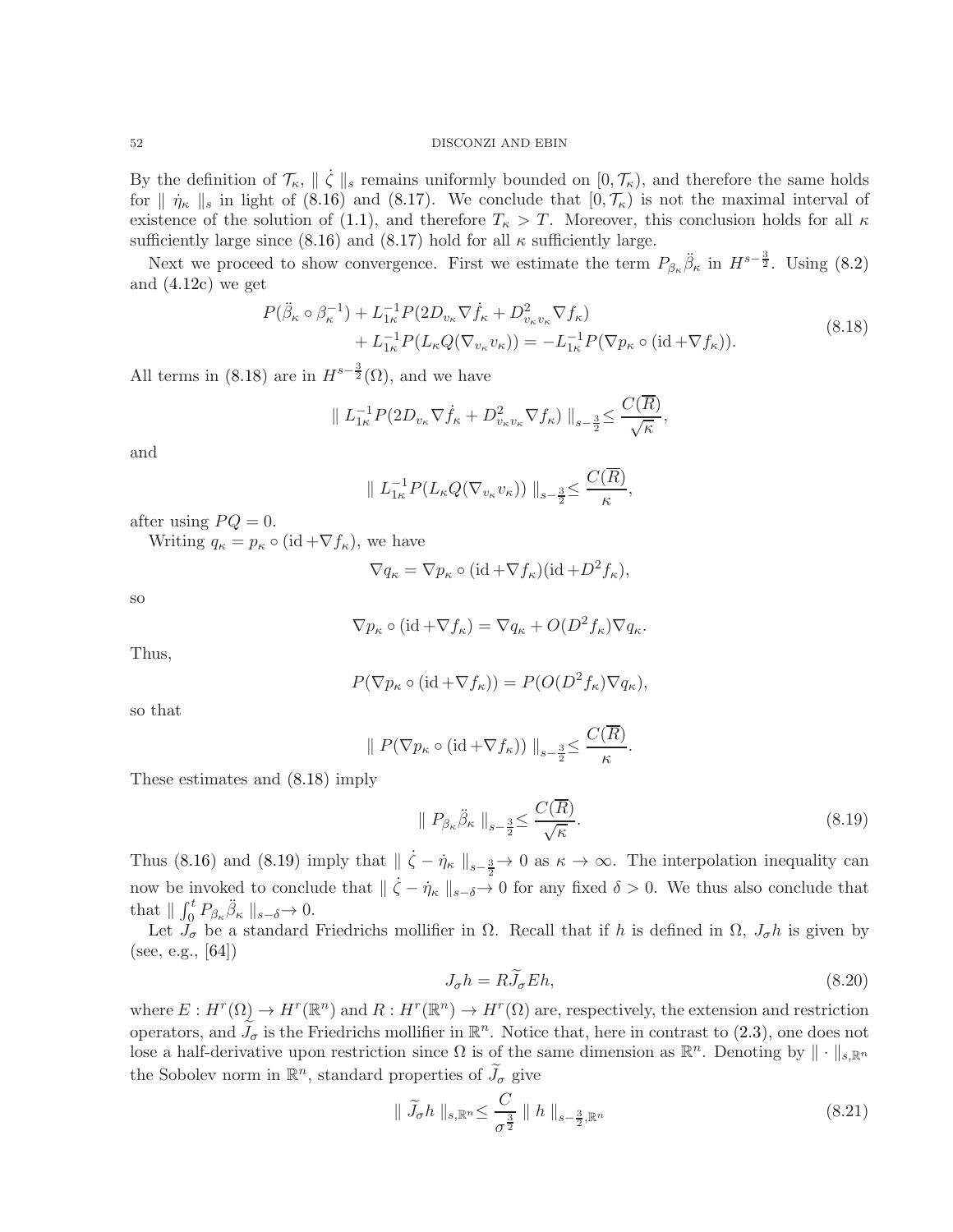By the definition of $\mathcal{T}_\kappa$, $\parallel \dot{\zeta} \parallel_s$ remains uniformly bounded on $[0, \mathcal{T}_\kappa)$, and therefore the same holds for $\parallel \dot{\eta}_\kappa \parallel_s$ in light of (8.16) and (8.17). We conclude that $[0, \mathcal{T}_\kappa)$ is not the maximal interval of existence of the solution of (1.1), and therefore $T_\kappa > T$. Moreover, this conclusion holds for all $\kappa$ sufficiently large since (8.16) and (8.17) hold for all $\kappa$ sufficiently large.

Next we proceed to show convergence. First we estimate the term $P_{\beta_\kappa}\ddot{\beta}_\kappa$ in $H^{s-\frac{3}{2}}$. Using (8.2) and (4.12c) we get

$$
\begin{aligned}
P(\ddot{\beta}_\kappa \circ \beta_\kappa^{-1}) &+ L_{1\kappa}^{-1} P(2D_{v_\kappa} \nabla \dot{f}_\kappa + D^2_{v_\kappa v_\kappa} \nabla f_\kappa) \\
&+ L_{1\kappa}^{-1} P(L_\kappa Q(\nabla_{v_\kappa} v_\kappa)) = -L_{1\kappa}^{-1} P(\nabla p_\kappa \circ (\mathrm{id} + \nabla f_\kappa)).
\end{aligned}
\tag{8.18}
$$

All terms in (8.18) are in $H^{s-\frac{3}{2}}(\Omega)$, and we have

$$
\parallel L_{1\kappa}^{-1} P(2D_{v_\kappa} \nabla \dot{f}_\kappa + D^2_{v_\kappa v_\kappa} \nabla f_\kappa) \parallel_{s-\frac{3}{2}} \leq \frac{C(\overline{R})}{\sqrt{\kappa}},
$$

and

$$
\parallel L_{1\kappa}^{-1} P(L_\kappa Q(\nabla_{v_\kappa} v_\kappa)) \parallel_{s-\frac{3}{2}} \leq \frac{C(\overline{R})}{\kappa},
$$

after using $PQ = 0$.

Writing $q_\kappa = p_\kappa \circ (\mathrm{id} + \nabla f_\kappa)$, we have

$$
\nabla q_\kappa = \nabla p_\kappa \circ (\mathrm{id} + \nabla f_\kappa)(\mathrm{id} + D^2 f_\kappa),
$$

so

$$
\nabla p_\kappa \circ (\mathrm{id} + \nabla f_\kappa) = \nabla q_\kappa + O(D^2 f_\kappa) \nabla q_\kappa.
$$

Thus,

$$
P(\nabla p_\kappa \circ (\mathrm{id} + \nabla f_\kappa)) = P(O(D^2 f_\kappa) \nabla q_\kappa),
$$

so that

$$
\parallel P(\nabla p_\kappa \circ (\mathrm{id} + \nabla f_\kappa)) \parallel_{s-\frac{3}{2}} \leq \frac{C(\overline{R})}{\kappa}.
$$

These estimates and (8.18) imply

$$
\parallel P_{\beta_\kappa} \ddot{\beta}_\kappa \parallel_{s-\frac{3}{2}} \leq \frac{C(\overline{R})}{\sqrt{\kappa}}.
\tag{8.19}
$$

Thus (8.16) and (8.19) imply that $\parallel \dot{\zeta} - \dot{\eta}_\kappa \parallel_{s-\frac{3}{2}} \to 0$ as $\kappa \to \infty$. The interpolation inequality can now be invoked to conclude that $\parallel \dot{\zeta} - \dot{\eta}_\kappa \parallel_{s-\delta} \to 0$ for any fixed $\delta > 0$. We thus also conclude that that $\parallel \int_0^t P_{\beta_\kappa} \ddot{\beta}_\kappa \parallel_{s-\delta} \to 0$.

Let $J_\sigma$ be a standard Friedrichs mollifier in $\Omega$. Recall that if $h$ is defined in $\Omega$, $J_\sigma h$ is given by (see, e.g., [64])

$$
J_\sigma h = R \widetilde{J}_\sigma E h,
\tag{8.20}
$$

where $E : H^r(\Omega) \to H^r(\mathbb{R}^n)$ and $R : H^r(\mathbb{R}^n) \to H^r(\Omega)$ are, respectively, the extension and restriction operators, and $\widetilde{J}_\sigma$ is the Friedrichs mollifier in $\mathbb{R}^n$. Notice that, here in contrast to (2.3), one does not lose a half-derivative upon restriction since $\Omega$ is of the same dimension as $\mathbb{R}^n$. Denoting by $\| \cdot \|_{s,\mathbb{R}^n}$ the Sobolev norm in $\mathbb{R}^n$, standard properties of $\widetilde{J}_\sigma$ give

$$
\parallel \widetilde{J}_\sigma h \parallel_{s,\mathbb{R}^n} \leq \frac{C}{\sigma^{\frac{3}{2}}} \parallel h \parallel_{s-\frac{3}{2},\mathbb{R}^n}
\tag{8.21}
$$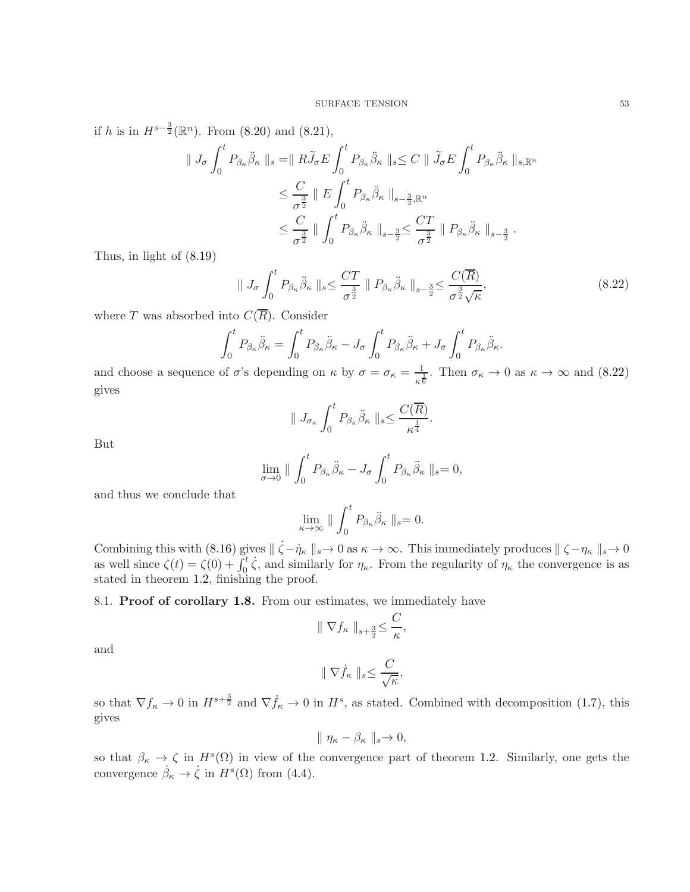if $h$ is in $H^{s-\frac{3}{2}}(\mathbb{R}^n)$. From (8.20) and (8.21),

$$
\begin{aligned}
\| J_\sigma \int_0^t P_{\beta_\kappa} \ddot{\beta}_\kappa \|_s = \| R\widetilde{J}_\sigma E \int_0^t P_{\beta_\kappa} \ddot{\beta}_\kappa \|_s \leq C \| \widetilde{J}_\sigma E \int_0^t P_{\beta_\kappa} \ddot{\beta}_\kappa \|_{s,\mathbb{R}^n} \\
\leq \frac{C}{\sigma^{\frac{3}{2}}} \| E \int_0^t P_{\beta_\kappa} \ddot{\beta}_\kappa \|_{s-\frac{3}{2},\mathbb{R}^n} \\
\leq \frac{C}{\sigma^{\frac{3}{2}}} \| \int_0^t P_{\beta_\kappa} \ddot{\beta}_\kappa \|_{s-\frac{3}{2}} \leq \frac{CT}{\sigma^{\frac{3}{2}}} \| P_{\beta_\kappa} \ddot{\beta}_\kappa \|_{s-\frac{3}{2}} .
\end{aligned}
$$

Thus, in light of (8.19)

$$
\| J_\sigma \int_0^t P_{\beta_\kappa} \ddot{\beta}_\kappa \|_s \leq \frac{CT}{\sigma^{\frac{3}{2}}} \| P_{\beta_\kappa} \ddot{\beta}_\kappa \|_{s-\frac{3}{2}} \leq \frac{C(\overline{R})}{\sigma^{\frac{3}{2}} \sqrt{\kappa}}, \tag{8.22}
$$

where $T$ was absorbed into $C(\overline{R})$. Consider

$$
\int_0^t P_{\beta_\kappa} \ddot{\beta}_\kappa = \int_0^t P_{\beta_\kappa} \ddot{\beta}_\kappa - J_\sigma \int_0^t P_{\beta_\kappa} \ddot{\beta}_\kappa + J_\sigma \int_0^t P_{\beta_\kappa} \ddot{\beta}_\kappa .
$$

and choose a sequence of $\sigma$'s depending on $\kappa$ by $\sigma = \sigma_\kappa = \frac{1}{\kappa^{\frac{1}{6}}}$. Then $\sigma_\kappa \to 0$ as $\kappa \to \infty$ and (8.22) gives

$$
\| J_{\sigma_\kappa} \int_0^t P_{\beta_\kappa} \ddot{\beta}_\kappa \|_s \leq \frac{C(\overline{R})}{\kappa^{\frac{1}{4}}}.
$$

But

$$
\lim_{\sigma \to 0} \| \int_0^t P_{\beta_\kappa} \ddot{\beta}_\kappa - J_\sigma \int_0^t P_{\beta_\kappa} \ddot{\beta}_\kappa \|_s = 0,
$$

and thus we conclude that

$$
\lim_{\kappa \to \infty} \| \int_0^t P_{\beta_\kappa} \ddot{\beta}_\kappa \|_s = 0.
$$

Combining this with (8.16) gives $\| \dot{\zeta} - \dot{\eta}_\kappa \|_s \to 0$ as $\kappa \to \infty$. This immediately produces $\| \zeta - \eta_\kappa \|_s \to 0$ as well since $\zeta(t) = \zeta(0) + \int_0^t \dot{\zeta}$, and similarly for $\eta_\kappa$. From the regularity of $\eta_\kappa$ the convergence is as stated in theorem 1.2, finishing the proof.

## 8.1. Proof of corollary 1.8.

From our estimates, we immediately have

$$
\| \nabla f_\kappa \|_{s+\frac{3}{2}} \leq \frac{C}{\kappa},
$$

and

$$
\| \nabla \dot{f}_\kappa \|_s \leq \frac{C}{\sqrt{\kappa}},
$$

so that $\nabla f_\kappa \to 0$ in $H^{s+\frac{3}{2}}$ and $\nabla \dot{f}_\kappa \to 0$ in $H^s$, as stated. Combined with decomposition (1.7), this gives

$$
\| \eta_\kappa - \beta_\kappa \|_s \to 0,
$$

so that $\beta_\kappa \to \zeta$ in $H^s(\Omega)$ in view of the convergence part of theorem 1.2. Similarly, one gets the convergence $\dot{\beta}_\kappa \to \dot{\zeta}$ in $H^s(\Omega)$ from (4.4).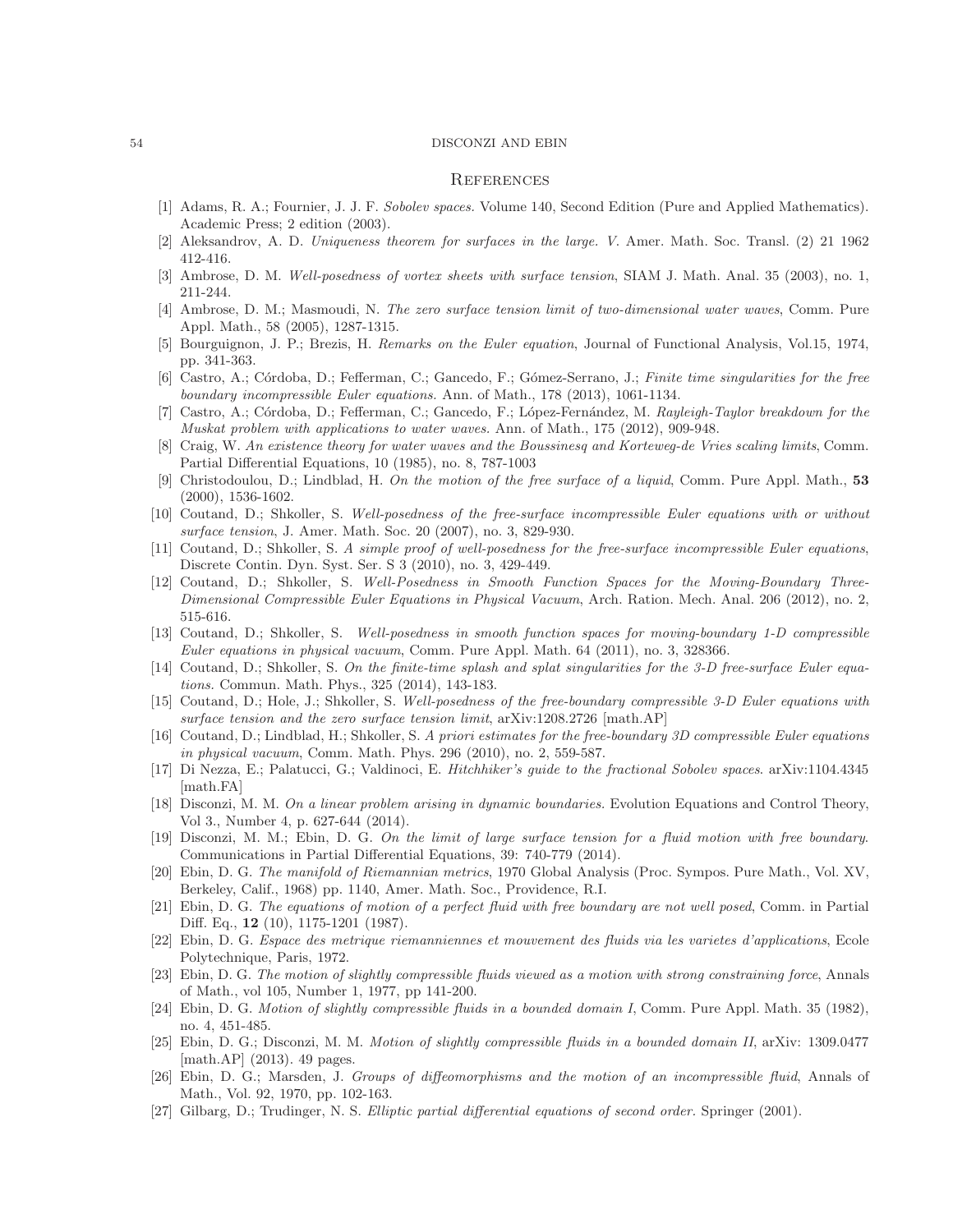# References

[1] Adams, R. A.; Fournier, J. J. F. *Sobolev spaces.* Volume 140, Second Edition (Pure and Applied Mathematics). Academic Press; 2 edition (2003).

[2] Aleksandrov, A. D. *Uniqueness theorem for surfaces in the large. V.* Amer. Math. Soc. Transl. (2) 21 1962 412-416.

[3] Ambrose, D. M. *Well-posedness of vortex sheets with surface tension*, SIAM J. Math. Anal. 35 (2003), no. 1, 211-244.

[4] Ambrose, D. M.; Masmoudi, N. *The zero surface tension limit of two-dimensional water waves*, Comm. Pure Appl. Math., 58 (2005), 1287-1315.

[5] Bourguignon, J. P.; Brezis, H. *Remarks on the Euler equation*, Journal of Functional Analysis, Vol.15, 1974, pp. 341-363.

[6] Castro, A.; Córdoba, D.; Fefferman, C.; Gancedo, F.; Gómez-Serrano, J.; *Finite time singularities for the free boundary incompressible Euler equations.* Ann. of Math., 178 (2013), 1061-1134.

[7] Castro, A.; Córdoba, D.; Fefferman, C.; Gancedo, F.; López-Fernández, M. *Rayleigh-Taylor breakdown for the Muskat problem with applications to water waves.* Ann. of Math., 175 (2012), 909-948.

[8] Craig, W. *An existence theory for water waves and the Boussinesq and Korteweg-de Vries scaling limits*, Comm. Partial Differential Equations, 10 (1985), no. 8, 787-1003

[9] Christodoulou, D.; Lindblad, H. *On the motion of the free surface of a liquid*, Comm. Pure Appl. Math., **53** (2000), 1536-1602.

[10] Coutand, D.; Shkoller, S. *Well-posedness of the free-surface incompressible Euler equations with or without surface tension*, J. Amer. Math. Soc. 20 (2007), no. 3, 829-930.

[11] Coutand, D.; Shkoller, S. *A simple proof of well-posedness for the free-surface incompressible Euler equations*, Discrete Contin. Dyn. Syst. Ser. S 3 (2010), no. 3, 429-449.

[12] Coutand, D.; Shkoller, S. *Well-Posedness in Smooth Function Spaces for the Moving-Boundary Three-Dimensional Compressible Euler Equations in Physical Vacuum*, Arch. Ration. Mech. Anal. 206 (2012), no. 2, 515-616.

[13] Coutand, D.; Shkoller, S. *Well-posedness in smooth function spaces for moving-boundary 1-D compressible Euler equations in physical vacuum*, Comm. Pure Appl. Math. 64 (2011), no. 3, 328366.

[14] Coutand, D.; Shkoller, S. *On the finite-time splash and splat singularities for the 3-D free-surface Euler equations.* Commun. Math. Phys., 325 (2014), 143-183.

[15] Coutand, D.; Hole, J.; Shkoller, S. *Well-posedness of the free-boundary compressible 3-D Euler equations with surface tension and the zero surface tension limit*, arXiv:1208.2726 [math.AP]

[16] Coutand, D.; Lindblad, H.; Shkoller, S. *A priori estimates for the free-boundary 3D compressible Euler equations in physical vacuum*, Comm. Math. Phys. 296 (2010), no. 2, 559-587.

[17] Di Nezza, E.; Palatucci, G.; Valdinoci, E. *Hitchhiker's guide to the fractional Sobolev spaces.* arXiv:1104.4345 [math.FA]

[18] Disconzi, M. M. *On a linear problem arising in dynamic boundaries.* Evolution Equations and Control Theory, Vol 3., Number 4, p. 627-644 (2014).

[19] Disconzi, M. M.; Ebin, D. G. *On the limit of large surface tension for a fluid motion with free boundary.* Communications in Partial Differential Equations, 39: 740-779 (2014).

[20] Ebin, D. G. *The manifold of Riemannian metrics*, 1970 Global Analysis (Proc. Sympos. Pure Math., Vol. XV, Berkeley, Calif., 1968) pp. 1140, Amer. Math. Soc., Providence, R.I.

[21] Ebin, D. G. *The equations of motion of a perfect fluid with free boundary are not well posed*, Comm. in Partial Diff. Eq., **12** (10), 1175-1201 (1987).

[22] Ebin, D. G. *Espace des metrique riemanniennes et mouvement des fluids via les varietes d'applications*, Ecole Polytechnique, Paris, 1972.

[23] Ebin, D. G. *The motion of slightly compressible fluids viewed as a motion with strong constraining force*, Annals of Math., vol 105, Number 1, 1977, pp 141-200.

[24] Ebin, D. G. *Motion of slightly compressible fluids in a bounded domain I*, Comm. Pure Appl. Math. 35 (1982), no. 4, 451-485.

[25] Ebin, D. G.; Disconzi, M. M. *Motion of slightly compressible fluids in a bounded domain II*, arXiv: 1309.0477 [math.AP] (2013). 49 pages.

[26] Ebin, D. G.; Marsden, J. *Groups of diffeomorphisms and the motion of an incompressible fluid*, Annals of Math., Vol. 92, 1970, pp. 102-163.

[27] Gilbarg, D.; Trudinger, N. S. *Elliptic partial differential equations of second order.* Springer (2001).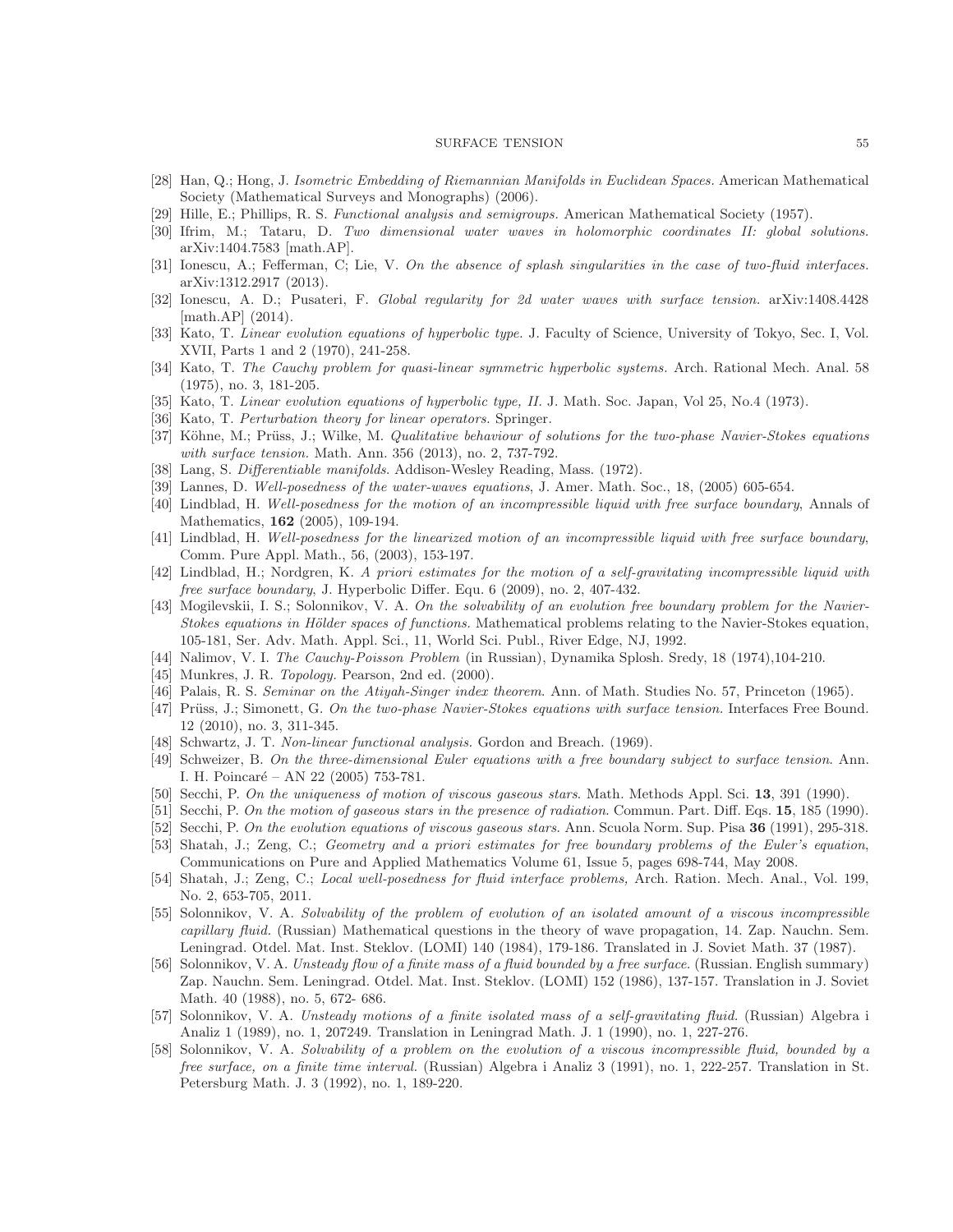[28] Han, Q.; Hong, J. *Isometric Embedding of Riemannian Manifolds in Euclidean Spaces.* American Mathematical Society (Mathematical Surveys and Monographs) (2006).

[29] Hille, E.; Phillips, R. S. *Functional analysis and semigroups.* American Mathematical Society (1957).

[30] Ifrim, M.; Tataru, D. *Two dimensional water waves in holomorphic coordinates II: global solutions.* arXiv:1404.7583 [math.AP].

[31] Ionescu, A.; Fefferman, C; Lie, V. *On the absence of splash singularities in the case of two-fluid interfaces.* arXiv:1312.2917 (2013).

[32] Ionescu, A. D.; Pusateri, F. *Global regularity for 2d water waves with surface tension.* arXiv:1408.4428 [math.AP] (2014).

[33] Kato, T. *Linear evolution equations of hyperbolic type.* J. Faculty of Science, University of Tokyo, Sec. I, Vol. XVII, Parts 1 and 2 (1970), 241-258.

[34] Kato, T. *The Cauchy problem for quasi-linear symmetric hyperbolic systems.* Arch. Rational Mech. Anal. 58 (1975), no. 3, 181-205.

[35] Kato, T. *Linear evolution equations of hyperbolic type, II.* J. Math. Soc. Japan, Vol 25, No.4 (1973).

[36] Kato, T. *Perturbation theory for linear operators.* Springer.

[37] Köhne, M.; Prüss, J.; Wilke, M. *Qualitative behaviour of solutions for the two-phase Navier-Stokes equations with surface tension.* Math. Ann. 356 (2013), no. 2, 737-792.

[38] Lang, S. *Differentiable manifolds*. Addison-Wesley Reading, Mass. (1972).

[39] Lannes, D. *Well-posedness of the water-waves equations*, J. Amer. Math. Soc., 18, (2005) 605-654.

[40] Lindblad, H. *Well-posedness for the motion of an incompressible liquid with free surface boundary*, Annals of Mathematics, **162** (2005), 109-194.

[41] Lindblad, H. *Well-posedness for the linearized motion of an incompressible liquid with free surface boundary*, Comm. Pure Appl. Math., 56, (2003), 153-197.

[42] Lindblad, H.; Nordgren, K. *A priori estimates for the motion of a self-gravitating incompressible liquid with free surface boundary*, J. Hyperbolic Differ. Equ. 6 (2009), no. 2, 407-432.

[43] Mogilevskii, I. S.; Solonnikov, V. A. *On the solvability of an evolution free boundary problem for the Navier-Stokes equations in Hölder spaces of functions.* Mathematical problems relating to the Navier-Stokes equation, 105-181, Ser. Adv. Math. Appl. Sci., 11, World Sci. Publ., River Edge, NJ, 1992.

[44] Nalimov, V. I. *The Cauchy-Poisson Problem* (in Russian), Dynamika Splosh. Sredy, 18 (1974),104-210.

[45] Munkres, J. R. *Topology.* Pearson, 2nd ed. (2000).

[46] Palais, R. S. *Seminar on the Atiyah-Singer index theorem*. Ann. of Math. Studies No. 57, Princeton (1965).

[47] Prüss, J.; Simonett, G. *On the two-phase Navier-Stokes equations with surface tension.* Interfaces Free Bound. 12 (2010), no. 3, 311-345.

[48] Schwartz, J. T. *Non-linear functional analysis.* Gordon and Breach. (1969).

[49] Schweizer, B. *On the three-dimensional Euler equations with a free boundary subject to surface tension*. Ann. I. H. Poincaré – AN 22 (2005) 753-781.

[50] Secchi, P. *On the uniqueness of motion of viscous gaseous stars*. Math. Methods Appl. Sci. **13**, 391 (1990).

[51] Secchi, P. *On the motion of gaseous stars in the presence of radiation*. Commun. Part. Diff. Eqs. **15**, 185 (1990).

[52] Secchi, P. *On the evolution equations of viscous gaseous stars*. Ann. Scuola Norm. Sup. Pisa **36** (1991), 295-318.

[53] Shatah, J.; Zeng, C.; *Geometry and a priori estimates for free boundary problems of the Euler's equation*, Communications on Pure and Applied Mathematics Volume 61, Issue 5, pages 698-744, May 2008.

[54] Shatah, J.; Zeng, C.; *Local well-posedness for fluid interface problems,* Arch. Ration. Mech. Anal., Vol. 199, No. 2, 653-705, 2011.

[55] Solonnikov, V. A. *Solvability of the problem of evolution of an isolated amount of a viscous incompressible capillary fluid.* (Russian) Mathematical questions in the theory of wave propagation, 14. Zap. Nauchn. Sem. Leningrad. Otdel. Mat. Inst. Steklov. (LOMI) 140 (1984), 179-186. Translated in J. Soviet Math. 37 (1987).

[56] Solonnikov, V. A. *Unsteady flow of a finite mass of a fluid bounded by a free surface.* (Russian. English summary) Zap. Nauchn. Sem. Leningrad. Otdel. Mat. Inst. Steklov. (LOMI) 152 (1986), 137-157. Translation in J. Soviet Math. 40 (1988), no. 5, 672- 686.

[57] Solonnikov, V. A. *Unsteady motions of a finite isolated mass of a self-gravitating fluid.* (Russian) Algebra i Analiz 1 (1989), no. 1, 207249. Translation in Leningrad Math. J. 1 (1990), no. 1, 227-276.

[58] Solonnikov, V. A. *Solvability of a problem on the evolution of a viscous incompressible fluid, bounded by a free surface, on a finite time interval.* (Russian) Algebra i Analiz 3 (1991), no. 1, 222-257. Translation in St. Petersburg Math. J. 3 (1992), no. 1, 189-220.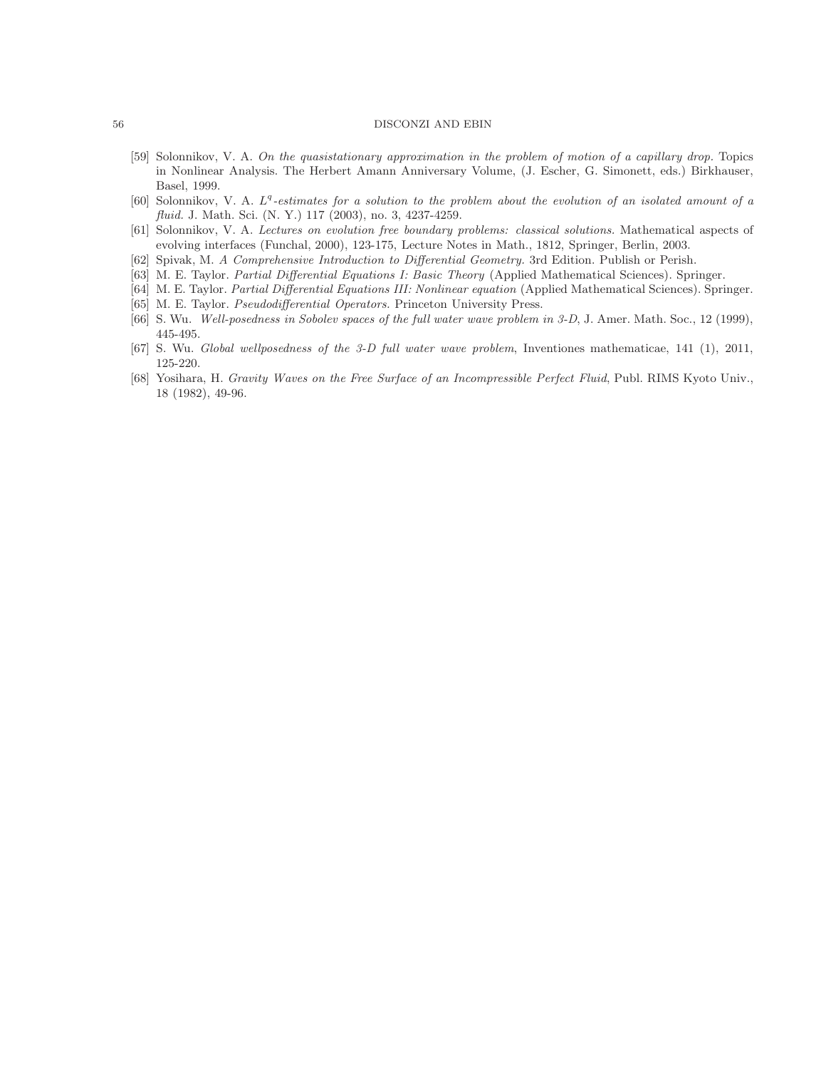[59] Solonnikov, V. A. *On the quasistationary approximation in the problem of motion of a capillary drop.* Topics in Nonlinear Analysis. The Herbert Amann Anniversary Volume, (J. Escher, G. Simonett, eds.) Birkhauser, Basel, 1999.

[60] Solonnikov, V. A. *$L^q$-estimates for a solution to the problem about the evolution of an isolated amount of a fluid.* J. Math. Sci. (N. Y.) 117 (2003), no. 3, 4237-4259.

[61] Solonnikov, V. A. *Lectures on evolution free boundary problems: classical solutions.* Mathematical aspects of evolving interfaces (Funchal, 2000), 123-175, Lecture Notes in Math., 1812, Springer, Berlin, 2003.

[62] Spivak, M. *A Comprehensive Introduction to Differential Geometry.* 3rd Edition. Publish or Perish.

[63] M. E. Taylor. *Partial Differential Equations I: Basic Theory* (Applied Mathematical Sciences). Springer.

[64] M. E. Taylor. *Partial Differential Equations III: Nonlinear equation* (Applied Mathematical Sciences). Springer.

[65] M. E. Taylor. *Pseudodifferential Operators.* Princeton University Press.

[66] S. Wu. *Well-posedness in Sobolev spaces of the full water wave problem in 3-D*, J. Amer. Math. Soc., 12 (1999), 445-495.

[67] S. Wu. *Global wellposedness of the 3-D full water wave problem*, Inventiones mathematicae, 141 (1), 2011, 125-220.

[68] Yosihara, H. *Gravity Waves on the Free Surface of an Incompressible Perfect Fluid*, Publ. RIMS Kyoto Univ., 18 (1982), 49-96.